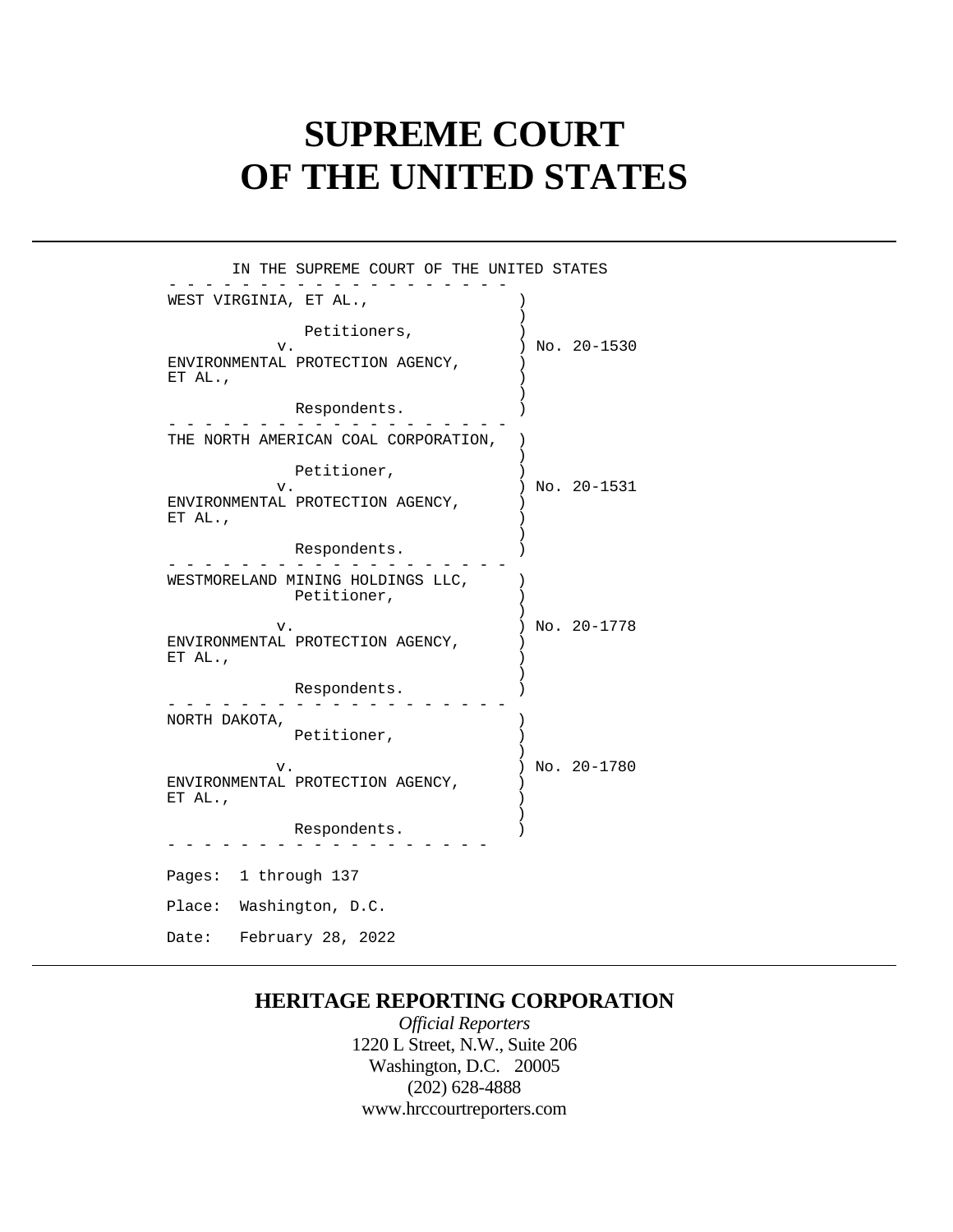# SUPREME COURT OF THE UNITED STATES

```
       IN THE SUPREME COURT OF THE UNITED STATES
- - - - - - - - - - - - - - - - - - - -
WEST VIRGINIA, ET AL.,              )
                                    )
              Petitioners,          )
            v.                      ) No. 20-1530
ENVIRONMENTAL PROTECTION AGENCY,    )
ET AL.,                             )
                                    )
             Respondents.           )
- - - - - - - - - - - - - - - - - - - -
THE NORTH AMERICAN COAL CORPORATION,  )
                                    )
             Petitioner,            )
            v.                      ) No. 20-1531
ENVIRONMENTAL PROTECTION AGENCY,    )
ET AL.,                             )
                                    )
             Respondents.           )
- - - - - - - - - - - - - - - - - - - -
WESTMORELAND MINING HOLDINGS LLC,   )
             Petitioner,            )
                                    )
            v.                      ) No. 20-1778
ENVIRONMENTAL PROTECTION AGENCY,    )
ET AL.,                             )
                                    )
             Respondents.           )
- - - - - - - - - - - - - - - - - - - -
NORTH DAKOTA,                       )
             Petitioner,            )
                                    )
            v.                      ) No. 20-1780
ENVIRONMENTAL PROTECTION AGENCY,    )
ET AL.,                             )
                                    )
             Respondents.           )
- - - - - - - - - - - - - - - - - - -
```

Pages: 1 through 137

Place: Washington, D.C.

Date: February 28, 2022

**HERITAGE REPORTING CORPORATION**

*Official Reporters*

1220 L Street, N.W., Suite 206

Washington, D.C. 20005

(202) 628-4888

www.hrccourtreporters.com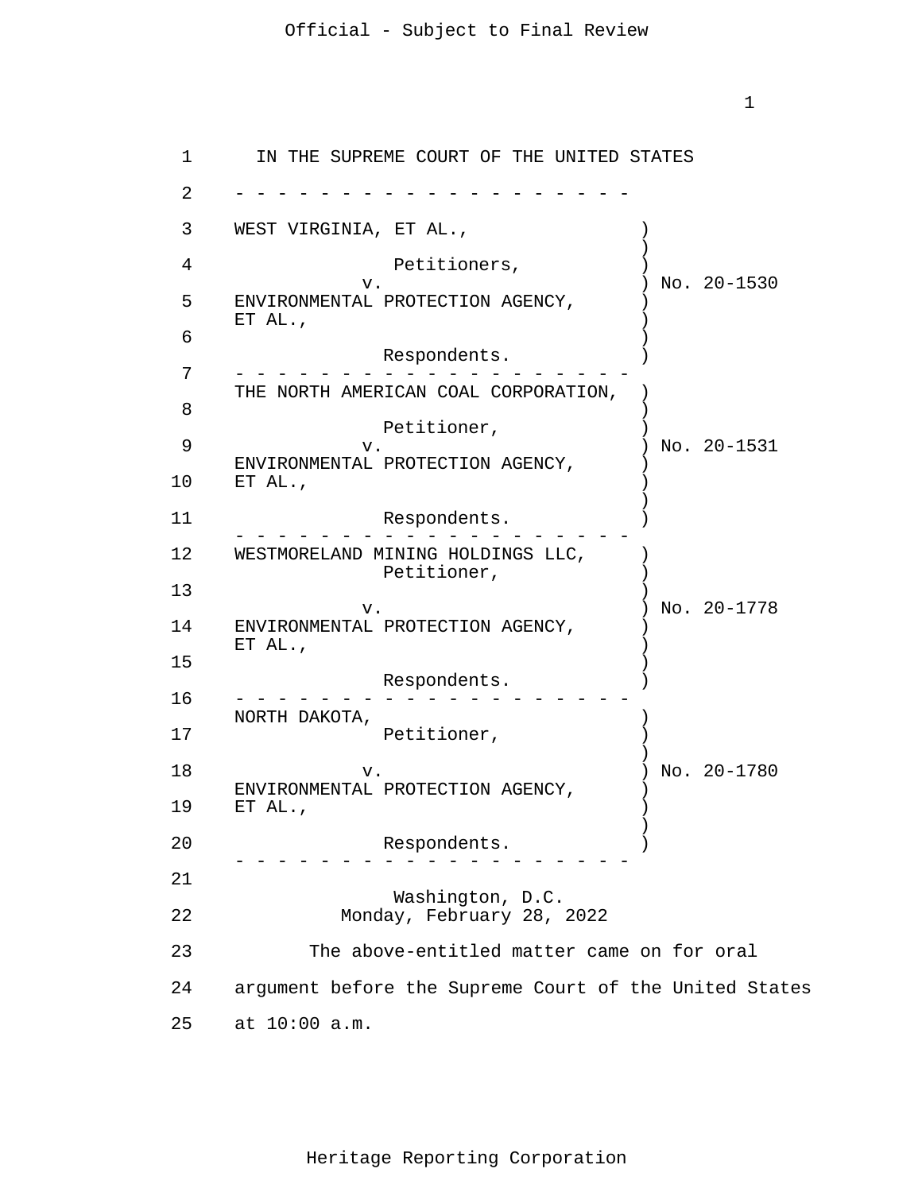IN THE SUPREME COURT OF THE UNITED STATES

- - - - - - - - - - - - - - - - - - - - -

WEST VIRGINIA, ET AL., )
Petitioners, )
v. ) No. 20-1530
ENVIRONMENTAL PROTECTION AGENCY, )
ET AL., )
Respondents. )

- - - - - - - - - - - - - - - - - - - - -

THE NORTH AMERICAN COAL CORPORATION, )
Petitioner, )
v. ) No. 20-1531
ENVIRONMENTAL PROTECTION AGENCY, )
ET AL., )
Respondents. )

- - - - - - - - - - - - - - - - - - - - -

WESTMORELAND MINING HOLDINGS LLC, )
Petitioner, )
v. ) No. 20-1778
ENVIRONMENTAL PROTECTION AGENCY, )
ET AL., )
Respondents. )

- - - - - - - - - - - - - - - - - - - - -

NORTH DAKOTA, )
Petitioner, )
v. ) No. 20-1780
ENVIRONMENTAL PROTECTION AGENCY, )
ET AL., )
Respondents. )

- - - - - - - - - - - - - - - - - - - - -

Washington, D.C.
Monday, February 28, 2022

The above-entitled matter came on for oral argument before the Supreme Court of the United States at 10:00 a.m.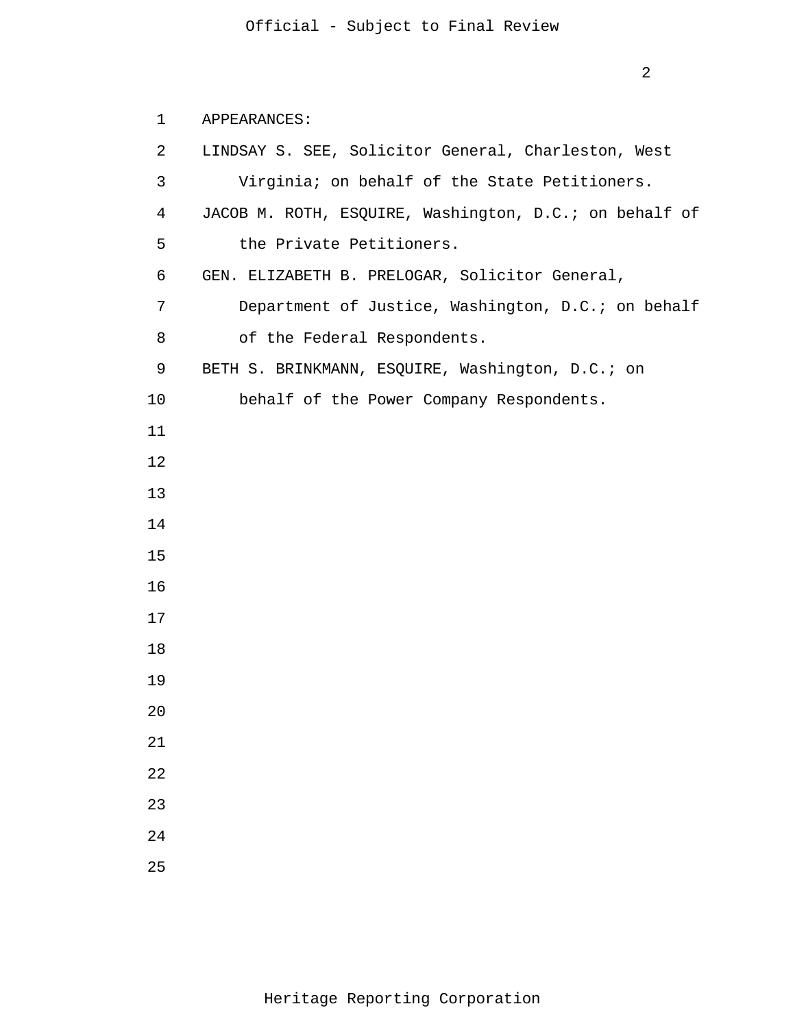APPEARANCES:

LINDSAY S. SEE, Solicitor General, Charleston, West Virginia; on behalf of the State Petitioners.

JACOB M. ROTH, ESQUIRE, Washington, D.C.; on behalf of the Private Petitioners.

GEN. ELIZABETH B. PRELOGAR, Solicitor General, Department of Justice, Washington, D.C.; on behalf of the Federal Respondents.

BETH S. BRINKMANN, ESQUIRE, Washington, D.C.; on behalf of the Power Company Respondents.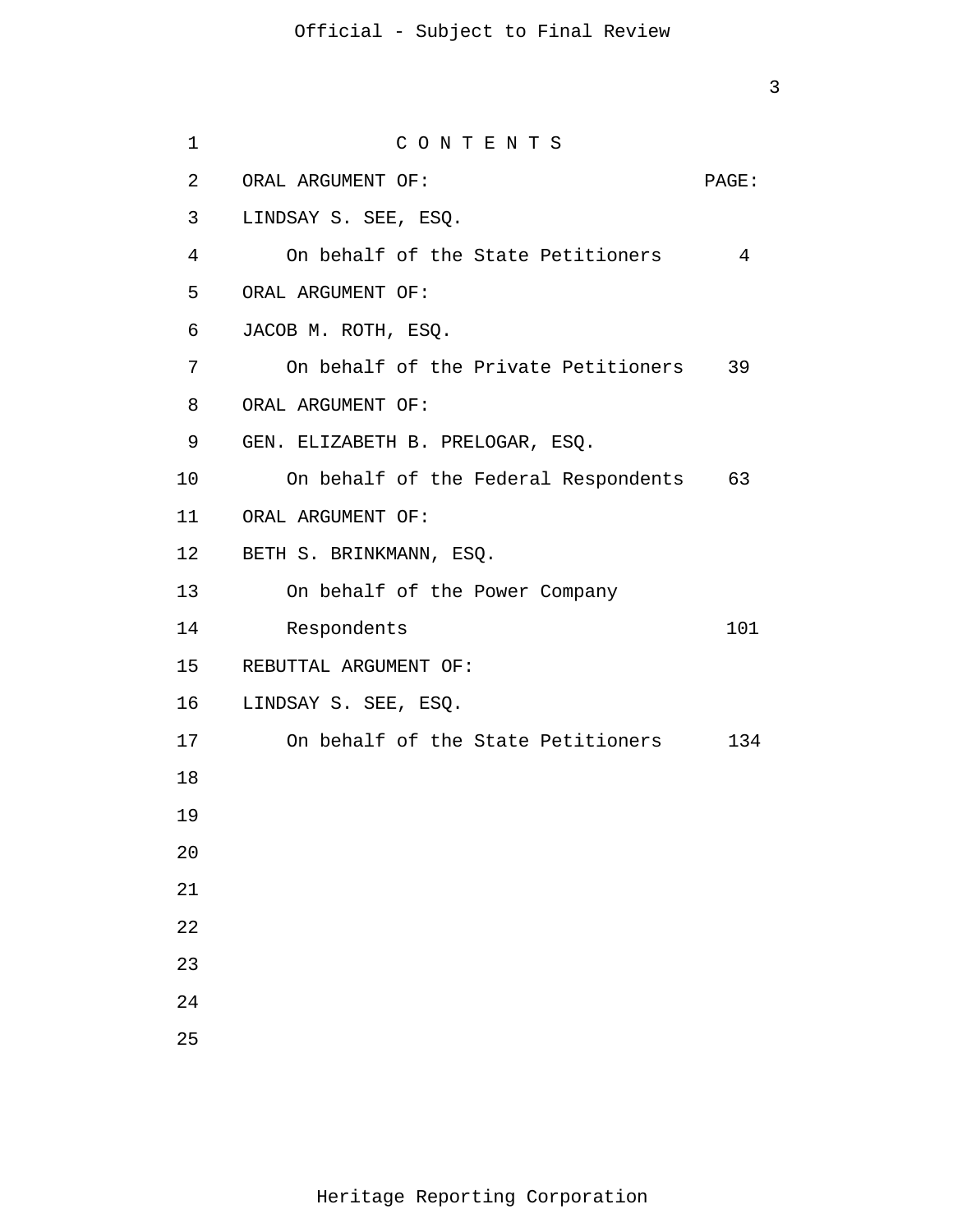# C O N T E N T S

| ORAL ARGUMENT OF: | PAGE: |
|---|---|
| LINDSAY S. SEE, ESQ. | |
| On behalf of the State Petitioners | 4 |
| ORAL ARGUMENT OF: | |
| JACOB M. ROTH, ESQ. | |
| On behalf of the Private Petitioners | 39 |
| ORAL ARGUMENT OF: | |
| GEN. ELIZABETH B. PRELOGAR, ESQ. | |
| On behalf of the Federal Respondents | 63 |
| ORAL ARGUMENT OF: | |
| BETH S. BRINKMANN, ESQ. | |
| On behalf of the Power Company Respondents | 101 |
| REBUTTAL ARGUMENT OF: | |
| LINDSAY S. SEE, ESQ. | |
| On behalf of the State Petitioners | 134 |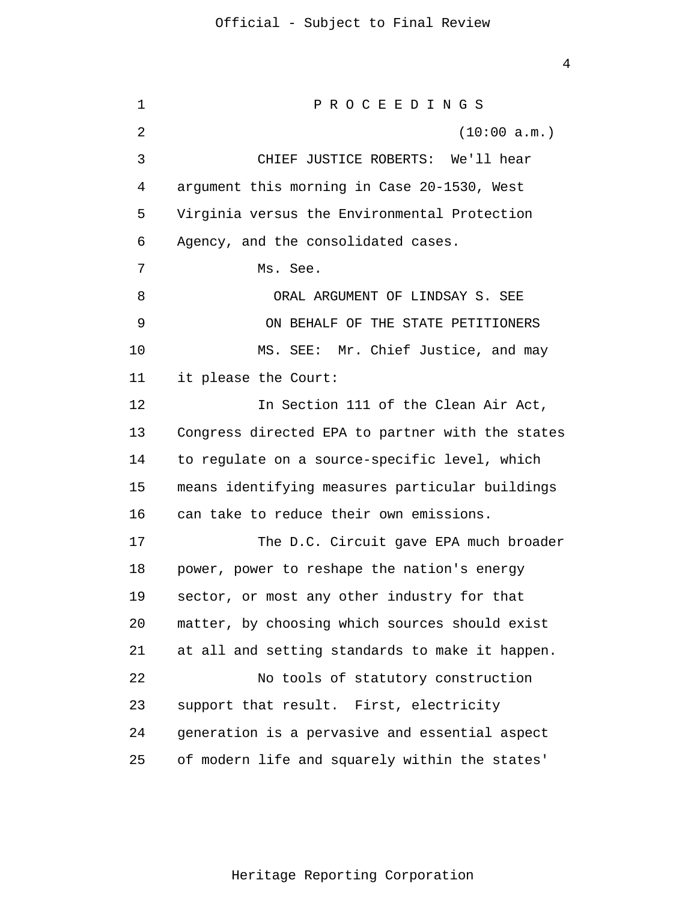P R O C E E D I N G S

(10:00 a.m.)

CHIEF JUSTICE ROBERTS: We'll hear argument this morning in Case 20-1530, West Virginia versus the Environmental Protection Agency, and the consolidated cases.

Ms. See.

ORAL ARGUMENT OF LINDSAY S. SEE

ON BEHALF OF THE STATE PETITIONERS

MS. SEE: Mr. Chief Justice, and may it please the Court:

In Section 111 of the Clean Air Act, Congress directed EPA to partner with the states to regulate on a source-specific level, which means identifying measures particular buildings can take to reduce their own emissions.

The D.C. Circuit gave EPA much broader power, power to reshape the nation's energy sector, or most any other industry for that matter, by choosing which sources should exist at all and setting standards to make it happen.

No tools of statutory construction support that result. First, electricity generation is a pervasive and essential aspect of modern life and squarely within the states'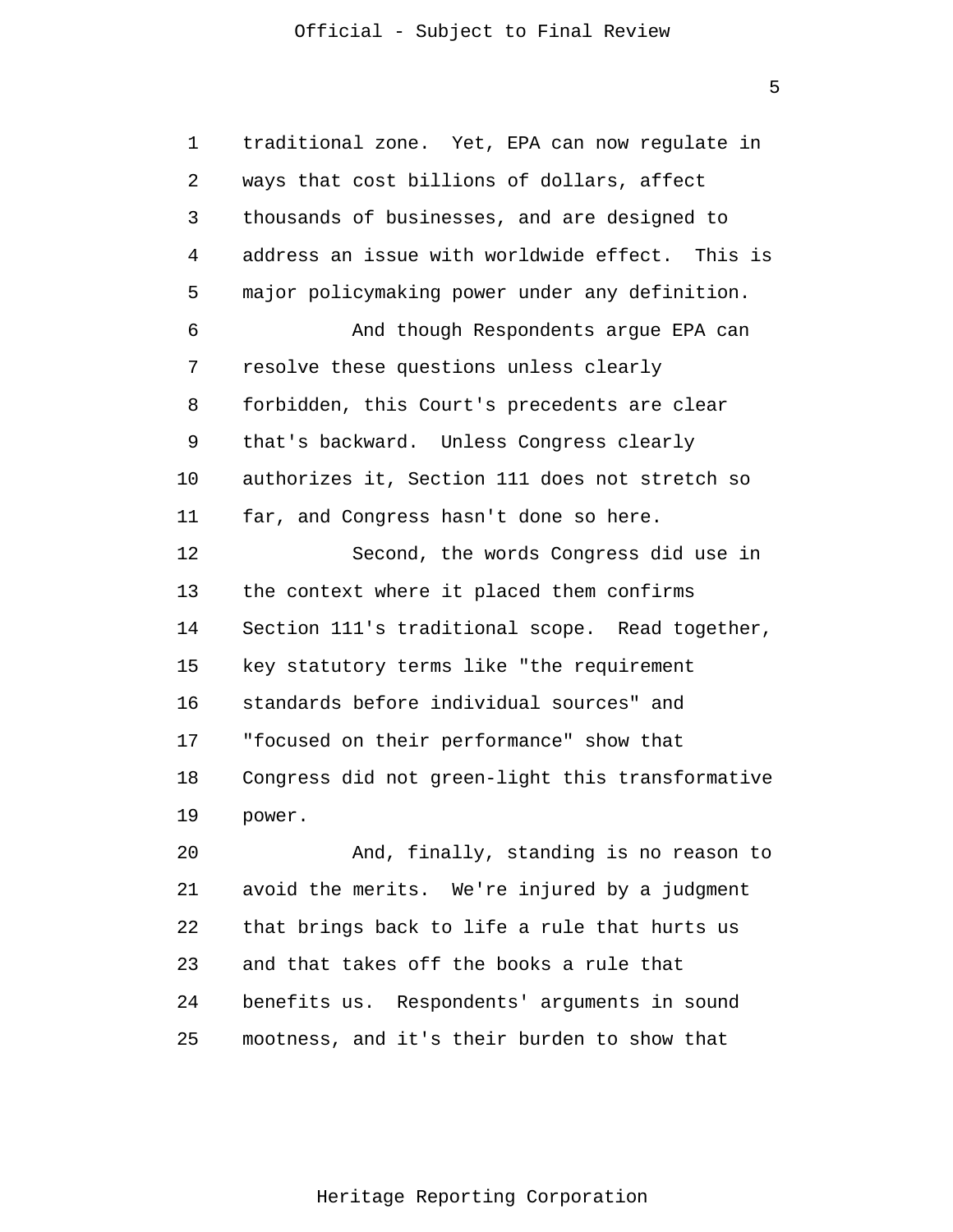traditional zone. Yet, EPA can now regulate in ways that cost billions of dollars, affect thousands of businesses, and are designed to address an issue with worldwide effect. This is major policymaking power under any definition.

And though Respondents argue EPA can resolve these questions unless clearly forbidden, this Court's precedents are clear that's backward. Unless Congress clearly authorizes it, Section 111 does not stretch so far, and Congress hasn't done so here.

Second, the words Congress did use in the context where it placed them confirms Section 111's traditional scope. Read together, key statutory terms like "the requirement standards before individual sources" and "focused on their performance" show that Congress did not green-light this transformative power.

And, finally, standing is no reason to avoid the merits. We're injured by a judgment that brings back to life a rule that hurts us and that takes off the books a rule that benefits us. Respondents' arguments in sound mootness, and it's their burden to show that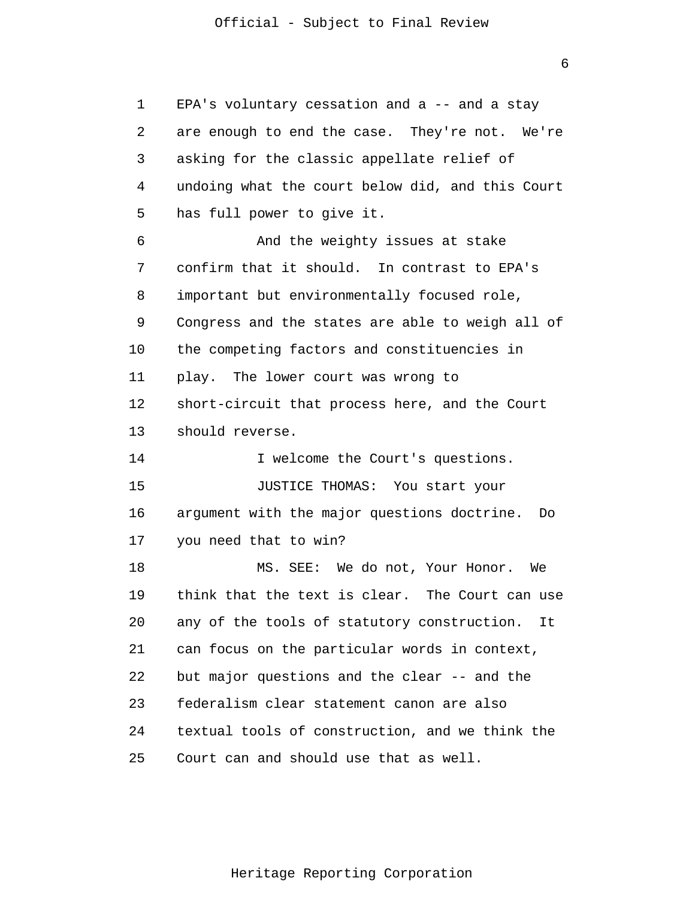EPA's voluntary cessation and a -- and a stay are enough to end the case. They're not. We're asking for the classic appellate relief of undoing what the court below did, and this Court has full power to give it.

And the weighty issues at stake confirm that it should. In contrast to EPA's important but environmentally focused role, Congress and the states are able to weigh all of the competing factors and constituencies in play. The lower court was wrong to short-circuit that process here, and the Court should reverse.

I welcome the Court's questions.

JUSTICE THOMAS: You start your argument with the major questions doctrine. Do you need that to win?

MS. SEE: We do not, Your Honor. We think that the text is clear. The Court can use any of the tools of statutory construction. It can focus on the particular words in context, but major questions and the clear -- and the federalism clear statement canon are also textual tools of construction, and we think the Court can and should use that as well.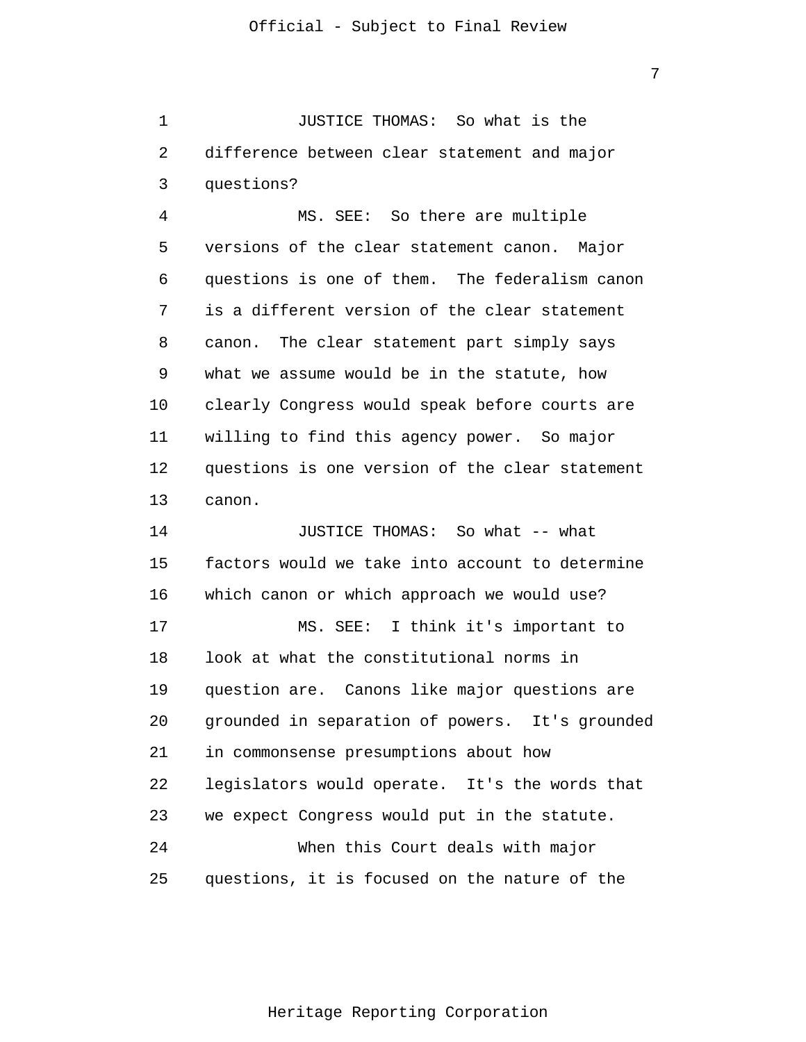JUSTICE THOMAS: So what is the difference between clear statement and major questions?

MS. SEE: So there are multiple versions of the clear statement canon. Major questions is one of them. The federalism canon is a different version of the clear statement canon. The clear statement part simply says what we assume would be in the statute, how clearly Congress would speak before courts are willing to find this agency power. So major questions is one version of the clear statement canon.

JUSTICE THOMAS: So what -- what factors would we take into account to determine which canon or which approach we would use?

MS. SEE: I think it's important to look at what the constitutional norms in question are. Canons like major questions are grounded in separation of powers. It's grounded in commonsense presumptions about how legislators would operate. It's the words that we expect Congress would put in the statute.

When this Court deals with major questions, it is focused on the nature of the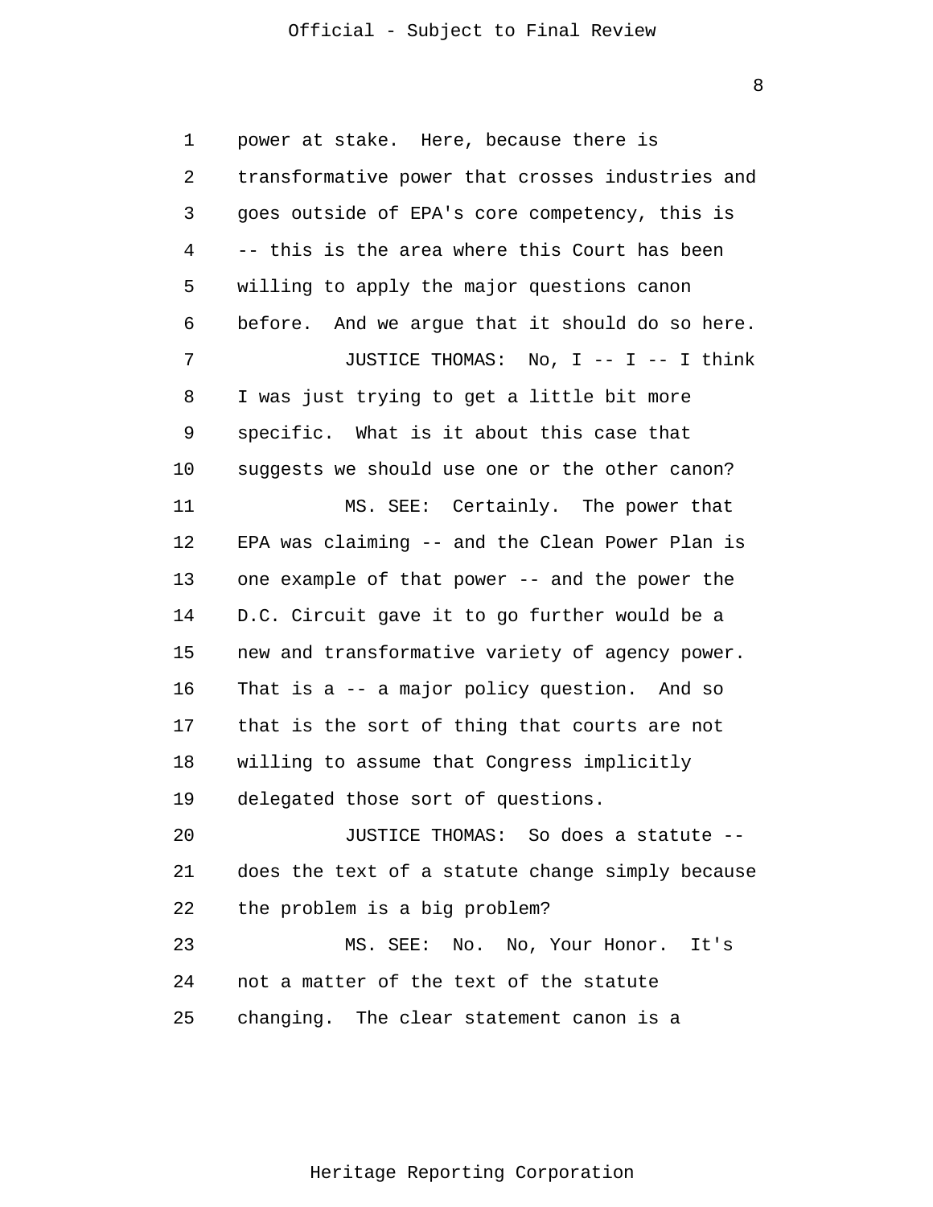power at stake. Here, because there is transformative power that crosses industries and goes outside of EPA's core competency, this is -- this is the area where this Court has been willing to apply the major questions canon before. And we argue that it should do so here.

JUSTICE THOMAS: No, I -- I -- I think I was just trying to get a little bit more specific. What is it about this case that suggests we should use one or the other canon?

MS. SEE: Certainly. The power that EPA was claiming -- and the Clean Power Plan is one example of that power -- and the power the D.C. Circuit gave it to go further would be a new and transformative variety of agency power. That is a -- a major policy question. And so that is the sort of thing that courts are not willing to assume that Congress implicitly delegated those sort of questions.

JUSTICE THOMAS: So does a statute -- does the text of a statute change simply because the problem is a big problem?

MS. SEE: No. No, Your Honor. It's not a matter of the text of the statute changing. The clear statement canon is a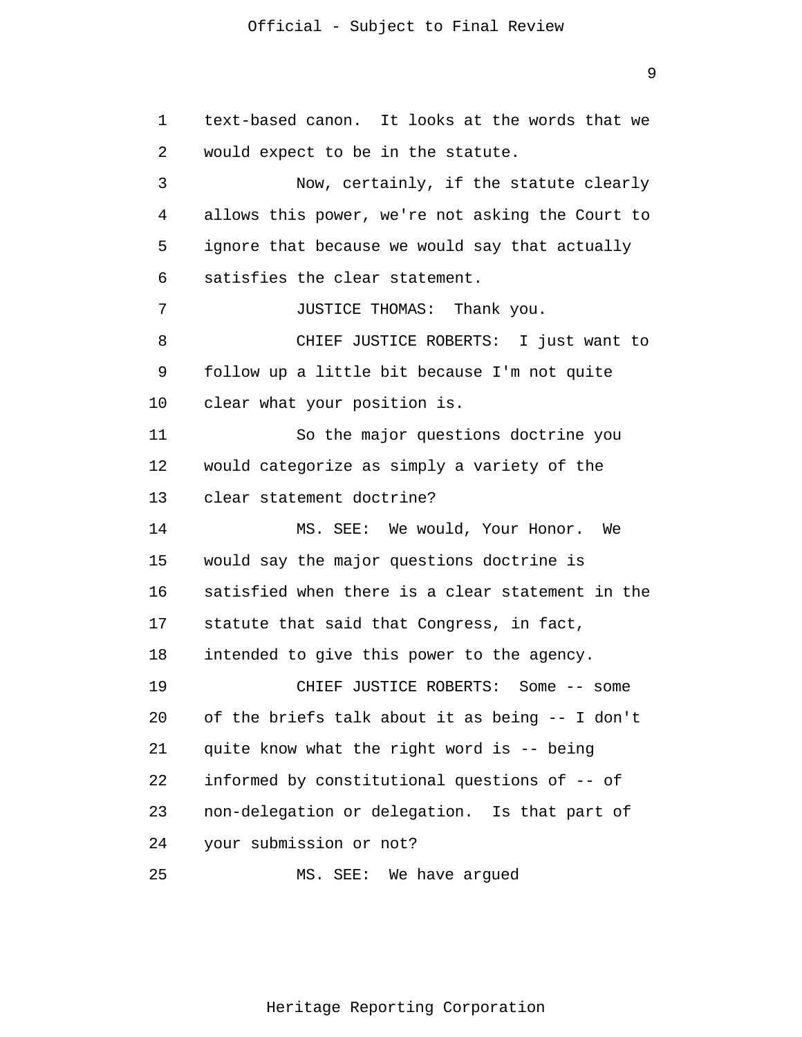text-based canon. It looks at the words that we would expect to be in the statute.

Now, certainly, if the statute clearly allows this power, we're not asking the Court to ignore that because we would say that actually satisfies the clear statement.

JUSTICE THOMAS: Thank you.

CHIEF JUSTICE ROBERTS: I just want to follow up a little bit because I'm not quite clear what your position is.

So the major questions doctrine you would categorize as simply a variety of the clear statement doctrine?

MS. SEE: We would, Your Honor. We would say the major questions doctrine is satisfied when there is a clear statement in the statute that said that Congress, in fact, intended to give this power to the agency.

CHIEF JUSTICE ROBERTS: Some -- some of the briefs talk about it as being -- I don't quite know what the right word is -- being informed by constitutional questions of -- of non-delegation or delegation. Is that part of your submission or not?

MS. SEE: We have argued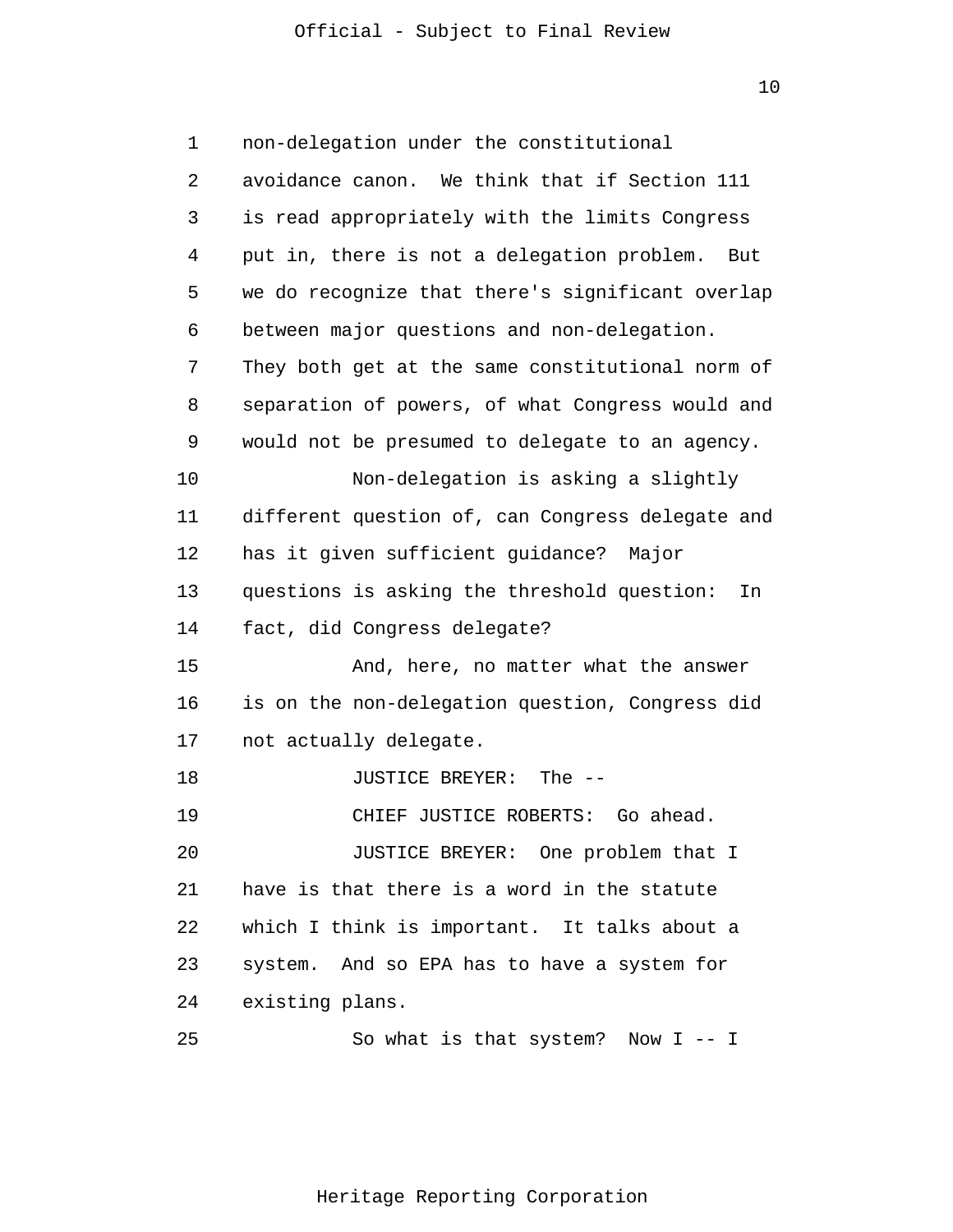non-delegation under the constitutional avoidance canon. We think that if Section 111 is read appropriately with the limits Congress put in, there is not a delegation problem. But we do recognize that there's significant overlap between major questions and non-delegation. They both get at the same constitutional norm of separation of powers, of what Congress would and would not be presumed to delegate to an agency.

Non-delegation is asking a slightly different question of, can Congress delegate and has it given sufficient guidance? Major questions is asking the threshold question: In fact, did Congress delegate?

And, here, no matter what the answer is on the non-delegation question, Congress did not actually delegate.

JUSTICE BREYER: The --

CHIEF JUSTICE ROBERTS: Go ahead.

JUSTICE BREYER: One problem that I have is that there is a word in the statute which I think is important. It talks about a system. And so EPA has to have a system for existing plans.

So what is that system? Now I -- I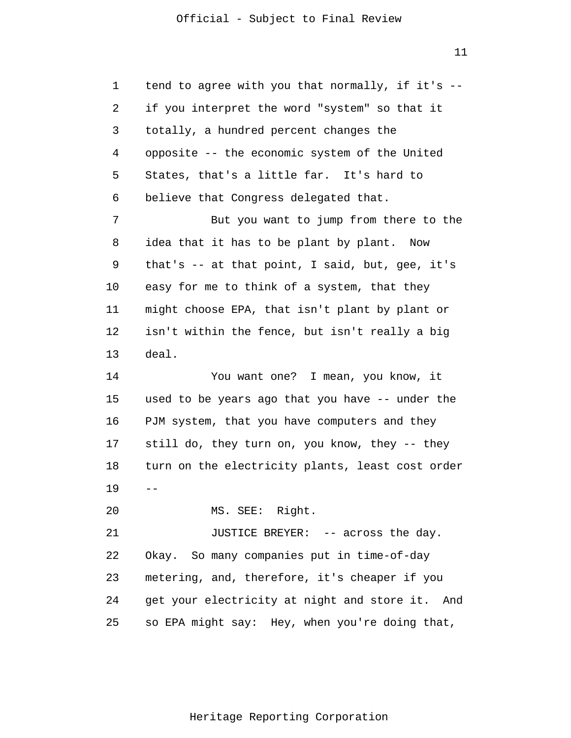tend to agree with you that normally, if it's -- if you interpret the word "system" so that it totally, a hundred percent changes the opposite -- the economic system of the United States, that's a little far. It's hard to believe that Congress delegated that.

But you want to jump from there to the idea that it has to be plant by plant. Now that's -- at that point, I said, but, gee, it's easy for me to think of a system, that they might choose EPA, that isn't plant by plant or isn't within the fence, but isn't really a big deal.

You want one? I mean, you know, it used to be years ago that you have -- under the PJM system, that you have computers and they still do, they turn on, you know, they -- they turn on the electricity plants, least cost order --

MS. SEE: Right.

JUSTICE BREYER: -- across the day. Okay. So many companies put in time-of-day metering, and, therefore, it's cheaper if you get your electricity at night and store it. And so EPA might say: Hey, when you're doing that,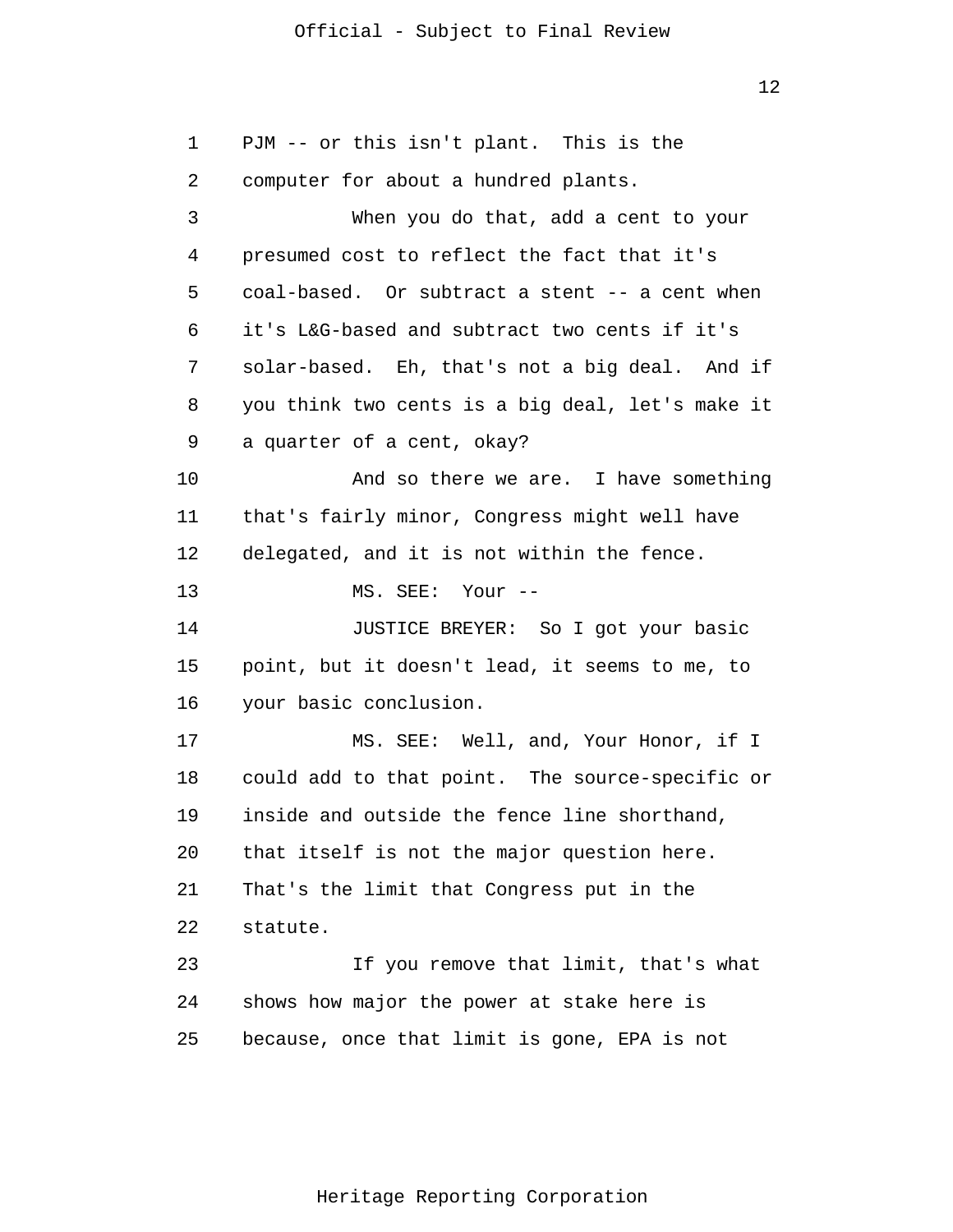PJM -- or this isn't plant. This is the computer for about a hundred plants.

When you do that, add a cent to your presumed cost to reflect the fact that it's coal-based. Or subtract a stent -- a cent when it's L&G-based and subtract two cents if it's solar-based. Eh, that's not a big deal. And if you think two cents is a big deal, let's make it a quarter of a cent, okay?

And so there we are. I have something that's fairly minor, Congress might well have delegated, and it is not within the fence.

MS. SEE: Your --

JUSTICE BREYER: So I got your basic point, but it doesn't lead, it seems to me, to your basic conclusion.

MS. SEE: Well, and, Your Honor, if I could add to that point. The source-specific or inside and outside the fence line shorthand, that itself is not the major question here. That's the limit that Congress put in the statute.

If you remove that limit, that's what shows how major the power at stake here is because, once that limit is gone, EPA is not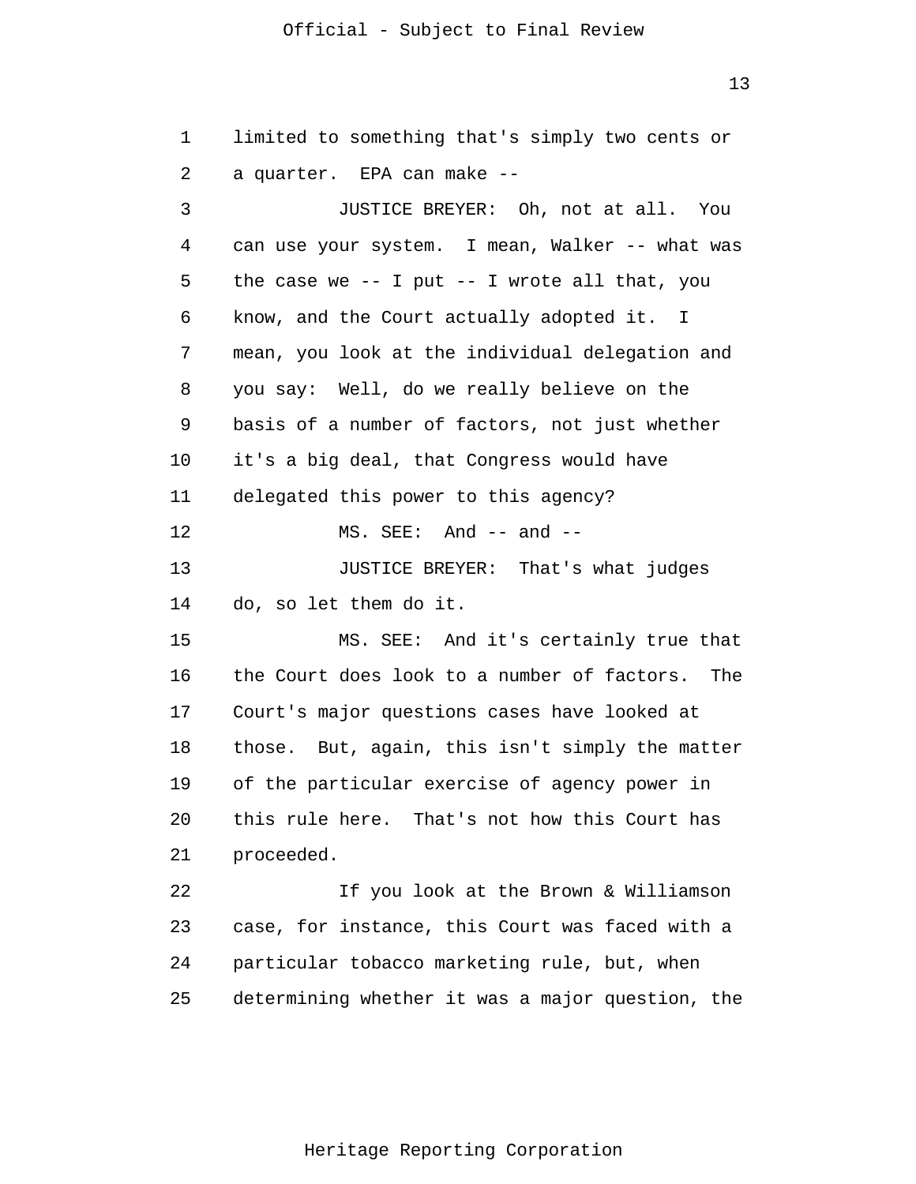limited to something that's simply two cents or a quarter. EPA can make --

JUSTICE BREYER: Oh, not at all. You can use your system. I mean, Walker -- what was the case we -- I put -- I wrote all that, you know, and the Court actually adopted it. I mean, you look at the individual delegation and you say: Well, do we really believe on the basis of a number of factors, not just whether it's a big deal, that Congress would have delegated this power to this agency?

MS. SEE: And -- and --

JUSTICE BREYER: That's what judges do, so let them do it.

MS. SEE: And it's certainly true that the Court does look to a number of factors. The Court's major questions cases have looked at those. But, again, this isn't simply the matter of the particular exercise of agency power in this rule here. That's not how this Court has proceeded.

If you look at the Brown & Williamson case, for instance, this Court was faced with a particular tobacco marketing rule, but, when determining whether it was a major question, the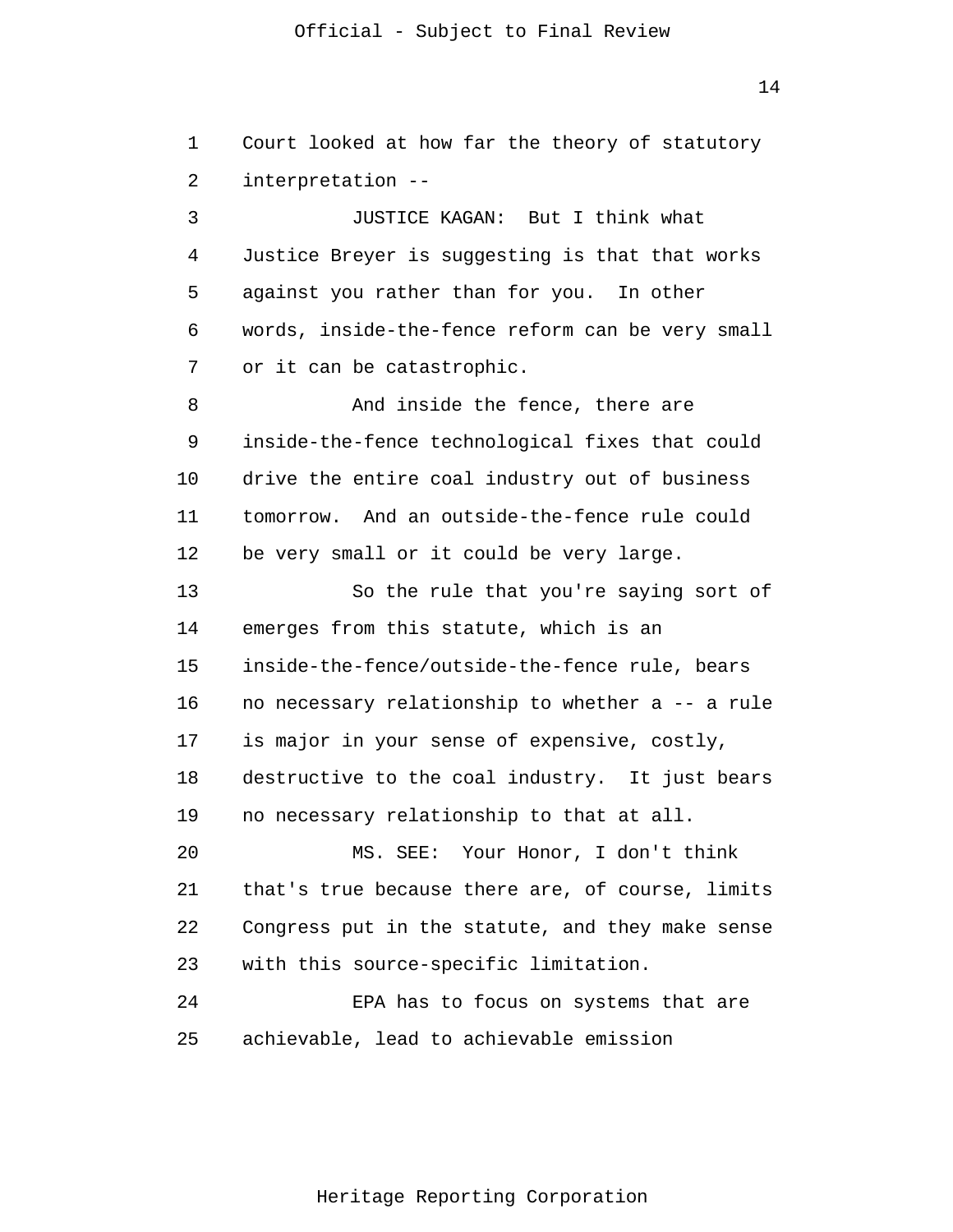Court looked at how far the theory of statutory interpretation --

JUSTICE KAGAN: But I think what Justice Breyer is suggesting is that that works against you rather than for you. In other words, inside-the-fence reform can be very small or it can be catastrophic.

And inside the fence, there are inside-the-fence technological fixes that could drive the entire coal industry out of business tomorrow. And an outside-the-fence rule could be very small or it could be very large.

So the rule that you're saying sort of emerges from this statute, which is an inside-the-fence/outside-the-fence rule, bears no necessary relationship to whether a -- a rule is major in your sense of expensive, costly, destructive to the coal industry. It just bears no necessary relationship to that at all.

MS. SEE: Your Honor, I don't think that's true because there are, of course, limits Congress put in the statute, and they make sense with this source-specific limitation.

EPA has to focus on systems that are achievable, lead to achievable emission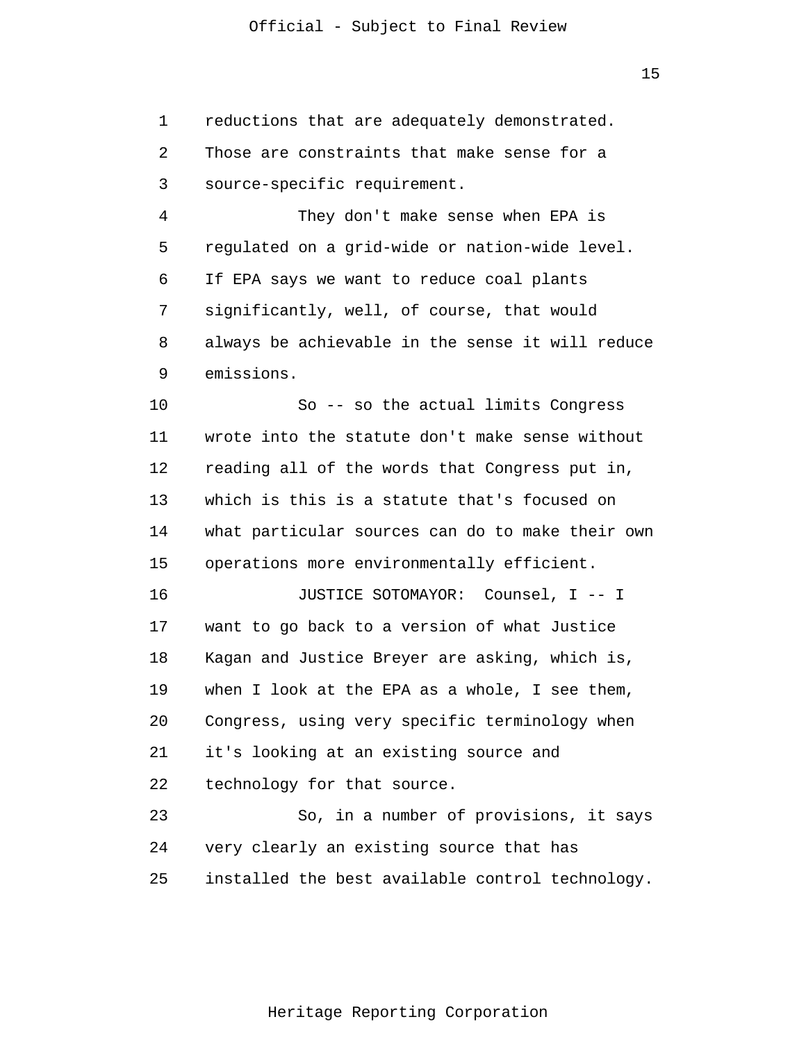reductions that are adequately demonstrated. Those are constraints that make sense for a source-specific requirement.

They don't make sense when EPA is regulated on a grid-wide or nation-wide level. If EPA says we want to reduce coal plants significantly, well, of course, that would always be achievable in the sense it will reduce emissions.

So -- so the actual limits Congress wrote into the statute don't make sense without reading all of the words that Congress put in, which is this is a statute that's focused on what particular sources can do to make their own operations more environmentally efficient.

JUSTICE SOTOMAYOR: Counsel, I -- I want to go back to a version of what Justice Kagan and Justice Breyer are asking, which is, when I look at the EPA as a whole, I see them, Congress, using very specific terminology when it's looking at an existing source and technology for that source.

So, in a number of provisions, it says very clearly an existing source that has installed the best available control technology.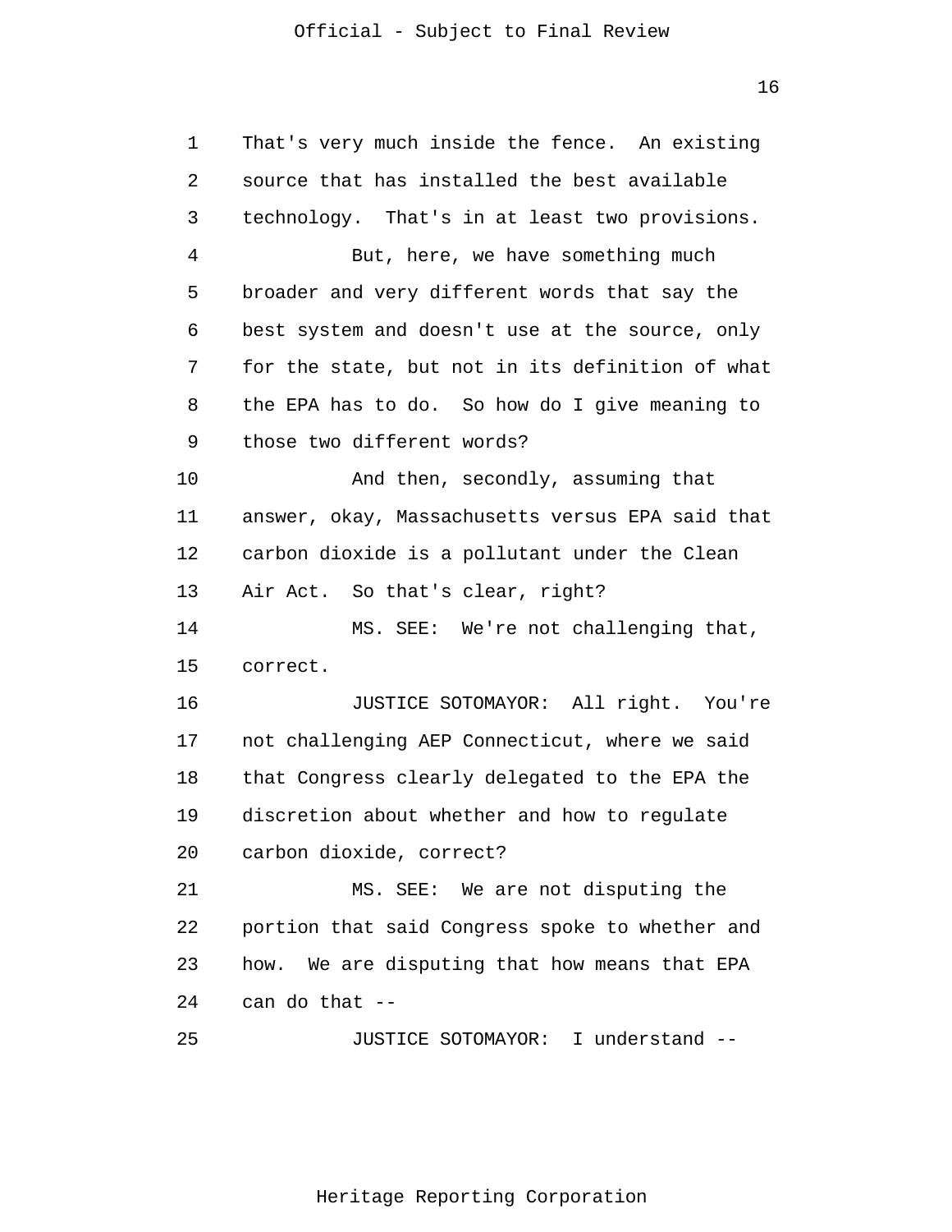That's very much inside the fence. An existing source that has installed the best available technology. That's in at least two provisions.

But, here, we have something much broader and very different words that say the best system and doesn't use at the source, only for the state, but not in its definition of what the EPA has to do. So how do I give meaning to those two different words?

And then, secondly, assuming that answer, okay, Massachusetts versus EPA said that carbon dioxide is a pollutant under the Clean Air Act. So that's clear, right?

MS. SEE: We're not challenging that, correct.

JUSTICE SOTOMAYOR: All right. You're not challenging AEP Connecticut, where we said that Congress clearly delegated to the EPA the discretion about whether and how to regulate carbon dioxide, correct?

MS. SEE: We are not disputing the portion that said Congress spoke to whether and how. We are disputing that how means that EPA can do that --

JUSTICE SOTOMAYOR: I understand --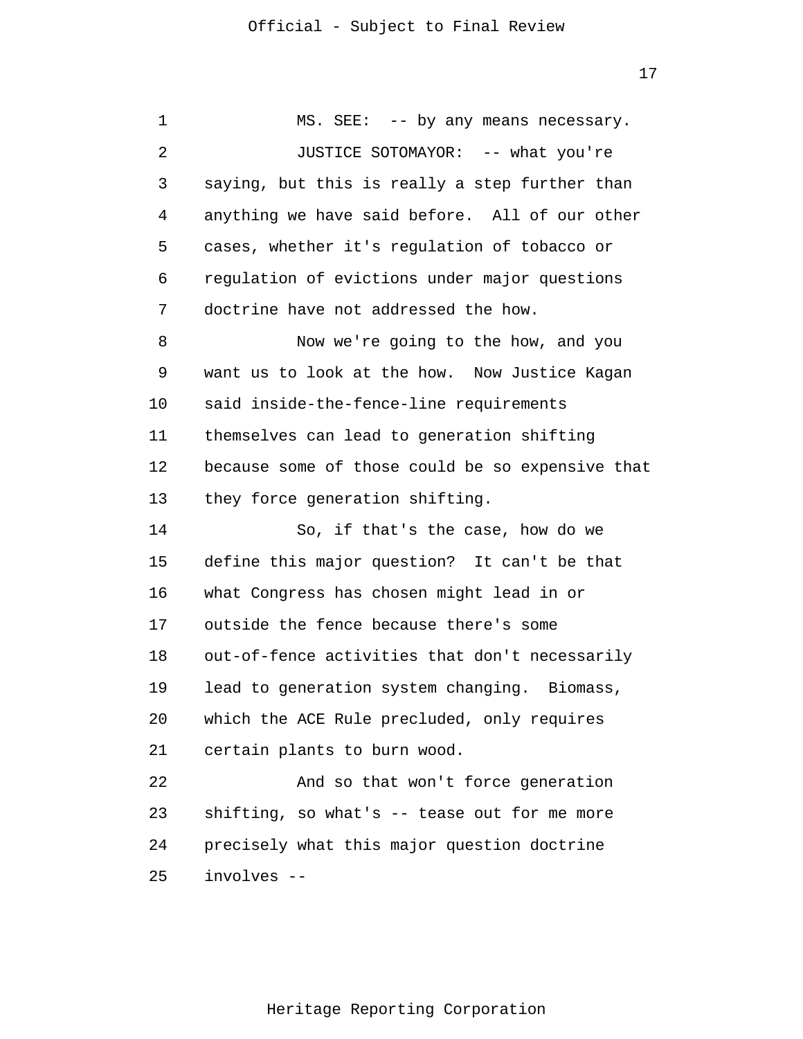MS. SEE: -- by any means necessary.

JUSTICE SOTOMAYOR: -- what you're saying, but this is really a step further than anything we have said before. All of our other cases, whether it's regulation of tobacco or regulation of evictions under major questions doctrine have not addressed the how.

Now we're going to the how, and you want us to look at the how. Now Justice Kagan said inside-the-fence-line requirements themselves can lead to generation shifting because some of those could be so expensive that they force generation shifting.

So, if that's the case, how do we define this major question? It can't be that what Congress has chosen might lead in or outside the fence because there's some out-of-fence activities that don't necessarily lead to generation system changing. Biomass, which the ACE Rule precluded, only requires certain plants to burn wood.

And so that won't force generation shifting, so what's -- tease out for me more precisely what this major question doctrine involves --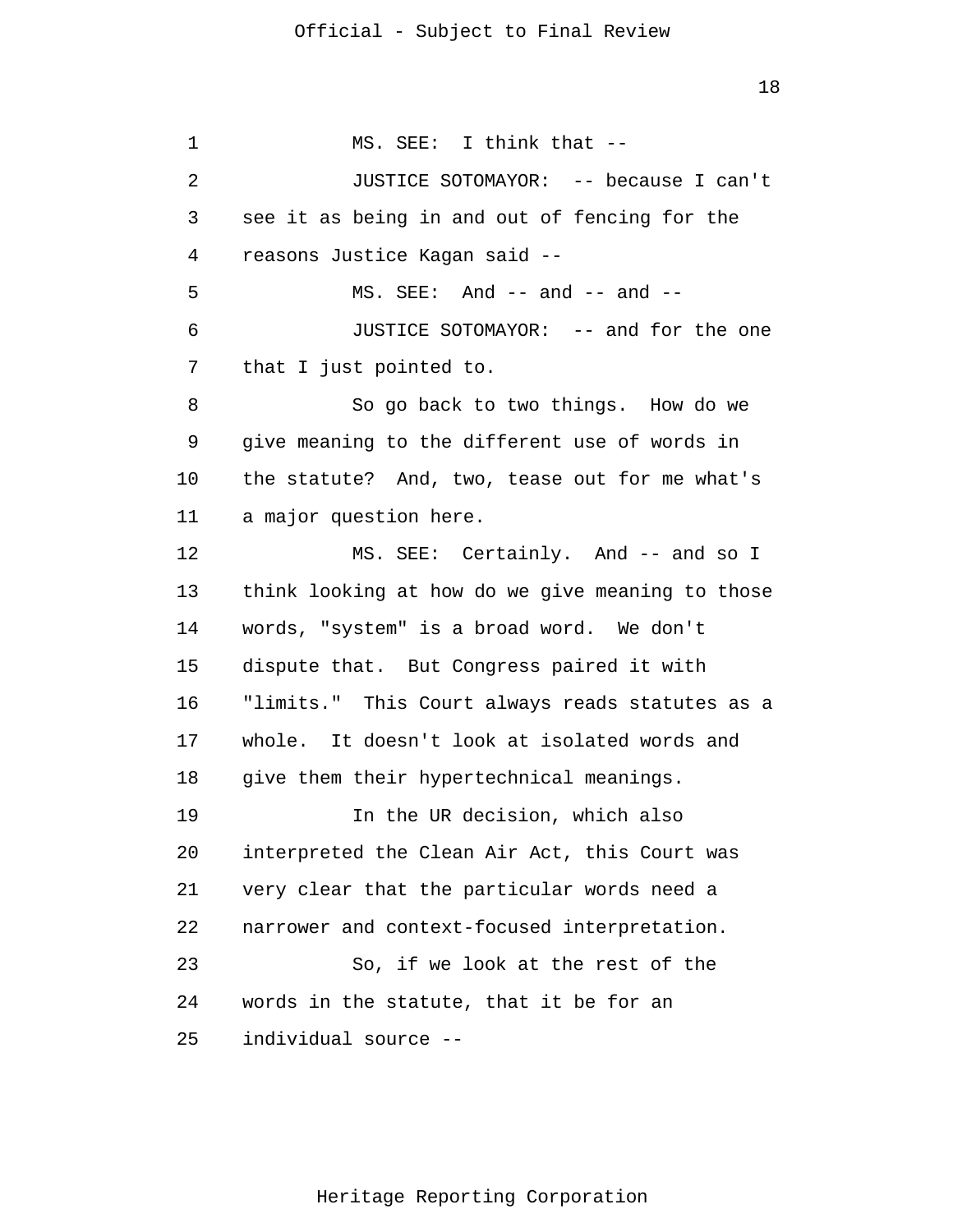MS. SEE: I think that --

JUSTICE SOTOMAYOR: -- because I can't see it as being in and out of fencing for the reasons Justice Kagan said --

MS. SEE: And -- and -- and --

JUSTICE SOTOMAYOR: -- and for the one that I just pointed to.

So go back to two things. How do we give meaning to the different use of words in the statute? And, two, tease out for me what's a major question here.

MS. SEE: Certainly. And -- and so I think looking at how do we give meaning to those words, "system" is a broad word. We don't dispute that. But Congress paired it with "limits." This Court always reads statutes as a whole. It doesn't look at isolated words and give them their hypertechnical meanings.

In the UR decision, which also interpreted the Clean Air Act, this Court was very clear that the particular words need a narrower and context-focused interpretation.

So, if we look at the rest of the words in the statute, that it be for an individual source --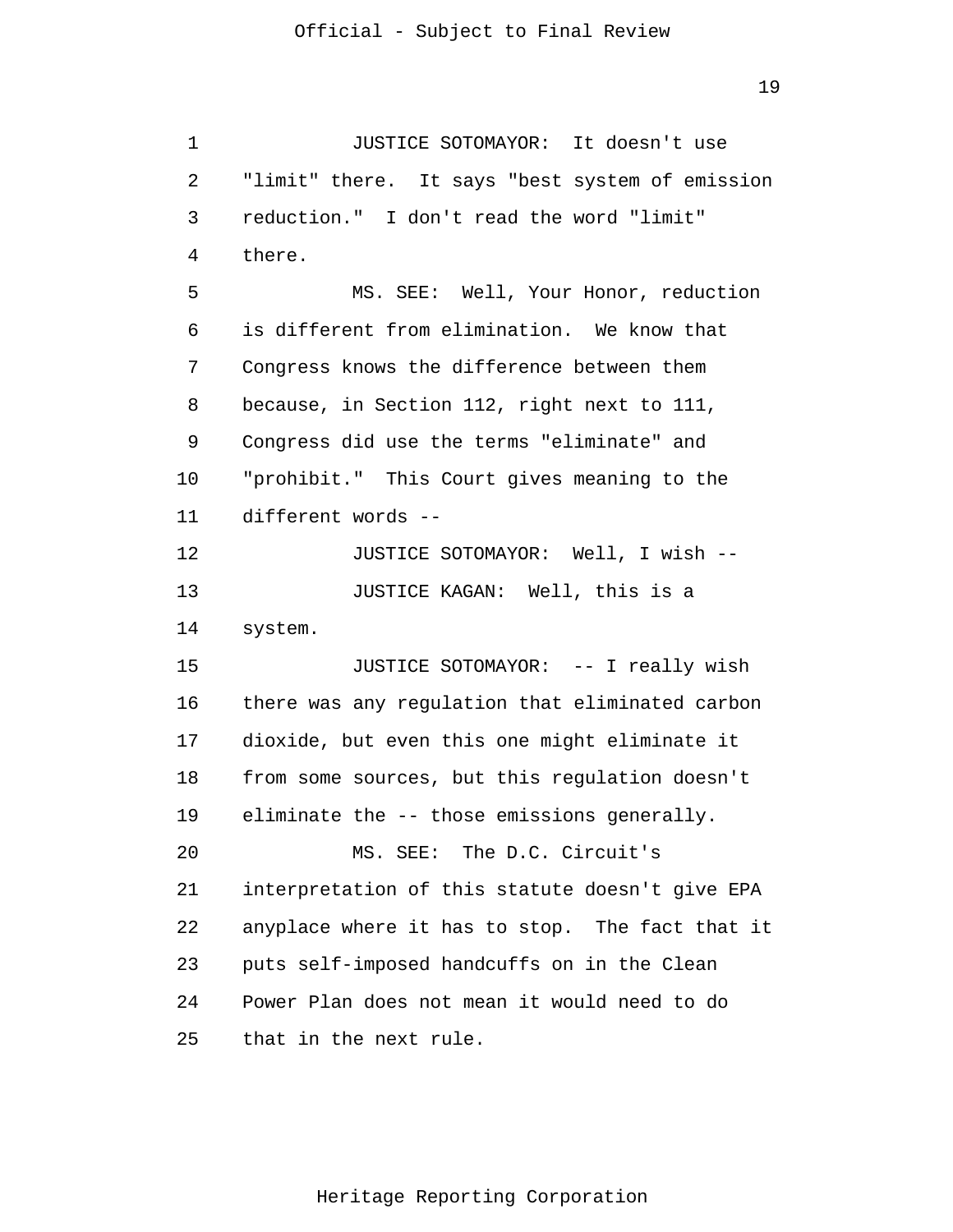JUSTICE SOTOMAYOR: It doesn't use "limit" there. It says "best system of emission reduction." I don't read the word "limit" there.

MS. SEE: Well, Your Honor, reduction is different from elimination. We know that Congress knows the difference between them because, in Section 112, right next to 111, Congress did use the terms "eliminate" and "prohibit." This Court gives meaning to the different words --

JUSTICE SOTOMAYOR: Well, I wish --

JUSTICE KAGAN: Well, this is a system.

JUSTICE SOTOMAYOR: -- I really wish there was any regulation that eliminated carbon dioxide, but even this one might eliminate it from some sources, but this regulation doesn't eliminate the -- those emissions generally.

MS. SEE: The D.C. Circuit's interpretation of this statute doesn't give EPA anyplace where it has to stop. The fact that it puts self-imposed handcuffs on in the Clean Power Plan does not mean it would need to do that in the next rule.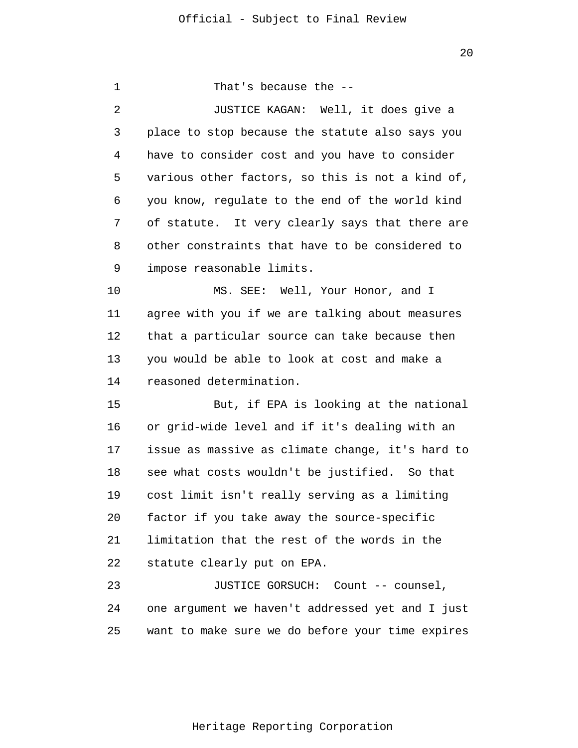That's because the --

JUSTICE KAGAN: Well, it does give a place to stop because the statute also says you have to consider cost and you have to consider various other factors, so this is not a kind of, you know, regulate to the end of the world kind of statute. It very clearly says that there are other constraints that have to be considered to impose reasonable limits.

MS. SEE: Well, Your Honor, and I agree with you if we are talking about measures that a particular source can take because then you would be able to look at cost and make a reasoned determination.

But, if EPA is looking at the national or grid-wide level and if it's dealing with an issue as massive as climate change, it's hard to see what costs wouldn't be justified. So that cost limit isn't really serving as a limiting factor if you take away the source-specific limitation that the rest of the words in the statute clearly put on EPA.

JUSTICE GORSUCH: Count -- counsel, one argument we haven't addressed yet and I just want to make sure we do before your time expires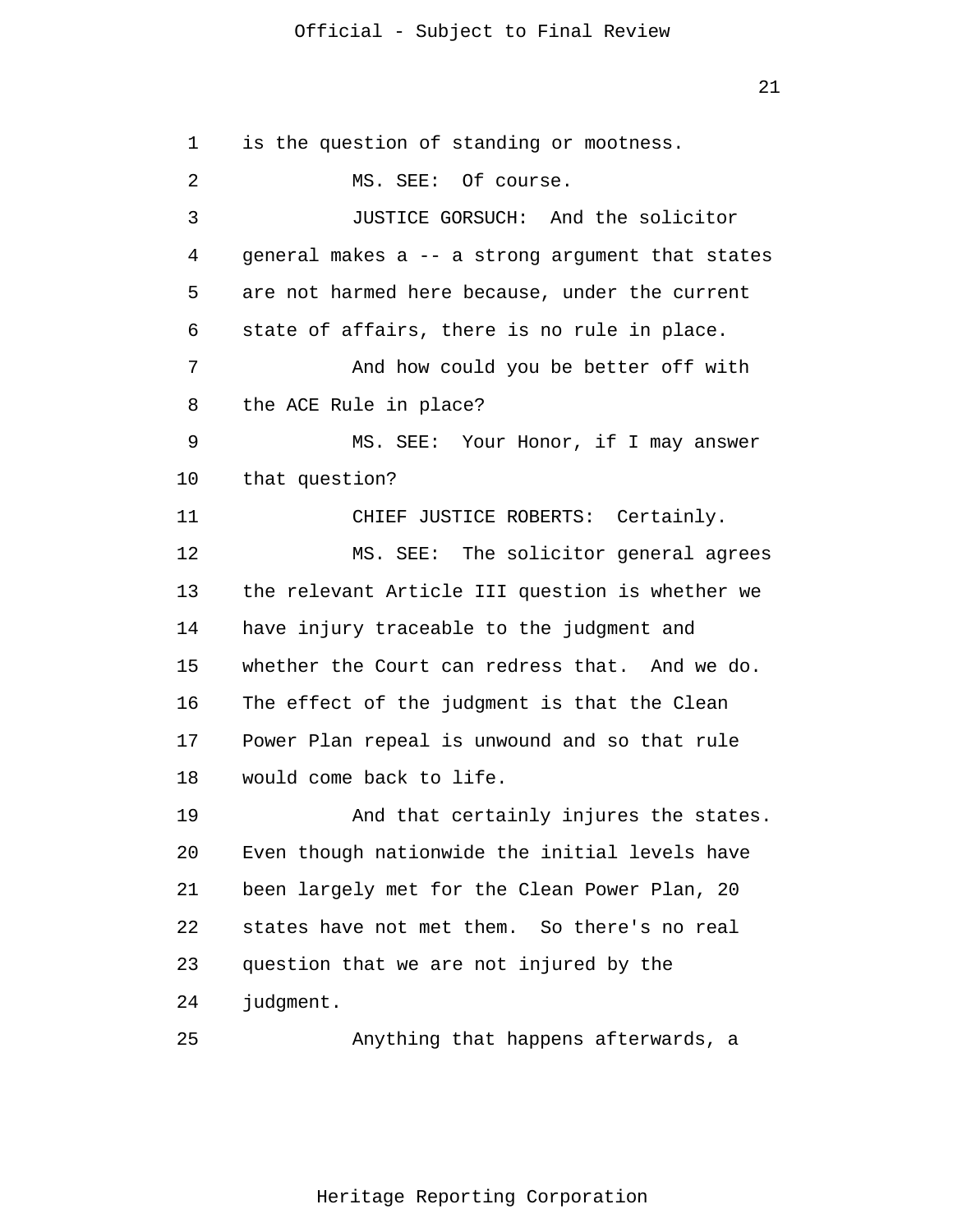is the question of standing or mootness.

MS. SEE: Of course.

JUSTICE GORSUCH: And the solicitor general makes a -- a strong argument that states are not harmed here because, under the current state of affairs, there is no rule in place.

And how could you be better off with the ACE Rule in place?

MS. SEE: Your Honor, if I may answer that question?

CHIEF JUSTICE ROBERTS: Certainly.

MS. SEE: The solicitor general agrees the relevant Article III question is whether we have injury traceable to the judgment and whether the Court can redress that. And we do. The effect of the judgment is that the Clean Power Plan repeal is unwound and so that rule would come back to life.

And that certainly injures the states. Even though nationwide the initial levels have been largely met for the Clean Power Plan, 20 states have not met them. So there's no real question that we are not injured by the judgment.

Anything that happens afterwards, a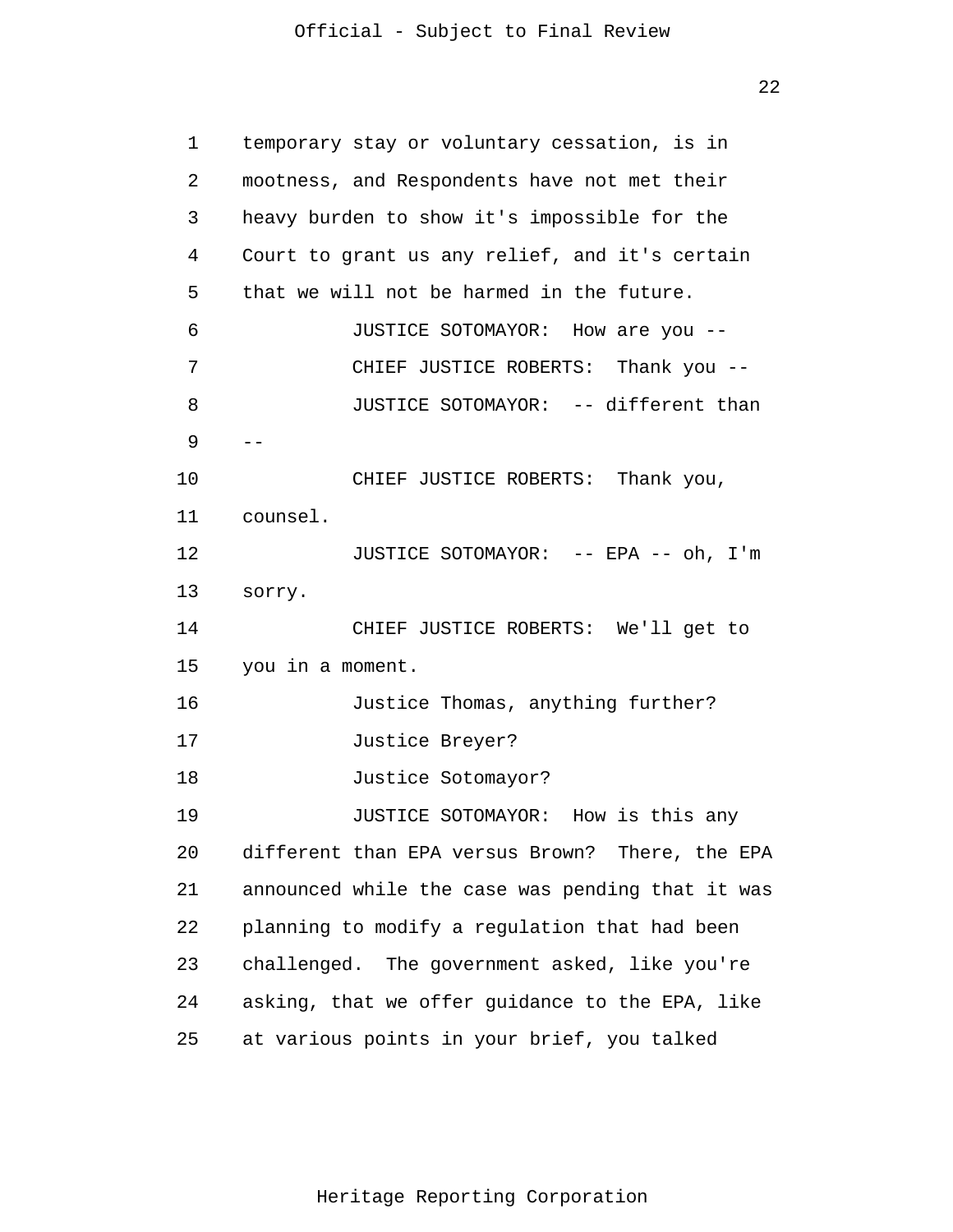temporary stay or voluntary cessation, is in mootness, and Respondents have not met their heavy burden to show it's impossible for the Court to grant us any relief, and it's certain that we will not be harmed in the future.

JUSTICE SOTOMAYOR: How are you --

CHIEF JUSTICE ROBERTS: Thank you --

JUSTICE SOTOMAYOR: -- different than --

CHIEF JUSTICE ROBERTS: Thank you, counsel.

JUSTICE SOTOMAYOR: -- EPA -- oh, I'm sorry.

CHIEF JUSTICE ROBERTS: We'll get to you in a moment.

Justice Thomas, anything further?

Justice Breyer?

Justice Sotomayor?

JUSTICE SOTOMAYOR: How is this any different than EPA versus Brown? There, the EPA announced while the case was pending that it was planning to modify a regulation that had been challenged. The government asked, like you're asking, that we offer guidance to the EPA, like at various points in your brief, you talked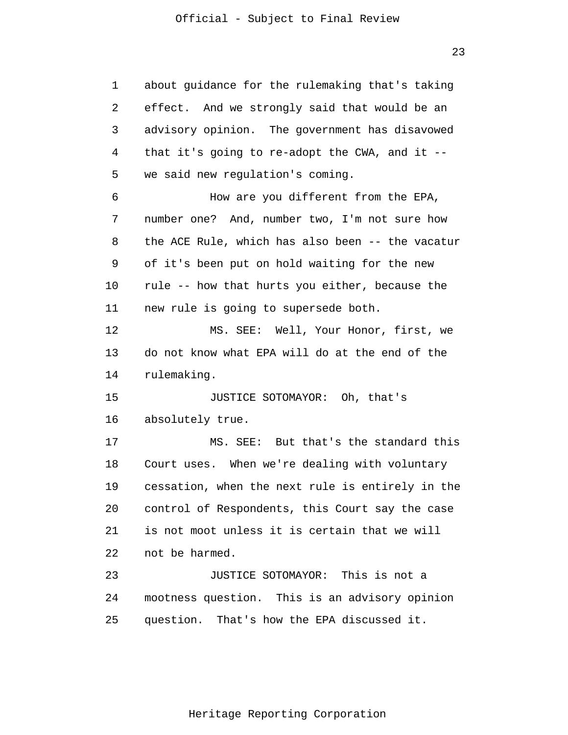about guidance for the rulemaking that's taking effect. And we strongly said that would be an advisory opinion. The government has disavowed that it's going to re-adopt the CWA, and it -- we said new regulation's coming.

How are you different from the EPA, number one? And, number two, I'm not sure how the ACE Rule, which has also been -- the vacatur of it's been put on hold waiting for the new rule -- how that hurts you either, because the new rule is going to supersede both.

MS. SEE: Well, Your Honor, first, we do not know what EPA will do at the end of the rulemaking.

JUSTICE SOTOMAYOR: Oh, that's absolutely true.

MS. SEE: But that's the standard this Court uses. When we're dealing with voluntary cessation, when the next rule is entirely in the control of Respondents, this Court say the case is not moot unless it is certain that we will not be harmed.

JUSTICE SOTOMAYOR: This is not a mootness question. This is an advisory opinion question. That's how the EPA discussed it.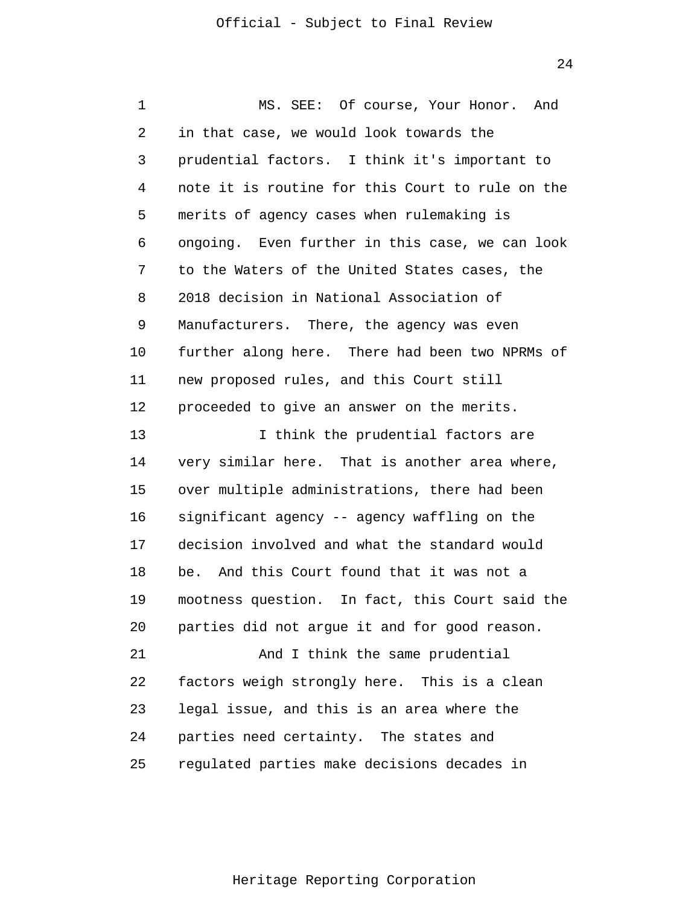MS. SEE: Of course, Your Honor. And in that case, we would look towards the prudential factors. I think it's important to note it is routine for this Court to rule on the merits of agency cases when rulemaking is ongoing. Even further in this case, we can look to the Waters of the United States cases, the 2018 decision in National Association of Manufacturers. There, the agency was even further along here. There had been two NPRMs of new proposed rules, and this Court still proceeded to give an answer on the merits.

I think the prudential factors are very similar here. That is another area where, over multiple administrations, there had been significant agency -- agency waffling on the decision involved and what the standard would be. And this Court found that it was not a mootness question. In fact, this Court said the parties did not argue it and for good reason.

And I think the same prudential factors weigh strongly here. This is a clean legal issue, and this is an area where the parties need certainty. The states and regulated parties make decisions decades in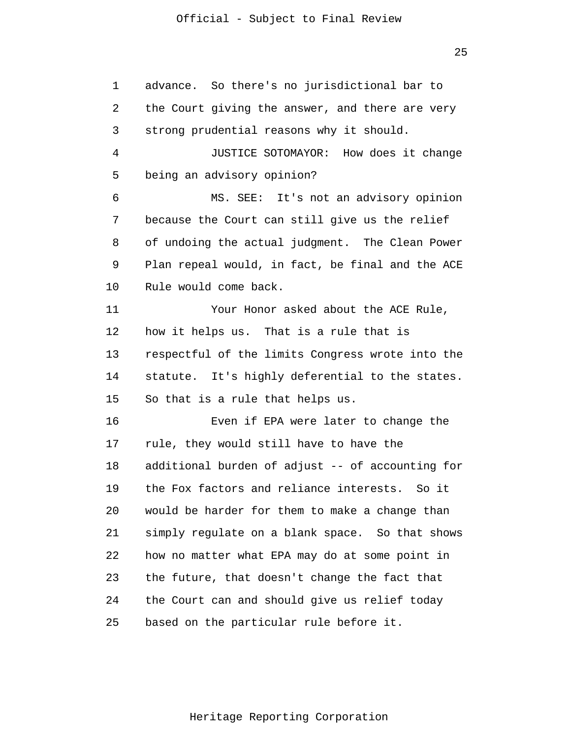advance. So there's no jurisdictional bar to the Court giving the answer, and there are very strong prudential reasons why it should.

JUSTICE SOTOMAYOR: How does it change being an advisory opinion?

MS. SEE: It's not an advisory opinion because the Court can still give us the relief of undoing the actual judgment. The Clean Power Plan repeal would, in fact, be final and the ACE Rule would come back.

Your Honor asked about the ACE Rule, how it helps us. That is a rule that is respectful of the limits Congress wrote into the statute. It's highly deferential to the states. So that is a rule that helps us.

Even if EPA were later to change the rule, they would still have to have the additional burden of adjust -- of accounting for the Fox factors and reliance interests. So it would be harder for them to make a change than simply regulate on a blank space. So that shows how no matter what EPA may do at some point in the future, that doesn't change the fact that the Court can and should give us relief today based on the particular rule before it.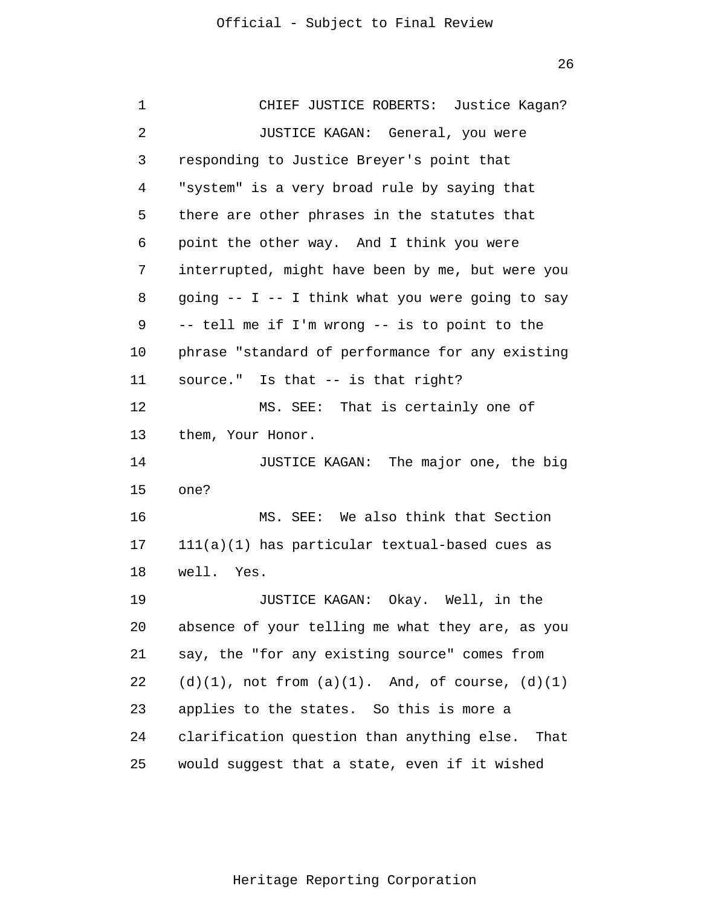CHIEF JUSTICE ROBERTS: Justice Kagan?

JUSTICE KAGAN: General, you were responding to Justice Breyer's point that "system" is a very broad rule by saying that there are other phrases in the statutes that point the other way. And I think you were interrupted, might have been by me, but were you going -- I -- I think what you were going to say -- tell me if I'm wrong -- is to point to the phrase "standard of performance for any existing source." Is that -- is that right?

MS. SEE: That is certainly one of them, Your Honor.

JUSTICE KAGAN: The major one, the big one?

MS. SEE: We also think that Section 111(a)(1) has particular textual-based cues as well. Yes.

JUSTICE KAGAN: Okay. Well, in the absence of your telling me what they are, as you say, the "for any existing source" comes from (d)(1), not from (a)(1). And, of course, (d)(1) applies to the states. So this is more a clarification question than anything else. That would suggest that a state, even if it wished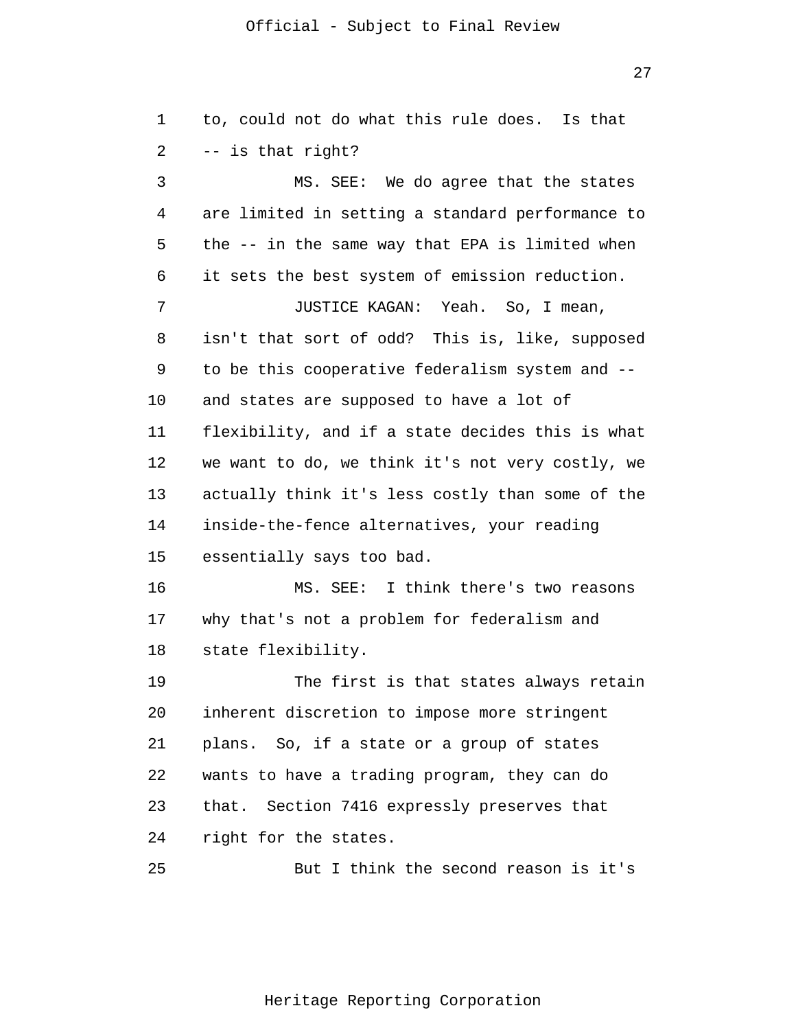to, could not do what this rule does. Is that -- is that right?

MS. SEE: We do agree that the states are limited in setting a standard performance to the -- in the same way that EPA is limited when it sets the best system of emission reduction.

JUSTICE KAGAN: Yeah. So, I mean, isn't that sort of odd? This is, like, supposed to be this cooperative federalism system and -- and states are supposed to have a lot of flexibility, and if a state decides this is what we want to do, we think it's not very costly, we actually think it's less costly than some of the inside-the-fence alternatives, your reading essentially says too bad.

MS. SEE: I think there's two reasons why that's not a problem for federalism and state flexibility.

The first is that states always retain inherent discretion to impose more stringent plans. So, if a state or a group of states wants to have a trading program, they can do that. Section 7416 expressly preserves that right for the states.

But I think the second reason is it's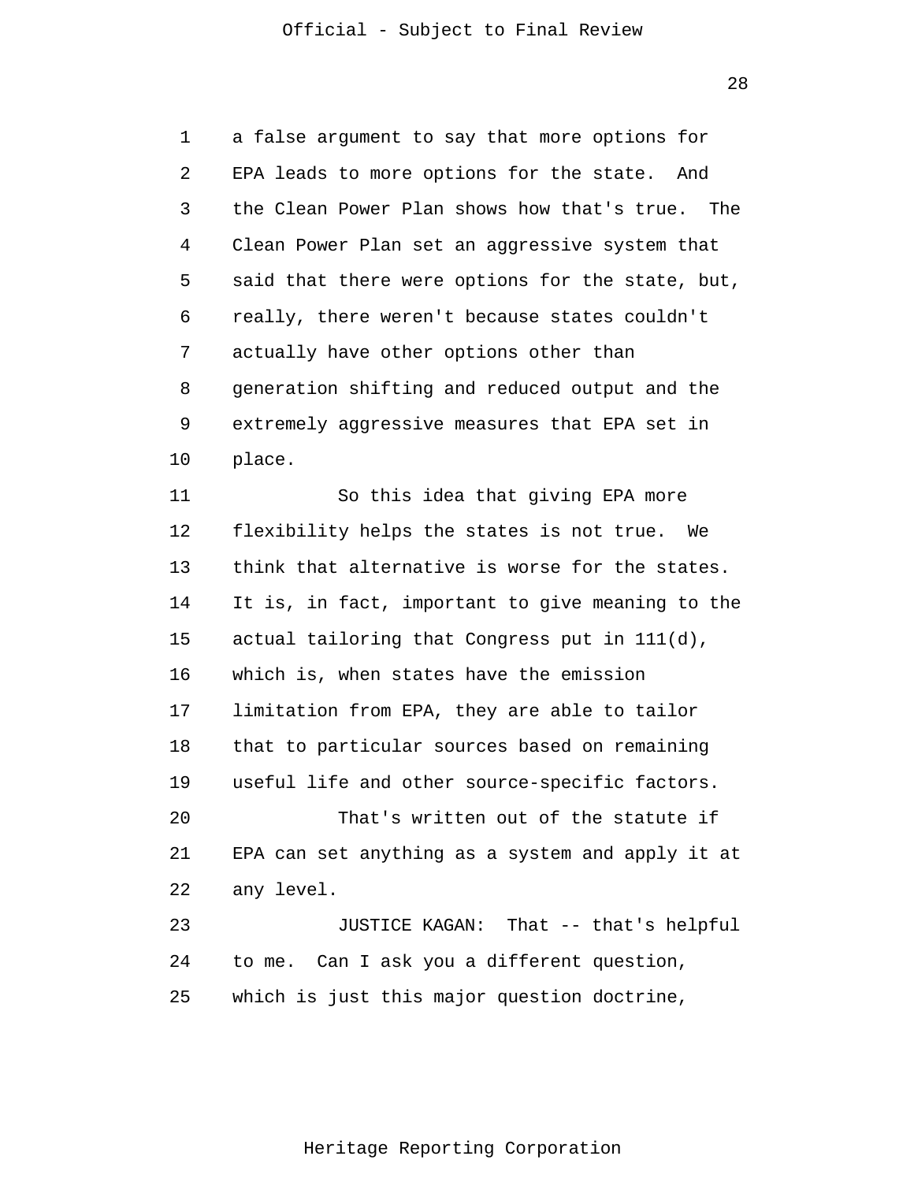a false argument to say that more options for EPA leads to more options for the state. And the Clean Power Plan shows how that's true. The Clean Power Plan set an aggressive system that said that there were options for the state, but, really, there weren't because states couldn't actually have other options other than generation shifting and reduced output and the extremely aggressive measures that EPA set in place.

So this idea that giving EPA more flexibility helps the states is not true. We think that alternative is worse for the states. It is, in fact, important to give meaning to the actual tailoring that Congress put in 111(d), which is, when states have the emission limitation from EPA, they are able to tailor that to particular sources based on remaining useful life and other source-specific factors.

That's written out of the statute if EPA can set anything as a system and apply it at any level.

JUSTICE KAGAN: That -- that's helpful to me. Can I ask you a different question, which is just this major question doctrine,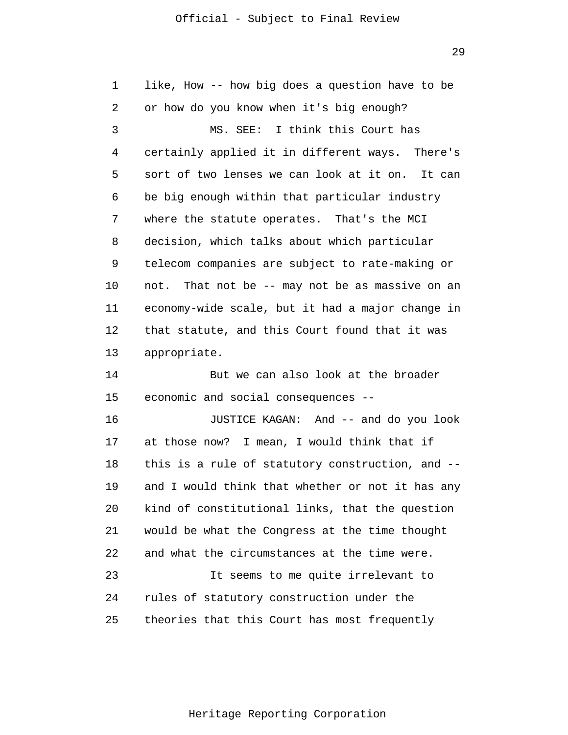like, How -- how big does a question have to be or how do you know when it's big enough?

MS. SEE: I think this Court has certainly applied it in different ways. There's sort of two lenses we can look at it on. It can be big enough within that particular industry where the statute operates. That's the MCI decision, which talks about which particular telecom companies are subject to rate-making or not. That not be -- may not be as massive on an economy-wide scale, but it had a major change in that statute, and this Court found that it was appropriate.

But we can also look at the broader economic and social consequences --

JUSTICE KAGAN: And -- and do you look at those now? I mean, I would think that if this is a rule of statutory construction, and -- and I would think that whether or not it has any kind of constitutional links, that the question would be what the Congress at the time thought and what the circumstances at the time were.

It seems to me quite irrelevant to rules of statutory construction under the theories that this Court has most frequently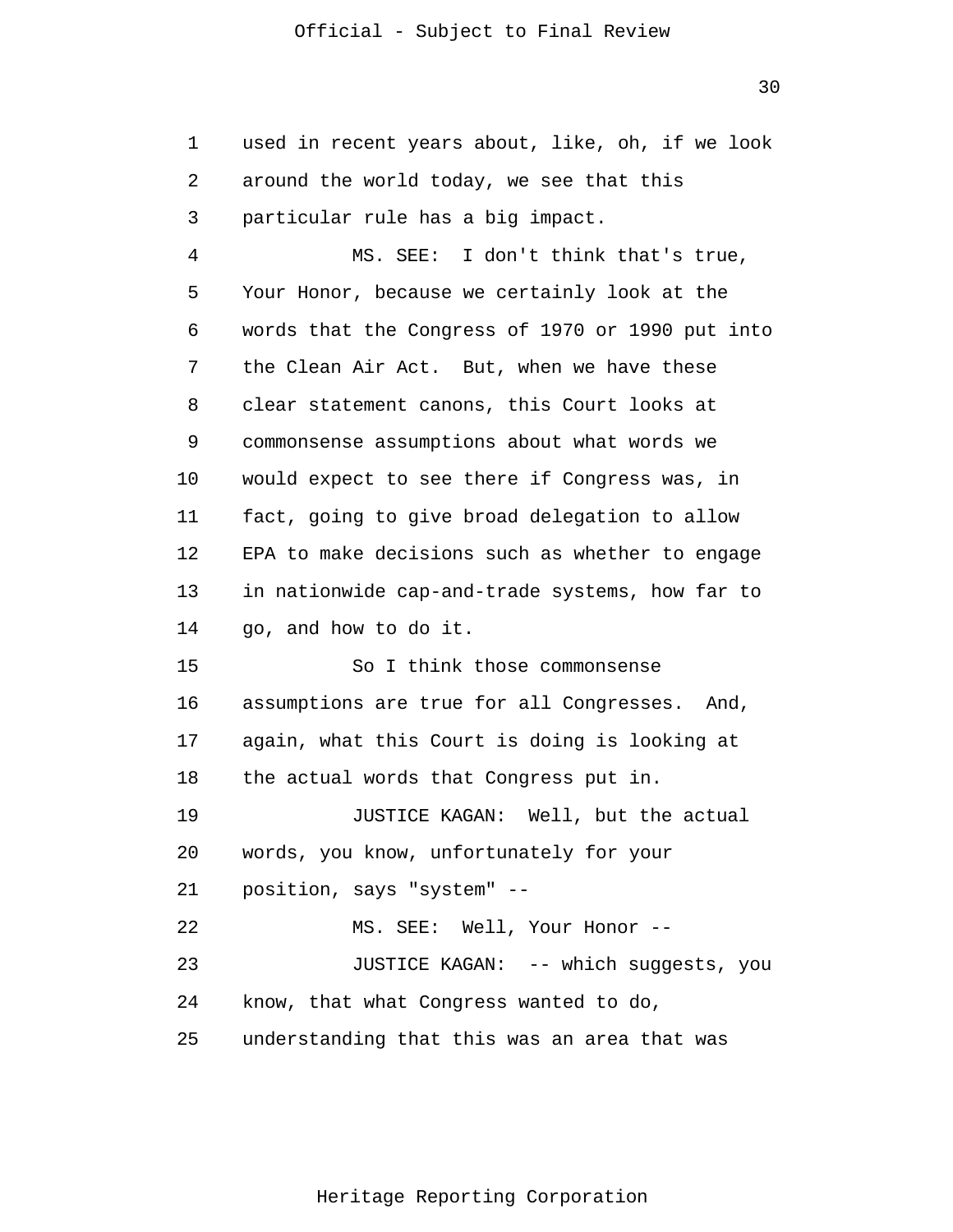used in recent years about, like, oh, if we look around the world today, we see that this particular rule has a big impact.

MS. SEE: I don't think that's true, Your Honor, because we certainly look at the words that the Congress of 1970 or 1990 put into the Clean Air Act. But, when we have these clear statement canons, this Court looks at commonsense assumptions about what words we would expect to see there if Congress was, in fact, going to give broad delegation to allow EPA to make decisions such as whether to engage in nationwide cap-and-trade systems, how far to go, and how to do it.

So I think those commonsense assumptions are true for all Congresses. And, again, what this Court is doing is looking at the actual words that Congress put in.

JUSTICE KAGAN: Well, but the actual words, you know, unfortunately for your position, says "system" --

MS. SEE: Well, Your Honor --

JUSTICE KAGAN: -- which suggests, you know, that what Congress wanted to do, understanding that this was an area that was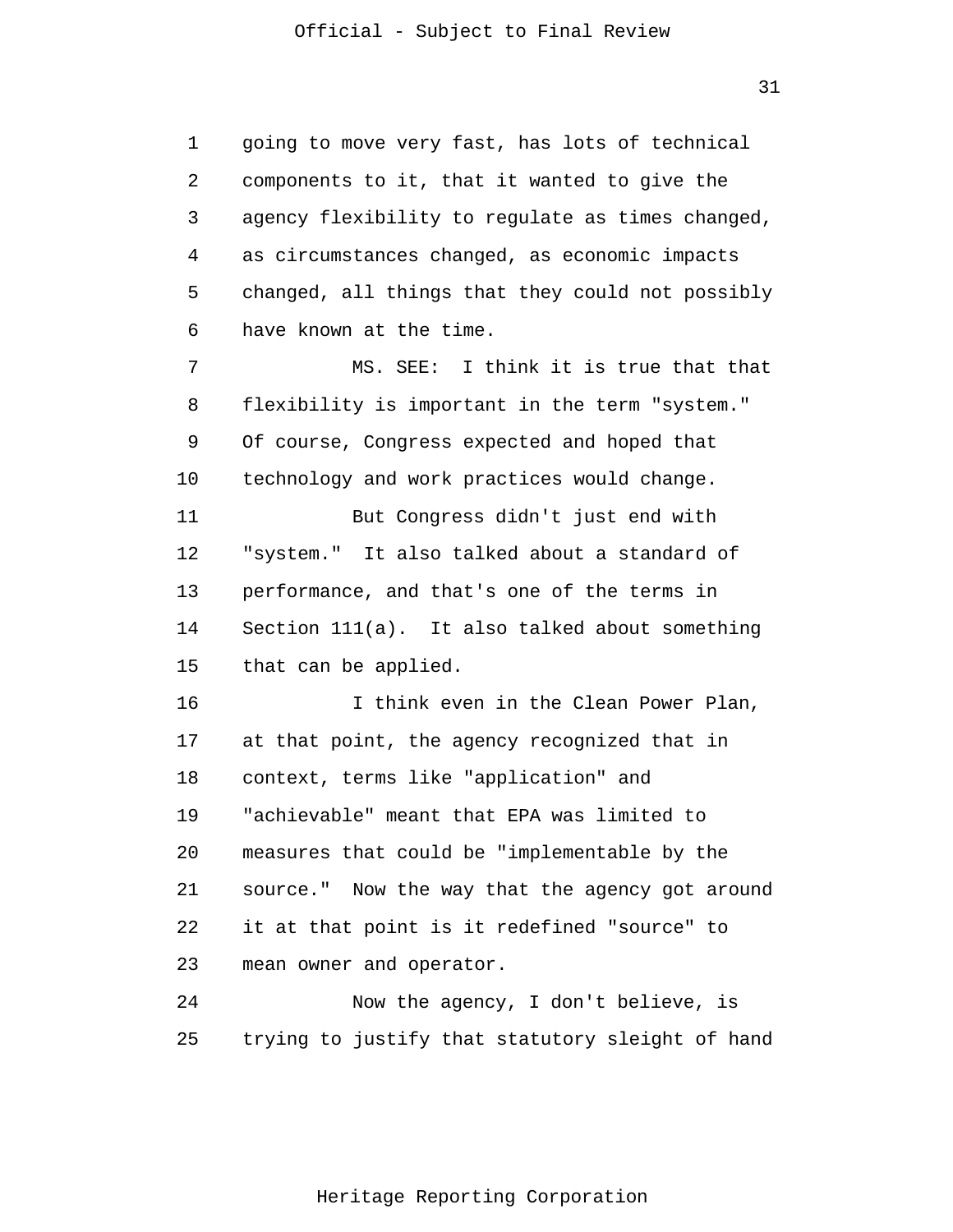going to move very fast, has lots of technical components to it, that it wanted to give the agency flexibility to regulate as times changed, as circumstances changed, as economic impacts changed, all things that they could not possibly have known at the time.

MS. SEE: I think it is true that that flexibility is important in the term "system." Of course, Congress expected and hoped that technology and work practices would change.

But Congress didn't just end with "system." It also talked about a standard of performance, and that's one of the terms in Section 111(a). It also talked about something that can be applied.

I think even in the Clean Power Plan, at that point, the agency recognized that in context, terms like "application" and "achievable" meant that EPA was limited to measures that could be "implementable by the source." Now the way that the agency got around it at that point is it redefined "source" to mean owner and operator.

Now the agency, I don't believe, is trying to justify that statutory sleight of hand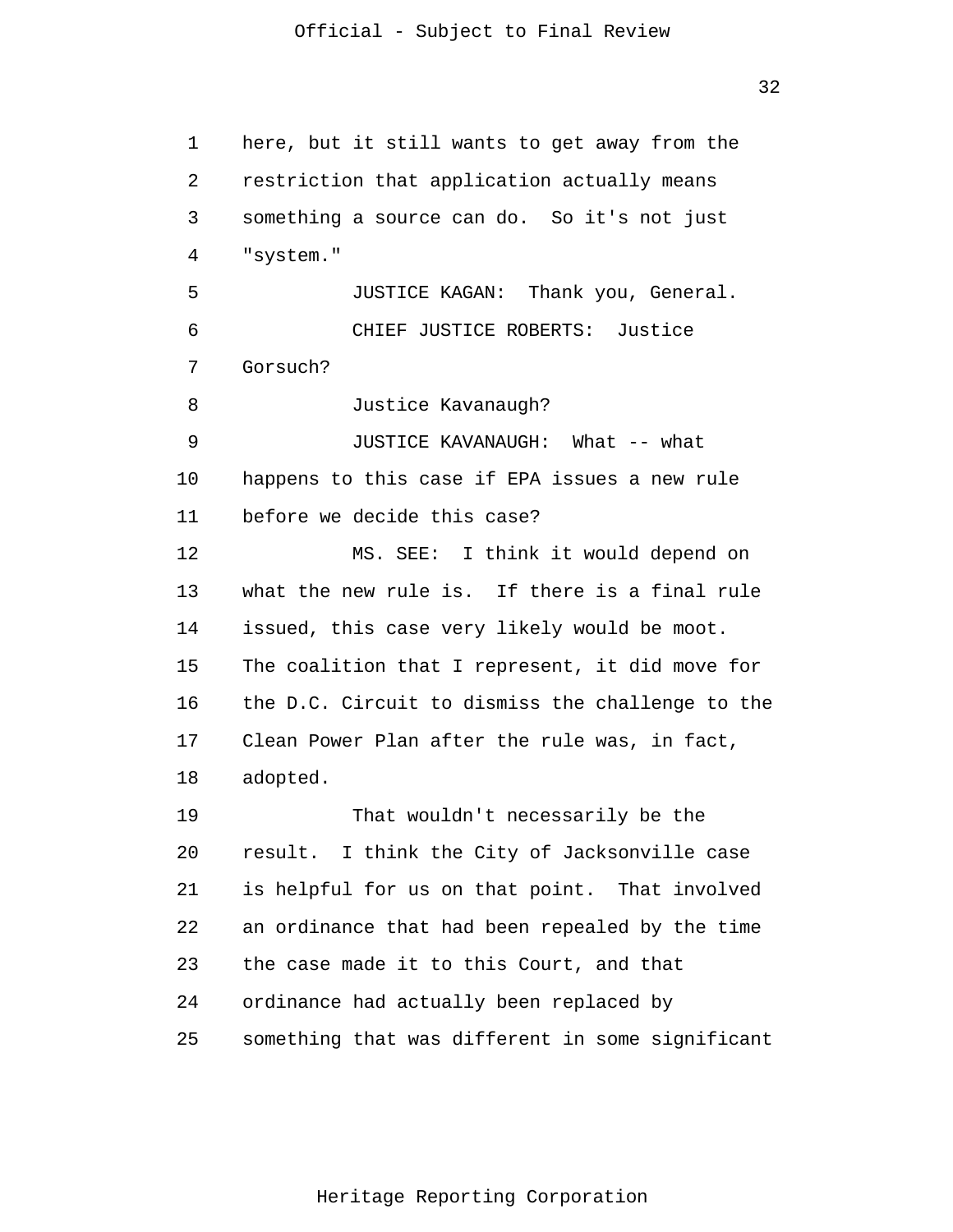here, but it still wants to get away from the restriction that application actually means something a source can do. So it's not just "system."

JUSTICE KAGAN: Thank you, General.

CHIEF JUSTICE ROBERTS: Justice Gorsuch?

Justice Kavanaugh?

JUSTICE KAVANAUGH: What -- what happens to this case if EPA issues a new rule before we decide this case?

MS. SEE: I think it would depend on what the new rule is. If there is a final rule issued, this case very likely would be moot. The coalition that I represent, it did move for the D.C. Circuit to dismiss the challenge to the Clean Power Plan after the rule was, in fact, adopted.

That wouldn't necessarily be the result. I think the City of Jacksonville case is helpful for us on that point. That involved an ordinance that had been repealed by the time the case made it to this Court, and that ordinance had actually been replaced by something that was different in some significant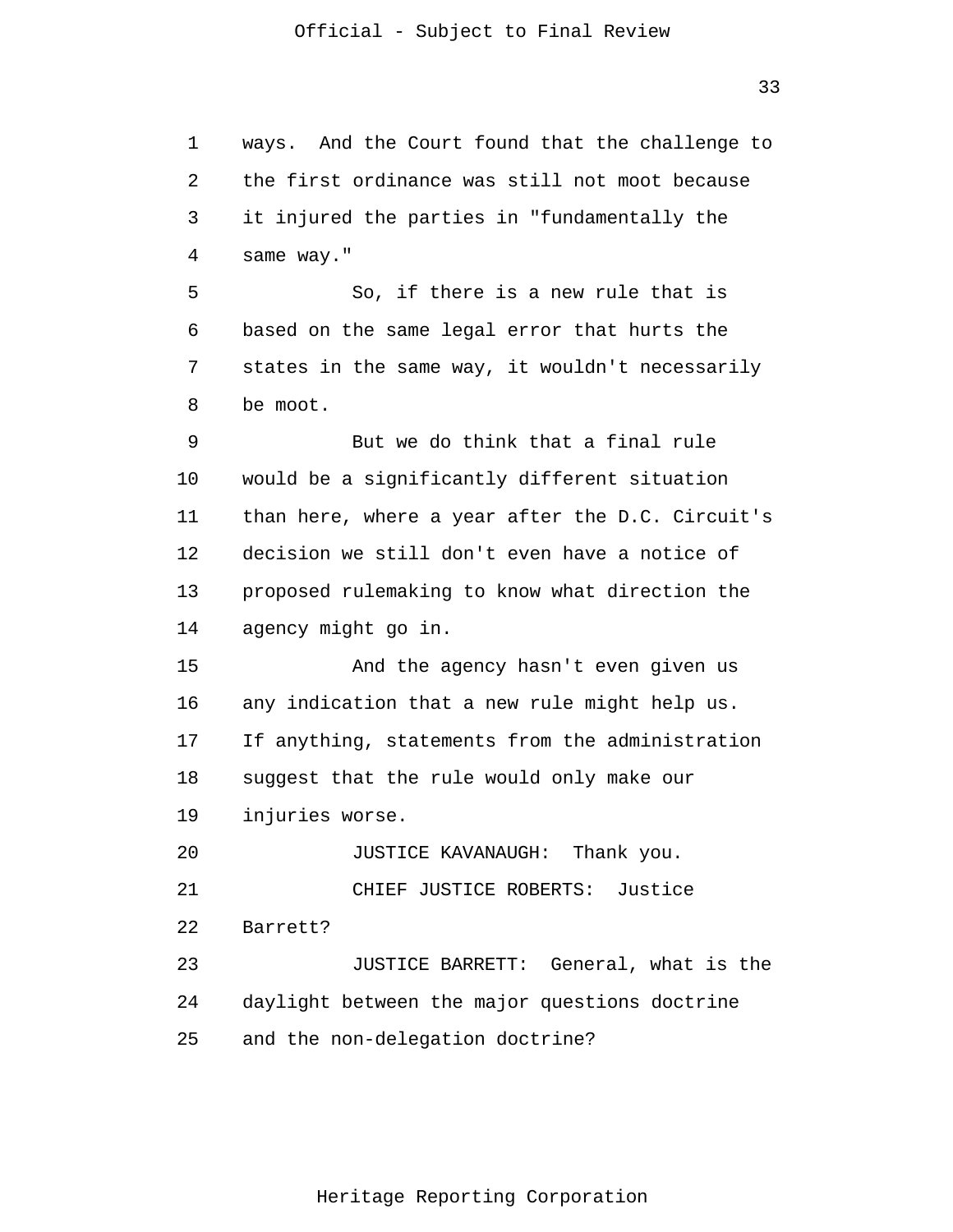ways. And the Court found that the challenge to the first ordinance was still not moot because it injured the parties in "fundamentally the same way."

So, if there is a new rule that is based on the same legal error that hurts the states in the same way, it wouldn't necessarily be moot.

But we do think that a final rule would be a significantly different situation than here, where a year after the D.C. Circuit's decision we still don't even have a notice of proposed rulemaking to know what direction the agency might go in.

And the agency hasn't even given us any indication that a new rule might help us. If anything, statements from the administration suggest that the rule would only make our injuries worse.

JUSTICE KAVANAUGH: Thank you.

CHIEF JUSTICE ROBERTS: Justice Barrett?

JUSTICE BARRETT: General, what is the daylight between the major questions doctrine and the non-delegation doctrine?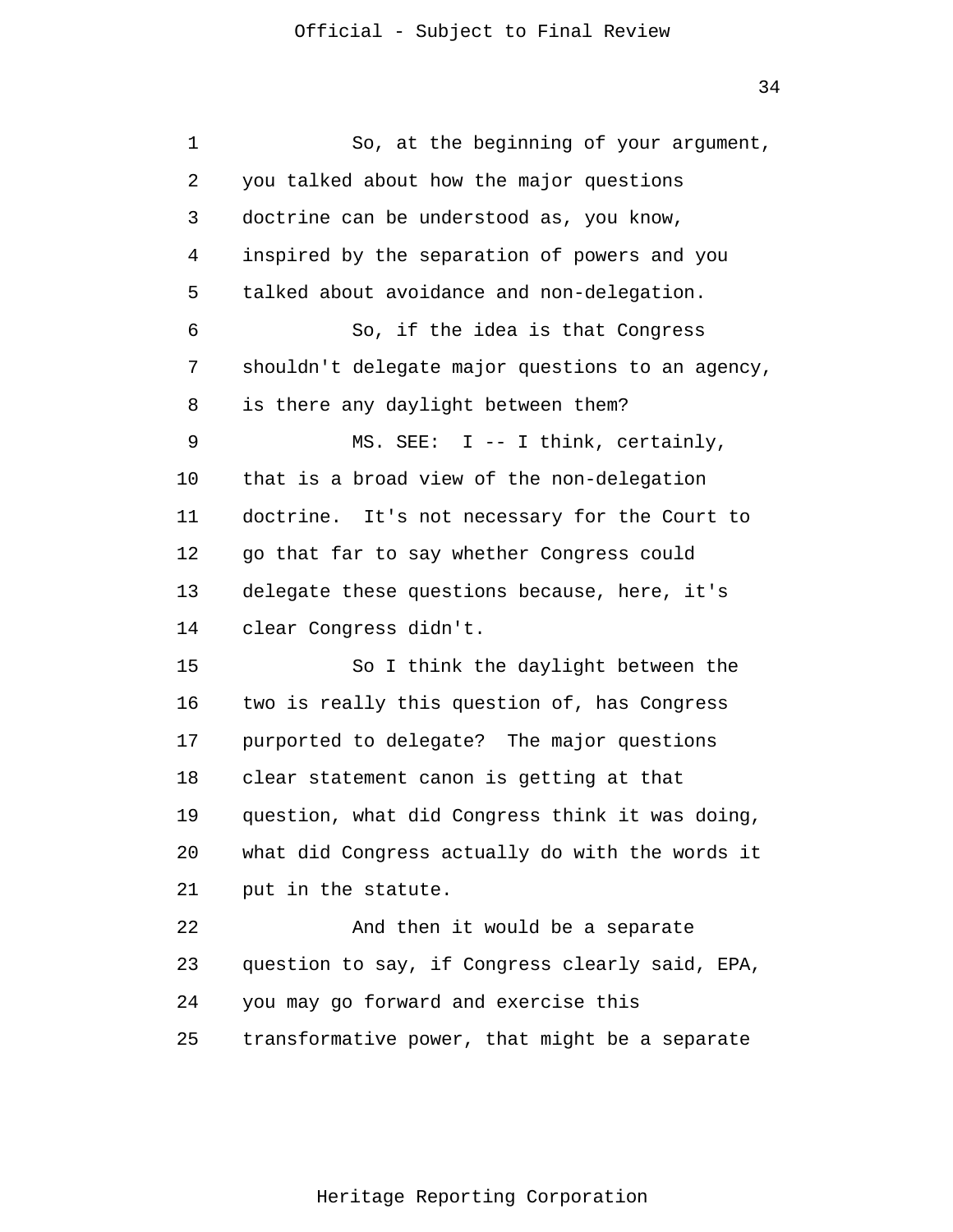So, at the beginning of your argument, you talked about how the major questions doctrine can be understood as, you know, inspired by the separation of powers and you talked about avoidance and non-delegation.

So, if the idea is that Congress shouldn't delegate major questions to an agency, is there any daylight between them?

MS. SEE: I -- I think, certainly, that is a broad view of the non-delegation doctrine. It's not necessary for the Court to go that far to say whether Congress could delegate these questions because, here, it's clear Congress didn't.

So I think the daylight between the two is really this question of, has Congress purported to delegate? The major questions clear statement canon is getting at that question, what did Congress think it was doing, what did Congress actually do with the words it put in the statute.

And then it would be a separate question to say, if Congress clearly said, EPA, you may go forward and exercise this transformative power, that might be a separate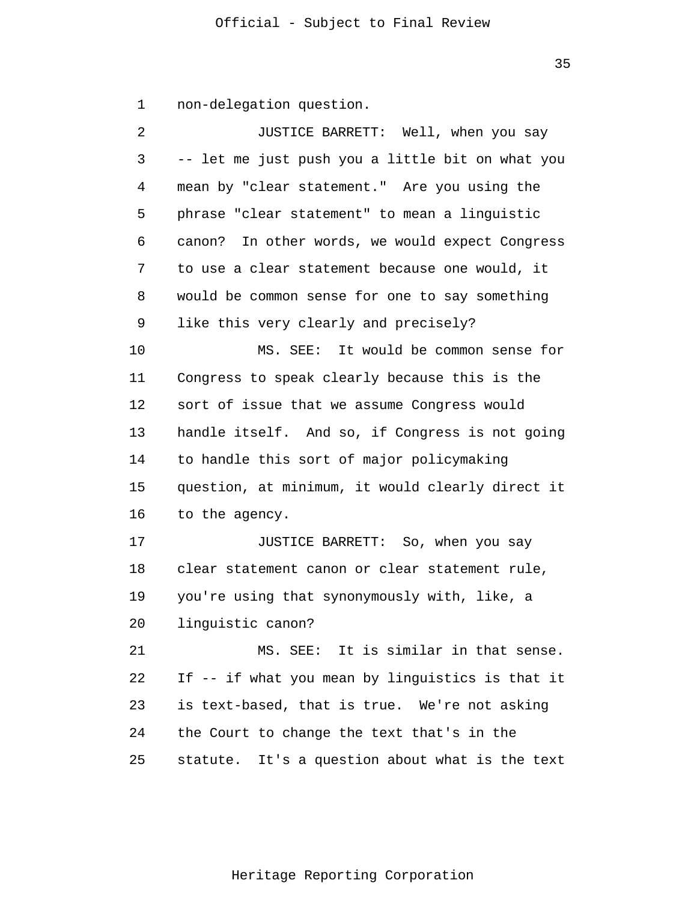non-delegation question.

JUSTICE BARRETT: Well, when you say -- let me just push you a little bit on what you mean by "clear statement." Are you using the phrase "clear statement" to mean a linguistic canon? In other words, we would expect Congress to use a clear statement because one would, it would be common sense for one to say something like this very clearly and precisely?

MS. SEE: It would be common sense for Congress to speak clearly because this is the sort of issue that we assume Congress would handle itself. And so, if Congress is not going to handle this sort of major policymaking question, at minimum, it would clearly direct it to the agency.

JUSTICE BARRETT: So, when you say clear statement canon or clear statement rule, you're using that synonymously with, like, a linguistic canon?

MS. SEE: It is similar in that sense. If -- if what you mean by linguistics is that it is text-based, that is true. We're not asking the Court to change the text that's in the statute. It's a question about what is the text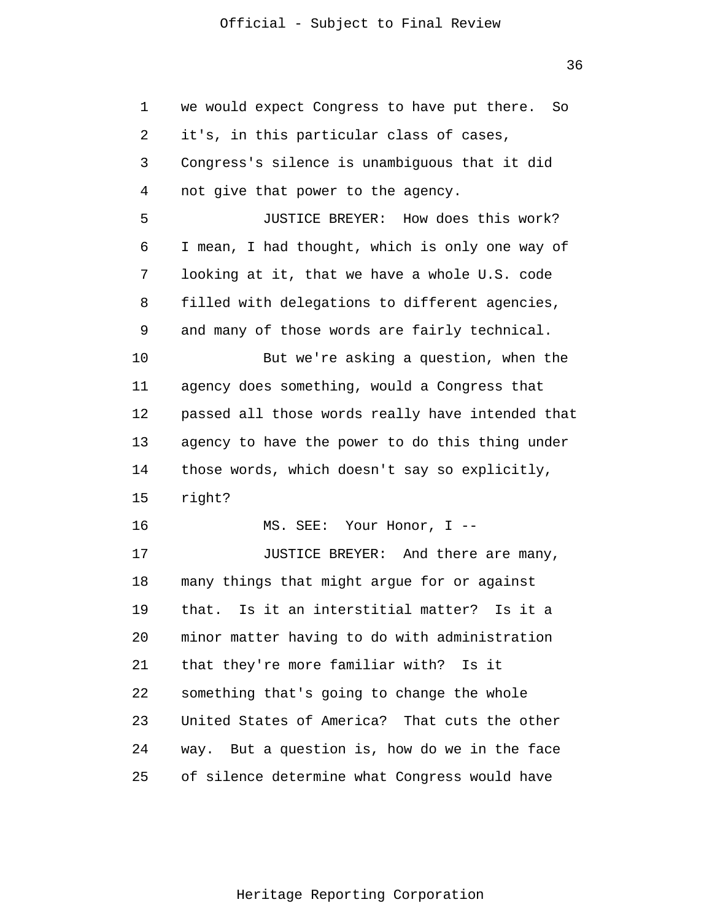we would expect Congress to have put there. So it's, in this particular class of cases, Congress's silence is unambiguous that it did not give that power to the agency.

JUSTICE BREYER: How does this work? I mean, I had thought, which is only one way of looking at it, that we have a whole U.S. code filled with delegations to different agencies, and many of those words are fairly technical.

But we're asking a question, when the agency does something, would a Congress that passed all those words really have intended that agency to have the power to do this thing under those words, which doesn't say so explicitly, right?

MS. SEE: Your Honor, I --

JUSTICE BREYER: And there are many, many things that might argue for or against that. Is it an interstitial matter? Is it a minor matter having to do with administration that they're more familiar with? Is it something that's going to change the whole United States of America? That cuts the other way. But a question is, how do we in the face of silence determine what Congress would have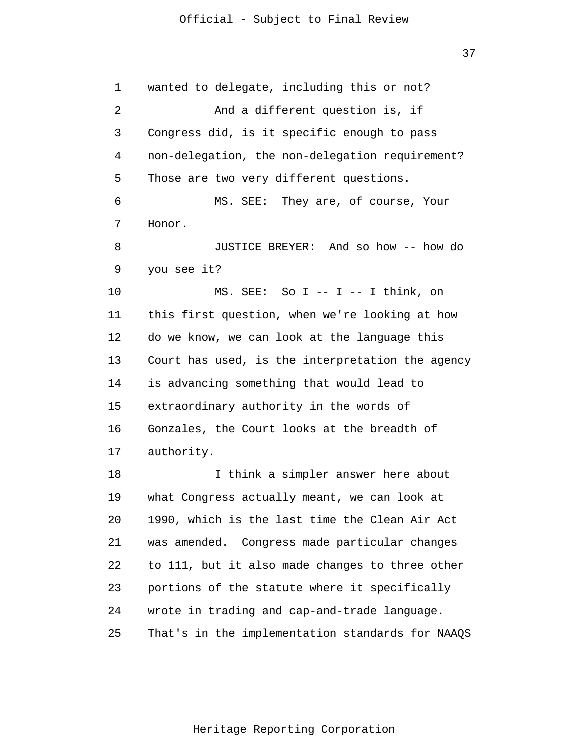wanted to delegate, including this or not?

And a different question is, if Congress did, is it specific enough to pass non-delegation, the non-delegation requirement? Those are two very different questions.

MS. SEE: They are, of course, Your Honor.

JUSTICE BREYER: And so how -- how do you see it?

MS. SEE: So I -- I -- I think, on this first question, when we're looking at how do we know, we can look at the language this Court has used, is the interpretation the agency is advancing something that would lead to extraordinary authority in the words of Gonzales, the Court looks at the breadth of authority.

I think a simpler answer here about what Congress actually meant, we can look at 1990, which is the last time the Clean Air Act was amended. Congress made particular changes to 111, but it also made changes to three other portions of the statute where it specifically wrote in trading and cap-and-trade language. That's in the implementation standards for NAAQS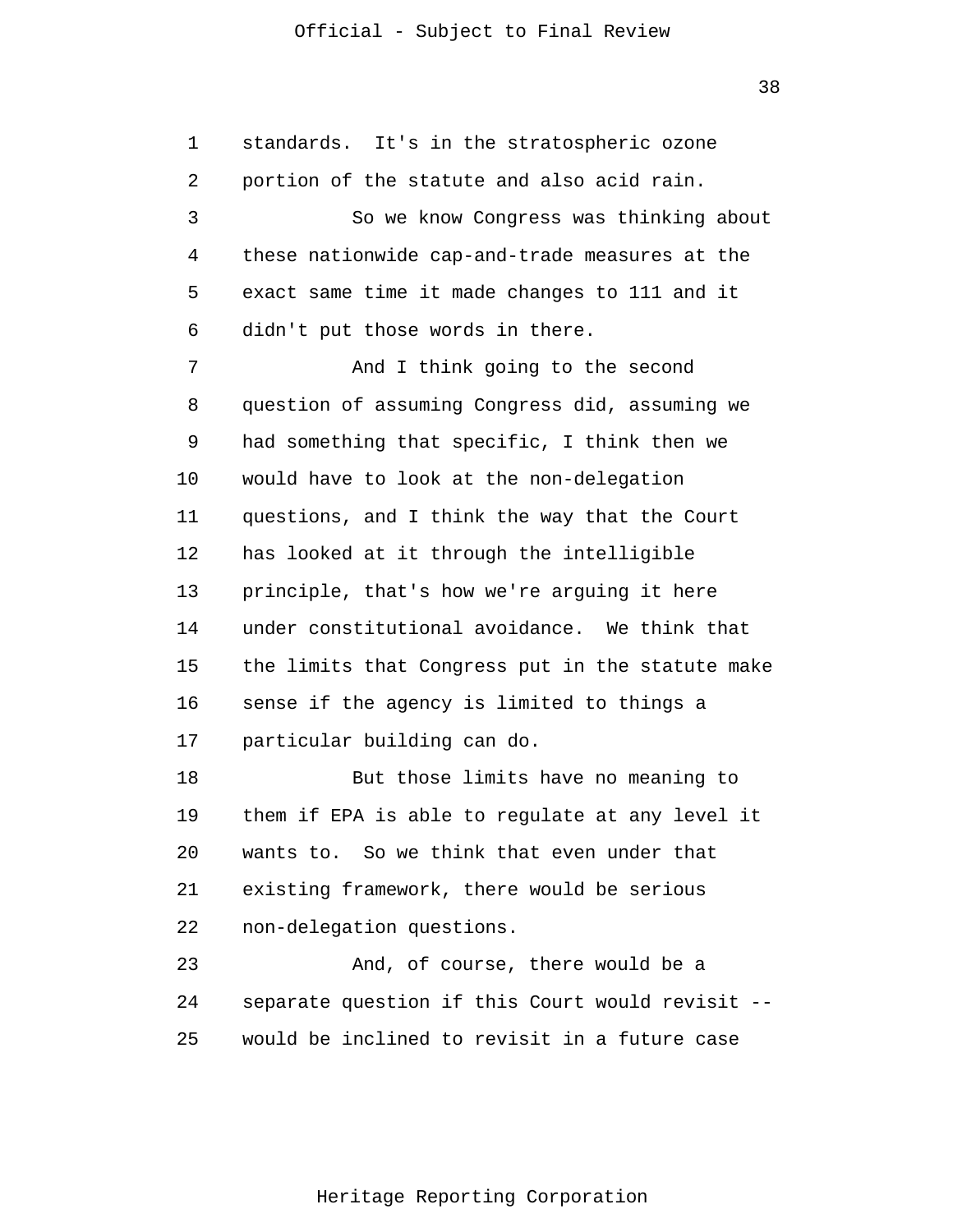standards. It's in the stratospheric ozone portion of the statute and also acid rain.

So we know Congress was thinking about these nationwide cap-and-trade measures at the exact same time it made changes to 111 and it didn't put those words in there.

And I think going to the second question of assuming Congress did, assuming we had something that specific, I think then we would have to look at the non-delegation questions, and I think the way that the Court has looked at it through the intelligible principle, that's how we're arguing it here under constitutional avoidance. We think that the limits that Congress put in the statute make sense if the agency is limited to things a particular building can do.

But those limits have no meaning to them if EPA is able to regulate at any level it wants to. So we think that even under that existing framework, there would be serious non-delegation questions.

And, of course, there would be a separate question if this Court would revisit -- would be inclined to revisit in a future case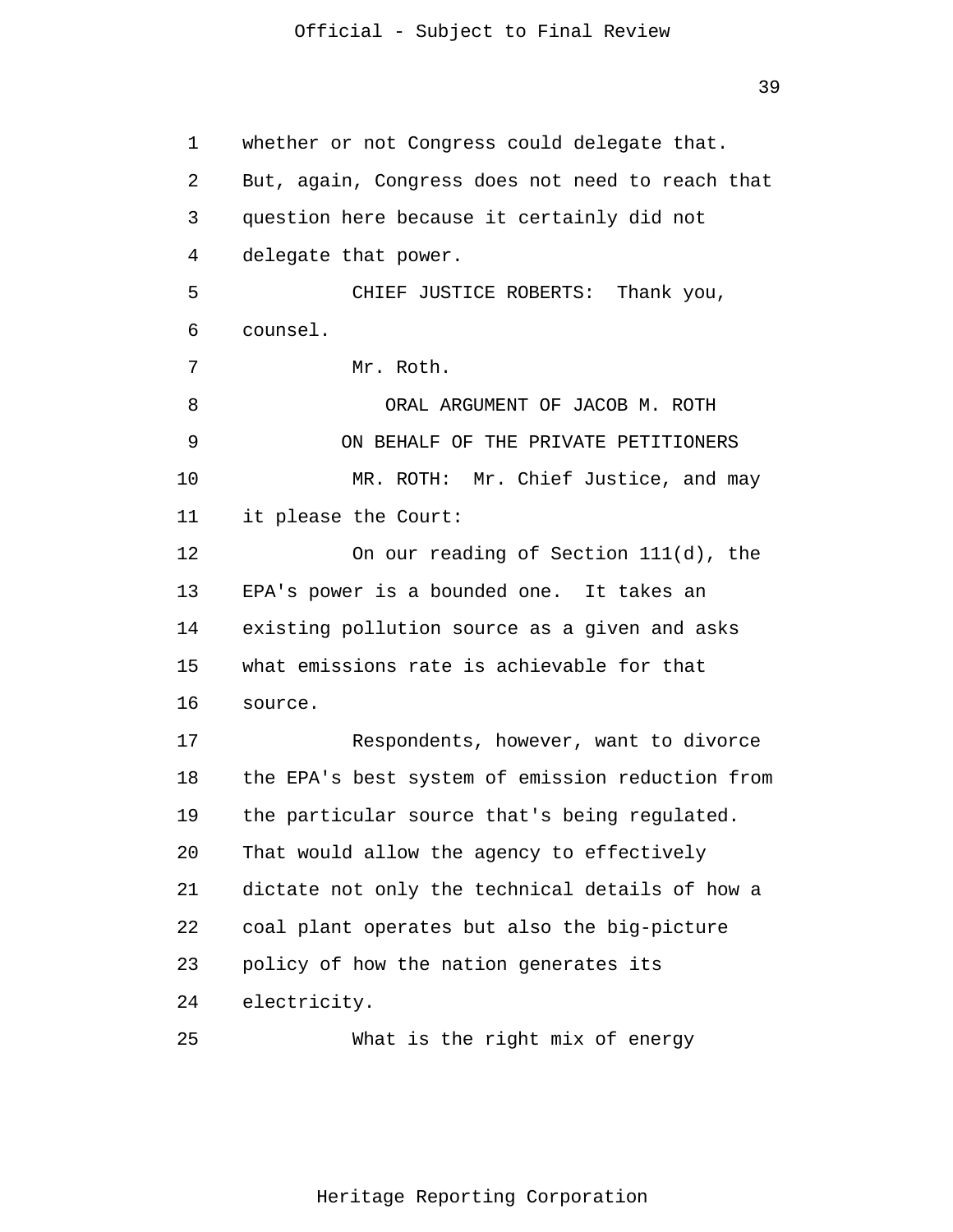whether or not Congress could delegate that. But, again, Congress does not need to reach that question here because it certainly did not delegate that power.

CHIEF JUSTICE ROBERTS: Thank you, counsel.

Mr. Roth.

ORAL ARGUMENT OF JACOB M. ROTH

ON BEHALF OF THE PRIVATE PETITIONERS

MR. ROTH: Mr. Chief Justice, and may it please the Court:

On our reading of Section 111(d), the EPA's power is a bounded one. It takes an existing pollution source as a given and asks what emissions rate is achievable for that source.

Respondents, however, want to divorce the EPA's best system of emission reduction from the particular source that's being regulated. That would allow the agency to effectively dictate not only the technical details of how a coal plant operates but also the big-picture policy of how the nation generates its electricity.

What is the right mix of energy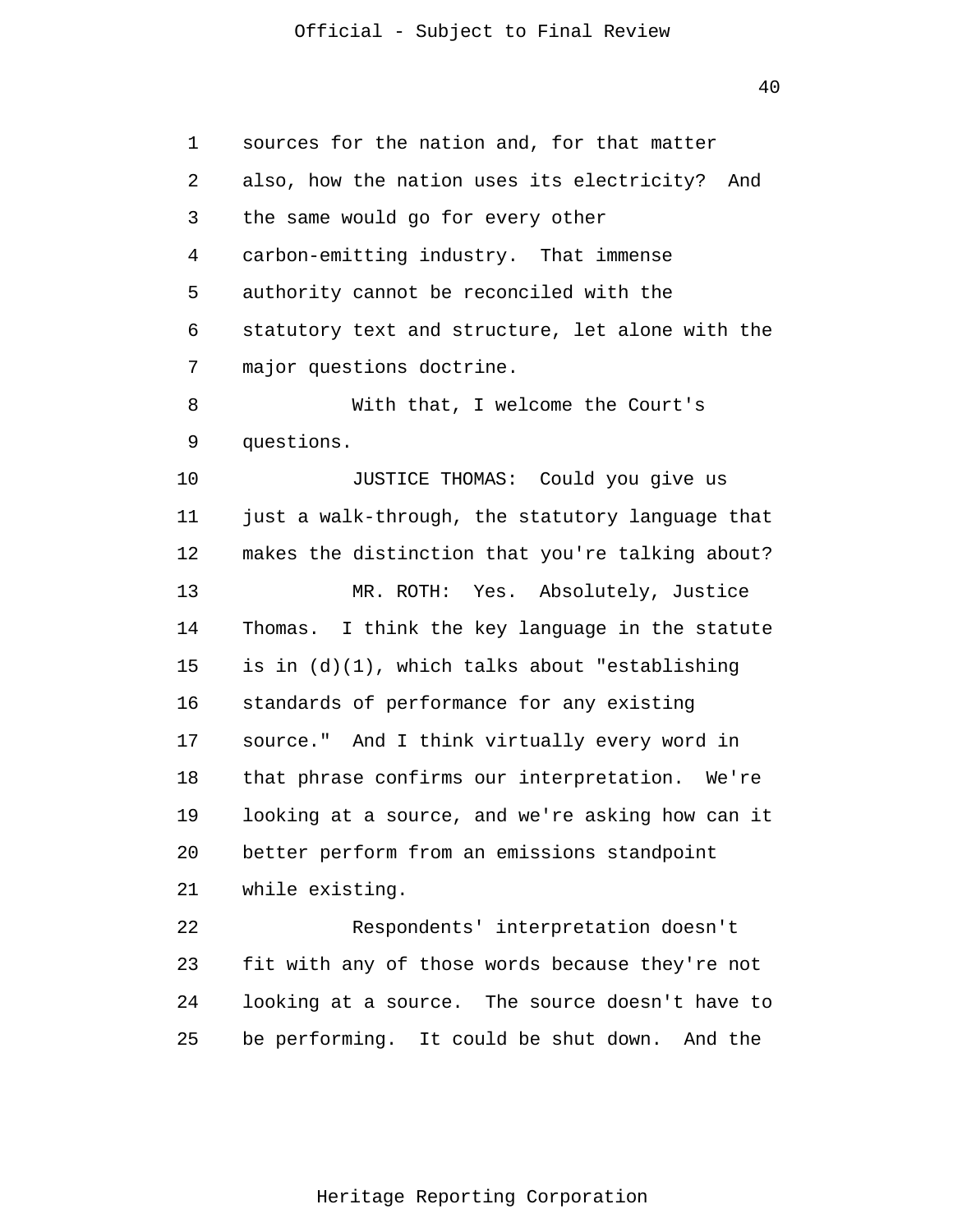sources for the nation and, for that matter also, how the nation uses its electricity? And the same would go for every other carbon-emitting industry. That immense authority cannot be reconciled with the statutory text and structure, let alone with the major questions doctrine.

With that, I welcome the Court's questions.

JUSTICE THOMAS: Could you give us just a walk-through, the statutory language that makes the distinction that you're talking about?

MR. ROTH: Yes. Absolutely, Justice Thomas. I think the key language in the statute is in (d)(1), which talks about "establishing standards of performance for any existing source." And I think virtually every word in that phrase confirms our interpretation. We're looking at a source, and we're asking how can it better perform from an emissions standpoint while existing.

Respondents' interpretation doesn't fit with any of those words because they're not looking at a source. The source doesn't have to be performing. It could be shut down. And the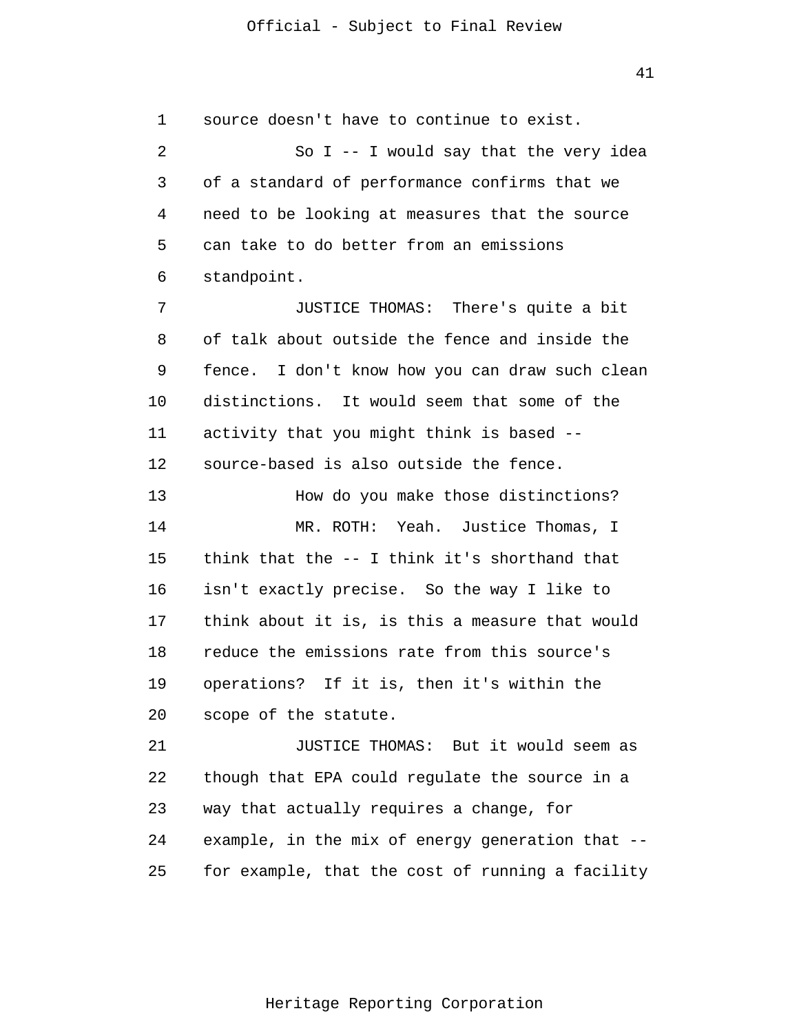source doesn't have to continue to exist.

So I -- I would say that the very idea of a standard of performance confirms that we need to be looking at measures that the source can take to do better from an emissions standpoint.

JUSTICE THOMAS: There's quite a bit of talk about outside the fence and inside the fence. I don't know how you can draw such clean distinctions. It would seem that some of the activity that you might think is based -- source-based is also outside the fence.

How do you make those distinctions?

MR. ROTH: Yeah. Justice Thomas, I think that the -- I think it's shorthand that isn't exactly precise. So the way I like to think about it is, is this a measure that would reduce the emissions rate from this source's operations? If it is, then it's within the scope of the statute.

JUSTICE THOMAS: But it would seem as though that EPA could regulate the source in a way that actually requires a change, for example, in the mix of energy generation that -- for example, that the cost of running a facility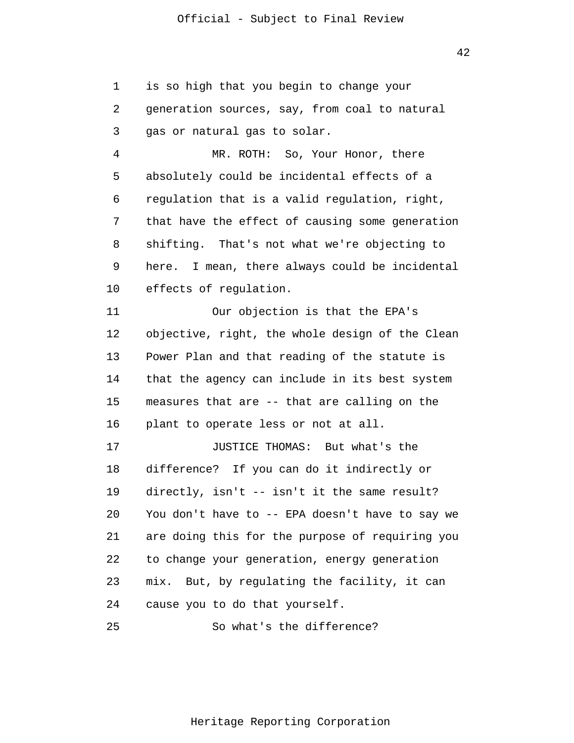is so high that you begin to change your generation sources, say, from coal to natural gas or natural gas to solar.

MR. ROTH: So, Your Honor, there absolutely could be incidental effects of a regulation that is a valid regulation, right, that have the effect of causing some generation shifting. That's not what we're objecting to here. I mean, there always could be incidental effects of regulation.

Our objection is that the EPA's objective, right, the whole design of the Clean Power Plan and that reading of the statute is that the agency can include in its best system measures that are -- that are calling on the plant to operate less or not at all.

JUSTICE THOMAS: But what's the difference? If you can do it indirectly or directly, isn't -- isn't it the same result? You don't have to -- EPA doesn't have to say we are doing this for the purpose of requiring you to change your generation, energy generation mix. But, by regulating the facility, it can cause you to do that yourself.

So what's the difference?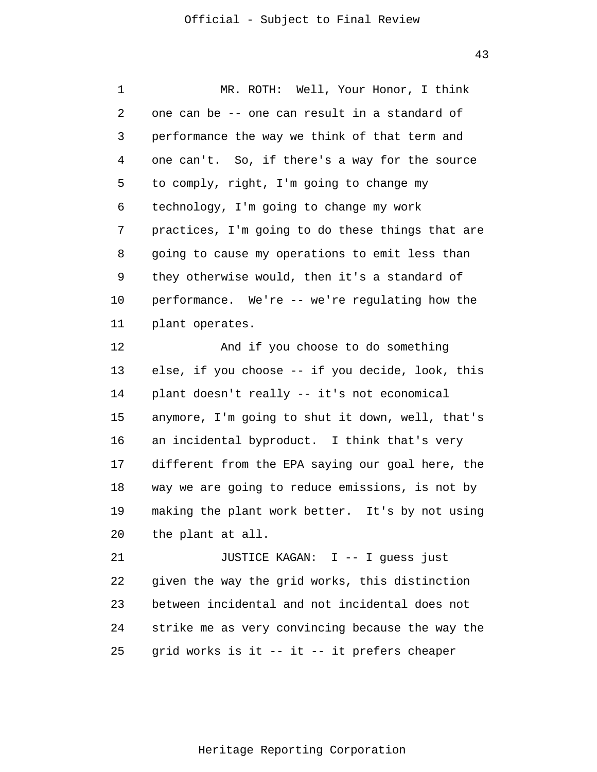MR. ROTH: Well, Your Honor, I think one can be -- one can result in a standard of performance the way we think of that term and one can't. So, if there's a way for the source to comply, right, I'm going to change my technology, I'm going to change my work practices, I'm going to do these things that are going to cause my operations to emit less than they otherwise would, then it's a standard of performance. We're -- we're regulating how the plant operates.

And if you choose to do something else, if you choose -- if you decide, look, this plant doesn't really -- it's not economical anymore, I'm going to shut it down, well, that's an incidental byproduct. I think that's very different from the EPA saying our goal here, the way we are going to reduce emissions, is not by making the plant work better. It's by not using the plant at all.

JUSTICE KAGAN: I -- I guess just given the way the grid works, this distinction between incidental and not incidental does not strike me as very convincing because the way the grid works is it -- it -- it prefers cheaper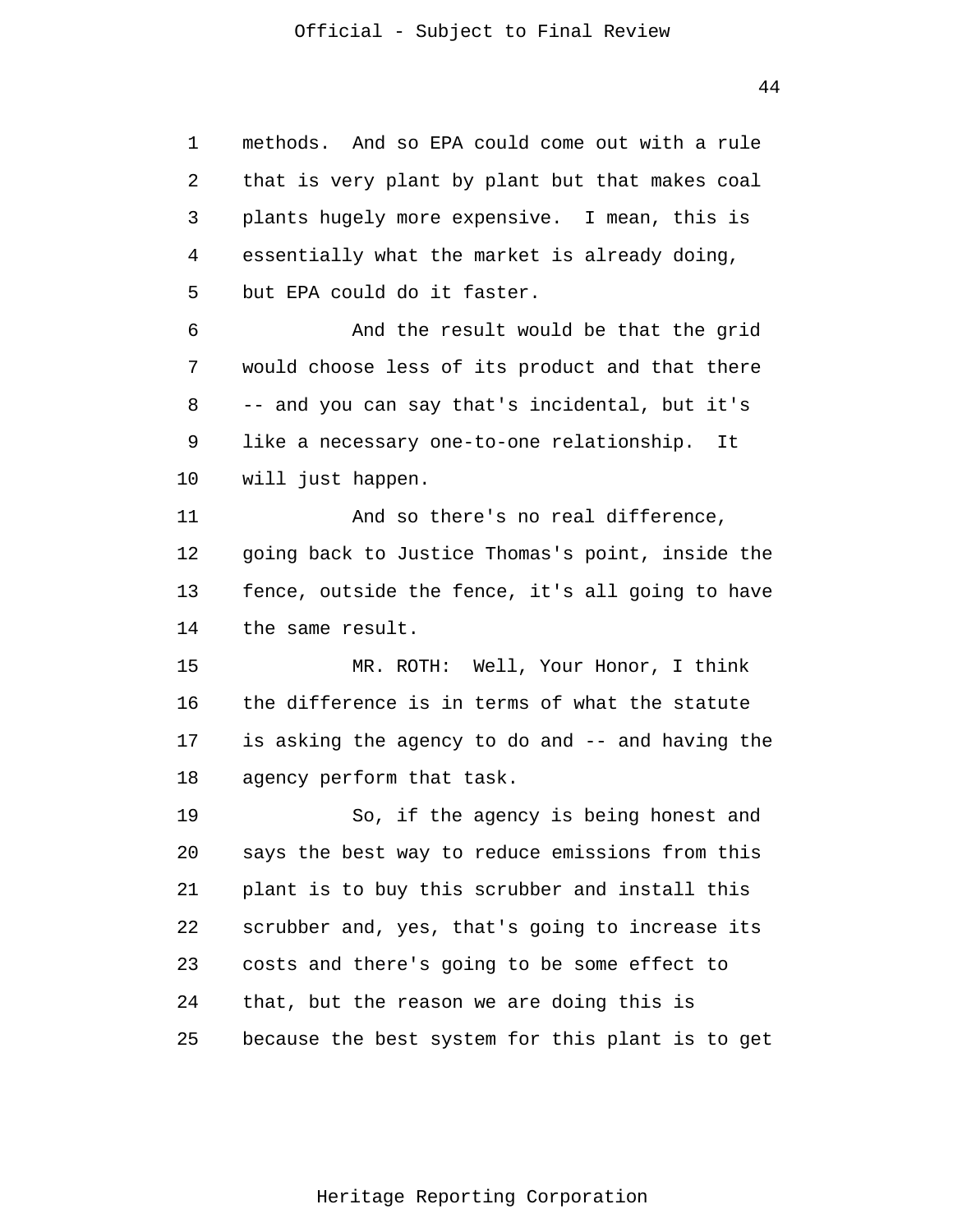methods. And so EPA could come out with a rule that is very plant by plant but that makes coal plants hugely more expensive. I mean, this is essentially what the market is already doing, but EPA could do it faster.

And the result would be that the grid would choose less of its product and that there -- and you can say that's incidental, but it's like a necessary one-to-one relationship. It will just happen.

And so there's no real difference, going back to Justice Thomas's point, inside the fence, outside the fence, it's all going to have the same result.

MR. ROTH: Well, Your Honor, I think the difference is in terms of what the statute is asking the agency to do and -- and having the agency perform that task.

So, if the agency is being honest and says the best way to reduce emissions from this plant is to buy this scrubber and install this scrubber and, yes, that's going to increase its costs and there's going to be some effect to that, but the reason we are doing this is because the best system for this plant is to get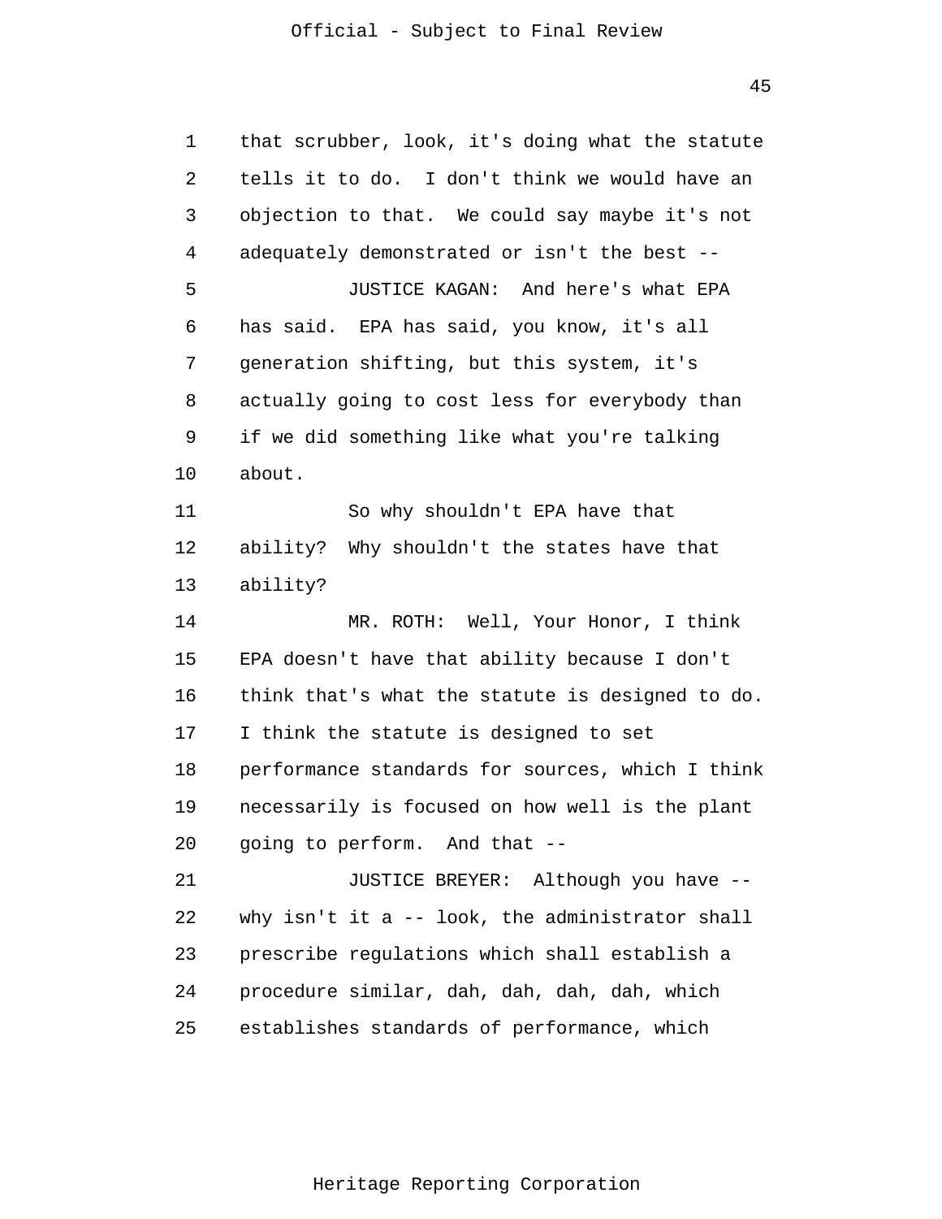that scrubber, look, it's doing what the statute tells it to do. I don't think we would have an objection to that. We could say maybe it's not adequately demonstrated or isn't the best --

JUSTICE KAGAN: And here's what EPA has said. EPA has said, you know, it's all generation shifting, but this system, it's actually going to cost less for everybody than if we did something like what you're talking about.

So why shouldn't EPA have that ability? Why shouldn't the states have that ability?

MR. ROTH: Well, Your Honor, I think EPA doesn't have that ability because I don't think that's what the statute is designed to do. I think the statute is designed to set performance standards for sources, which I think necessarily is focused on how well is the plant going to perform. And that --

JUSTICE BREYER: Although you have -- why isn't it a -- look, the administrator shall prescribe regulations which shall establish a procedure similar, dah, dah, dah, dah, which establishes standards of performance, which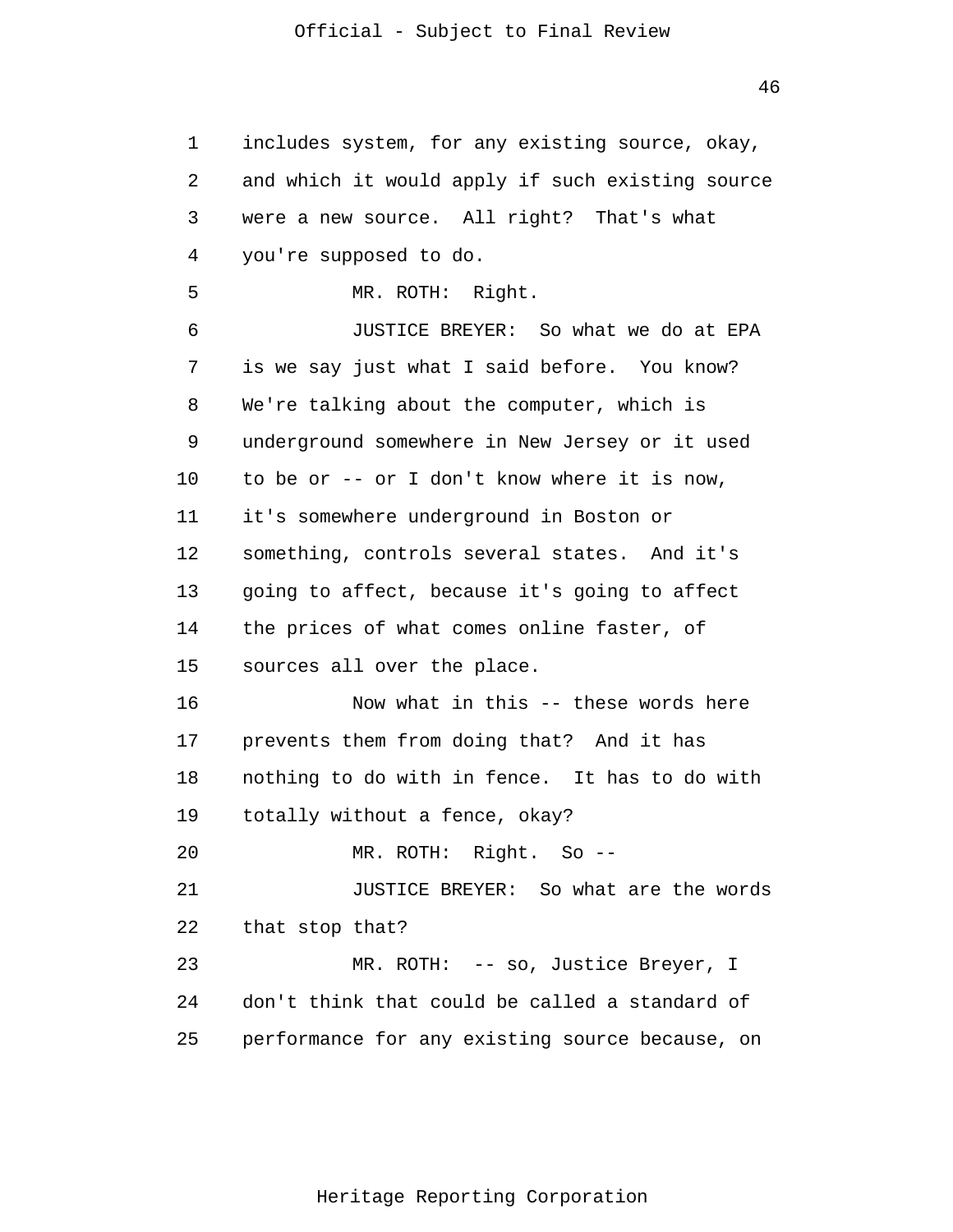includes system, for any existing source, okay, and which it would apply if such existing source were a new source. All right? That's what you're supposed to do.

MR. ROTH: Right.

JUSTICE BREYER: So what we do at EPA is we say just what I said before. You know? We're talking about the computer, which is underground somewhere in New Jersey or it used to be or -- or I don't know where it is now, it's somewhere underground in Boston or something, controls several states. And it's going to affect, because it's going to affect the prices of what comes online faster, of sources all over the place.

Now what in this -- these words here prevents them from doing that? And it has nothing to do with in fence. It has to do with totally without a fence, okay?

MR. ROTH: Right. So --

JUSTICE BREYER: So what are the words that stop that?

MR. ROTH: -- so, Justice Breyer, I don't think that could be called a standard of performance for any existing source because, on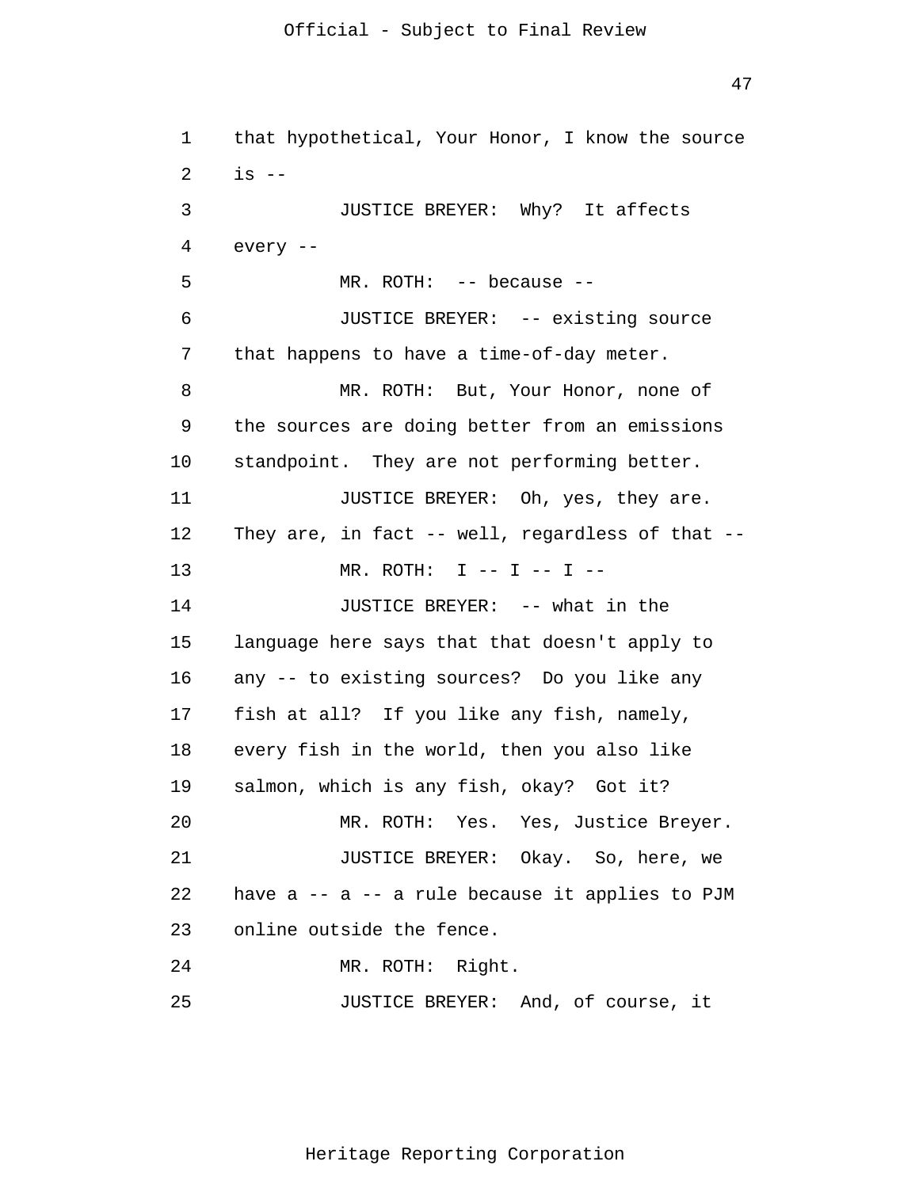that hypothetical, Your Honor, I know the source is --

JUSTICE BREYER: Why? It affects every --

MR. ROTH: -- because --

JUSTICE BREYER: -- existing source that happens to have a time-of-day meter.

MR. ROTH: But, Your Honor, none of the sources are doing better from an emissions standpoint. They are not performing better.

JUSTICE BREYER: Oh, yes, they are. They are, in fact -- well, regardless of that --

MR. ROTH: I -- I -- I --

JUSTICE BREYER: -- what in the language here says that that doesn't apply to any -- to existing sources? Do you like any fish at all? If you like any fish, namely, every fish in the world, then you also like salmon, which is any fish, okay? Got it?

MR. ROTH: Yes. Yes, Justice Breyer.

JUSTICE BREYER: Okay. So, here, we have a -- a -- a rule because it applies to PJM online outside the fence.

MR. ROTH: Right.

JUSTICE BREYER: And, of course, it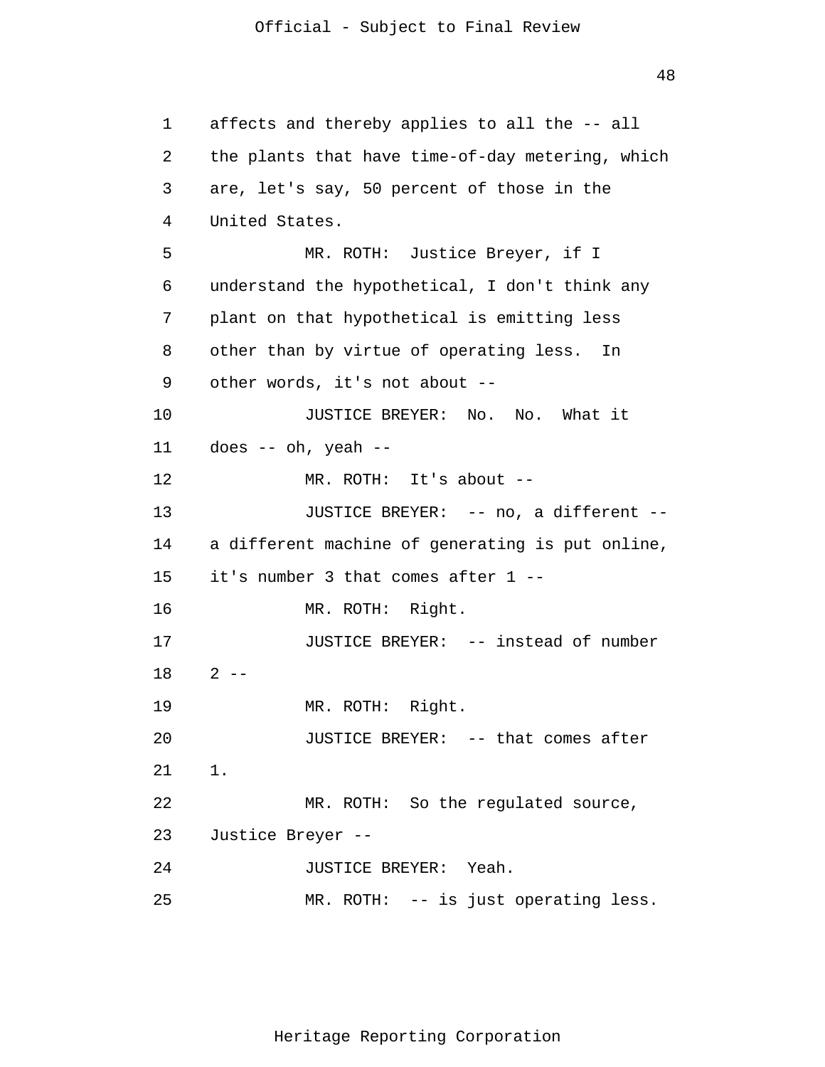affects and thereby applies to all the -- all the plants that have time-of-day metering, which are, let's say, 50 percent of those in the United States.

MR. ROTH: Justice Breyer, if I understand the hypothetical, I don't think any plant on that hypothetical is emitting less other than by virtue of operating less. In other words, it's not about --

JUSTICE BREYER: No. No. What it does -- oh, yeah --

MR. ROTH: It's about --

JUSTICE BREYER: -- no, a different -- a different machine of generating is put online, it's number 3 that comes after 1 --

MR. ROTH: Right.

JUSTICE BREYER: -- instead of number 2 --

MR. ROTH: Right.

JUSTICE BREYER: -- that comes after 1.

MR. ROTH: So the regulated source, Justice Breyer --

JUSTICE BREYER: Yeah.

MR. ROTH: -- is just operating less.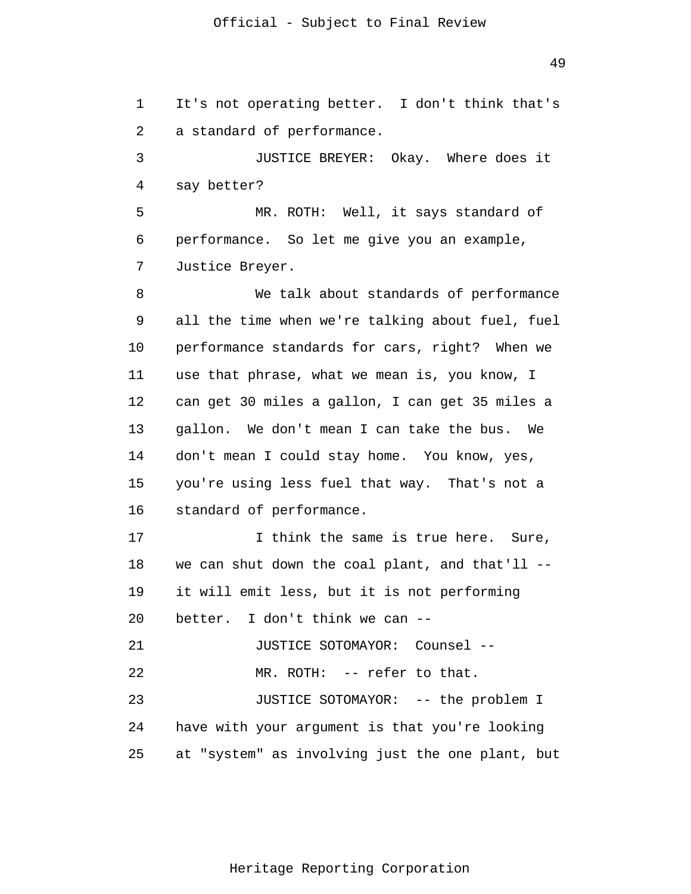It's not operating better. I don't think that's a standard of performance.

JUSTICE BREYER: Okay. Where does it say better?

MR. ROTH: Well, it says standard of performance. So let me give you an example, Justice Breyer.

We talk about standards of performance all the time when we're talking about fuel, fuel performance standards for cars, right? When we use that phrase, what we mean is, you know, I can get 30 miles a gallon, I can get 35 miles a gallon. We don't mean I can take the bus. We don't mean I could stay home. You know, yes, you're using less fuel that way. That's not a standard of performance.

I think the same is true here. Sure, we can shut down the coal plant, and that'll -- it will emit less, but it is not performing better. I don't think we can --

JUSTICE SOTOMAYOR: Counsel --

MR. ROTH: -- refer to that.

JUSTICE SOTOMAYOR: -- the problem I have with your argument is that you're looking at "system" as involving just the one plant, but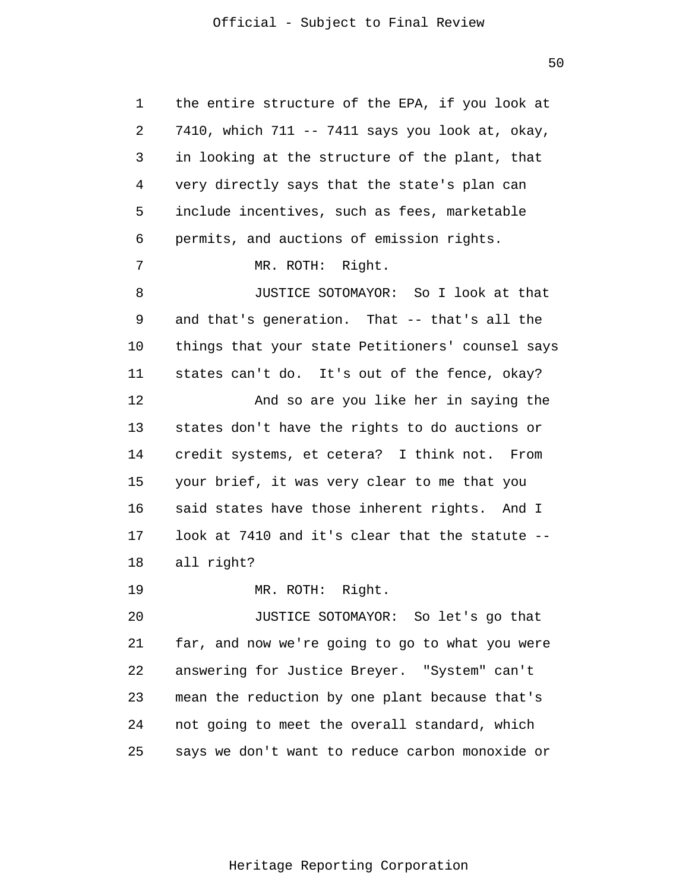the entire structure of the EPA, if you look at 7410, which 711 -- 7411 says you look at, okay, in looking at the structure of the plant, that very directly says that the state's plan can include incentives, such as fees, marketable permits, and auctions of emission rights.

MR. ROTH: Right.

JUSTICE SOTOMAYOR: So I look at that and that's generation. That -- that's all the things that your state Petitioners' counsel says states can't do. It's out of the fence, okay?

And so are you like her in saying the states don't have the rights to do auctions or credit systems, et cetera? I think not. From your brief, it was very clear to me that you said states have those inherent rights. And I look at 7410 and it's clear that the statute -- all right?

MR. ROTH: Right.

JUSTICE SOTOMAYOR: So let's go that far, and now we're going to go to what you were answering for Justice Breyer. "System" can't mean the reduction by one plant because that's not going to meet the overall standard, which says we don't want to reduce carbon monoxide or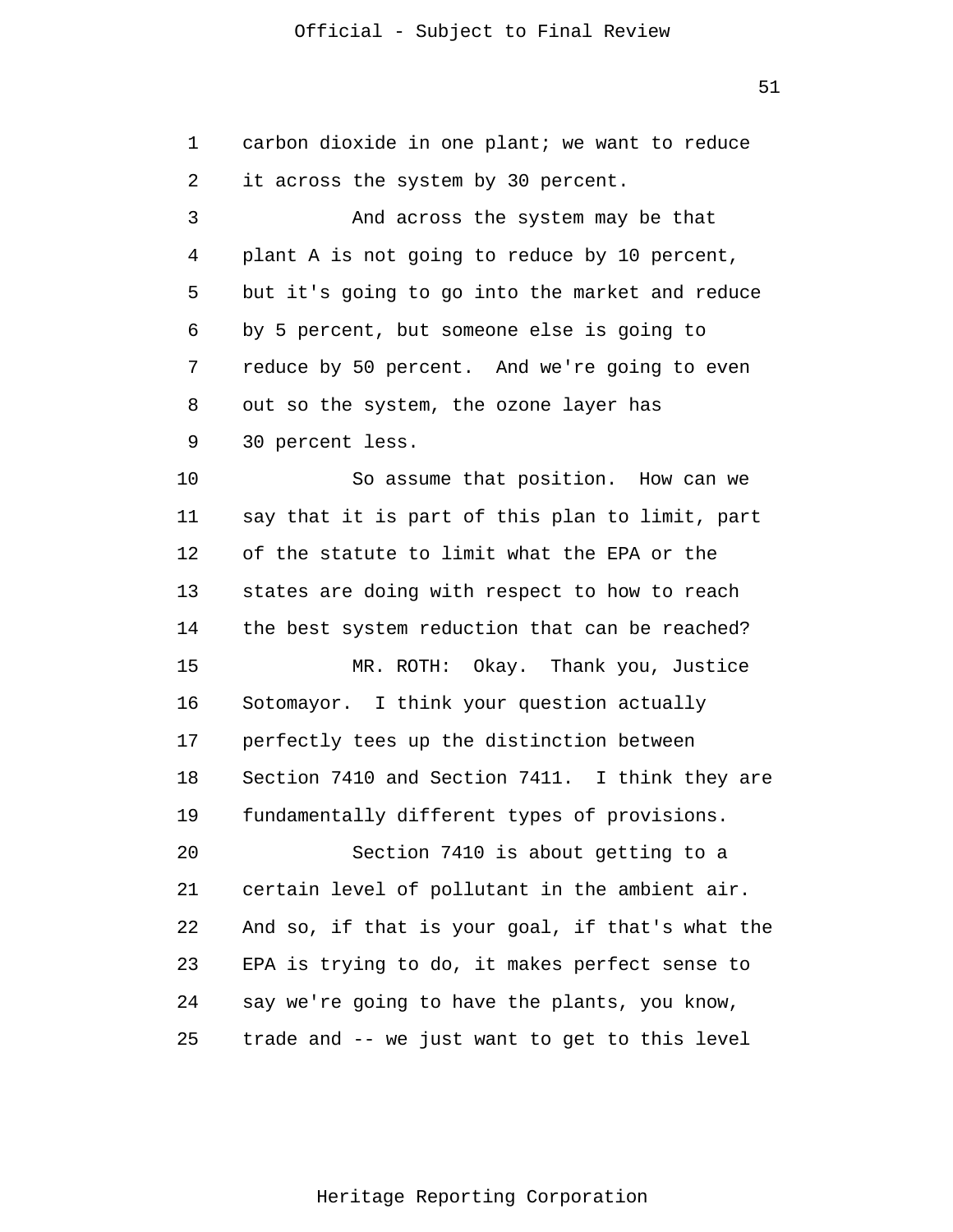carbon dioxide in one plant; we want to reduce it across the system by 30 percent.

And across the system may be that plant A is not going to reduce by 10 percent, but it's going to go into the market and reduce by 5 percent, but someone else is going to reduce by 50 percent. And we're going to even out so the system, the ozone layer has 30 percent less.

So assume that position. How can we say that it is part of this plan to limit, part of the statute to limit what the EPA or the states are doing with respect to how to reach the best system reduction that can be reached?

MR. ROTH: Okay. Thank you, Justice Sotomayor. I think your question actually perfectly tees up the distinction between Section 7410 and Section 7411. I think they are fundamentally different types of provisions.

Section 7410 is about getting to a certain level of pollutant in the ambient air. And so, if that is your goal, if that's what the EPA is trying to do, it makes perfect sense to say we're going to have the plants, you know, trade and -- we just want to get to this level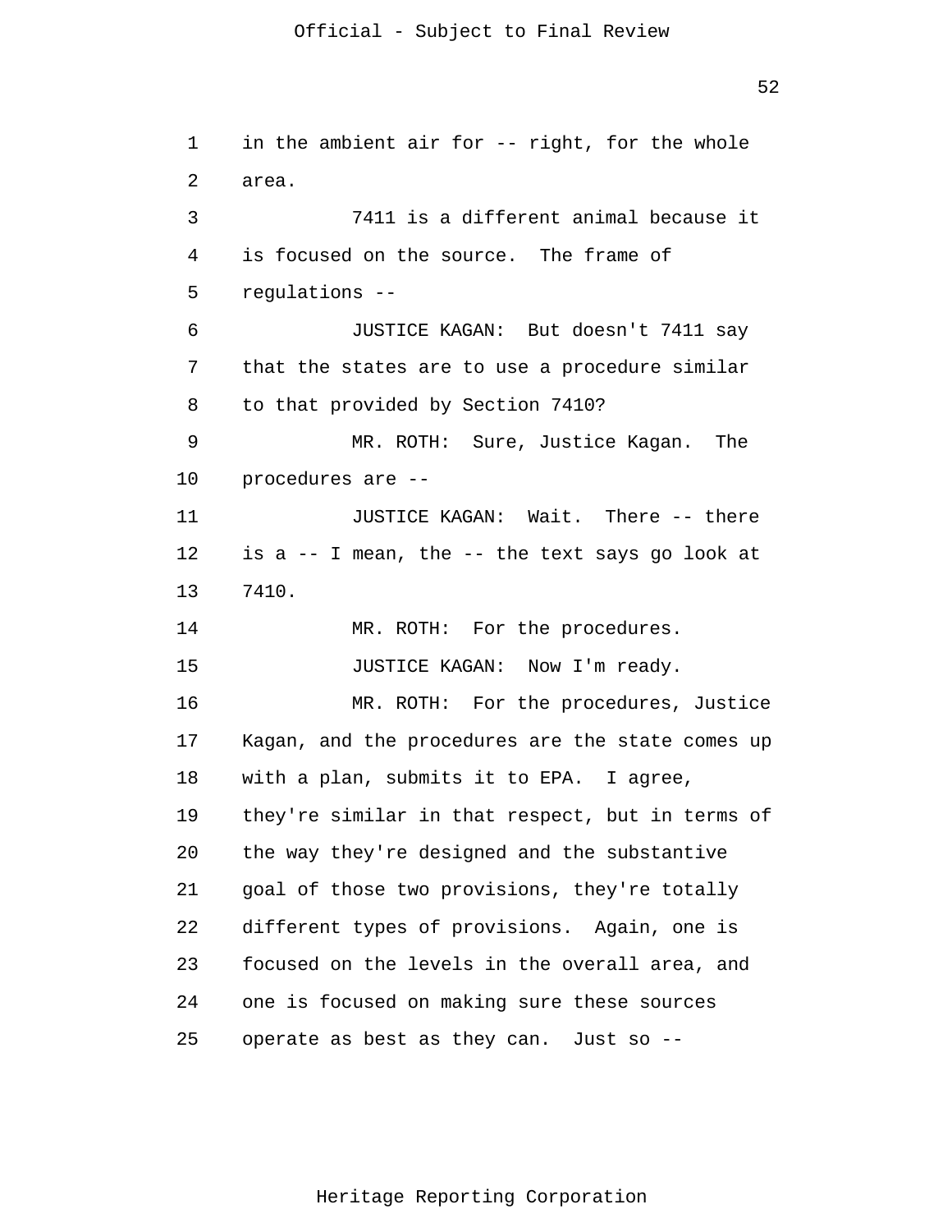in the ambient air for -- right, for the whole area.

7411 is a different animal because it is focused on the source. The frame of regulations --

JUSTICE KAGAN: But doesn't 7411 say that the states are to use a procedure similar to that provided by Section 7410?

MR. ROTH: Sure, Justice Kagan. The procedures are --

JUSTICE KAGAN: Wait. There -- there is a -- I mean, the -- the text says go look at 7410.

MR. ROTH: For the procedures.

JUSTICE KAGAN: Now I'm ready.

MR. ROTH: For the procedures, Justice Kagan, and the procedures are the state comes up with a plan, submits it to EPA. I agree, they're similar in that respect, but in terms of the way they're designed and the substantive goal of those two provisions, they're totally different types of provisions. Again, one is focused on the levels in the overall area, and one is focused on making sure these sources operate as best as they can. Just so --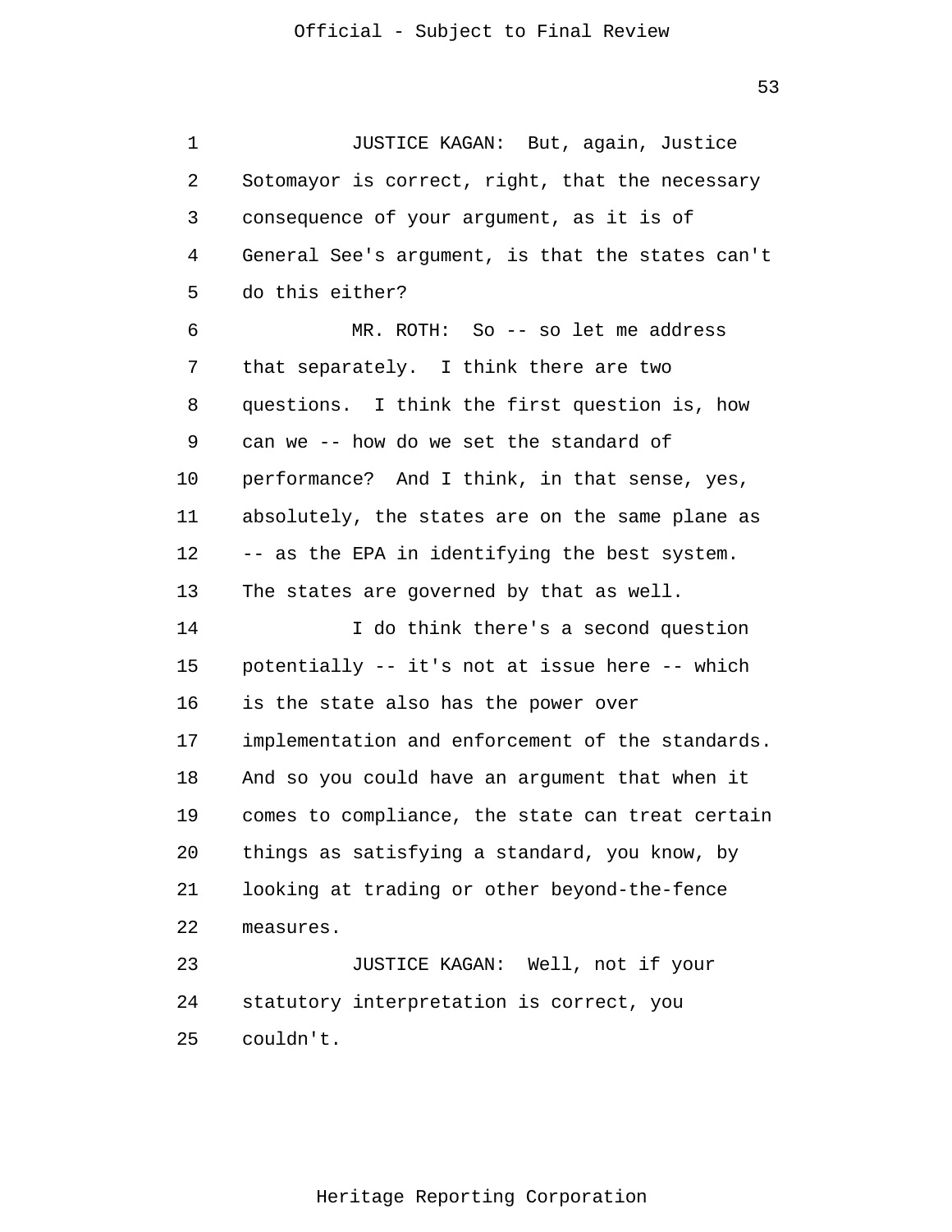JUSTICE KAGAN: But, again, Justice Sotomayor is correct, right, that the necessary consequence of your argument, as it is of General See's argument, is that the states can't do this either?

MR. ROTH: So -- so let me address that separately. I think there are two questions. I think the first question is, how can we -- how do we set the standard of performance? And I think, in that sense, yes, absolutely, the states are on the same plane as -- as the EPA in identifying the best system. The states are governed by that as well.

I do think there's a second question potentially -- it's not at issue here -- which is the state also has the power over implementation and enforcement of the standards. And so you could have an argument that when it comes to compliance, the state can treat certain things as satisfying a standard, you know, by looking at trading or other beyond-the-fence measures.

JUSTICE KAGAN: Well, not if your statutory interpretation is correct, you couldn't.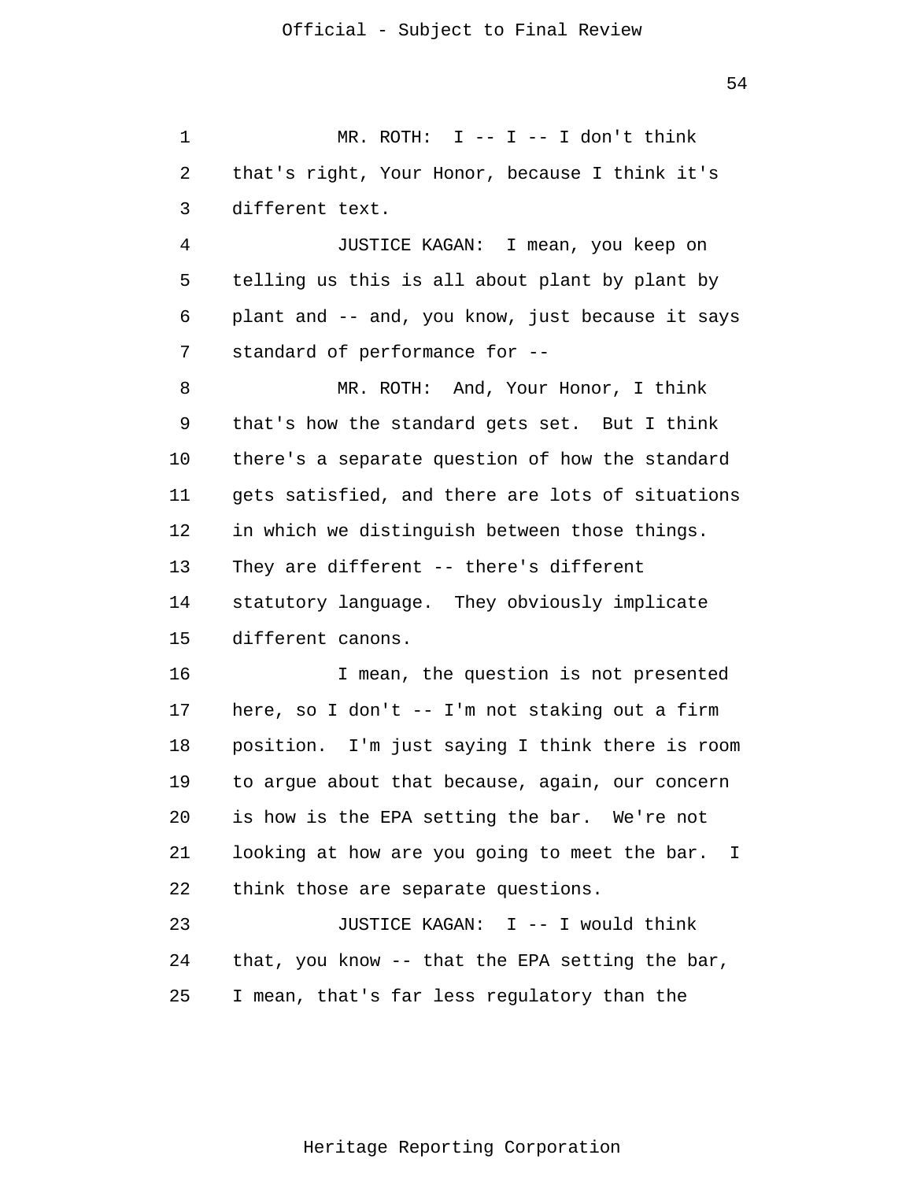MR. ROTH: I -- I -- I don't think that's right, Your Honor, because I think it's different text.

JUSTICE KAGAN: I mean, you keep on telling us this is all about plant by plant by plant and -- and, you know, just because it says standard of performance for --

MR. ROTH: And, Your Honor, I think that's how the standard gets set. But I think there's a separate question of how the standard gets satisfied, and there are lots of situations in which we distinguish between those things. They are different -- there's different statutory language. They obviously implicate different canons.

I mean, the question is not presented here, so I don't -- I'm not staking out a firm position. I'm just saying I think there is room to argue about that because, again, our concern is how is the EPA setting the bar. We're not looking at how are you going to meet the bar. I think those are separate questions.

JUSTICE KAGAN: I -- I would think that, you know -- that the EPA setting the bar, I mean, that's far less regulatory than the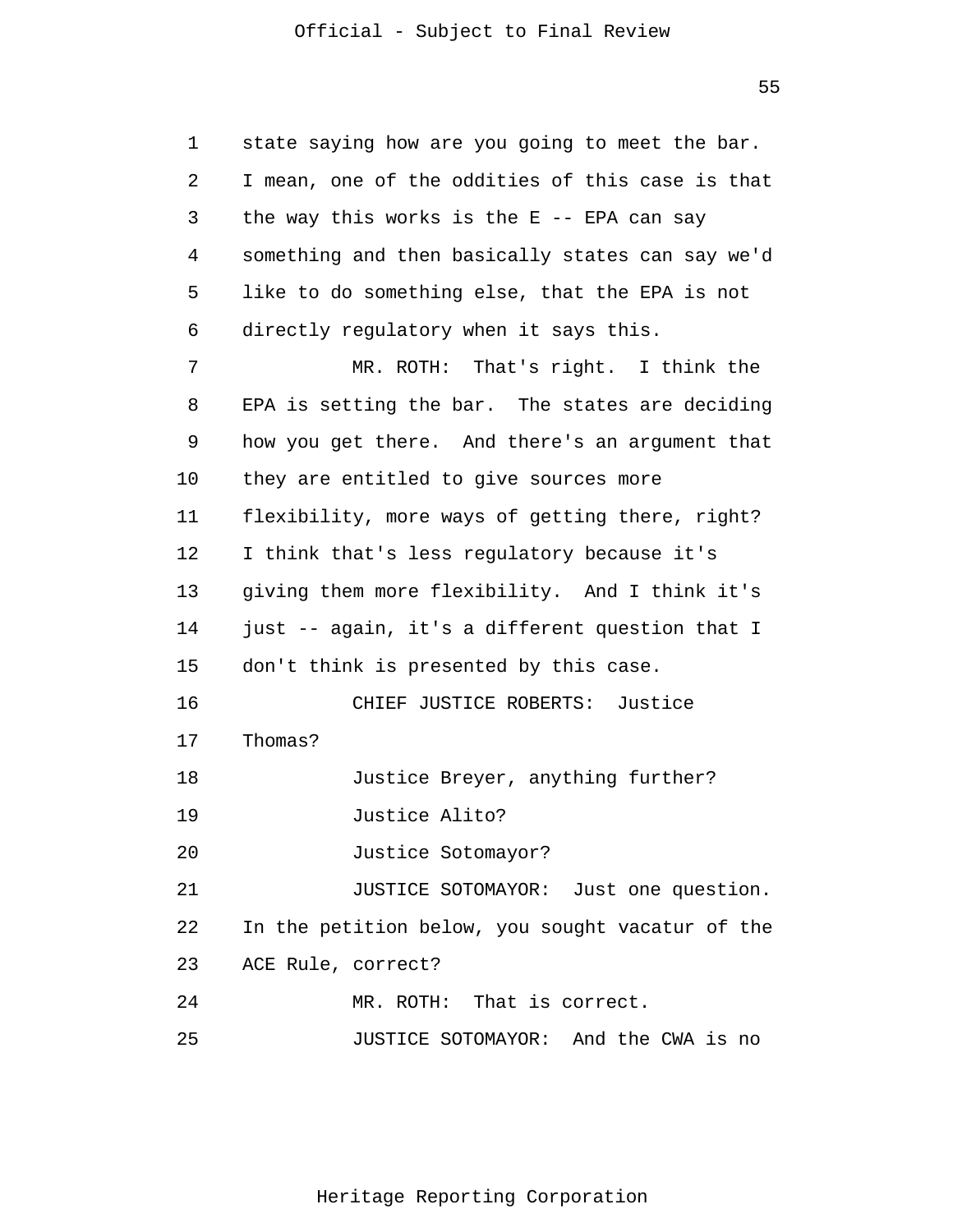state saying how are you going to meet the bar. I mean, one of the oddities of this case is that the way this works is the E -- EPA can say something and then basically states can say we'd like to do something else, that the EPA is not directly regulatory when it says this.

MR. ROTH: That's right. I think the EPA is setting the bar. The states are deciding how you get there. And there's an argument that they are entitled to give sources more flexibility, more ways of getting there, right? I think that's less regulatory because it's giving them more flexibility. And I think it's just -- again, it's a different question that I don't think is presented by this case.

CHIEF JUSTICE ROBERTS: Justice Thomas?

Justice Breyer, anything further?

Justice Alito?

Justice Sotomayor?

JUSTICE SOTOMAYOR: Just one question. In the petition below, you sought vacatur of the ACE Rule, correct?

MR. ROTH: That is correct.

JUSTICE SOTOMAYOR: And the CWA is no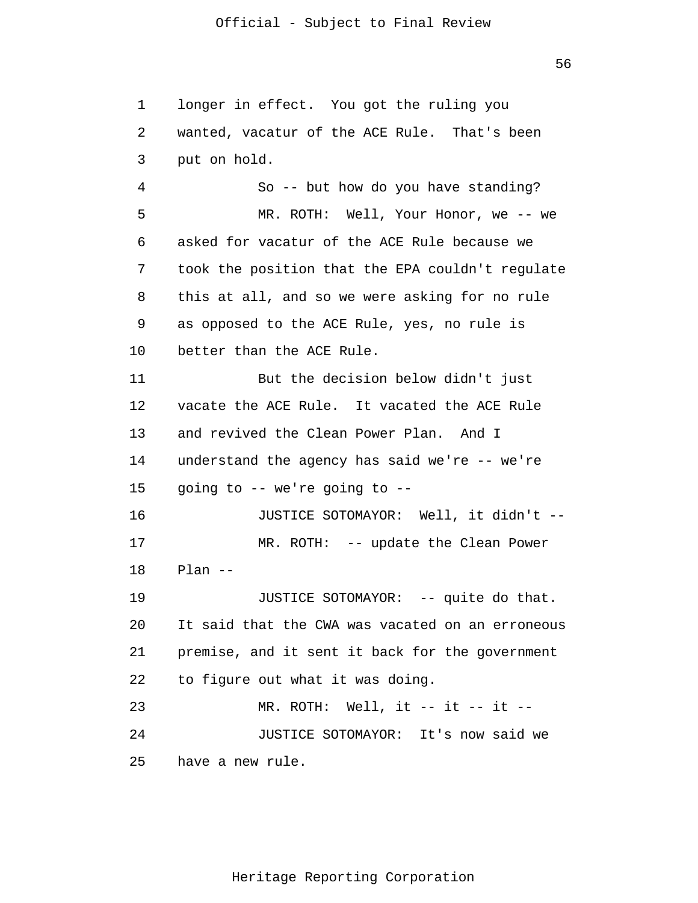longer in effect. You got the ruling you wanted, vacatur of the ACE Rule. That's been put on hold.

So -- but how do you have standing?

MR. ROTH: Well, Your Honor, we -- we asked for vacatur of the ACE Rule because we took the position that the EPA couldn't regulate this at all, and so we were asking for no rule as opposed to the ACE Rule, yes, no rule is better than the ACE Rule.

But the decision below didn't just vacate the ACE Rule. It vacated the ACE Rule and revived the Clean Power Plan. And I understand the agency has said we're -- we're going to -- we're going to --

JUSTICE SOTOMAYOR: Well, it didn't --

MR. ROTH: -- update the Clean Power Plan --

JUSTICE SOTOMAYOR: -- quite do that. It said that the CWA was vacated on an erroneous premise, and it sent it back for the government to figure out what it was doing.

MR. ROTH: Well, it -- it -- it --

JUSTICE SOTOMAYOR: It's now said we have a new rule.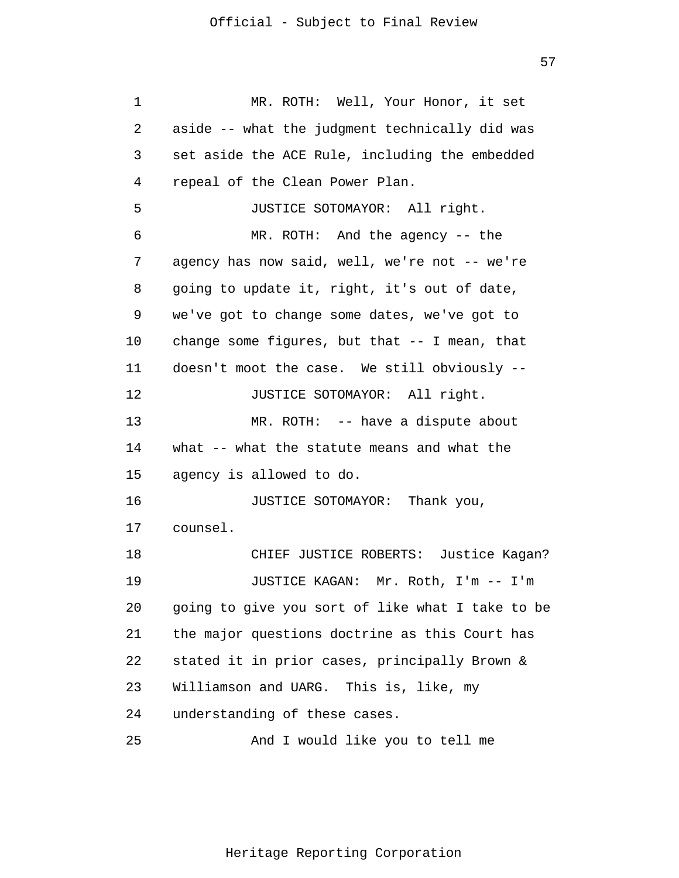MR. ROTH: Well, Your Honor, it set aside -- what the judgment technically did was set aside the ACE Rule, including the embedded repeal of the Clean Power Plan.

JUSTICE SOTOMAYOR: All right.

MR. ROTH: And the agency -- the agency has now said, well, we're not -- we're going to update it, right, it's out of date, we've got to change some dates, we've got to change some figures, but that -- I mean, that doesn't moot the case. We still obviously --

JUSTICE SOTOMAYOR: All right.

MR. ROTH: -- have a dispute about what -- what the statute means and what the agency is allowed to do.

JUSTICE SOTOMAYOR: Thank you, counsel.

CHIEF JUSTICE ROBERTS: Justice Kagan?

JUSTICE KAGAN: Mr. Roth, I'm -- I'm going to give you sort of like what I take to be the major questions doctrine as this Court has stated it in prior cases, principally Brown & Williamson and UARG. This is, like, my understanding of these cases.

And I would like you to tell me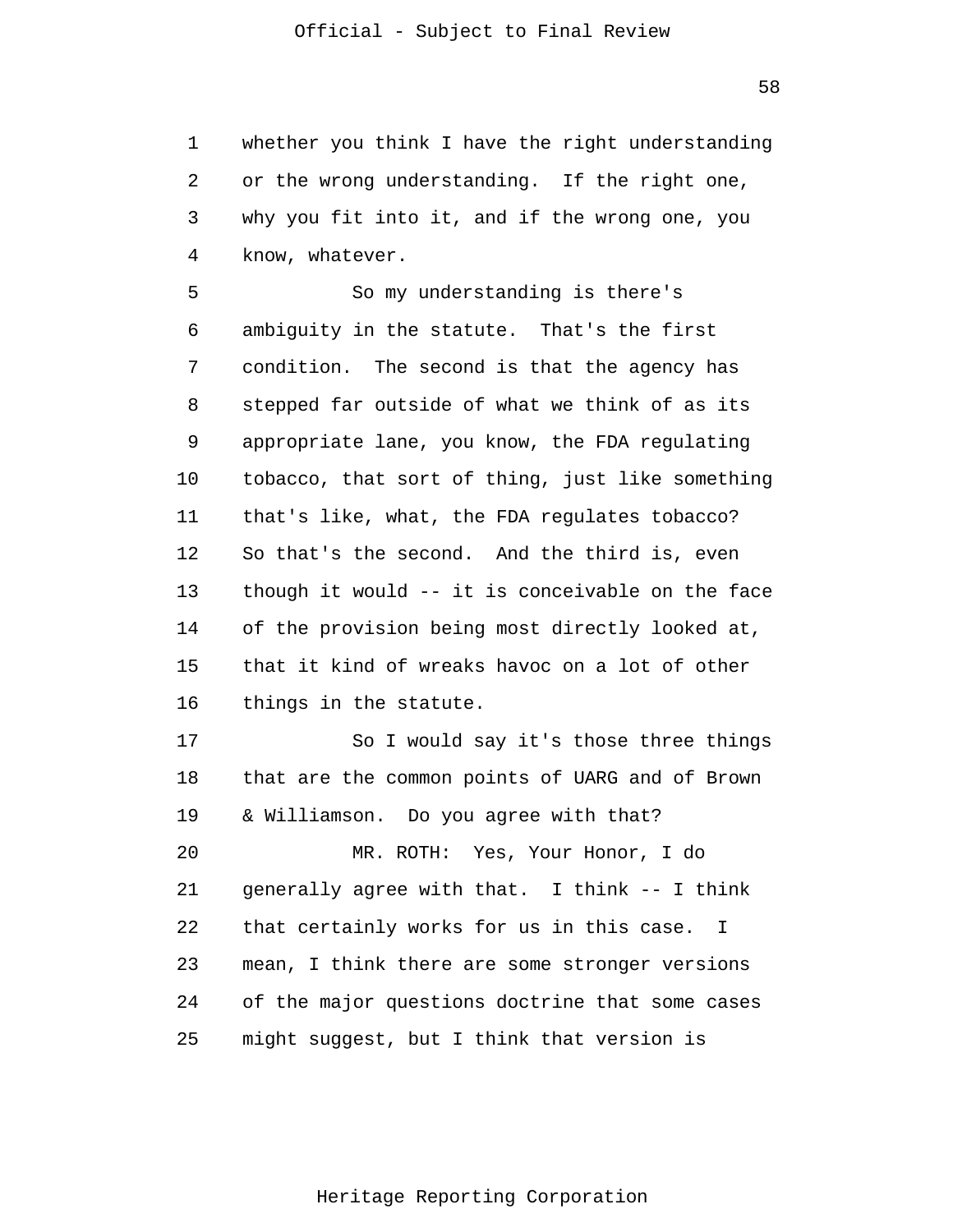whether you think I have the right understanding or the wrong understanding. If the right one, why you fit into it, and if the wrong one, you know, whatever.

So my understanding is there's ambiguity in the statute. That's the first condition. The second is that the agency has stepped far outside of what we think of as its appropriate lane, you know, the FDA regulating tobacco, that sort of thing, just like something that's like, what, the FDA regulates tobacco? So that's the second. And the third is, even though it would -- it is conceivable on the face of the provision being most directly looked at, that it kind of wreaks havoc on a lot of other things in the statute.

So I would say it's those three things that are the common points of UARG and of Brown & Williamson. Do you agree with that?

MR. ROTH: Yes, Your Honor, I do generally agree with that. I think -- I think that certainly works for us in this case. I mean, I think there are some stronger versions of the major questions doctrine that some cases might suggest, but I think that version is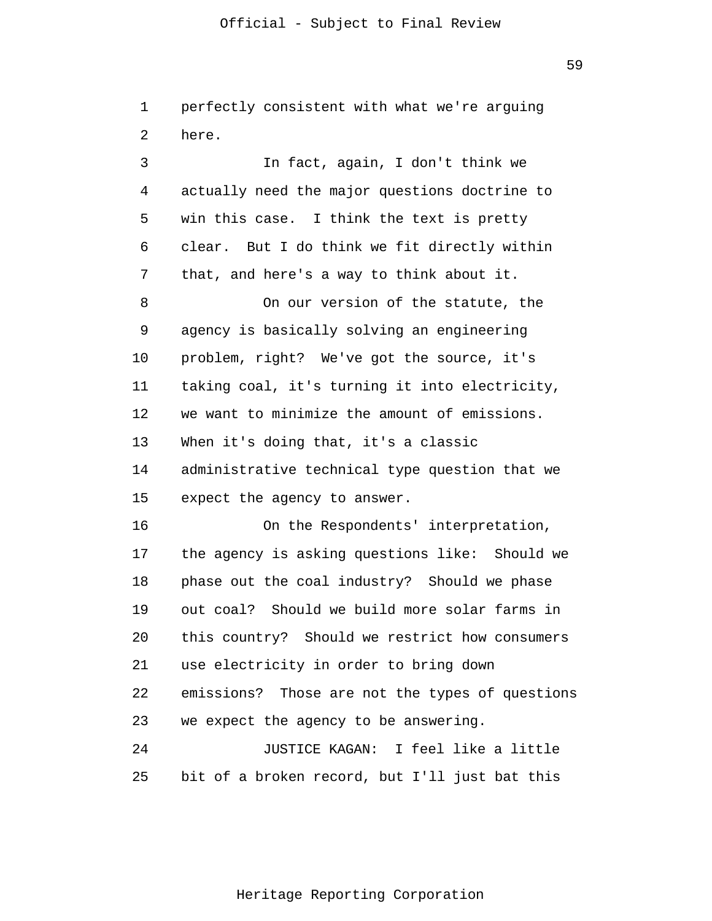perfectly consistent with what we're arguing here.

In fact, again, I don't think we actually need the major questions doctrine to win this case. I think the text is pretty clear. But I do think we fit directly within that, and here's a way to think about it.

On our version of the statute, the agency is basically solving an engineering problem, right? We've got the source, it's taking coal, it's turning it into electricity, we want to minimize the amount of emissions. When it's doing that, it's a classic administrative technical type question that we expect the agency to answer.

On the Respondents' interpretation, the agency is asking questions like: Should we phase out the coal industry? Should we phase out coal? Should we build more solar farms in this country? Should we restrict how consumers use electricity in order to bring down emissions? Those are not the types of questions we expect the agency to be answering.

JUSTICE KAGAN: I feel like a little bit of a broken record, but I'll just bat this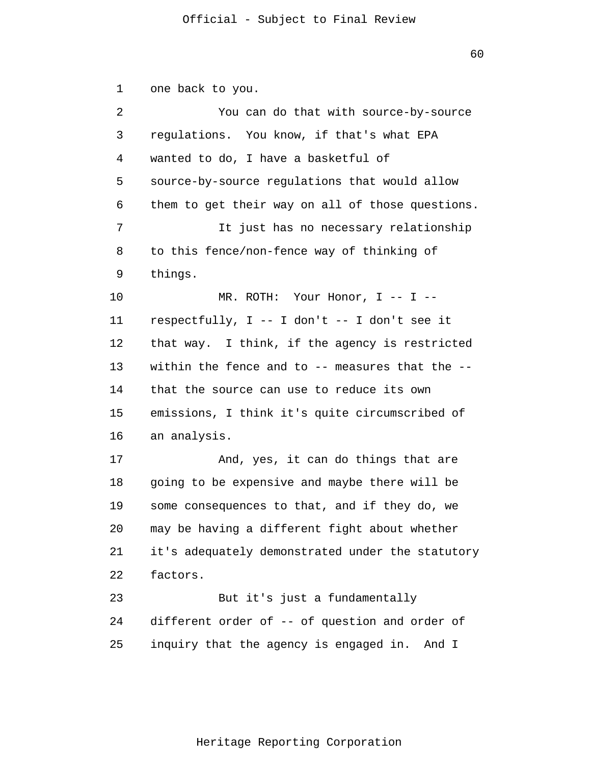one back to you.

You can do that with source-by-source regulations. You know, if that's what EPA wanted to do, I have a basketful of source-by-source regulations that would allow them to get their way on all of those questions.

It just has no necessary relationship to this fence/non-fence way of thinking of things.

MR. ROTH: Your Honor, I -- I -- respectfully, I -- I don't -- I don't see it that way. I think, if the agency is restricted within the fence and to -- measures that the -- that the source can use to reduce its own emissions, I think it's quite circumscribed of an analysis.

And, yes, it can do things that are going to be expensive and maybe there will be some consequences to that, and if they do, we may be having a different fight about whether it's adequately demonstrated under the statutory factors.

But it's just a fundamentally different order of -- of question and order of inquiry that the agency is engaged in. And I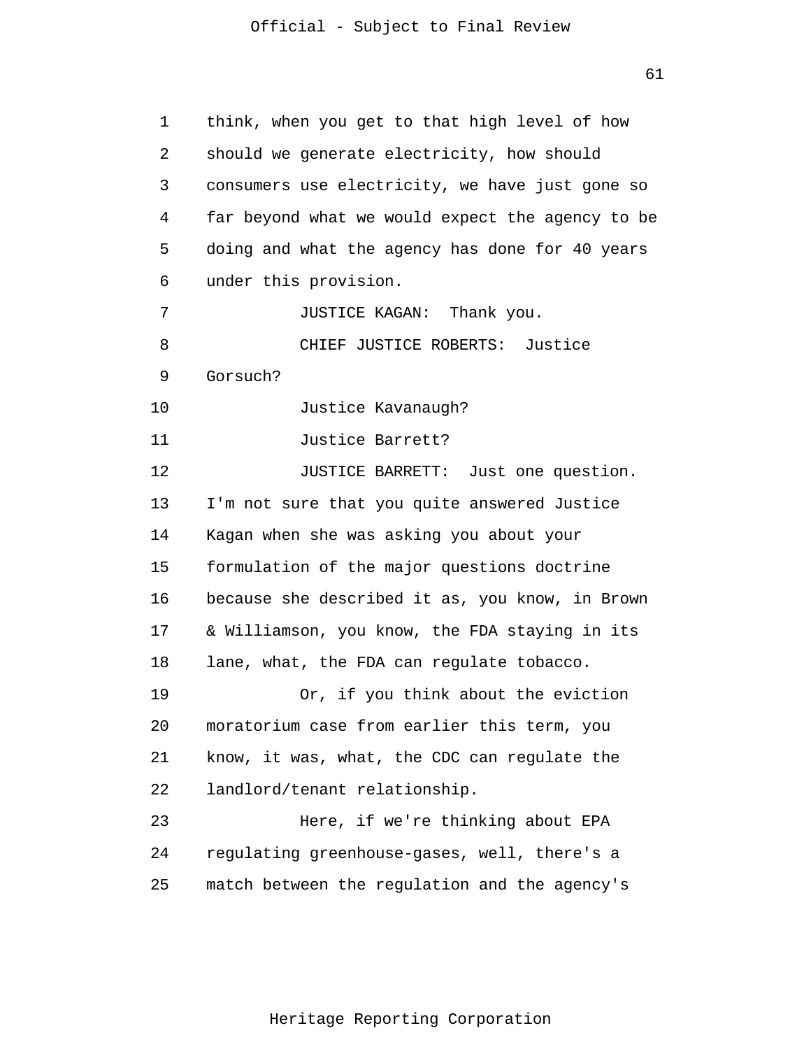think, when you get to that high level of how should we generate electricity, how should consumers use electricity, we have just gone so far beyond what we would expect the agency to be doing and what the agency has done for 40 years under this provision.

JUSTICE KAGAN: Thank you.

CHIEF JUSTICE ROBERTS: Justice Gorsuch?

Justice Kavanaugh?

Justice Barrett?

JUSTICE BARRETT: Just one question. I'm not sure that you quite answered Justice Kagan when she was asking you about your formulation of the major questions doctrine because she described it as, you know, in Brown & Williamson, you know, the FDA staying in its lane, what, the FDA can regulate tobacco.

Or, if you think about the eviction moratorium case from earlier this term, you know, it was, what, the CDC can regulate the landlord/tenant relationship.

Here, if we're thinking about EPA regulating greenhouse-gases, well, there's a match between the regulation and the agency's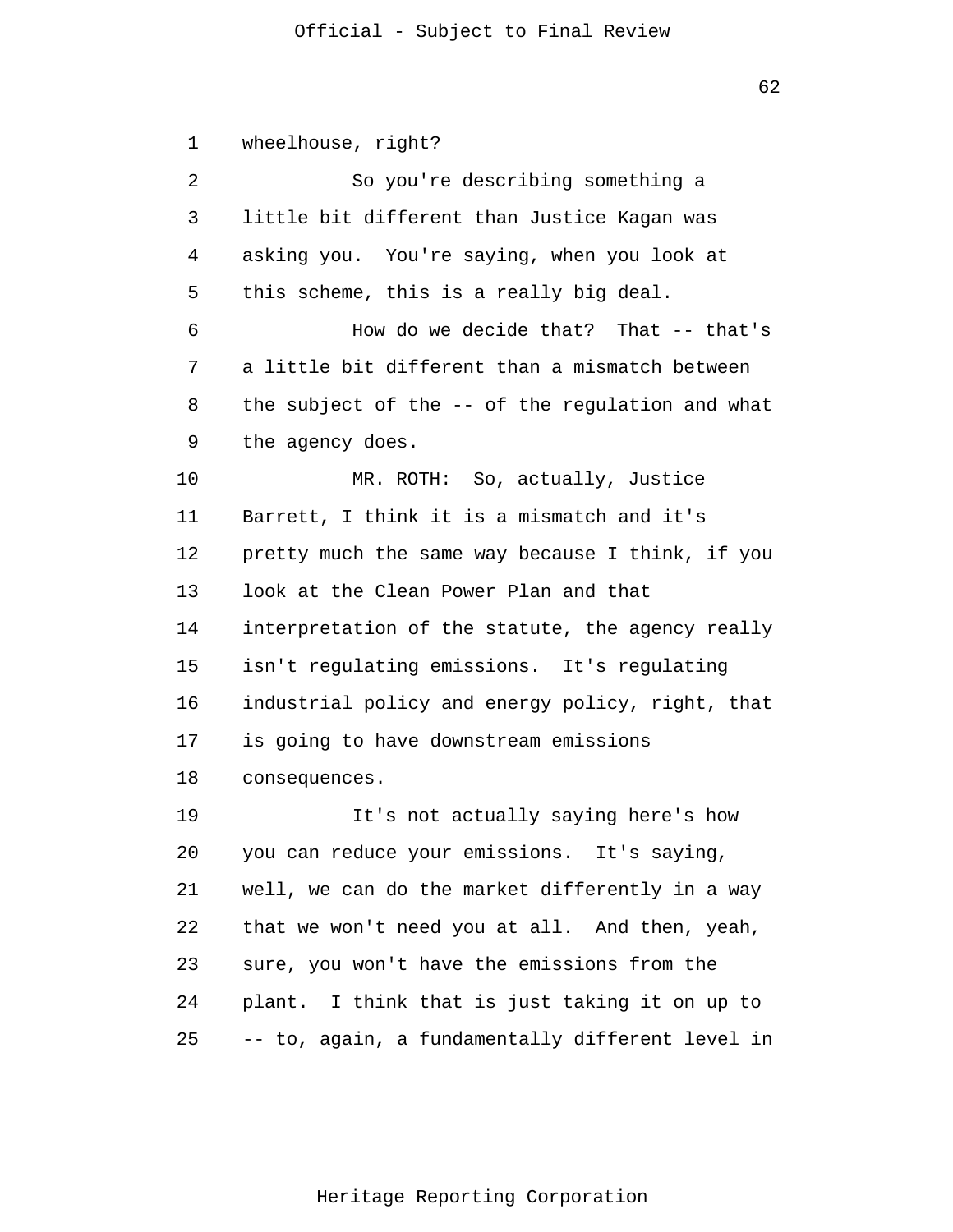wheelhouse, right?

So you're describing something a little bit different than Justice Kagan was asking you. You're saying, when you look at this scheme, this is a really big deal.

How do we decide that? That -- that's a little bit different than a mismatch between the subject of the -- of the regulation and what the agency does.

MR. ROTH: So, actually, Justice Barrett, I think it is a mismatch and it's pretty much the same way because I think, if you look at the Clean Power Plan and that interpretation of the statute, the agency really isn't regulating emissions. It's regulating industrial policy and energy policy, right, that is going to have downstream emissions consequences.

It's not actually saying here's how you can reduce your emissions. It's saying, well, we can do the market differently in a way that we won't need you at all. And then, yeah, sure, you won't have the emissions from the plant. I think that is just taking it on up to -- to, again, a fundamentally different level in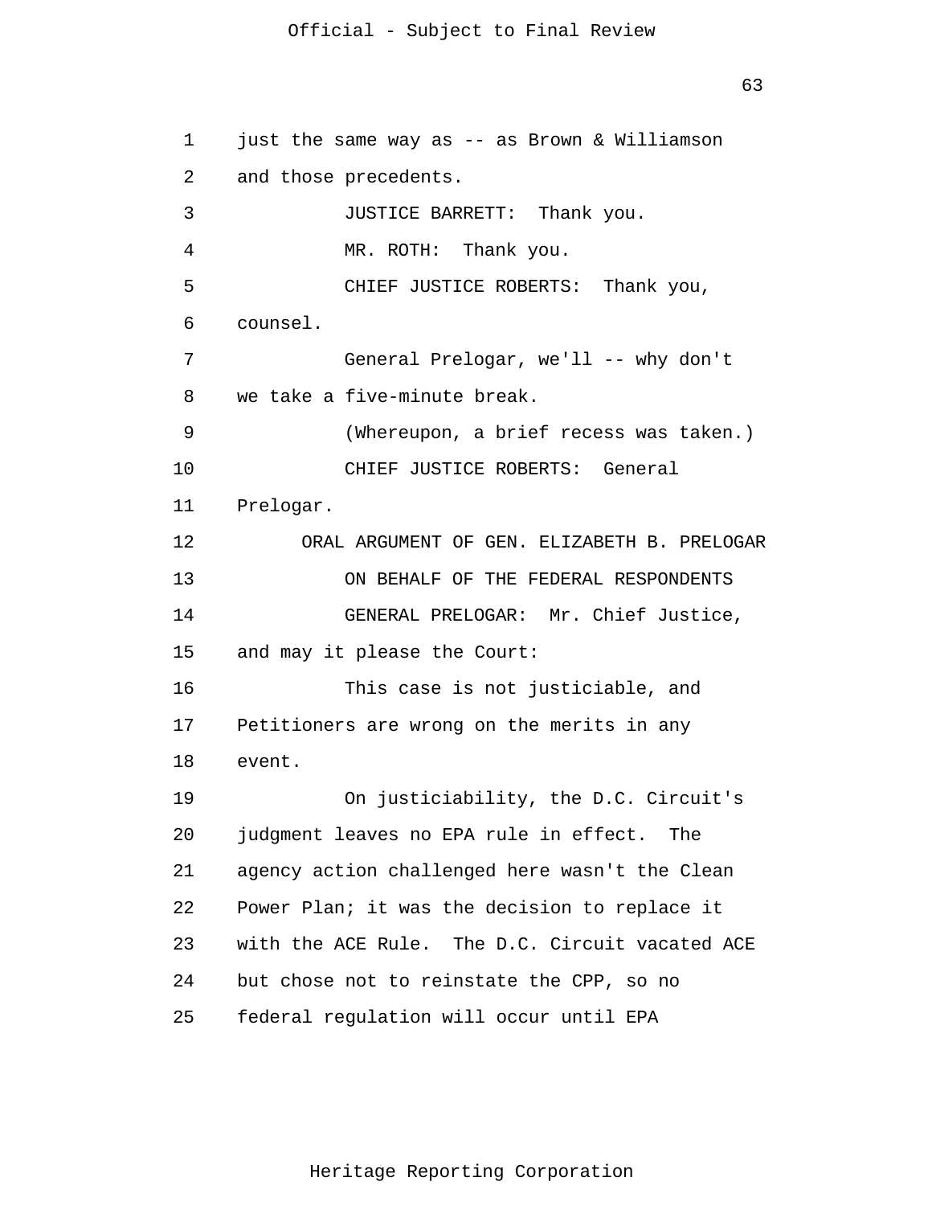just the same way as -- as Brown & Williamson and those precedents.

JUSTICE BARRETT: Thank you.

MR. ROTH: Thank you.

CHIEF JUSTICE ROBERTS: Thank you, counsel.

General Prelogar, we'll -- why don't we take a five-minute break.

(Whereupon, a brief recess was taken.)

CHIEF JUSTICE ROBERTS: General Prelogar.

ORAL ARGUMENT OF GEN. ELIZABETH B. PRELOGAR
ON BEHALF OF THE FEDERAL RESPONDENTS

GENERAL PRELOGAR: Mr. Chief Justice, and may it please the Court:

This case is not justiciable, and Petitioners are wrong on the merits in any event.

On justiciability, the D.C. Circuit's judgment leaves no EPA rule in effect. The agency action challenged here wasn't the Clean Power Plan; it was the decision to replace it with the ACE Rule. The D.C. Circuit vacated ACE but chose not to reinstate the CPP, so no federal regulation will occur until EPA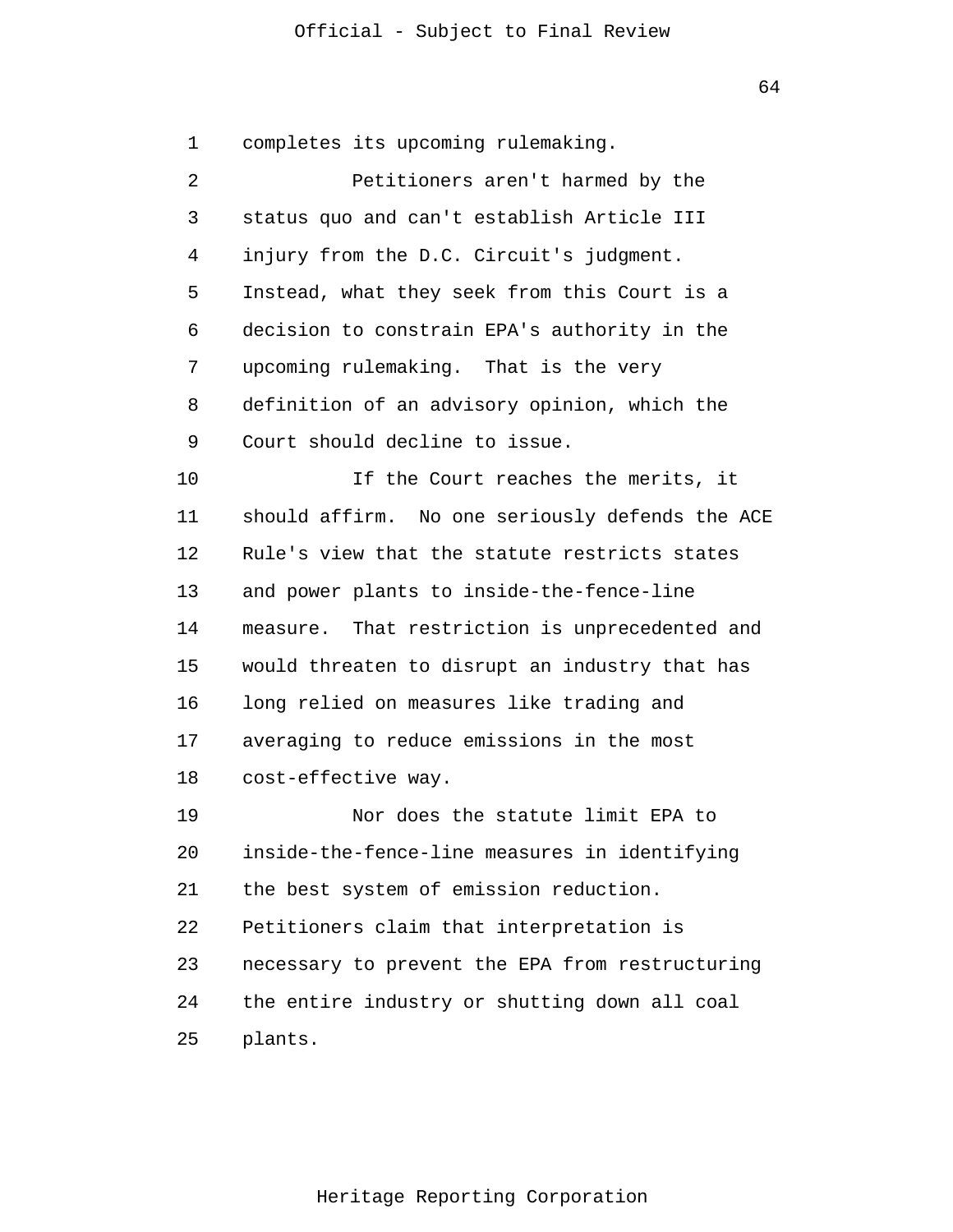completes its upcoming rulemaking.

Petitioners aren't harmed by the status quo and can't establish Article III injury from the D.C. Circuit's judgment. Instead, what they seek from this Court is a decision to constrain EPA's authority in the upcoming rulemaking. That is the very definition of an advisory opinion, which the Court should decline to issue.

If the Court reaches the merits, it should affirm. No one seriously defends the ACE Rule's view that the statute restricts states and power plants to inside-the-fence-line measure. That restriction is unprecedented and would threaten to disrupt an industry that has long relied on measures like trading and averaging to reduce emissions in the most cost-effective way.

Nor does the statute limit EPA to inside-the-fence-line measures in identifying the best system of emission reduction. Petitioners claim that interpretation is necessary to prevent the EPA from restructuring the entire industry or shutting down all coal plants.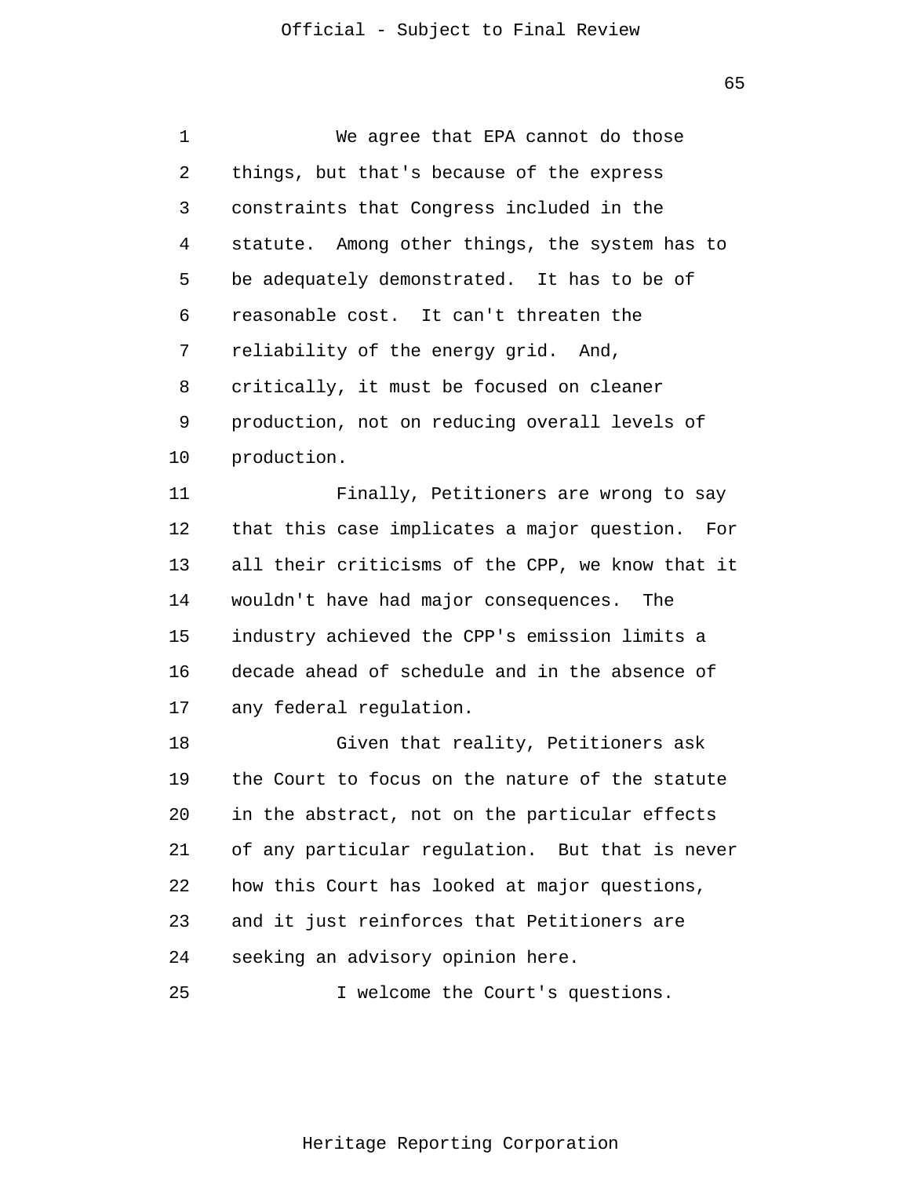We agree that EPA cannot do those things, but that's because of the express constraints that Congress included in the statute. Among other things, the system has to be adequately demonstrated. It has to be of reasonable cost. It can't threaten the reliability of the energy grid. And, critically, it must be focused on cleaner production, not on reducing overall levels of production.

Finally, Petitioners are wrong to say that this case implicates a major question. For all their criticisms of the CPP, we know that it wouldn't have had major consequences. The industry achieved the CPP's emission limits a decade ahead of schedule and in the absence of any federal regulation.

Given that reality, Petitioners ask the Court to focus on the nature of the statute in the abstract, not on the particular effects of any particular regulation. But that is never how this Court has looked at major questions, and it just reinforces that Petitioners are seeking an advisory opinion here.

I welcome the Court's questions.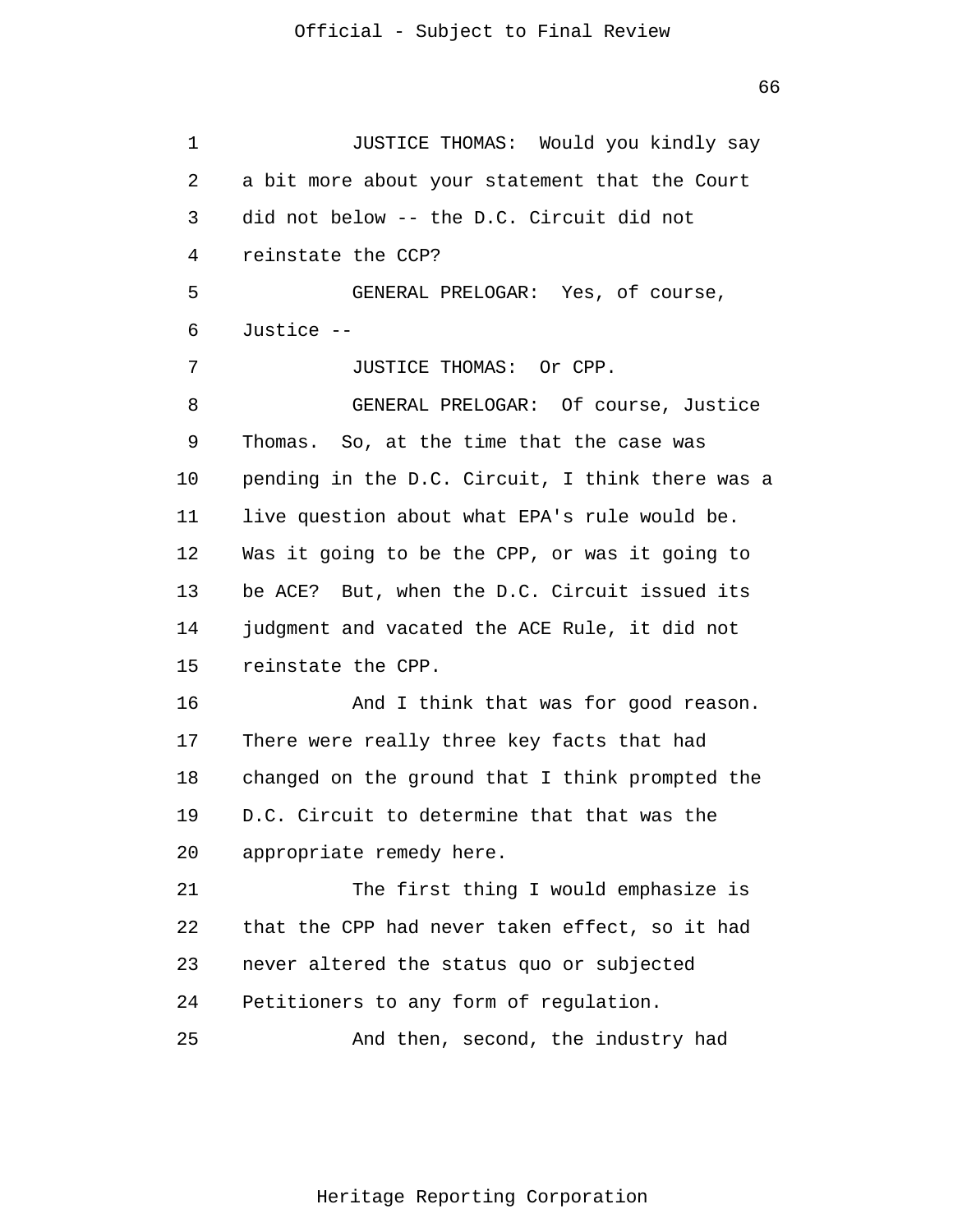JUSTICE THOMAS: Would you kindly say a bit more about your statement that the Court did not below -- the D.C. Circuit did not reinstate the CCP?

GENERAL PRELOGAR: Yes, of course, Justice --

JUSTICE THOMAS: Or CPP.

GENERAL PRELOGAR: Of course, Justice Thomas. So, at the time that the case was pending in the D.C. Circuit, I think there was a live question about what EPA's rule would be. Was it going to be the CPP, or was it going to be ACE? But, when the D.C. Circuit issued its judgment and vacated the ACE Rule, it did not reinstate the CPP.

And I think that was for good reason. There were really three key facts that had changed on the ground that I think prompted the D.C. Circuit to determine that that was the appropriate remedy here.

The first thing I would emphasize is that the CPP had never taken effect, so it had never altered the status quo or subjected Petitioners to any form of regulation.

And then, second, the industry had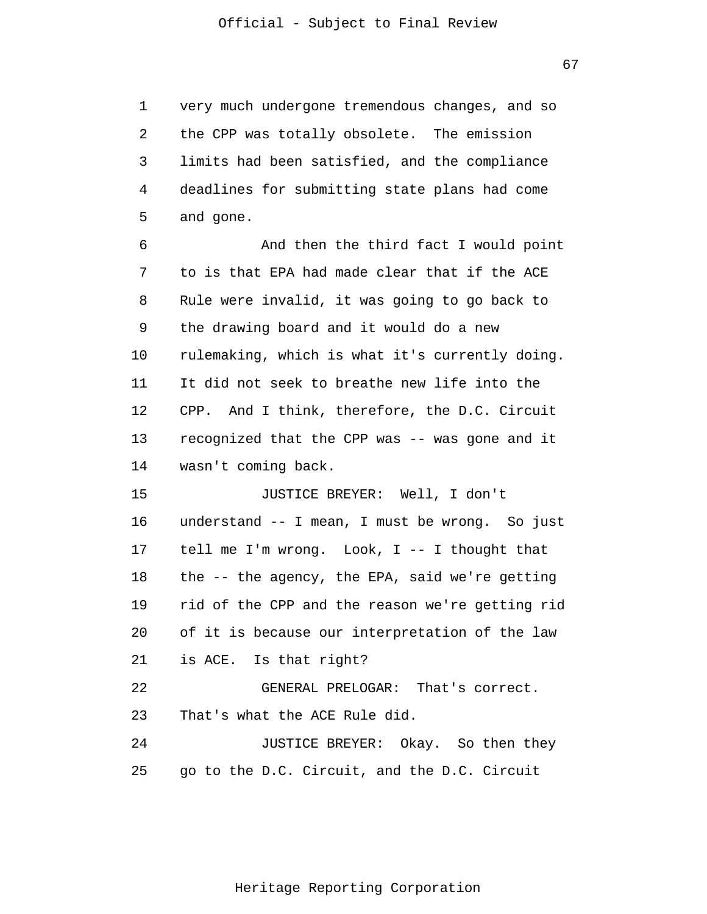very much undergone tremendous changes, and so the CPP was totally obsolete. The emission limits had been satisfied, and the compliance deadlines for submitting state plans had come and gone.

And then the third fact I would point to is that EPA had made clear that if the ACE Rule were invalid, it was going to go back to the drawing board and it would do a new rulemaking, which is what it's currently doing. It did not seek to breathe new life into the CPP. And I think, therefore, the D.C. Circuit recognized that the CPP was -- was gone and it wasn't coming back.

JUSTICE BREYER: Well, I don't understand -- I mean, I must be wrong. So just tell me I'm wrong. Look, I -- I thought that the -- the agency, the EPA, said we're getting rid of the CPP and the reason we're getting rid of it is because our interpretation of the law is ACE. Is that right?

GENERAL PRELOGAR: That's correct. That's what the ACE Rule did.

JUSTICE BREYER: Okay. So then they go to the D.C. Circuit, and the D.C. Circuit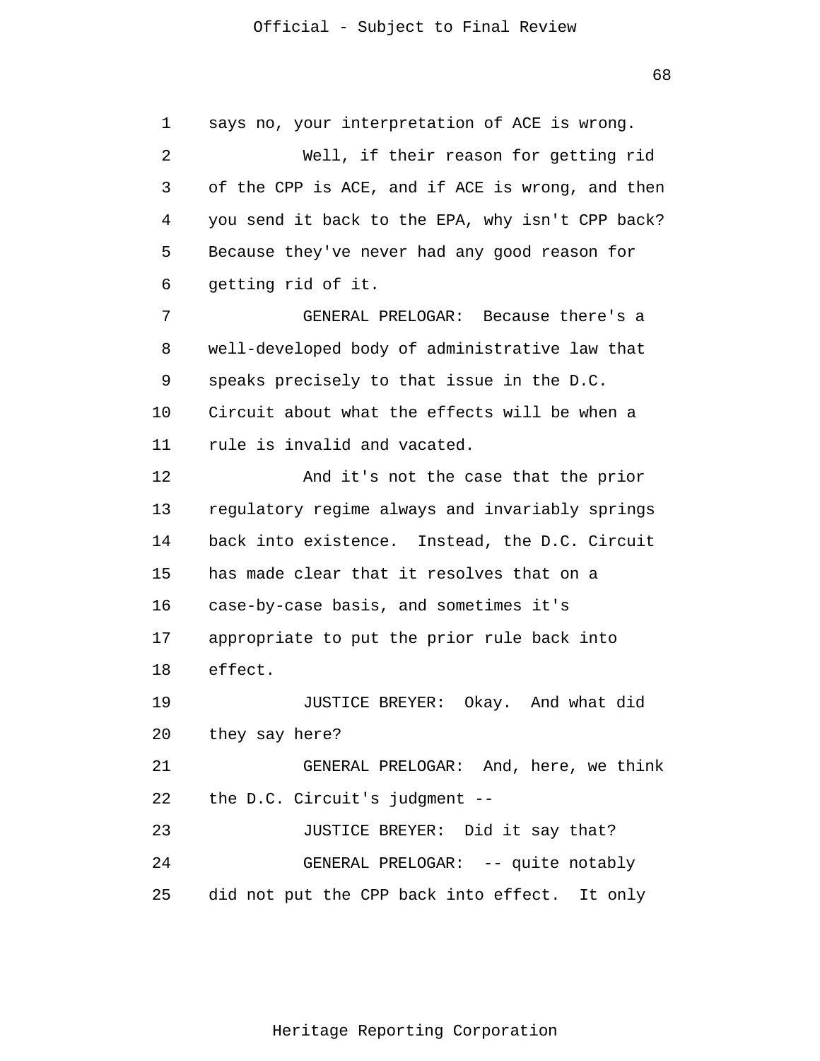says no, your interpretation of ACE is wrong.

Well, if their reason for getting rid of the CPP is ACE, and if ACE is wrong, and then you send it back to the EPA, why isn't CPP back? Because they've never had any good reason for getting rid of it.

GENERAL PRELOGAR: Because there's a well-developed body of administrative law that speaks precisely to that issue in the D.C. Circuit about what the effects will be when a rule is invalid and vacated.

And it's not the case that the prior regulatory regime always and invariably springs back into existence. Instead, the D.C. Circuit has made clear that it resolves that on a case-by-case basis, and sometimes it's appropriate to put the prior rule back into effect.

JUSTICE BREYER: Okay. And what did they say here?

GENERAL PRELOGAR: And, here, we think the D.C. Circuit's judgment --

JUSTICE BREYER: Did it say that?

GENERAL PRELOGAR: -- quite notably did not put the CPP back into effect. It only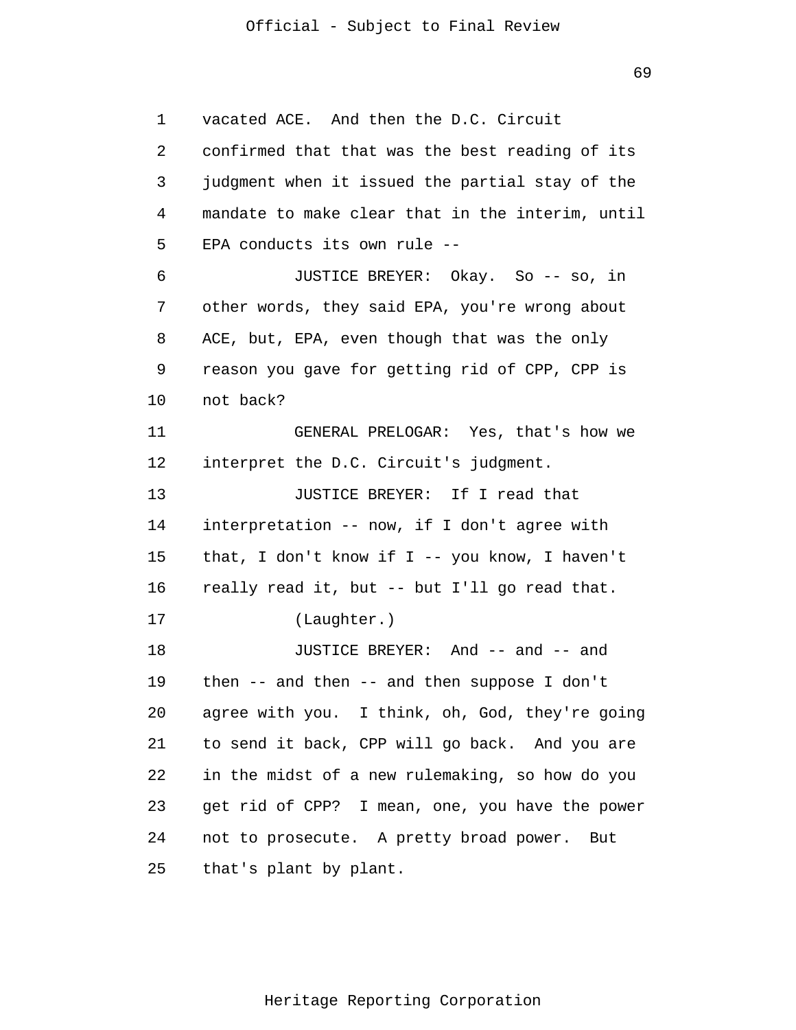vacated ACE. And then the D.C. Circuit confirmed that that was the best reading of its judgment when it issued the partial stay of the mandate to make clear that in the interim, until EPA conducts its own rule --

JUSTICE BREYER: Okay. So -- so, in other words, they said EPA, you're wrong about ACE, but, EPA, even though that was the only reason you gave for getting rid of CPP, CPP is not back?

GENERAL PRELOGAR: Yes, that's how we interpret the D.C. Circuit's judgment.

JUSTICE BREYER: If I read that interpretation -- now, if I don't agree with that, I don't know if I -- you know, I haven't really read it, but -- but I'll go read that.

(Laughter.)

JUSTICE BREYER: And -- and -- and then -- and then -- and then suppose I don't agree with you. I think, oh, God, they're going to send it back, CPP will go back. And you are in the midst of a new rulemaking, so how do you get rid of CPP? I mean, one, you have the power not to prosecute. A pretty broad power. But that's plant by plant.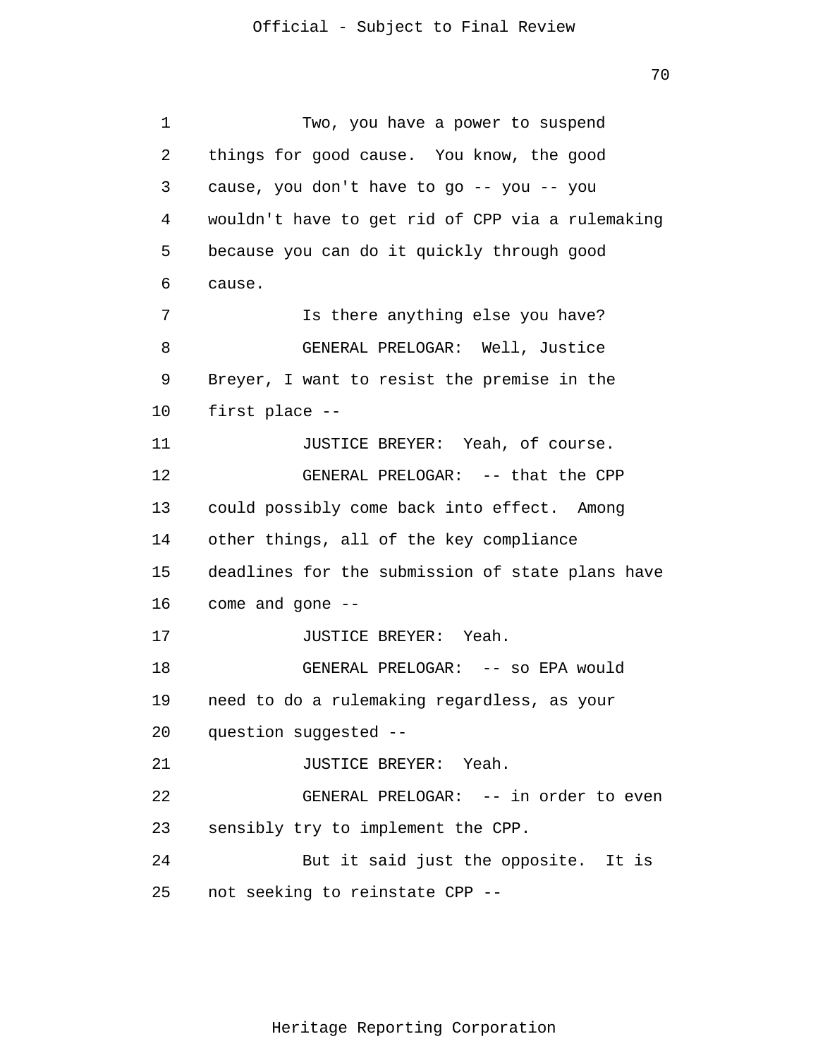Two, you have a power to suspend things for good cause. You know, the good cause, you don't have to go -- you -- you wouldn't have to get rid of CPP via a rulemaking because you can do it quickly through good cause.

Is there anything else you have?

GENERAL PRELOGAR: Well, Justice Breyer, I want to resist the premise in the first place --

JUSTICE BREYER: Yeah, of course.

GENERAL PRELOGAR: -- that the CPP could possibly come back into effect. Among other things, all of the key compliance deadlines for the submission of state plans have come and gone --

JUSTICE BREYER: Yeah.

GENERAL PRELOGAR: -- so EPA would need to do a rulemaking regardless, as your question suggested --

JUSTICE BREYER: Yeah.

GENERAL PRELOGAR: -- in order to even sensibly try to implement the CPP.

But it said just the opposite. It is not seeking to reinstate CPP --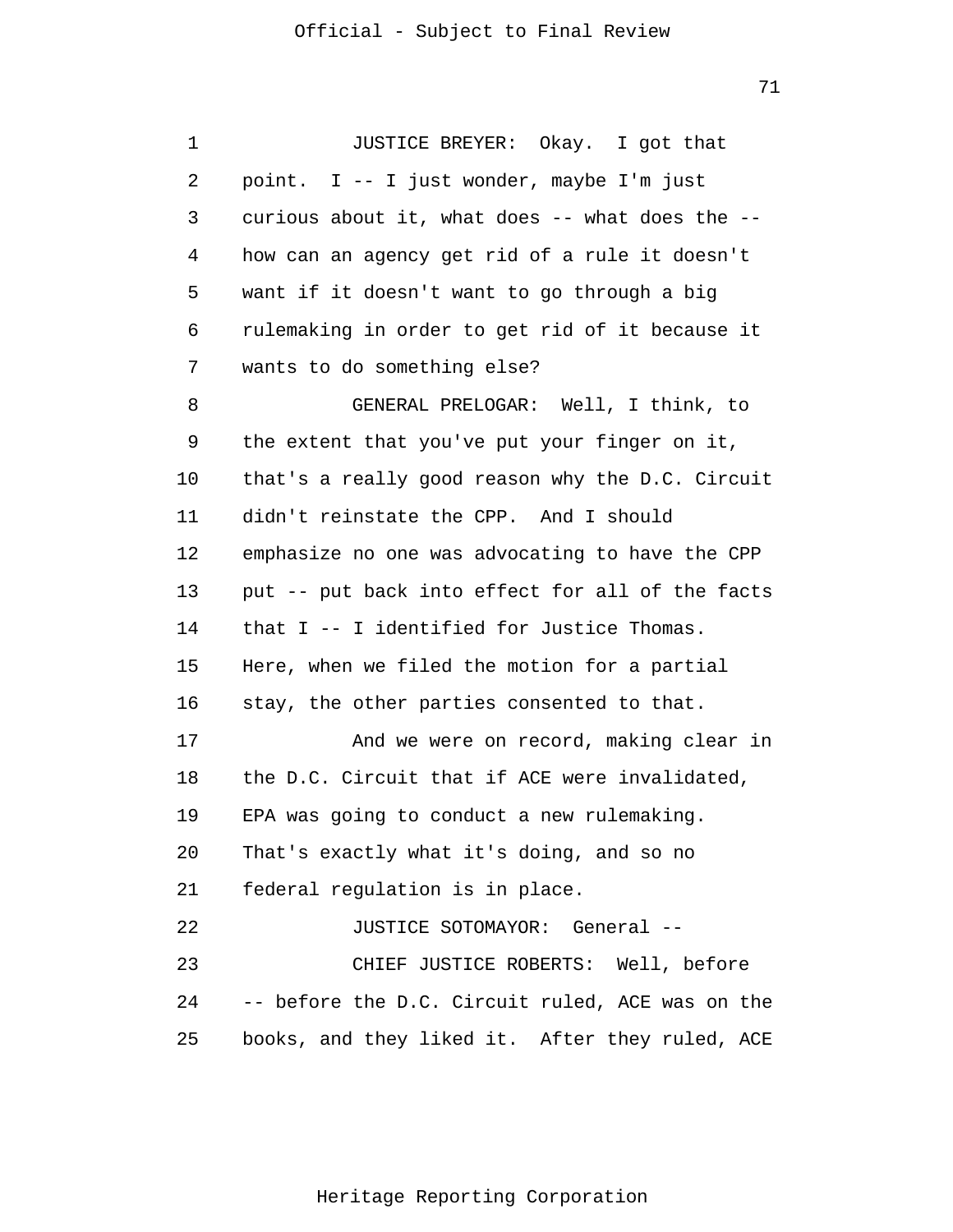JUSTICE BREYER: Okay. I got that point. I -- I just wonder, maybe I'm just curious about it, what does -- what does the -- how can an agency get rid of a rule it doesn't want if it doesn't want to go through a big rulemaking in order to get rid of it because it wants to do something else?

GENERAL PRELOGAR: Well, I think, to the extent that you've put your finger on it, that's a really good reason why the D.C. Circuit didn't reinstate the CPP. And I should emphasize no one was advocating to have the CPP put -- put back into effect for all of the facts that I -- I identified for Justice Thomas. Here, when we filed the motion for a partial stay, the other parties consented to that.

And we were on record, making clear in the D.C. Circuit that if ACE were invalidated, EPA was going to conduct a new rulemaking. That's exactly what it's doing, and so no federal regulation is in place.

JUSTICE SOTOMAYOR: General --

CHIEF JUSTICE ROBERTS: Well, before -- before the D.C. Circuit ruled, ACE was on the books, and they liked it. After they ruled, ACE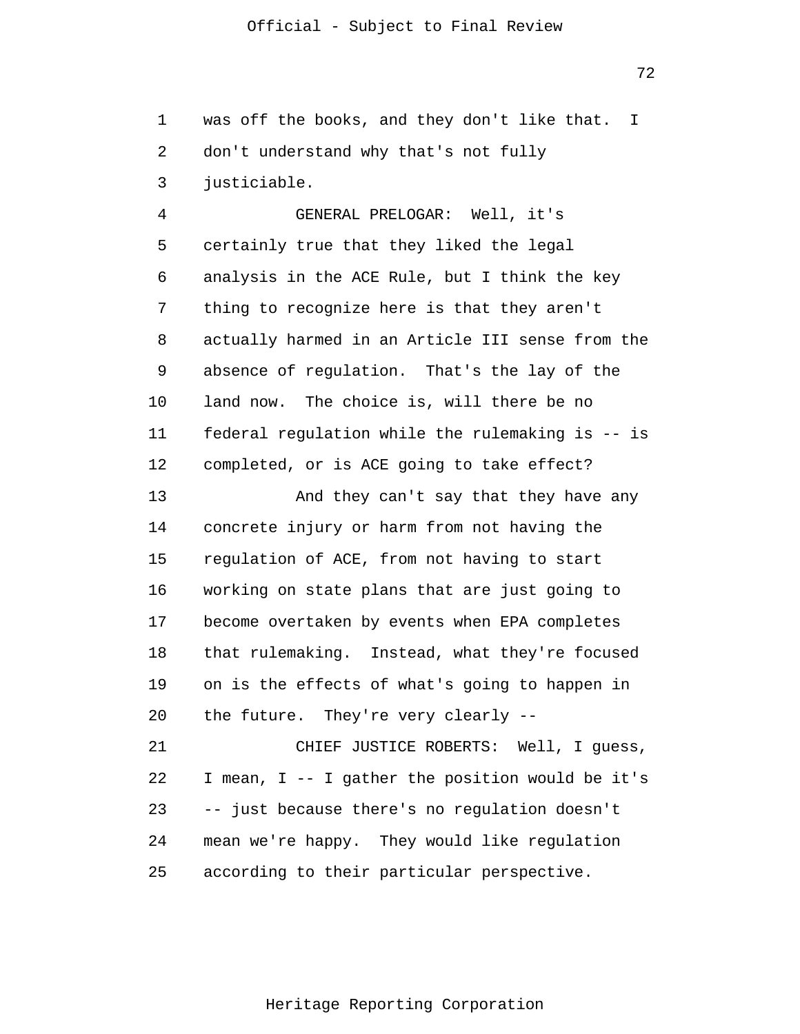was off the books, and they don't like that. I don't understand why that's not fully justiciable.

GENERAL PRELOGAR: Well, it's certainly true that they liked the legal analysis in the ACE Rule, but I think the key thing to recognize here is that they aren't actually harmed in an Article III sense from the absence of regulation. That's the lay of the land now. The choice is, will there be no federal regulation while the rulemaking is -- is completed, or is ACE going to take effect?

And they can't say that they have any concrete injury or harm from not having the regulation of ACE, from not having to start working on state plans that are just going to become overtaken by events when EPA completes that rulemaking. Instead, what they're focused on is the effects of what's going to happen in the future. They're very clearly --

CHIEF JUSTICE ROBERTS: Well, I guess, I mean, I -- I gather the position would be it's -- just because there's no regulation doesn't mean we're happy. They would like regulation according to their particular perspective.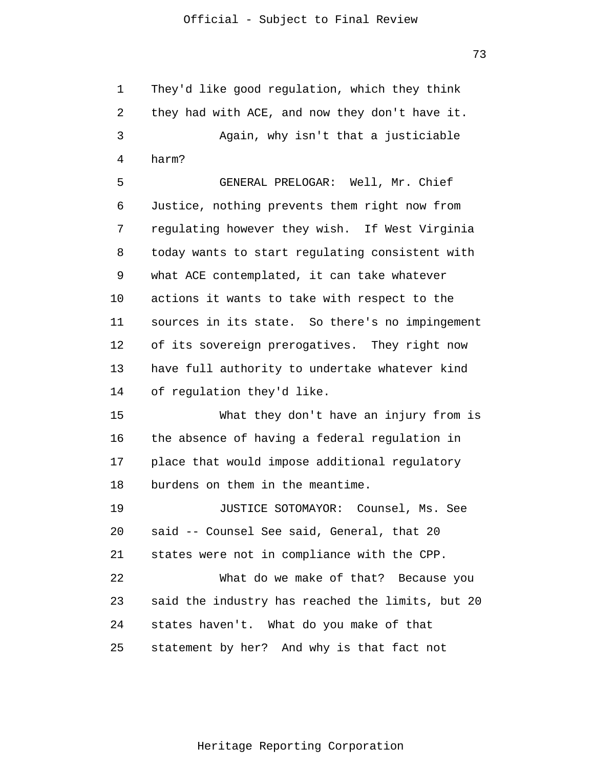They'd like good regulation, which they think they had with ACE, and now they don't have it.

Again, why isn't that a justiciable harm?

GENERAL PRELOGAR: Well, Mr. Chief Justice, nothing prevents them right now from regulating however they wish. If West Virginia today wants to start regulating consistent with what ACE contemplated, it can take whatever actions it wants to take with respect to the sources in its state. So there's no impingement of its sovereign prerogatives. They right now have full authority to undertake whatever kind of regulation they'd like.

What they don't have an injury from is the absence of having a federal regulation in place that would impose additional regulatory burdens on them in the meantime.

JUSTICE SOTOMAYOR: Counsel, Ms. See said -- Counsel See said, General, that 20 states were not in compliance with the CPP.

What do we make of that? Because you said the industry has reached the limits, but 20 states haven't. What do you make of that statement by her? And why is that fact not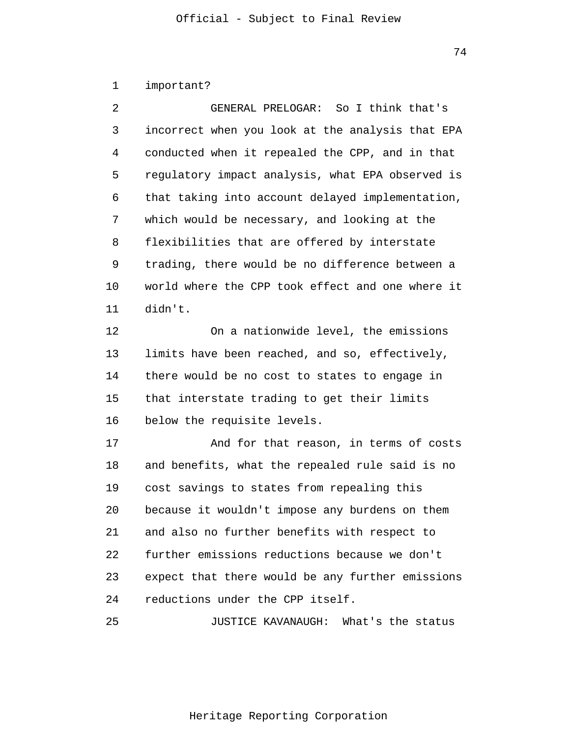important?

GENERAL PRELOGAR: So I think that's incorrect when you look at the analysis that EPA conducted when it repealed the CPP, and in that regulatory impact analysis, what EPA observed is that taking into account delayed implementation, which would be necessary, and looking at the flexibilities that are offered by interstate trading, there would be no difference between a world where the CPP took effect and one where it didn't.

On a nationwide level, the emissions limits have been reached, and so, effectively, there would be no cost to states to engage in that interstate trading to get their limits below the requisite levels.

And for that reason, in terms of costs and benefits, what the repealed rule said is no cost savings to states from repealing this because it wouldn't impose any burdens on them and also no further benefits with respect to further emissions reductions because we don't expect that there would be any further emissions reductions under the CPP itself.

JUSTICE KAVANAUGH: What's the status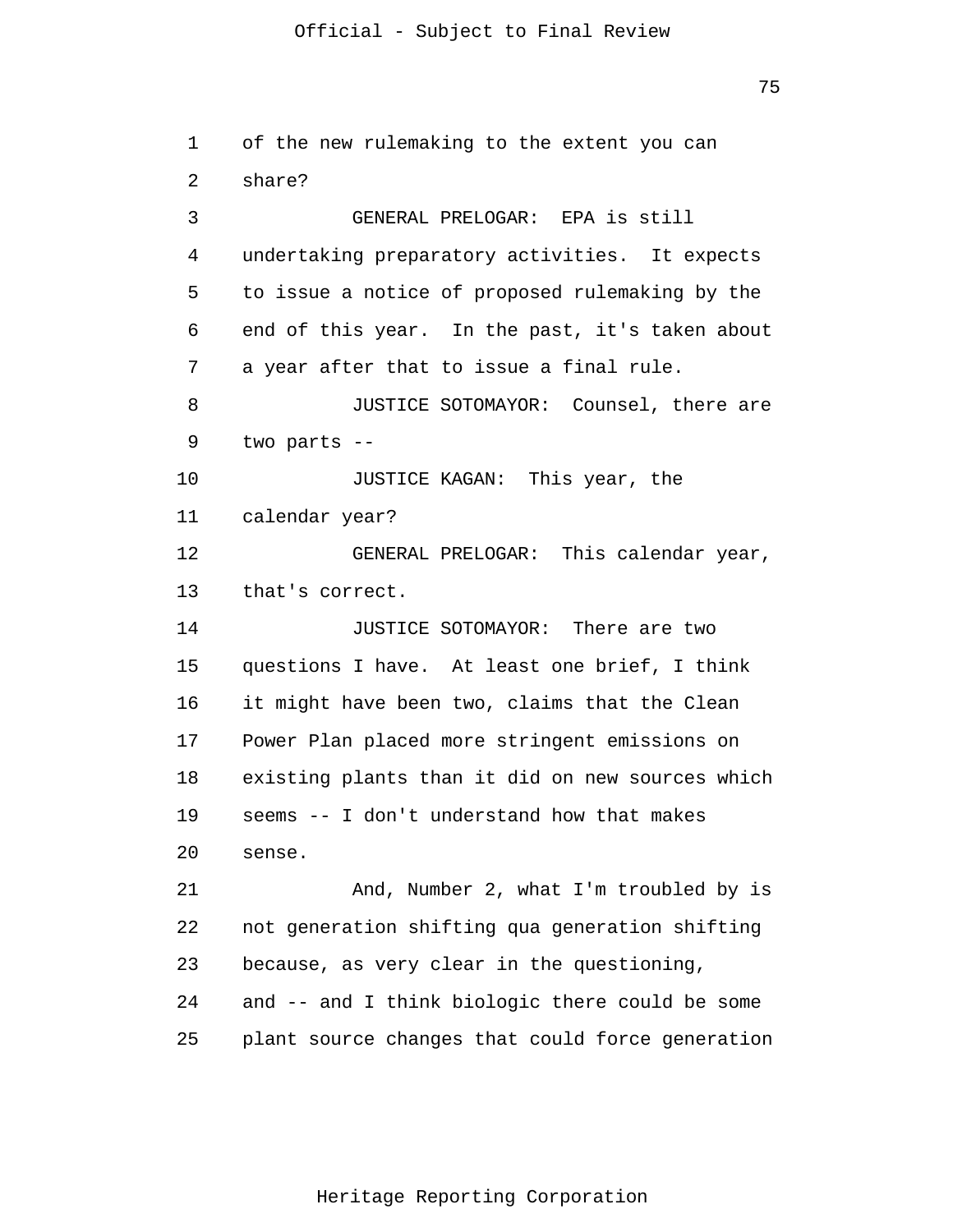of the new rulemaking to the extent you can share?

GENERAL PRELOGAR: EPA is still undertaking preparatory activities. It expects to issue a notice of proposed rulemaking by the end of this year. In the past, it's taken about a year after that to issue a final rule.

JUSTICE SOTOMAYOR: Counsel, there are two parts --

JUSTICE KAGAN: This year, the calendar year?

GENERAL PRELOGAR: This calendar year, that's correct.

JUSTICE SOTOMAYOR: There are two questions I have. At least one brief, I think it might have been two, claims that the Clean Power Plan placed more stringent emissions on existing plants than it did on new sources which seems -- I don't understand how that makes sense.

And, Number 2, what I'm troubled by is not generation shifting qua generation shifting because, as very clear in the questioning, and -- and I think biologic there could be some plant source changes that could force generation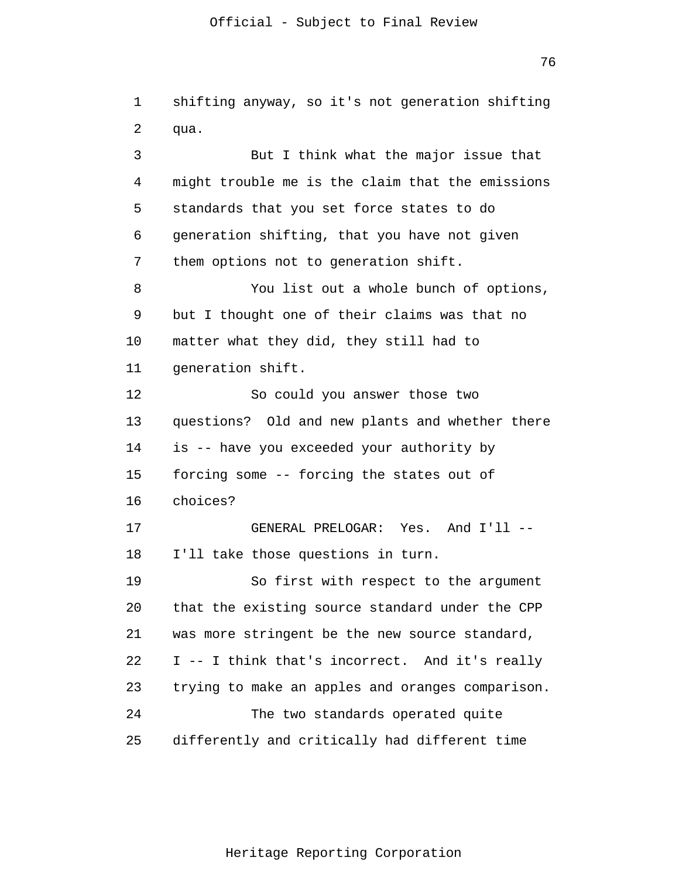shifting anyway, so it's not generation shifting qua.

But I think what the major issue that might trouble me is the claim that the emissions standards that you set force states to do generation shifting, that you have not given them options not to generation shift.

You list out a whole bunch of options, but I thought one of their claims was that no matter what they did, they still had to generation shift.

So could you answer those two questions? Old and new plants and whether there is -- have you exceeded your authority by forcing some -- forcing the states out of choices?

GENERAL PRELOGAR: Yes. And I'll -- I'll take those questions in turn.

So first with respect to the argument that the existing source standard under the CPP was more stringent be the new source standard, I -- I think that's incorrect. And it's really trying to make an apples and oranges comparison.

The two standards operated quite differently and critically had different time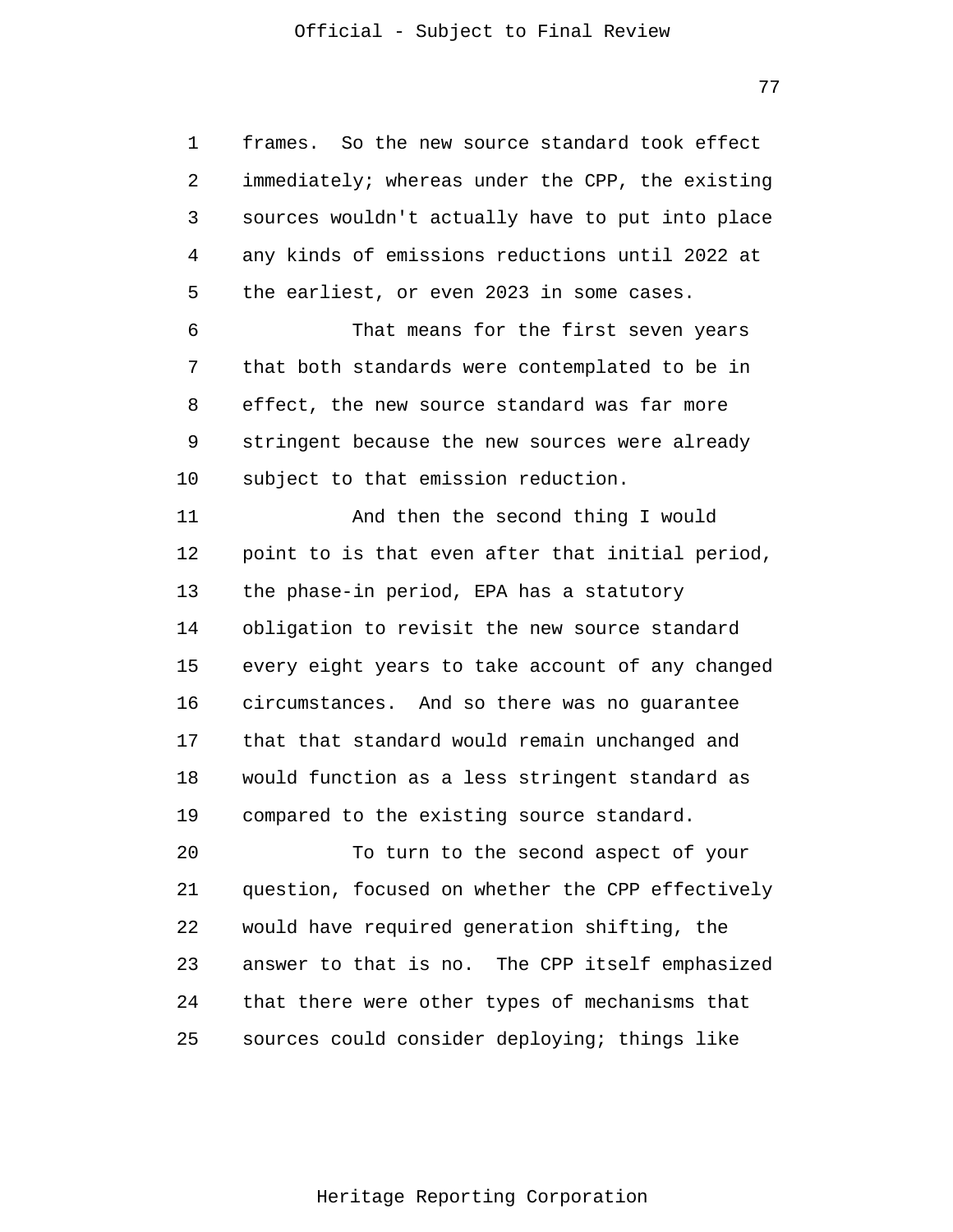frames. So the new source standard took effect immediately; whereas under the CPP, the existing sources wouldn't actually have to put into place any kinds of emissions reductions until 2022 at the earliest, or even 2023 in some cases.

That means for the first seven years that both standards were contemplated to be in effect, the new source standard was far more stringent because the new sources were already subject to that emission reduction.

And then the second thing I would point to is that even after that initial period, the phase-in period, EPA has a statutory obligation to revisit the new source standard every eight years to take account of any changed circumstances. And so there was no guarantee that that standard would remain unchanged and would function as a less stringent standard as compared to the existing source standard.

To turn to the second aspect of your question, focused on whether the CPP effectively would have required generation shifting, the answer to that is no. The CPP itself emphasized that there were other types of mechanisms that sources could consider deploying; things like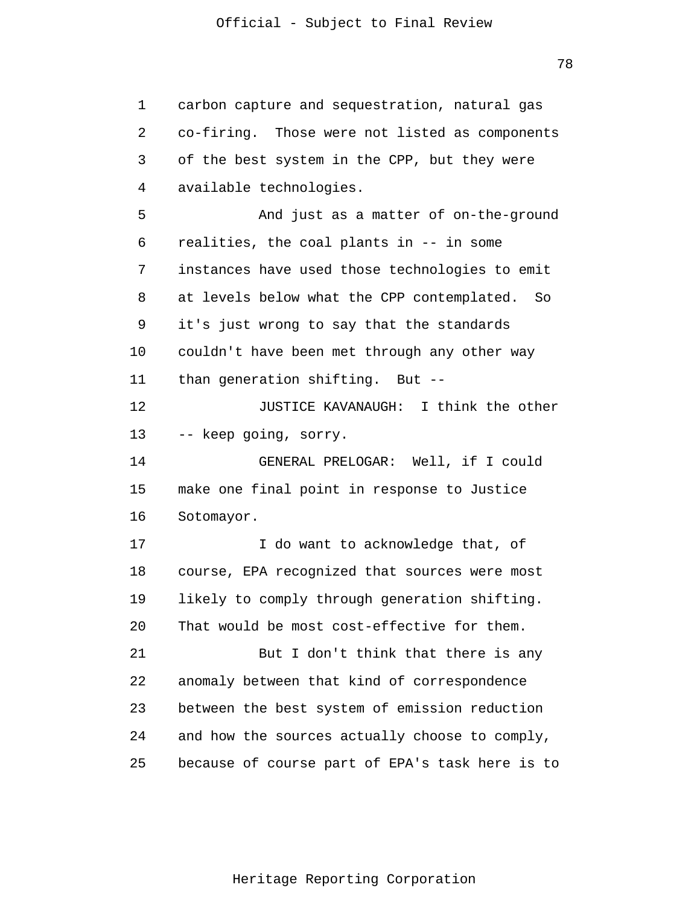carbon capture and sequestration, natural gas co-firing. Those were not listed as components of the best system in the CPP, but they were available technologies.

And just as a matter of on-the-ground realities, the coal plants in -- in some instances have used those technologies to emit at levels below what the CPP contemplated. So it's just wrong to say that the standards couldn't have been met through any other way than generation shifting. But --

JUSTICE KAVANAUGH: I think the other -- keep going, sorry.

GENERAL PRELOGAR: Well, if I could make one final point in response to Justice Sotomayor.

I do want to acknowledge that, of course, EPA recognized that sources were most likely to comply through generation shifting. That would be most cost-effective for them.

But I don't think that there is any anomaly between that kind of correspondence between the best system of emission reduction and how the sources actually choose to comply, because of course part of EPA's task here is to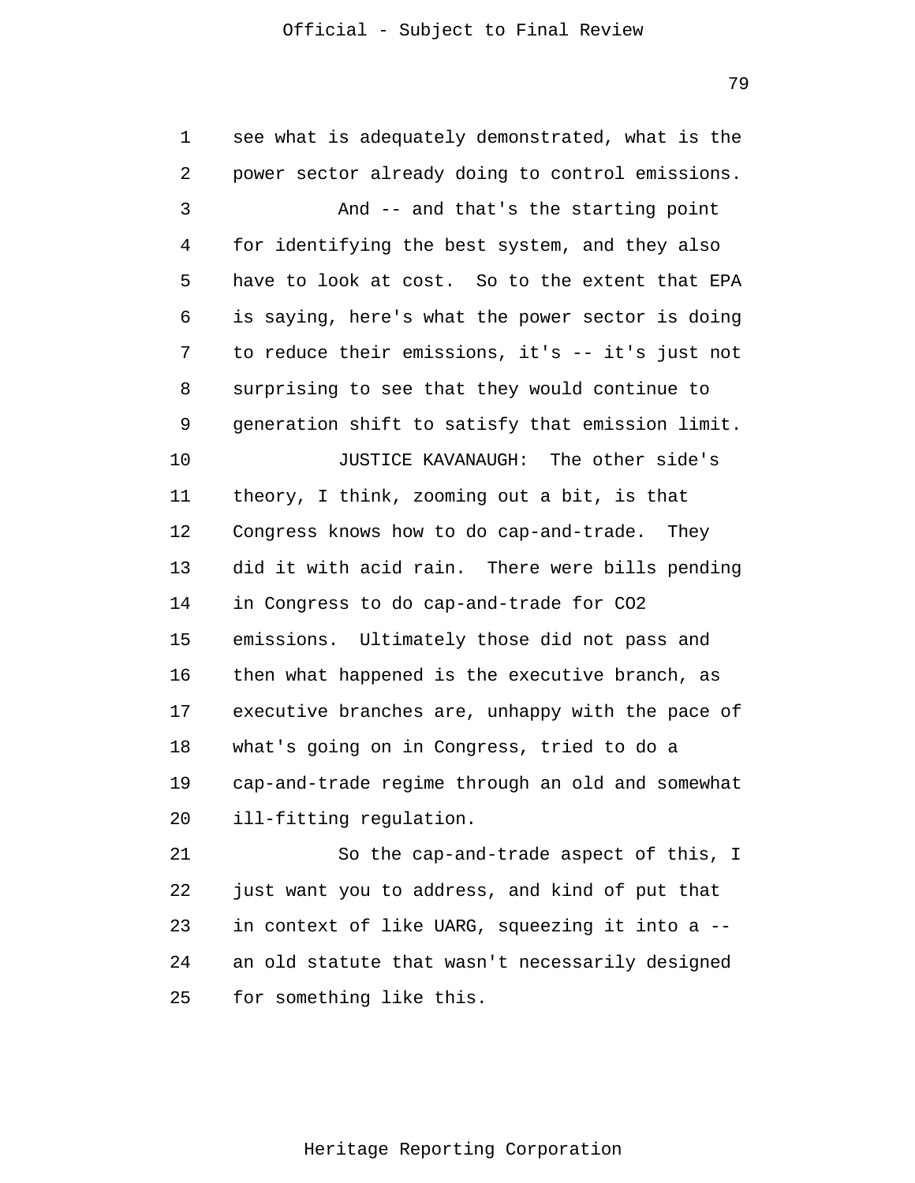see what is adequately demonstrated, what is the power sector already doing to control emissions.

And -- and that's the starting point for identifying the best system, and they also have to look at cost. So to the extent that EPA is saying, here's what the power sector is doing to reduce their emissions, it's -- it's just not surprising to see that they would continue to generation shift to satisfy that emission limit.

JUSTICE KAVANAUGH: The other side's theory, I think, zooming out a bit, is that Congress knows how to do cap-and-trade. They did it with acid rain. There were bills pending in Congress to do cap-and-trade for $CO_2$ emissions. Ultimately those did not pass and then what happened is the executive branch, as executive branches are, unhappy with the pace of what's going on in Congress, tried to do a cap-and-trade regime through an old and somewhat ill-fitting regulation.

So the cap-and-trade aspect of this, I just want you to address, and kind of put that in context of like UARG, squeezing it into a -- an old statute that wasn't necessarily designed for something like this.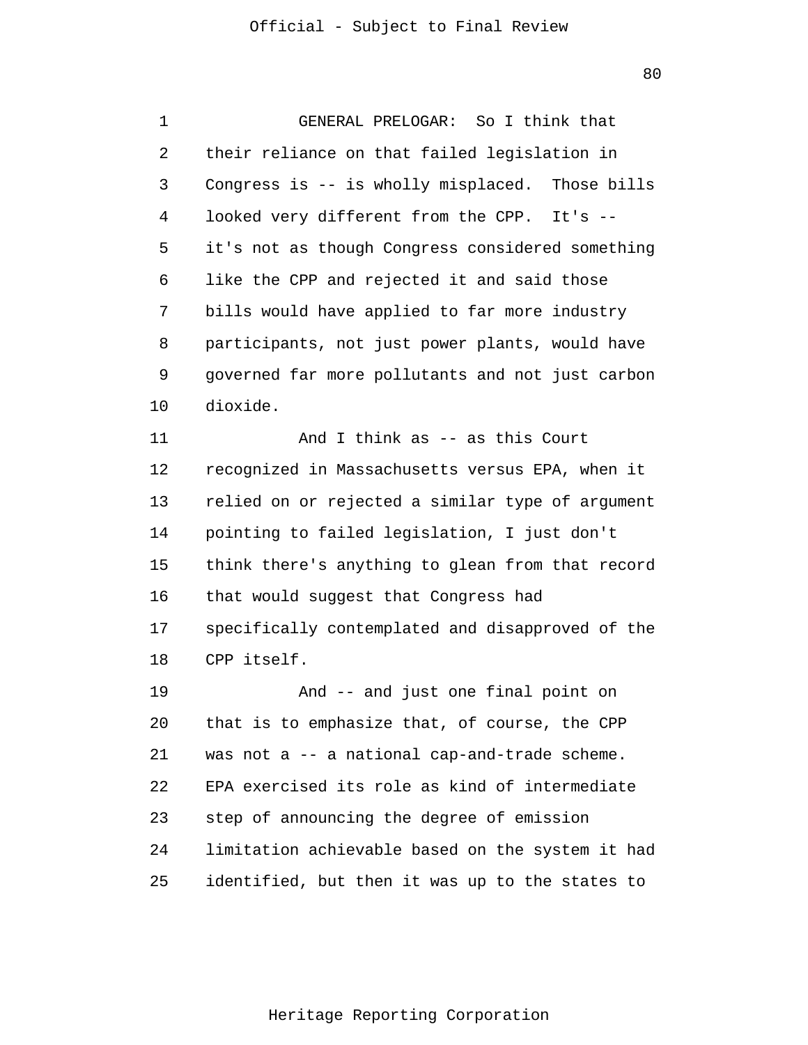GENERAL PRELOGAR: So I think that their reliance on that failed legislation in Congress is -- is wholly misplaced. Those bills looked very different from the CPP. It's -- it's not as though Congress considered something like the CPP and rejected it and said those bills would have applied to far more industry participants, not just power plants, would have governed far more pollutants and not just carbon dioxide.

And I think as -- as this Court recognized in Massachusetts versus EPA, when it relied on or rejected a similar type of argument pointing to failed legislation, I just don't think there's anything to glean from that record that would suggest that Congress had specifically contemplated and disapproved of the CPP itself.

And -- and just one final point on that is to emphasize that, of course, the CPP was not a -- a national cap-and-trade scheme. EPA exercised its role as kind of intermediate step of announcing the degree of emission limitation achievable based on the system it had identified, but then it was up to the states to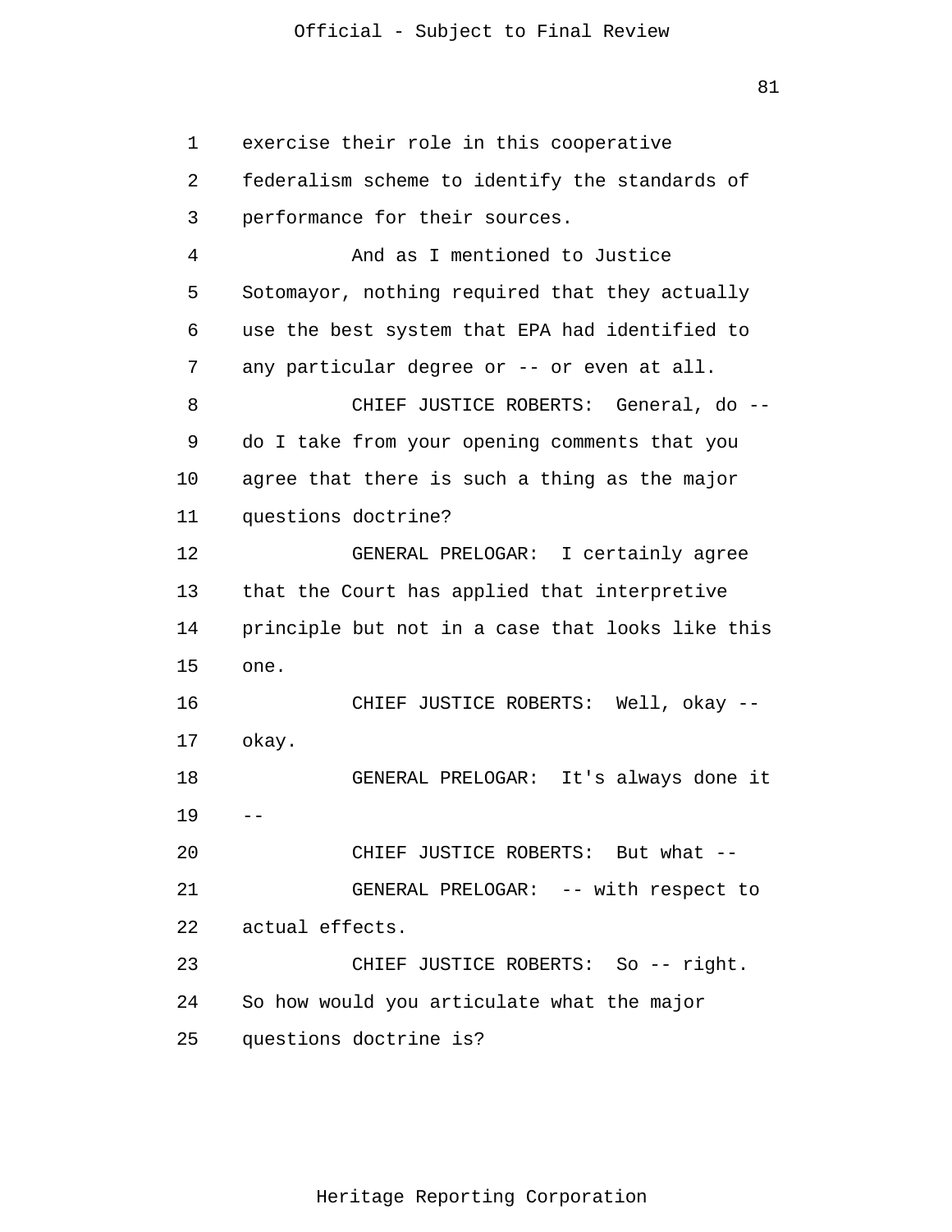exercise their role in this cooperative federalism scheme to identify the standards of performance for their sources.

And as I mentioned to Justice Sotomayor, nothing required that they actually use the best system that EPA had identified to any particular degree or -- or even at all.

CHIEF JUSTICE ROBERTS: General, do -- do I take from your opening comments that you agree that there is such a thing as the major questions doctrine?

GENERAL PRELOGAR: I certainly agree that the Court has applied that interpretive principle but not in a case that looks like this one.

CHIEF JUSTICE ROBERTS: Well, okay -- okay.

GENERAL PRELOGAR: It's always done it --

CHIEF JUSTICE ROBERTS: But what --

GENERAL PRELOGAR: -- with respect to actual effects.

CHIEF JUSTICE ROBERTS: So -- right. So how would you articulate what the major questions doctrine is?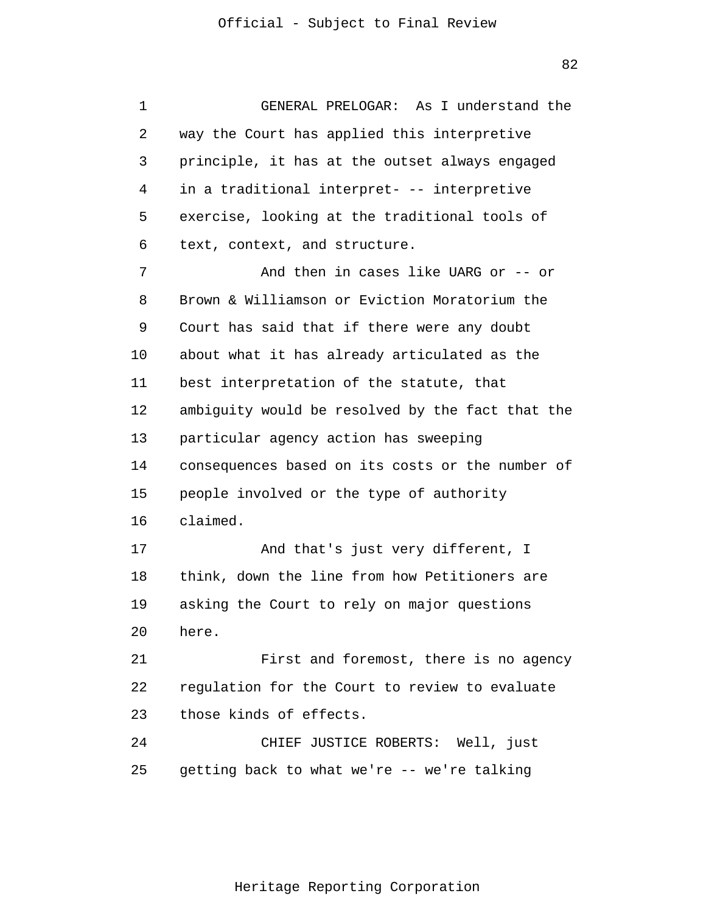GENERAL PRELOGAR: As I understand the way the Court has applied this interpretive principle, it has at the outset always engaged in a traditional interpret- -- interpretive exercise, looking at the traditional tools of text, context, and structure.

And then in cases like UARG or -- or Brown & Williamson or Eviction Moratorium the Court has said that if there were any doubt about what it has already articulated as the best interpretation of the statute, that ambiguity would be resolved by the fact that the particular agency action has sweeping consequences based on its costs or the number of people involved or the type of authority claimed.

And that's just very different, I think, down the line from how Petitioners are asking the Court to rely on major questions here.

First and foremost, there is no agency regulation for the Court to review to evaluate those kinds of effects.

CHIEF JUSTICE ROBERTS: Well, just getting back to what we're -- we're talking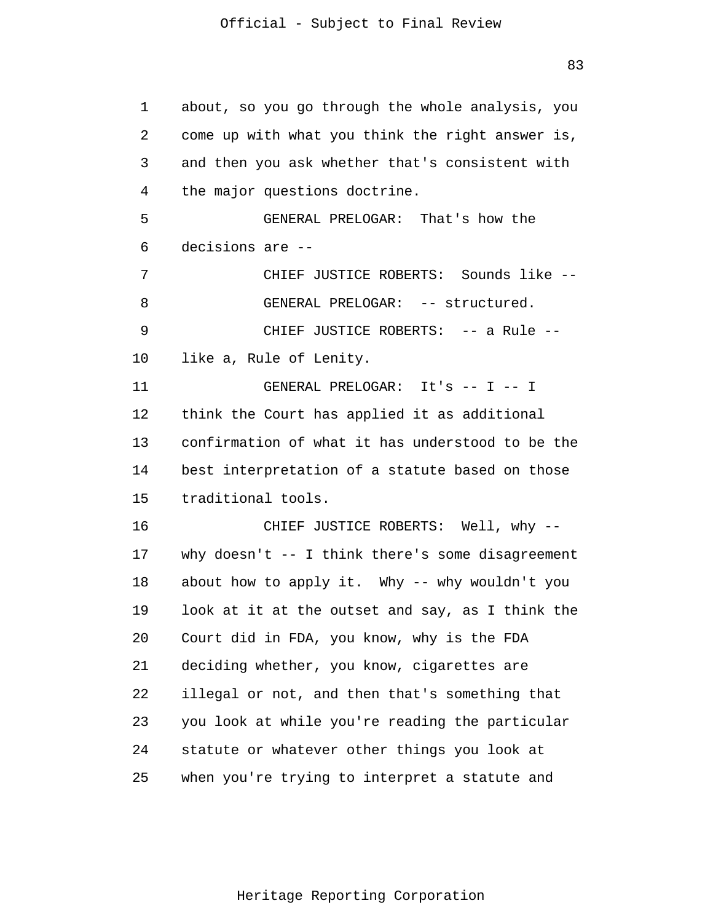1 about, so you go through the whole analysis, you
2 come up with what you think the right answer is,
3 and then you ask whether that's consistent with
4 the major questions doctrine.

5 GENERAL PRELOGAR: That's how the
6 decisions are --

7 CHIEF JUSTICE ROBERTS: Sounds like --

8 GENERAL PRELOGAR: -- structured.

9 CHIEF JUSTICE ROBERTS: -- a Rule --
10 like a, Rule of Lenity.

11 GENERAL PRELOGAR: It's -- I -- I
12 think the Court has applied it as additional
13 confirmation of what it has understood to be the
14 best interpretation of a statute based on those
15 traditional tools.

16 CHIEF JUSTICE ROBERTS: Well, why --
17 why doesn't -- I think there's some disagreement
18 about how to apply it. Why -- why wouldn't you
19 look at it at the outset and say, as I think the
20 Court did in FDA, you know, why is the FDA
21 deciding whether, you know, cigarettes are
22 illegal or not, and then that's something that
23 you look at while you're reading the particular
24 statute or whatever other things you look at
25 when you're trying to interpret a statute and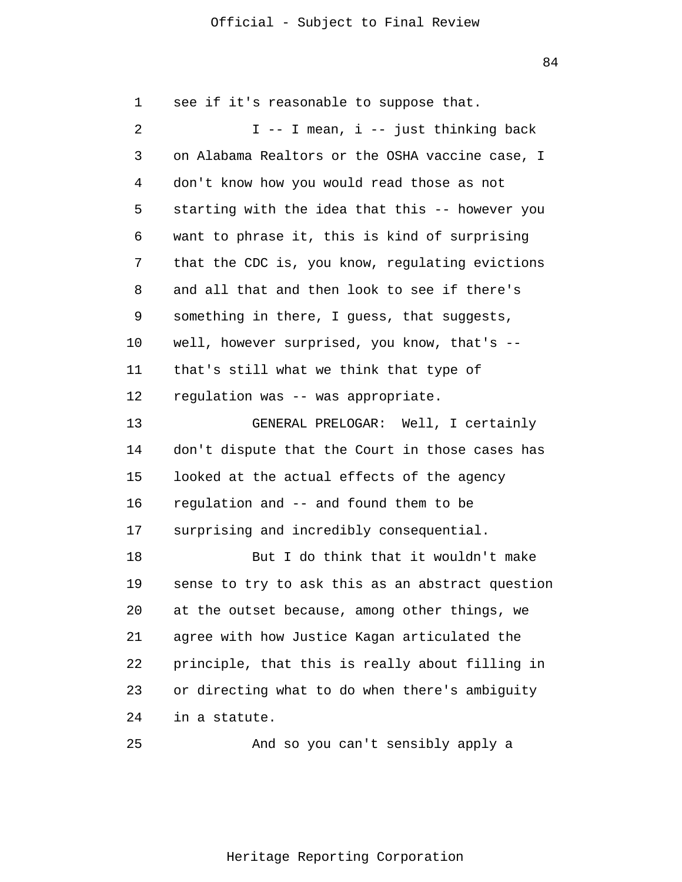see if it's reasonable to suppose that.

I -- I mean, i -- just thinking back on Alabama Realtors or the OSHA vaccine case, I don't know how you would read those as not starting with the idea that this -- however you want to phrase it, this is kind of surprising that the CDC is, you know, regulating evictions and all that and then look to see if there's something in there, I guess, that suggests, well, however surprised, you know, that's -- that's still what we think that type of regulation was -- was appropriate.

GENERAL PRELOGAR: Well, I certainly don't dispute that the Court in those cases has looked at the actual effects of the agency regulation and -- and found them to be surprising and incredibly consequential.

But I do think that it wouldn't make sense to try to ask this as an abstract question at the outset because, among other things, we agree with how Justice Kagan articulated the principle, that this is really about filling in or directing what to do when there's ambiguity in a statute.

And so you can't sensibly apply a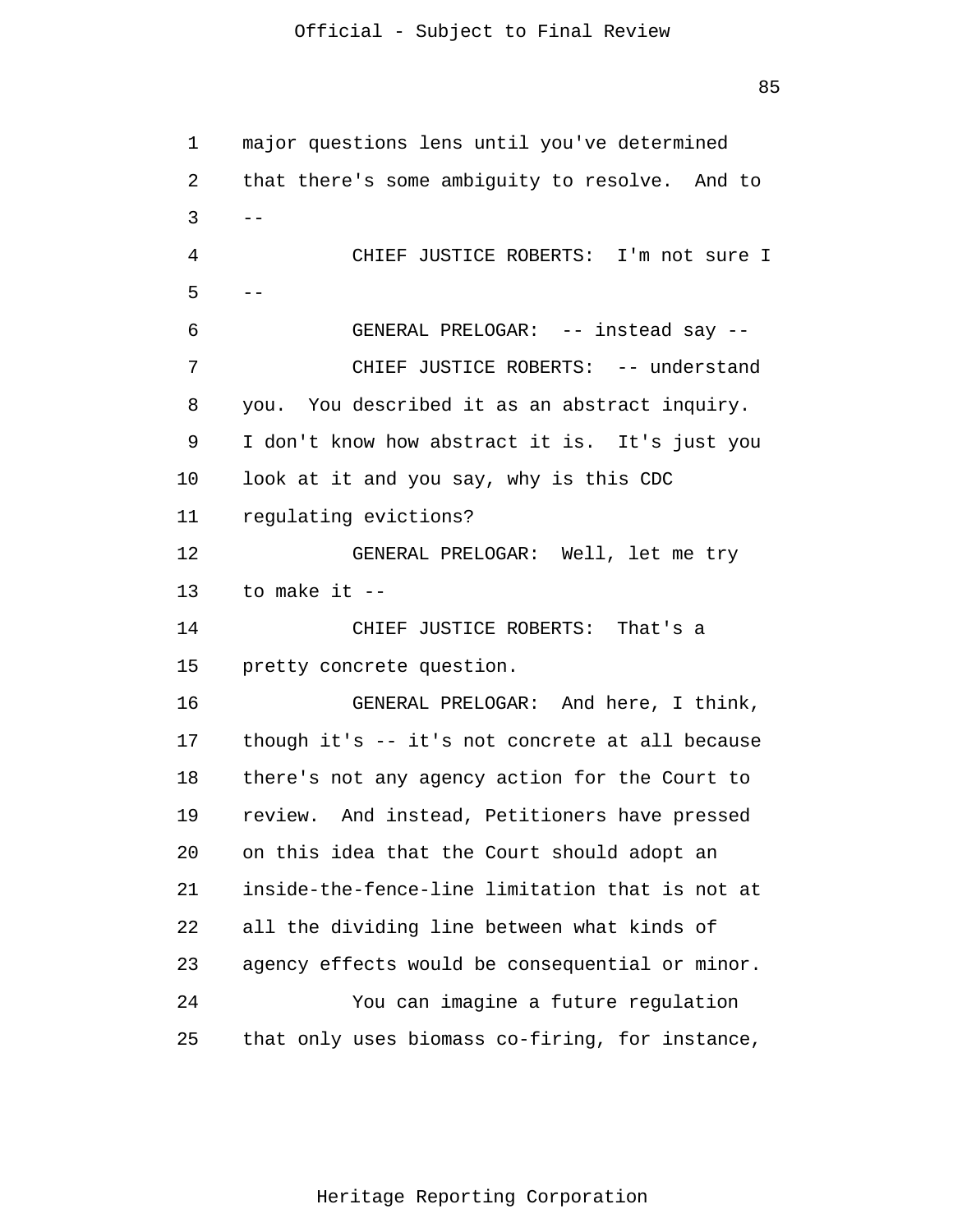major questions lens until you've determined that there's some ambiguity to resolve. And to --

CHIEF JUSTICE ROBERTS: I'm not sure I --

GENERAL PRELOGAR: -- instead say --

CHIEF JUSTICE ROBERTS: -- understand you. You described it as an abstract inquiry. I don't know how abstract it is. It's just you look at it and you say, why is this CDC regulating evictions?

GENERAL PRELOGAR: Well, let me try to make it --

CHIEF JUSTICE ROBERTS: That's a pretty concrete question.

GENERAL PRELOGAR: And here, I think, though it's -- it's not concrete at all because there's not any agency action for the Court to review. And instead, Petitioners have pressed on this idea that the Court should adopt an inside-the-fence-line limitation that is not at all the dividing line between what kinds of agency effects would be consequential or minor.

You can imagine a future regulation that only uses biomass co-firing, for instance,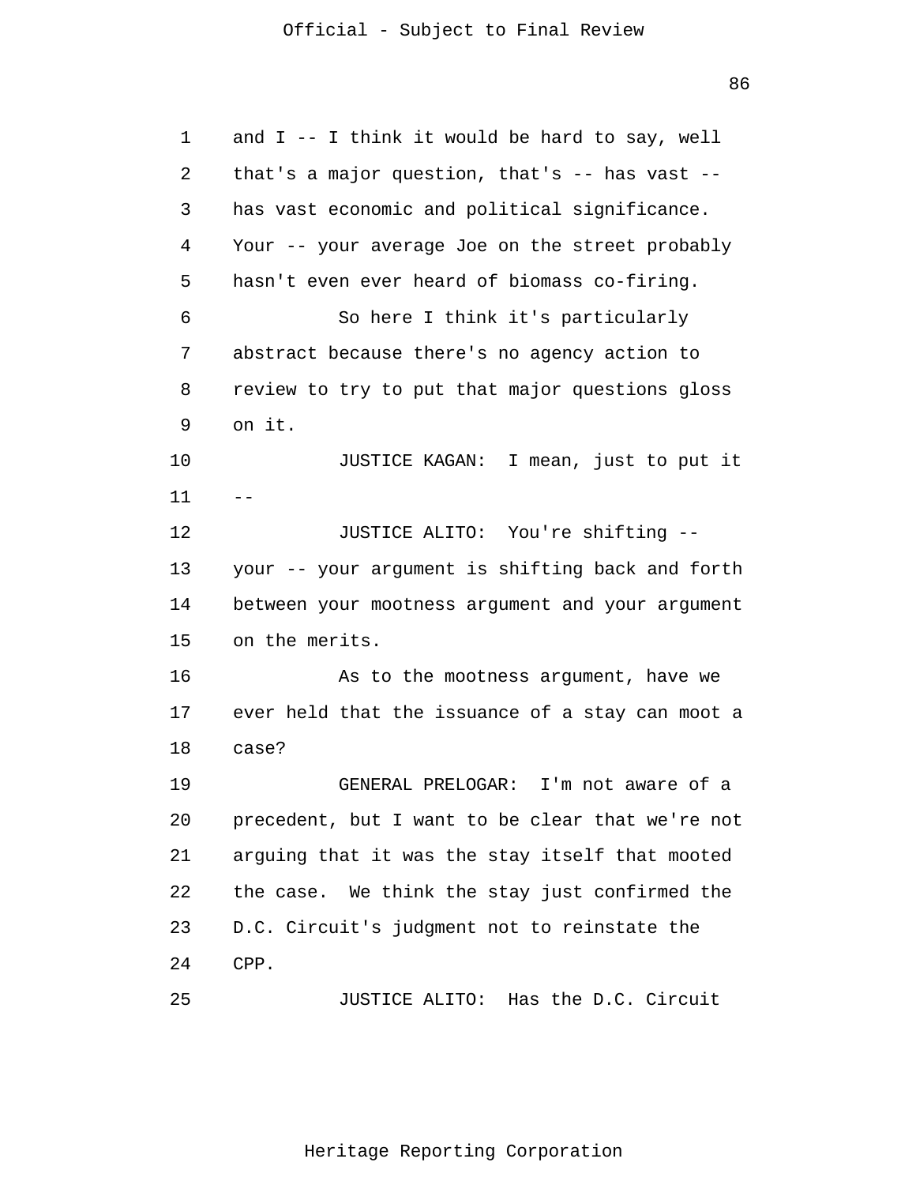and I -- I think it would be hard to say, well that's a major question, that's -- has vast -- has vast economic and political significance. Your -- your average Joe on the street probably hasn't even ever heard of biomass co-firing.

So here I think it's particularly abstract because there's no agency action to review to try to put that major questions gloss on it.

JUSTICE KAGAN: I mean, just to put it --

JUSTICE ALITO: You're shifting -- your -- your argument is shifting back and forth between your mootness argument and your argument on the merits.

As to the mootness argument, have we ever held that the issuance of a stay can moot a case?

GENERAL PRELOGAR: I'm not aware of a precedent, but I want to be clear that we're not arguing that it was the stay itself that mooted the case. We think the stay just confirmed the D.C. Circuit's judgment not to reinstate the CPP.

JUSTICE ALITO: Has the D.C. Circuit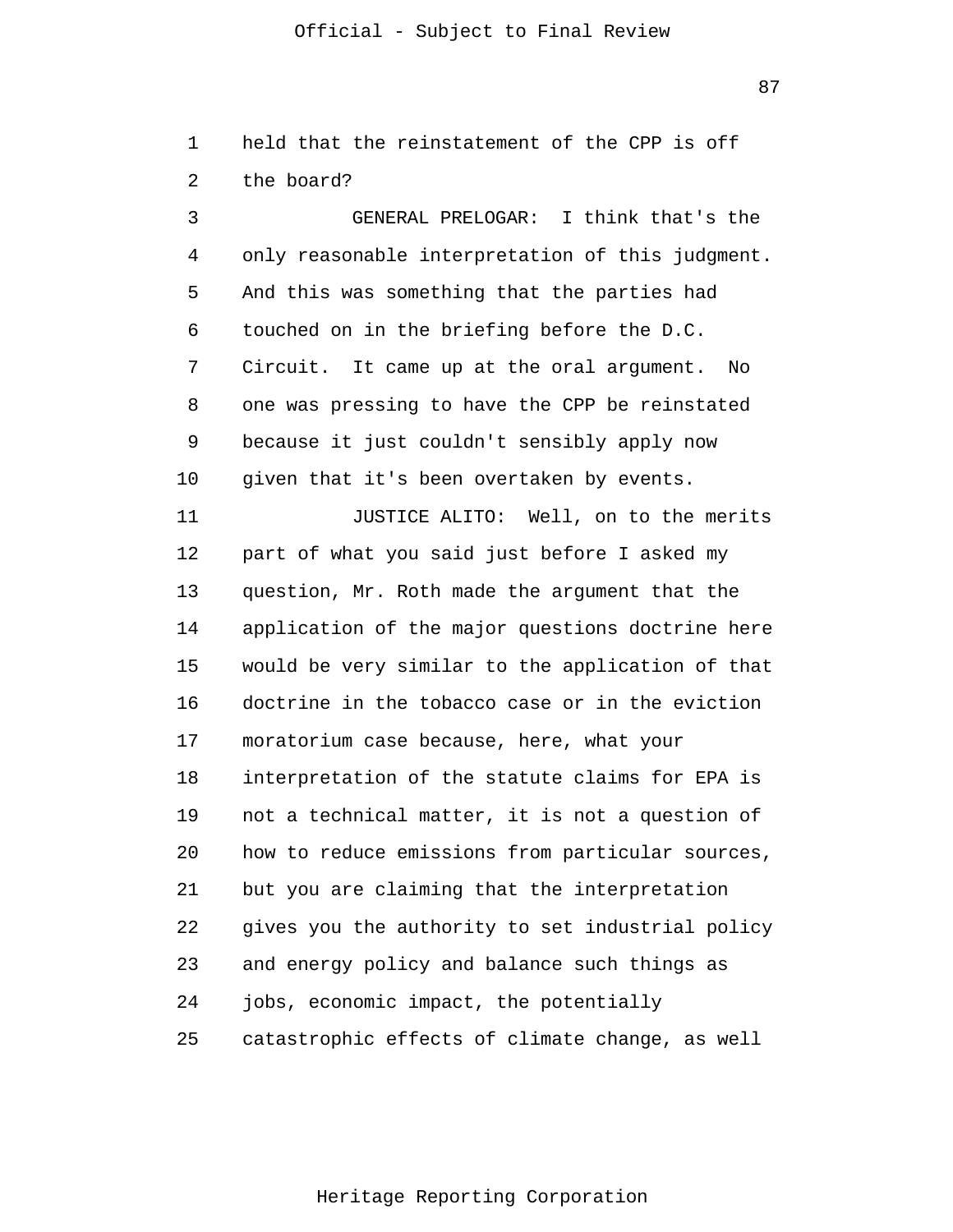held that the reinstatement of the CPP is off the board?

GENERAL PRELOGAR: I think that's the only reasonable interpretation of this judgment. And this was something that the parties had touched on in the briefing before the D.C. Circuit. It came up at the oral argument. No one was pressing to have the CPP be reinstated because it just couldn't sensibly apply now given that it's been overtaken by events.

JUSTICE ALITO: Well, on to the merits part of what you said just before I asked my question, Mr. Roth made the argument that the application of the major questions doctrine here would be very similar to the application of that doctrine in the tobacco case or in the eviction moratorium case because, here, what your interpretation of the statute claims for EPA is not a technical matter, it is not a question of how to reduce emissions from particular sources, but you are claiming that the interpretation gives you the authority to set industrial policy and energy policy and balance such things as jobs, economic impact, the potentially catastrophic effects of climate change, as well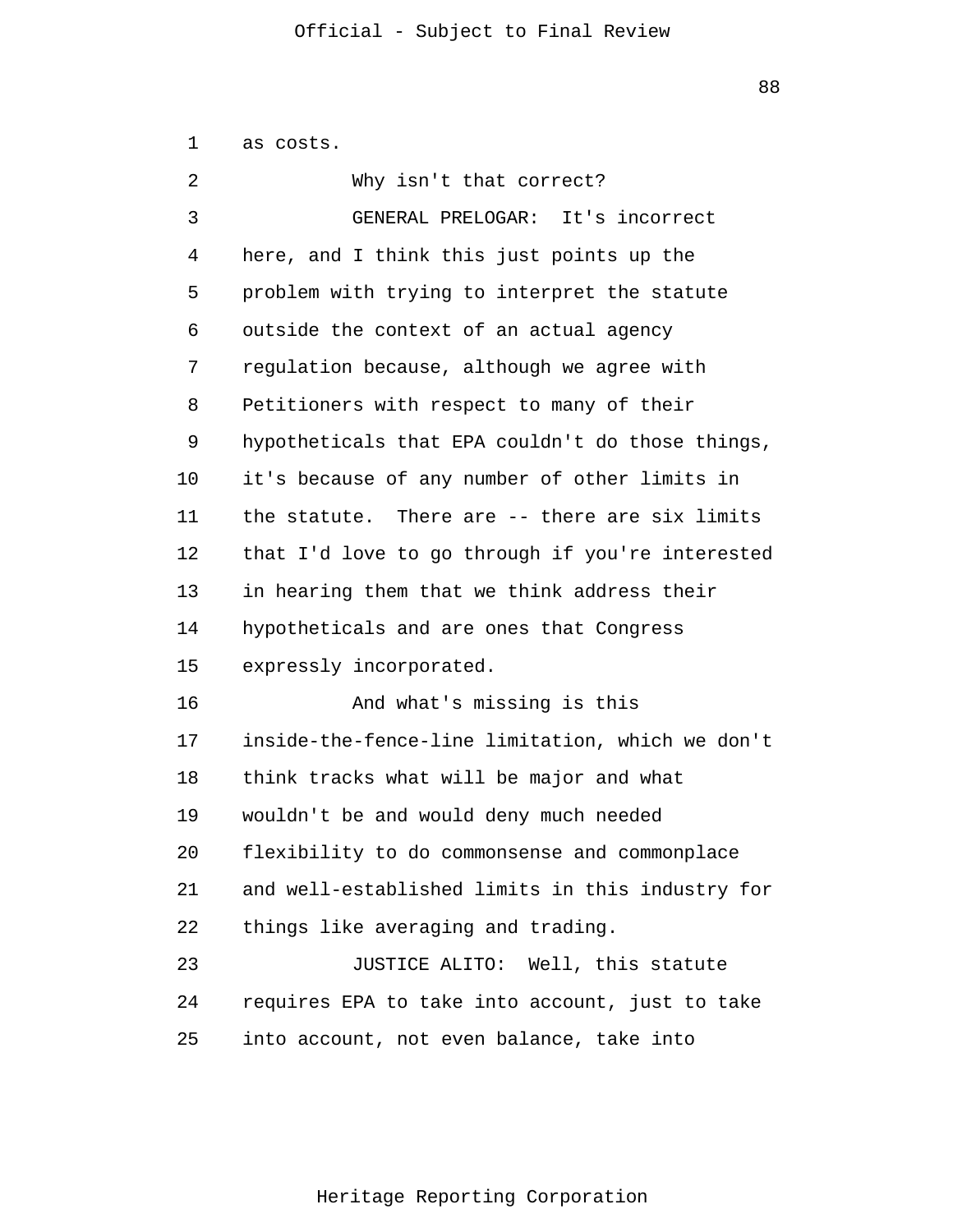as costs.

Why isn't that correct?

GENERAL PRELOGAR: It's incorrect here, and I think this just points up the problem with trying to interpret the statute outside the context of an actual agency regulation because, although we agree with Petitioners with respect to many of their hypotheticals that EPA couldn't do those things, it's because of any number of other limits in the statute. There are -- there are six limits that I'd love to go through if you're interested in hearing them that we think address their hypotheticals and are ones that Congress expressly incorporated.

And what's missing is this inside-the-fence-line limitation, which we don't think tracks what will be major and what wouldn't be and would deny much needed flexibility to do commonsense and commonplace and well-established limits in this industry for things like averaging and trading.

JUSTICE ALITO: Well, this statute requires EPA to take into account, just to take into account, not even balance, take into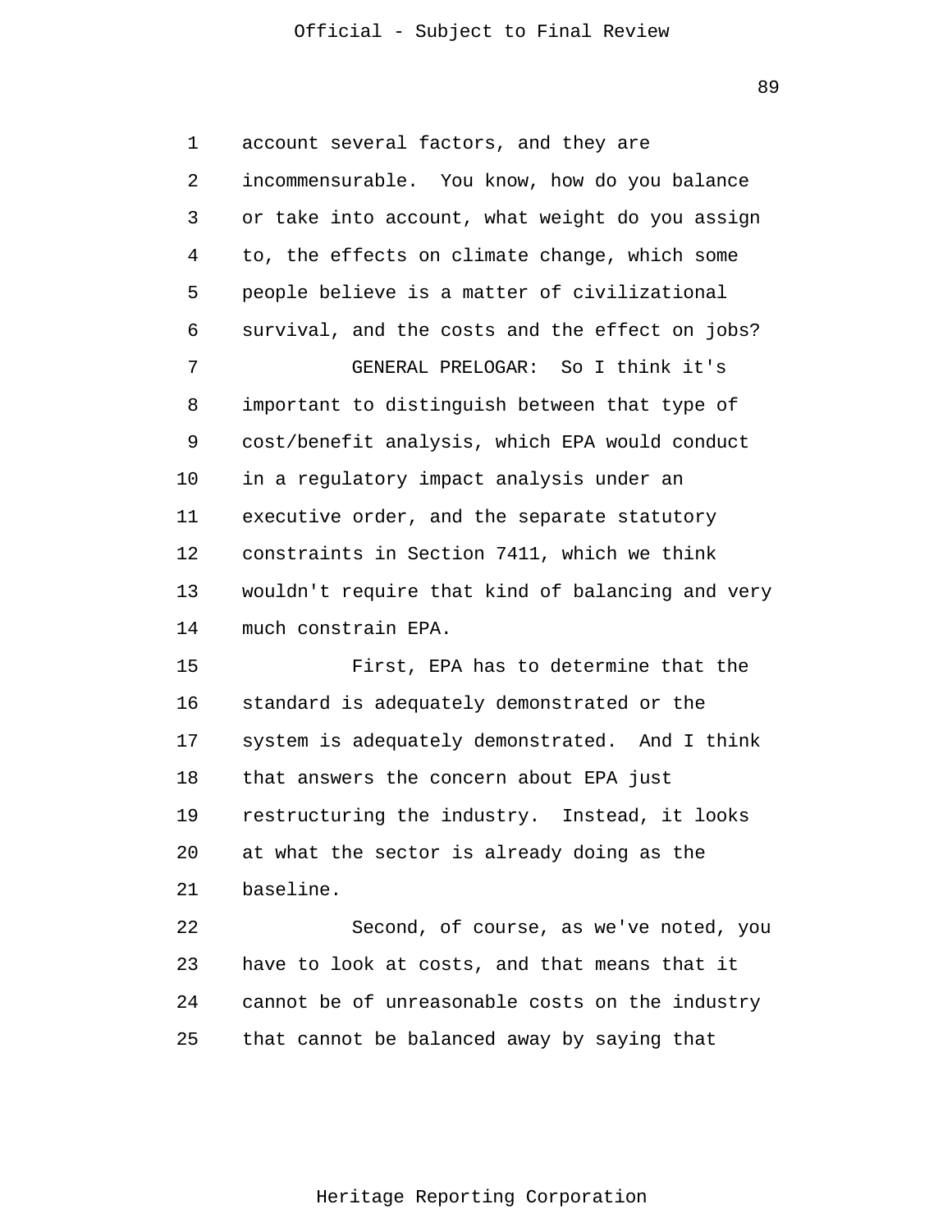account several factors, and they are incommensurable. You know, how do you balance or take into account, what weight do you assign to, the effects on climate change, which some people believe is a matter of civilizational survival, and the costs and the effect on jobs?

GENERAL PRELOGAR: So I think it's important to distinguish between that type of cost/benefit analysis, which EPA would conduct in a regulatory impact analysis under an executive order, and the separate statutory constraints in Section 7411, which we think wouldn't require that kind of balancing and very much constrain EPA.

First, EPA has to determine that the standard is adequately demonstrated or the system is adequately demonstrated. And I think that answers the concern about EPA just restructuring the industry. Instead, it looks at what the sector is already doing as the baseline.

Second, of course, as we've noted, you have to look at costs, and that means that it cannot be of unreasonable costs on the industry that cannot be balanced away by saying that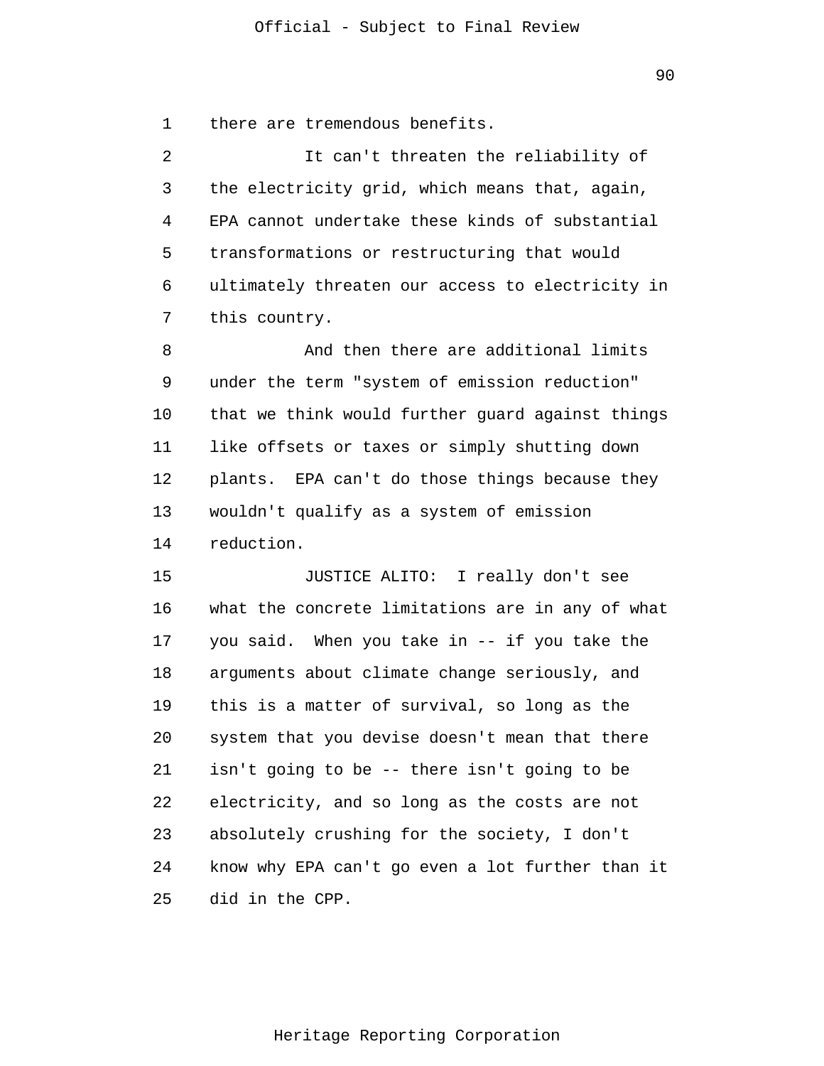there are tremendous benefits.

It can't threaten the reliability of the electricity grid, which means that, again, EPA cannot undertake these kinds of substantial transformations or restructuring that would ultimately threaten our access to electricity in this country.

And then there are additional limits under the term "system of emission reduction" that we think would further guard against things like offsets or taxes or simply shutting down plants. EPA can't do those things because they wouldn't qualify as a system of emission reduction.

JUSTICE ALITO: I really don't see what the concrete limitations are in any of what you said. When you take in -- if you take the arguments about climate change seriously, and this is a matter of survival, so long as the system that you devise doesn't mean that there isn't going to be -- there isn't going to be electricity, and so long as the costs are not absolutely crushing for the society, I don't know why EPA can't go even a lot further than it did in the CPP.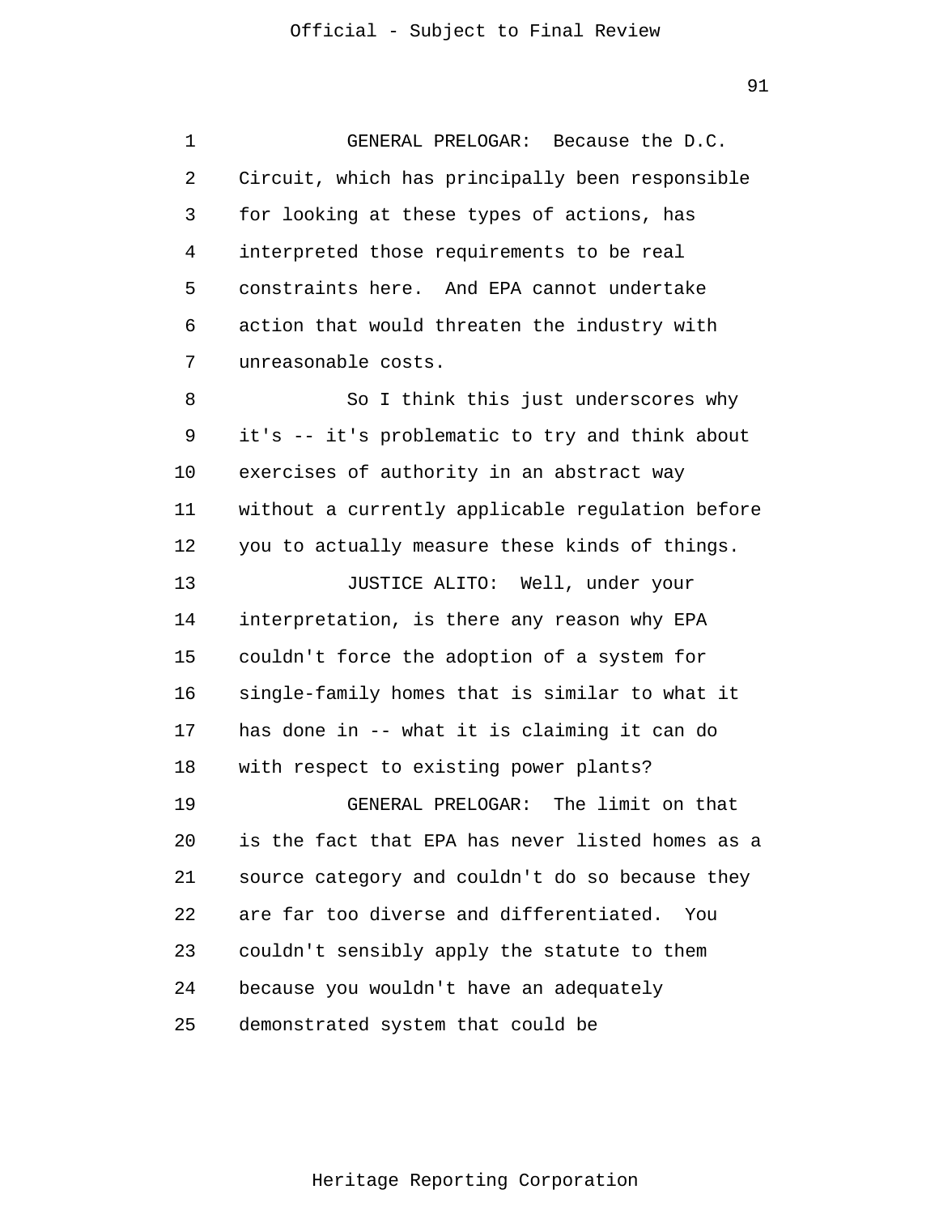GENERAL PRELOGAR: Because the D.C. Circuit, which has principally been responsible for looking at these types of actions, has interpreted those requirements to be real constraints here. And EPA cannot undertake action that would threaten the industry with unreasonable costs.

So I think this just underscores why it's -- it's problematic to try and think about exercises of authority in an abstract way without a currently applicable regulation before you to actually measure these kinds of things.

JUSTICE ALITO: Well, under your interpretation, is there any reason why EPA couldn't force the adoption of a system for single-family homes that is similar to what it has done in -- what it is claiming it can do with respect to existing power plants?

GENERAL PRELOGAR: The limit on that is the fact that EPA has never listed homes as a source category and couldn't do so because they are far too diverse and differentiated. You couldn't sensibly apply the statute to them because you wouldn't have an adequately demonstrated system that could be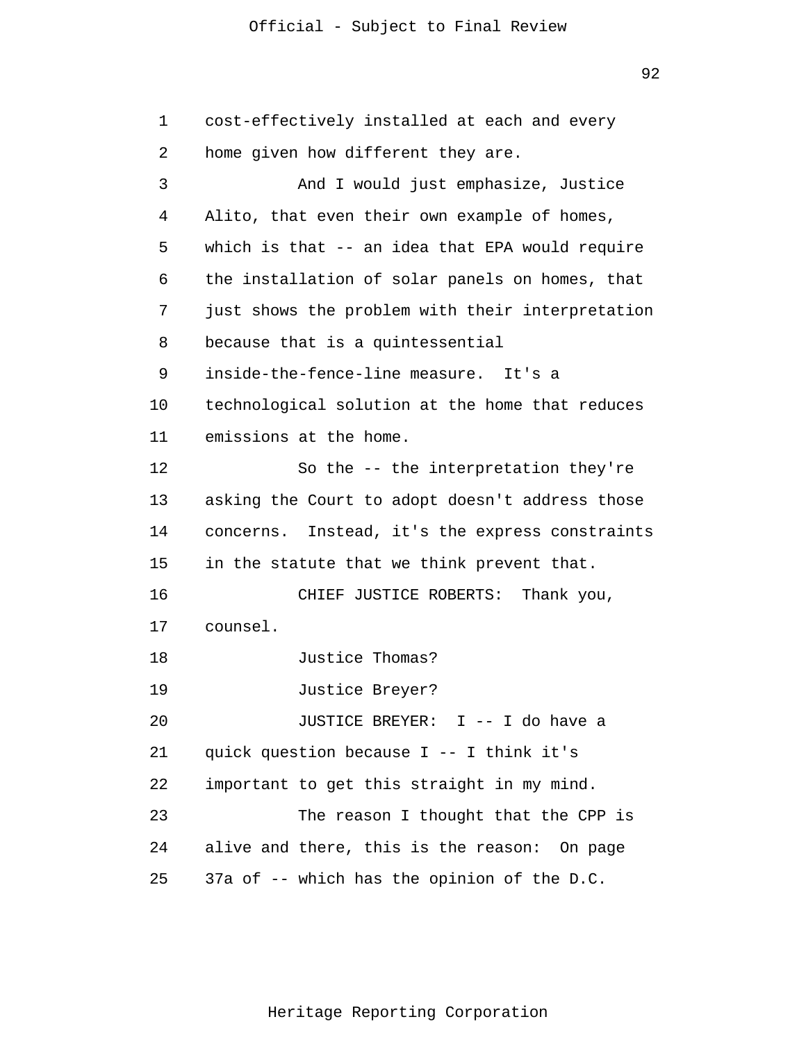cost-effectively installed at each and every home given how different they are.

And I would just emphasize, Justice Alito, that even their own example of homes, which is that -- an idea that EPA would require the installation of solar panels on homes, that just shows the problem with their interpretation because that is a quintessential inside-the-fence-line measure. It's a technological solution at the home that reduces emissions at the home.

So the -- the interpretation they're asking the Court to adopt doesn't address those concerns. Instead, it's the express constraints in the statute that we think prevent that.

CHIEF JUSTICE ROBERTS: Thank you, counsel.

Justice Thomas?

Justice Breyer?

JUSTICE BREYER: I -- I do have a quick question because I -- I think it's important to get this straight in my mind.

The reason I thought that the CPP is alive and there, this is the reason: On page 37a of -- which has the opinion of the D.C.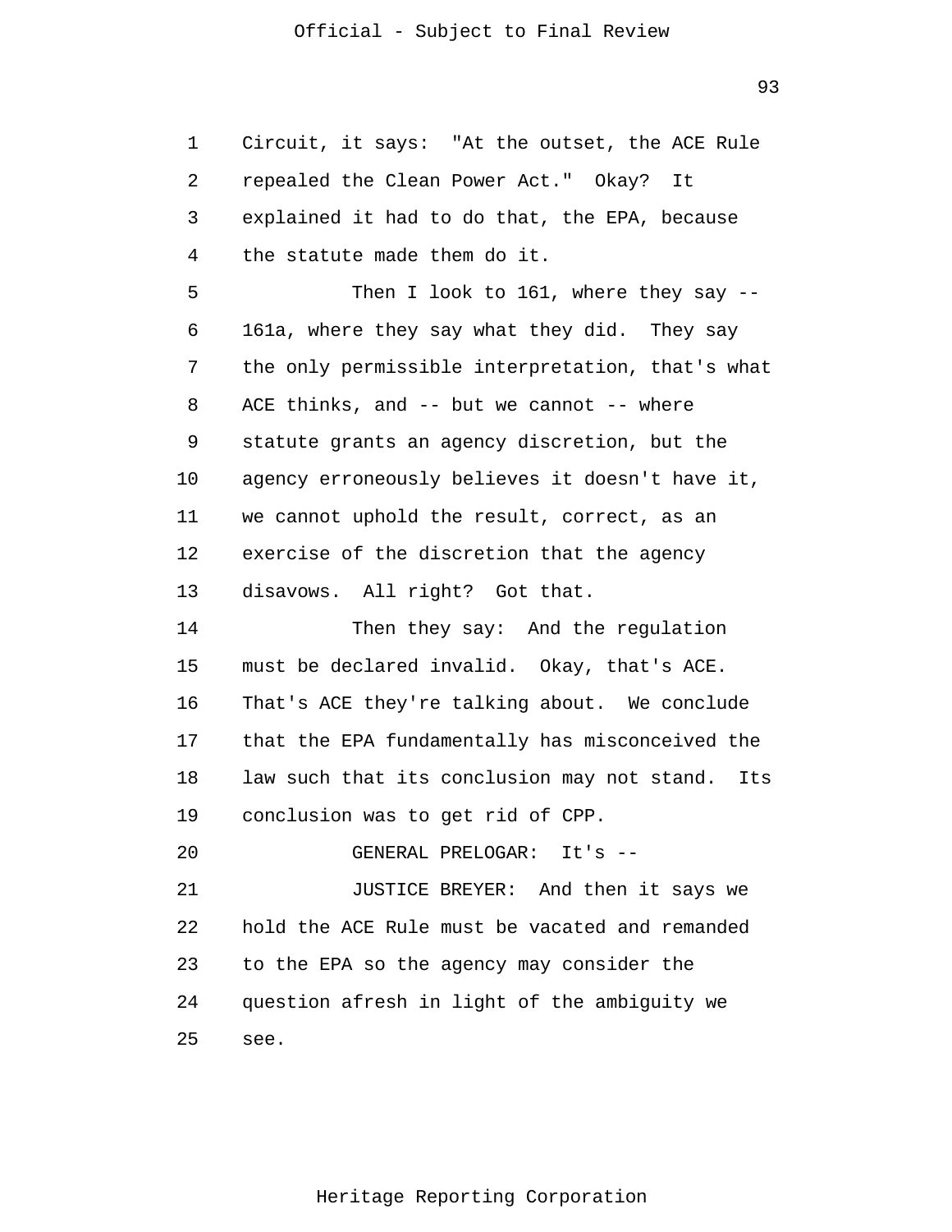Circuit, it says: "At the outset, the ACE Rule repealed the Clean Power Act." Okay? It explained it had to do that, the EPA, because the statute made them do it.

Then I look to 161, where they say -- 161a, where they say what they did. They say the only permissible interpretation, that's what ACE thinks, and -- but we cannot -- where statute grants an agency discretion, but the agency erroneously believes it doesn't have it, we cannot uphold the result, correct, as an exercise of the discretion that the agency disavows. All right? Got that.

Then they say: And the regulation must be declared invalid. Okay, that's ACE. That's ACE they're talking about. We conclude that the EPA fundamentally has misconceived the law such that its conclusion may not stand. Its conclusion was to get rid of CPP.

GENERAL PRELOGAR: It's --

JUSTICE BREYER: And then it says we hold the ACE Rule must be vacated and remanded to the EPA so the agency may consider the question afresh in light of the ambiguity we see.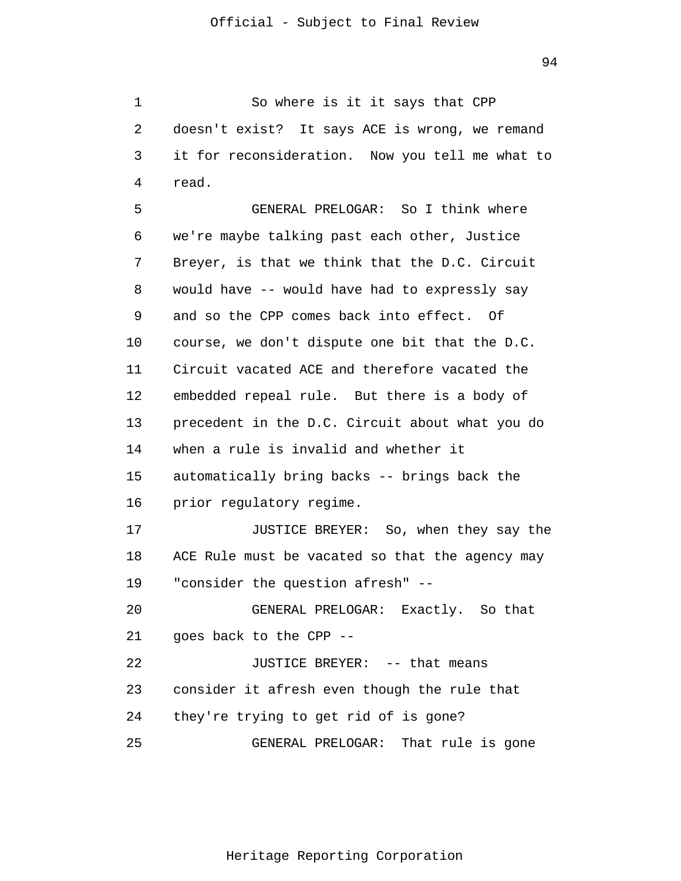So where is it it says that CPP doesn't exist? It says ACE is wrong, we remand it for reconsideration. Now you tell me what to read.

GENERAL PRELOGAR: So I think where we're maybe talking past each other, Justice Breyer, is that we think that the D.C. Circuit would have -- would have had to expressly say and so the CPP comes back into effect. Of course, we don't dispute one bit that the D.C. Circuit vacated ACE and therefore vacated the embedded repeal rule. But there is a body of precedent in the D.C. Circuit about what you do when a rule is invalid and whether it automatically bring backs -- brings back the prior regulatory regime.

JUSTICE BREYER: So, when they say the ACE Rule must be vacated so that the agency may "consider the question afresh" --

GENERAL PRELOGAR: Exactly. So that goes back to the CPP --

JUSTICE BREYER: -- that means consider it afresh even though the rule that they're trying to get rid of is gone?

GENERAL PRELOGAR: That rule is gone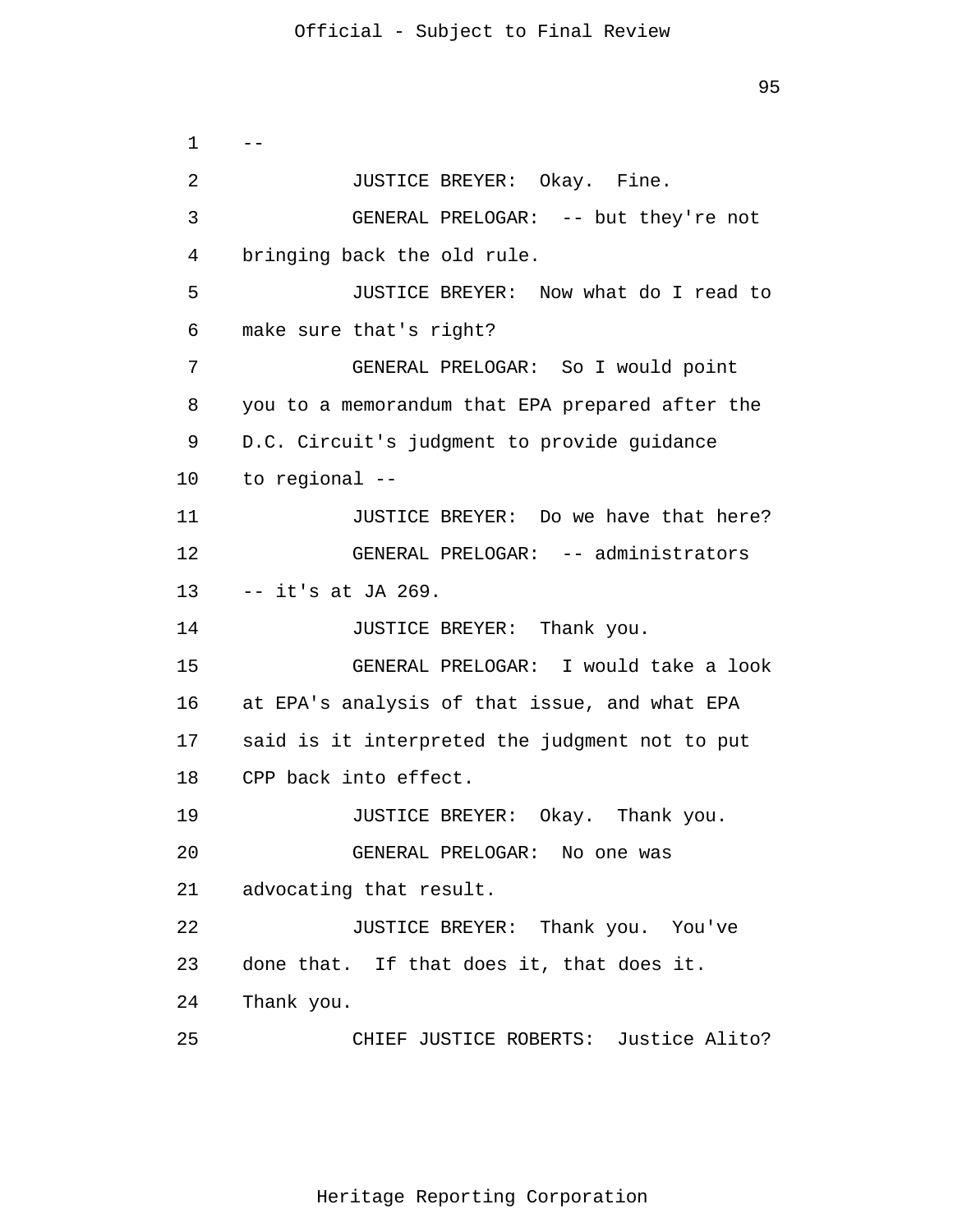--

JUSTICE BREYER: Okay. Fine.

GENERAL PRELOGAR: -- but they're not bringing back the old rule.

JUSTICE BREYER: Now what do I read to make sure that's right?

GENERAL PRELOGAR: So I would point you to a memorandum that EPA prepared after the D.C. Circuit's judgment to provide guidance to regional --

JUSTICE BREYER: Do we have that here?

GENERAL PRELOGAR: -- administrators -- it's at JA 269.

JUSTICE BREYER: Thank you.

GENERAL PRELOGAR: I would take a look at EPA's analysis of that issue, and what EPA said is it interpreted the judgment not to put CPP back into effect.

JUSTICE BREYER: Okay. Thank you.

GENERAL PRELOGAR: No one was advocating that result.

JUSTICE BREYER: Thank you. You've done that. If that does it, that does it. Thank you.

CHIEF JUSTICE ROBERTS: Justice Alito?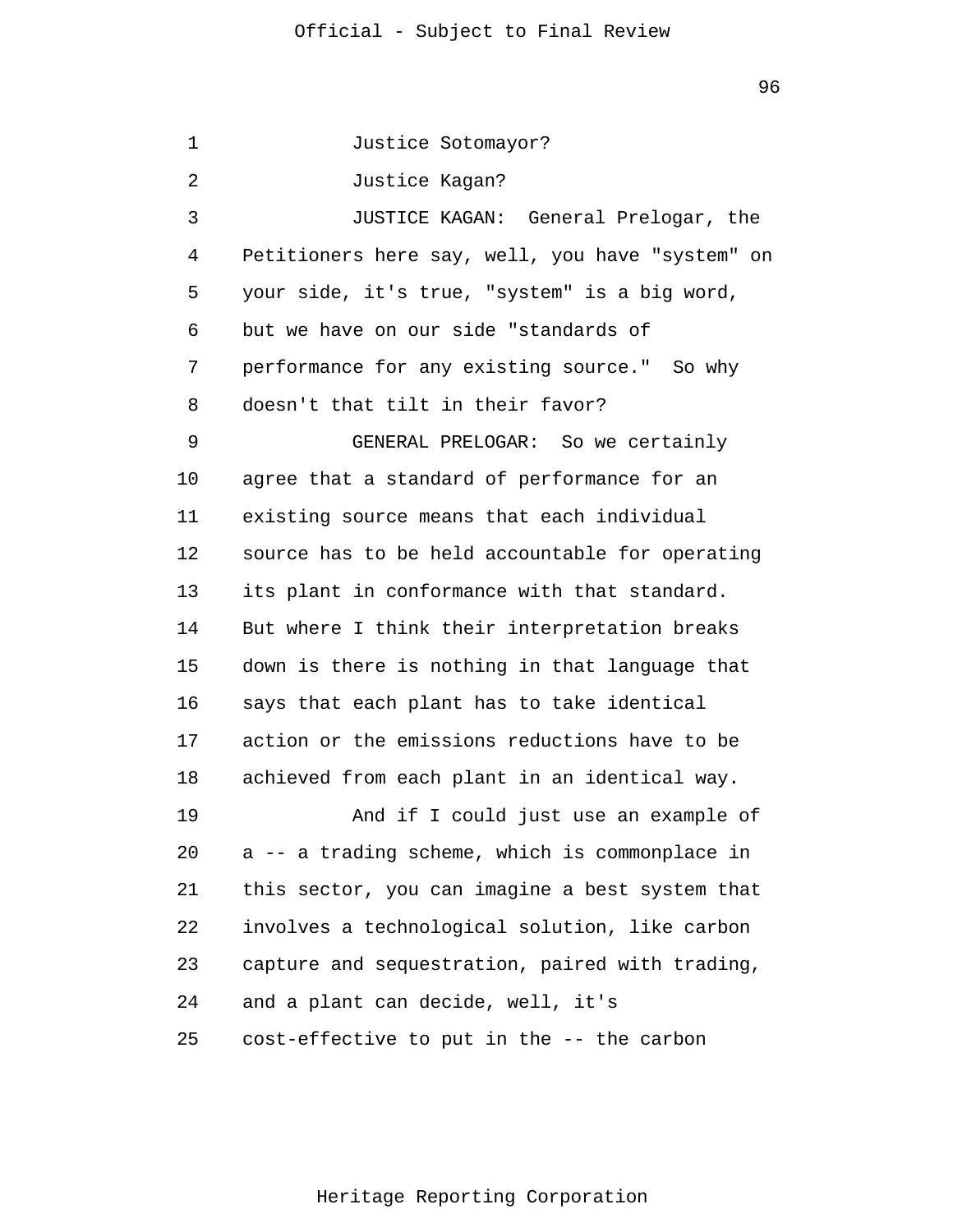Justice Sotomayor?

Justice Kagan?

JUSTICE KAGAN: General Prelogar, the Petitioners here say, well, you have "system" on your side, it's true, "system" is a big word, but we have on our side "standards of performance for any existing source." So why doesn't that tilt in their favor?

GENERAL PRELOGAR: So we certainly agree that a standard of performance for an existing source means that each individual source has to be held accountable for operating its plant in conformance with that standard. But where I think their interpretation breaks down is there is nothing in that language that says that each plant has to take identical action or the emissions reductions have to be achieved from each plant in an identical way.

And if I could just use an example of a -- a trading scheme, which is commonplace in this sector, you can imagine a best system that involves a technological solution, like carbon capture and sequestration, paired with trading, and a plant can decide, well, it's cost-effective to put in the -- the carbon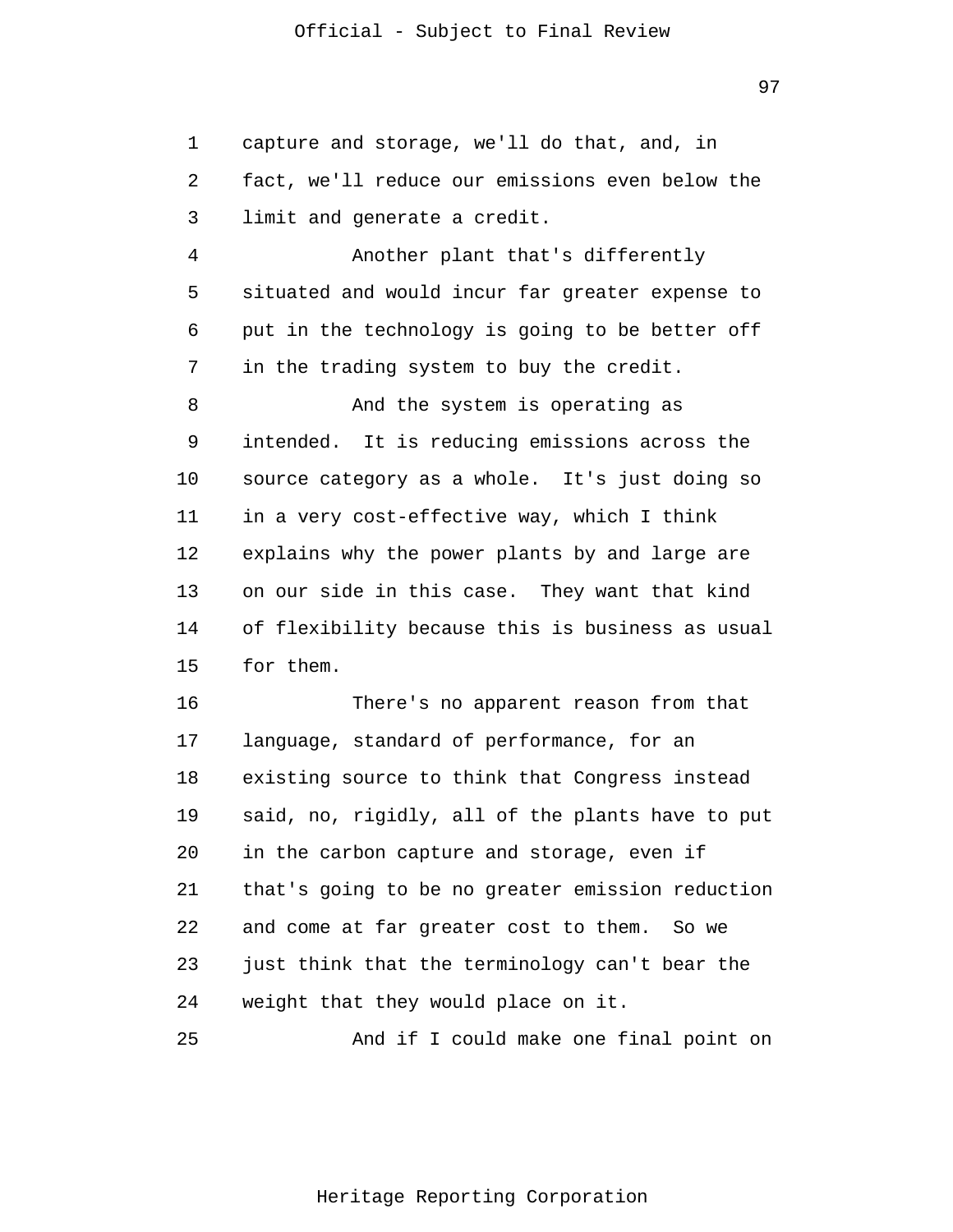capture and storage, we'll do that, and, in fact, we'll reduce our emissions even below the limit and generate a credit.

Another plant that's differently situated and would incur far greater expense to put in the technology is going to be better off in the trading system to buy the credit.

And the system is operating as intended. It is reducing emissions across the source category as a whole. It's just doing so in a very cost-effective way, which I think explains why the power plants by and large are on our side in this case. They want that kind of flexibility because this is business as usual for them.

There's no apparent reason from that language, standard of performance, for an existing source to think that Congress instead said, no, rigidly, all of the plants have to put in the carbon capture and storage, even if that's going to be no greater emission reduction and come at far greater cost to them. So we just think that the terminology can't bear the weight that they would place on it.

And if I could make one final point on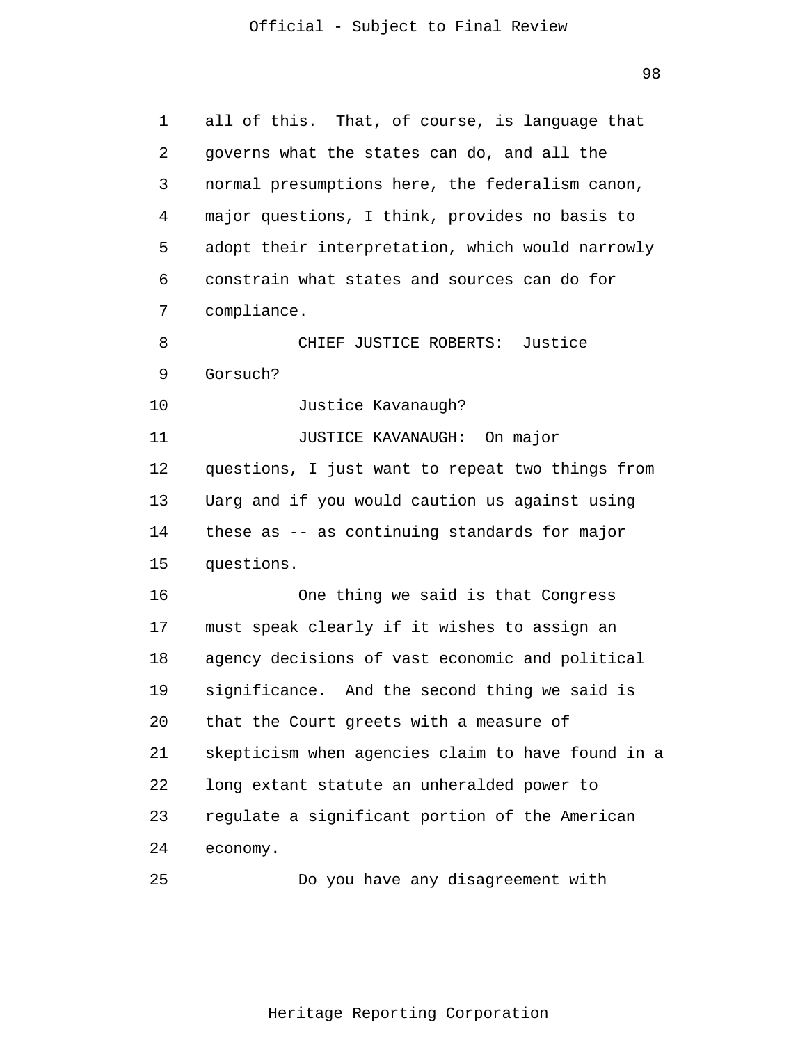all of this. That, of course, is language that governs what the states can do, and all the normal presumptions here, the federalism canon, major questions, I think, provides no basis to adopt their interpretation, which would narrowly constrain what states and sources can do for compliance.

CHIEF JUSTICE ROBERTS: Justice Gorsuch?

Justice Kavanaugh?

JUSTICE KAVANAUGH: On major questions, I just want to repeat two things from Uarg and if you would caution us against using these as -- as continuing standards for major questions.

One thing we said is that Congress must speak clearly if it wishes to assign an agency decisions of vast economic and political significance. And the second thing we said is that the Court greets with a measure of skepticism when agencies claim to have found in a long extant statute an unheralded power to regulate a significant portion of the American economy.

Do you have any disagreement with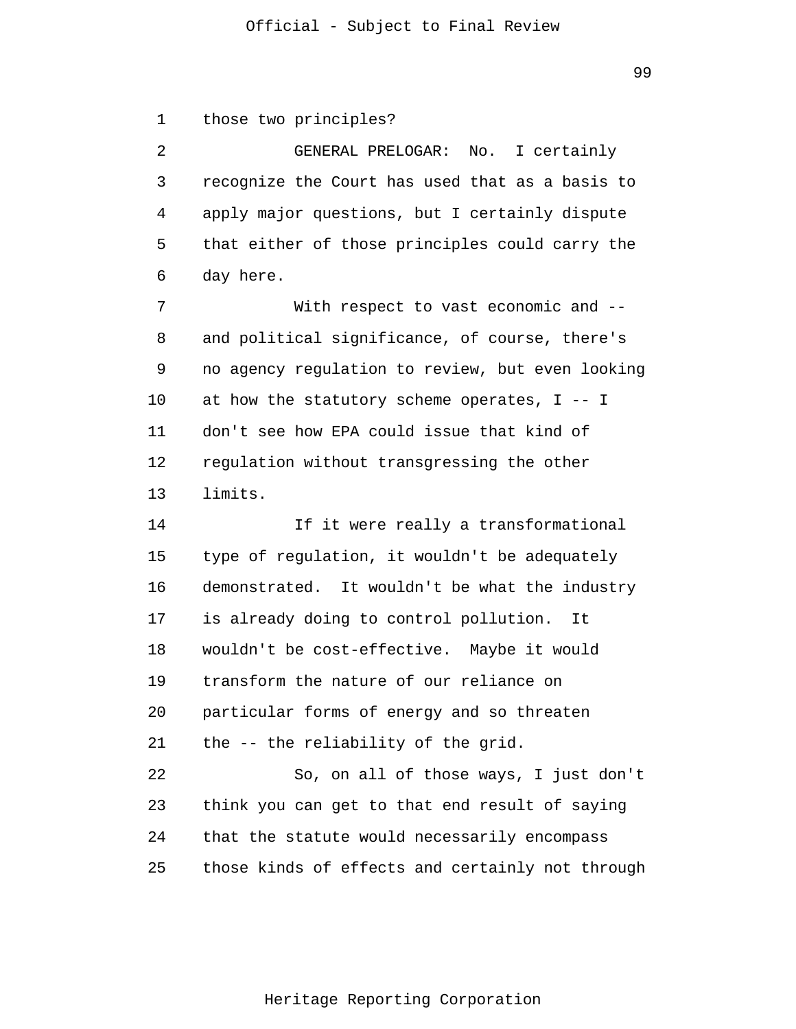those two principles?

GENERAL PRELOGAR: No. I certainly recognize the Court has used that as a basis to apply major questions, but I certainly dispute that either of those principles could carry the day here.

With respect to vast economic and -- and political significance, of course, there's no agency regulation to review, but even looking at how the statutory scheme operates, I -- I don't see how EPA could issue that kind of regulation without transgressing the other limits.

If it were really a transformational type of regulation, it wouldn't be adequately demonstrated. It wouldn't be what the industry is already doing to control pollution. It wouldn't be cost-effective. Maybe it would transform the nature of our reliance on particular forms of energy and so threaten the -- the reliability of the grid.

So, on all of those ways, I just don't think you can get to that end result of saying that the statute would necessarily encompass those kinds of effects and certainly not through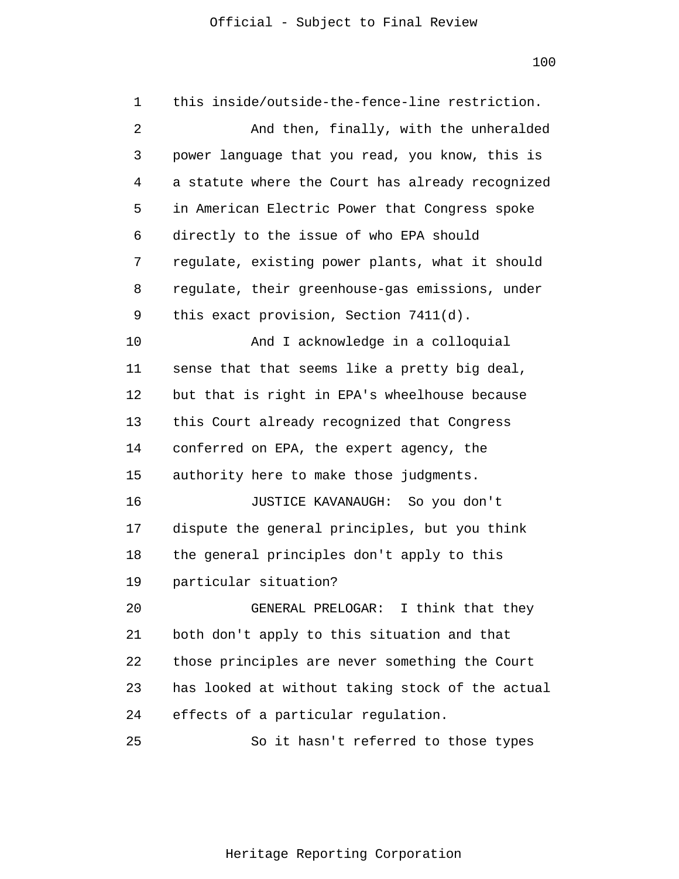this inside/outside-the-fence-line restriction.

And then, finally, with the unheralded power language that you read, you know, this is a statute where the Court has already recognized in American Electric Power that Congress spoke directly to the issue of who EPA should regulate, existing power plants, what it should regulate, their greenhouse-gas emissions, under this exact provision, Section 7411(d).

And I acknowledge in a colloquial sense that that seems like a pretty big deal, but that is right in EPA's wheelhouse because this Court already recognized that Congress conferred on EPA, the expert agency, the authority here to make those judgments.

JUSTICE KAVANAUGH: So you don't dispute the general principles, but you think the general principles don't apply to this particular situation?

GENERAL PRELOGAR: I think that they both don't apply to this situation and that those principles are never something the Court has looked at without taking stock of the actual effects of a particular regulation.

So it hasn't referred to those types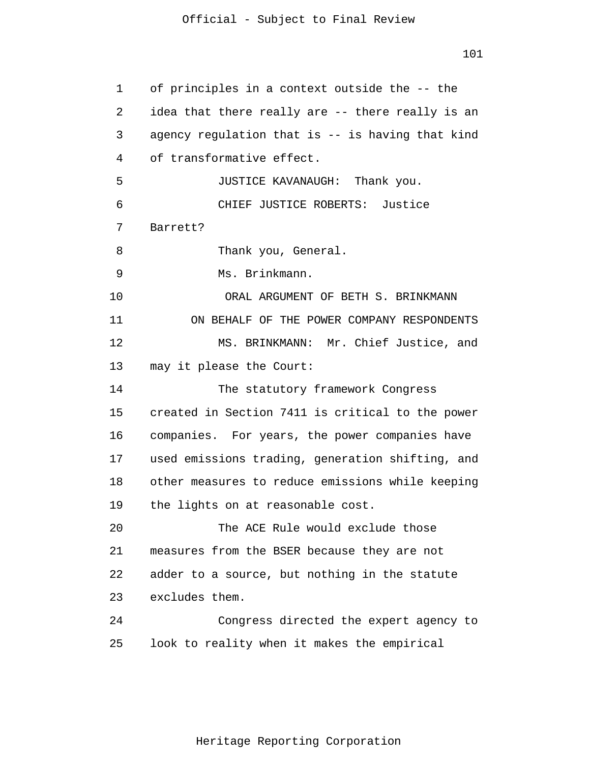of principles in a context outside the -- the idea that there really are -- there really is an agency regulation that is -- is having that kind of transformative effect.

JUSTICE KAVANAUGH: Thank you.

CHIEF JUSTICE ROBERTS: Justice Barrett?

Thank you, General.

Ms. Brinkmann.

ORAL ARGUMENT OF BETH S. BRINKMANN
ON BEHALF OF THE POWER COMPANY RESPONDENTS

MS. BRINKMANN: Mr. Chief Justice, and may it please the Court:

The statutory framework Congress created in Section 7411 is critical to the power companies. For years, the power companies have used emissions trading, generation shifting, and other measures to reduce emissions while keeping the lights on at reasonable cost.

The ACE Rule would exclude those measures from the BSER because they are not adder to a source, but nothing in the statute excludes them.

Congress directed the expert agency to look to reality when it makes the empirical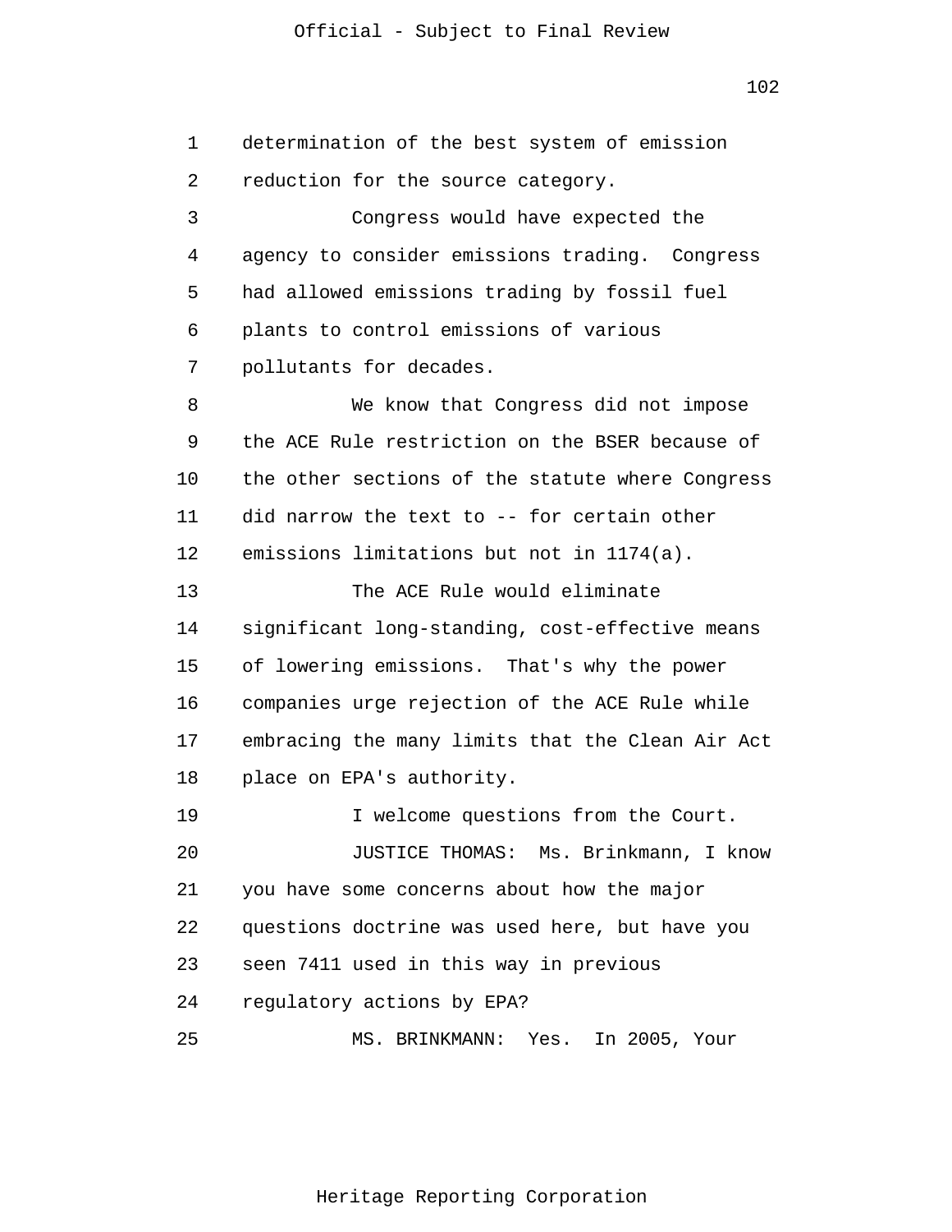1 determination of the best system of emission
2 reduction for the source category.
3 Congress would have expected the
4 agency to consider emissions trading. Congress
5 had allowed emissions trading by fossil fuel
6 plants to control emissions of various
7 pollutants for decades.
8 We know that Congress did not impose
9 the ACE Rule restriction on the BSER because of
10 the other sections of the statute where Congress
11 did narrow the text to -- for certain other
12 emissions limitations but not in 1174(a).
13 The ACE Rule would eliminate
14 significant long-standing, cost-effective means
15 of lowering emissions. That's why the power
16 companies urge rejection of the ACE Rule while
17 embracing the many limits that the Clean Air Act
18 place on EPA's authority.
19 I welcome questions from the Court.
20 JUSTICE THOMAS: Ms. Brinkmann, I know
21 you have some concerns about how the major
22 questions doctrine was used here, but have you
23 seen 7411 used in this way in previous
24 regulatory actions by EPA?
25 MS. BRINKMANN: Yes. In 2005, Your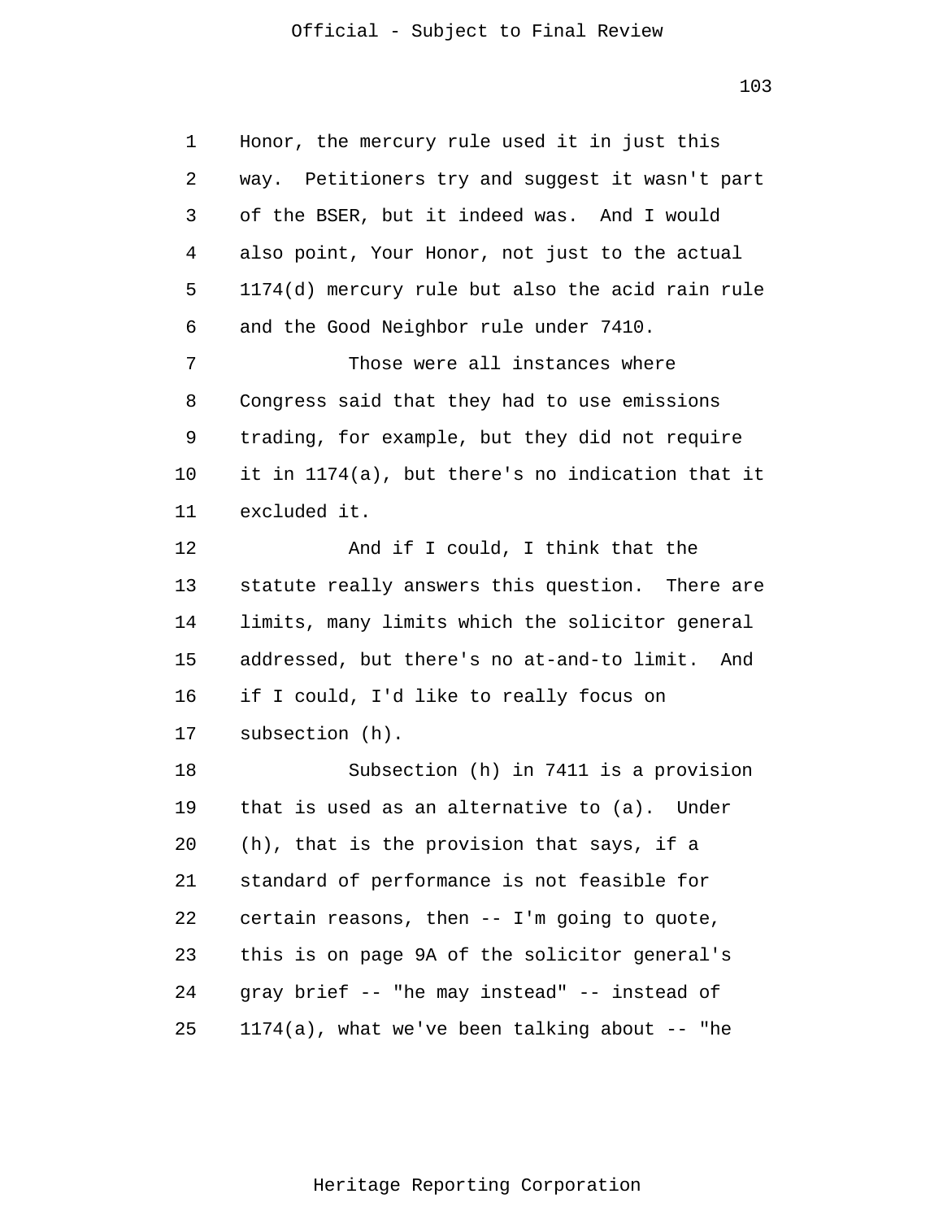Honor, the mercury rule used it in just this way. Petitioners try and suggest it wasn't part of the BSER, but it indeed was. And I would also point, Your Honor, not just to the actual 1174(d) mercury rule but also the acid rain rule and the Good Neighbor rule under 7410.

Those were all instances where Congress said that they had to use emissions trading, for example, but they did not require it in 1174(a), but there's no indication that it excluded it.

And if I could, I think that the statute really answers this question. There are limits, many limits which the solicitor general addressed, but there's no at-and-to limit. And if I could, I'd like to really focus on subsection (h).

Subsection (h) in 7411 is a provision that is used as an alternative to (a). Under (h), that is the provision that says, if a standard of performance is not feasible for certain reasons, then -- I'm going to quote, this is on page 9A of the solicitor general's gray brief -- "he may instead" -- instead of 1174(a), what we've been talking about -- "he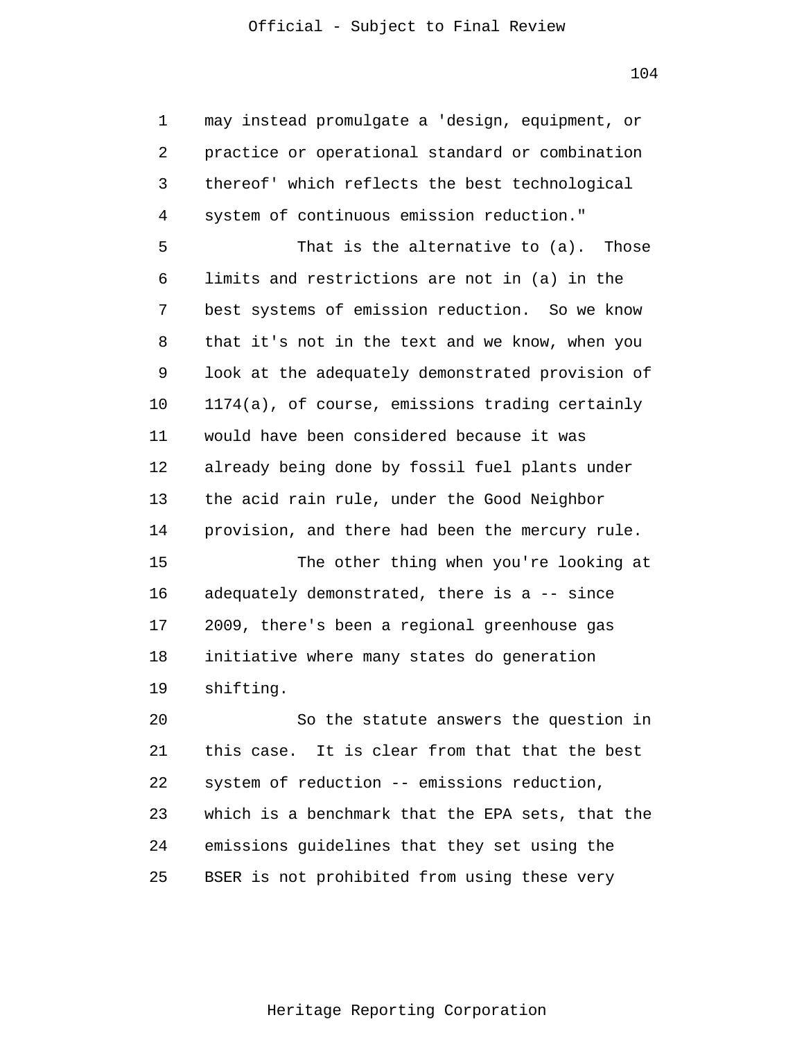may instead promulgate a 'design, equipment, or practice or operational standard or combination thereof' which reflects the best technological system of continuous emission reduction."

That is the alternative to (a). Those limits and restrictions are not in (a) in the best systems of emission reduction. So we know that it's not in the text and we know, when you look at the adequately demonstrated provision of 1174(a), of course, emissions trading certainly would have been considered because it was already being done by fossil fuel plants under the acid rain rule, under the Good Neighbor provision, and there had been the mercury rule.

The other thing when you're looking at adequately demonstrated, there is a -- since 2009, there's been a regional greenhouse gas initiative where many states do generation shifting.

So the statute answers the question in this case. It is clear from that that the best system of reduction -- emissions reduction, which is a benchmark that the EPA sets, that the emissions guidelines that they set using the BSER is not prohibited from using these very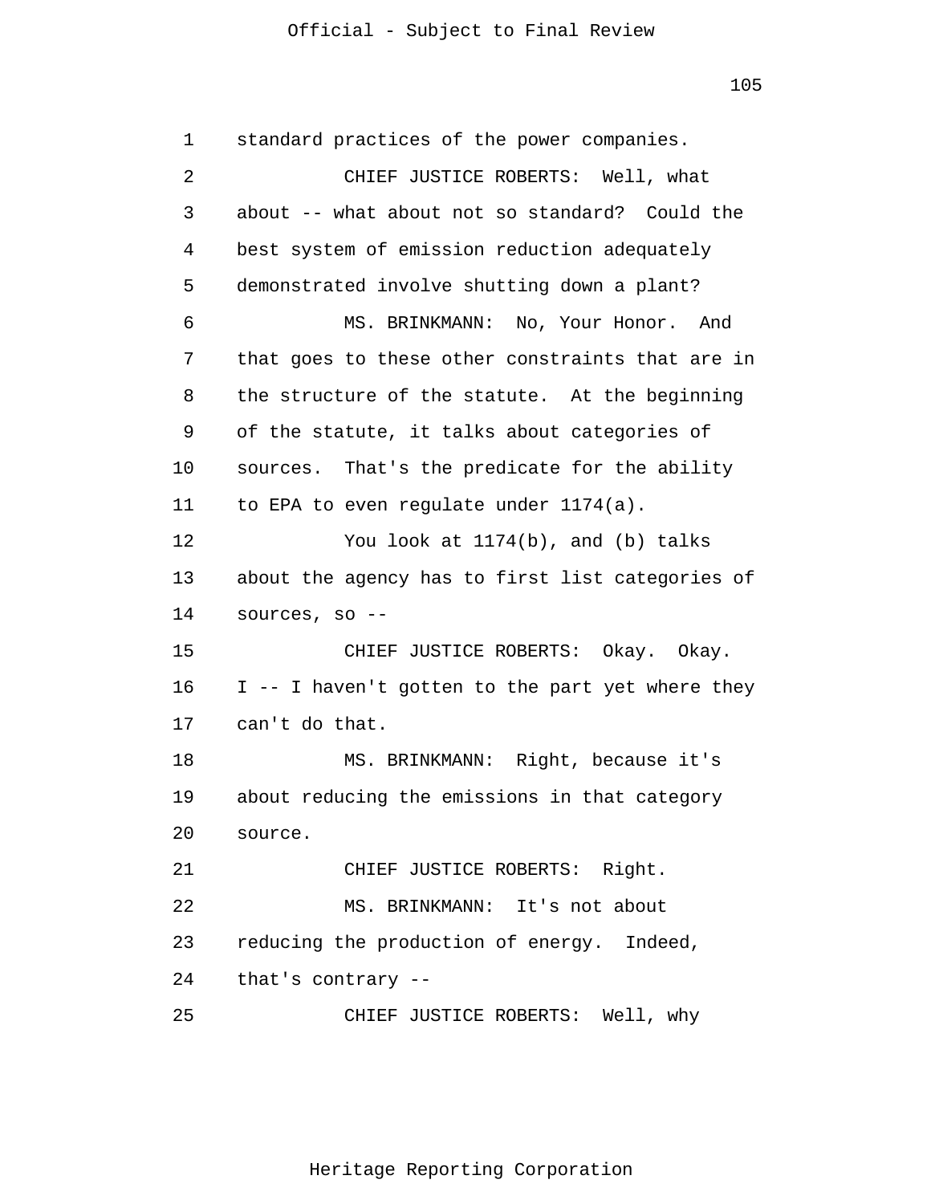standard practices of the power companies.

CHIEF JUSTICE ROBERTS: Well, what about -- what about not so standard? Could the best system of emission reduction adequately demonstrated involve shutting down a plant?

MS. BRINKMANN: No, Your Honor. And that goes to these other constraints that are in the structure of the statute. At the beginning of the statute, it talks about categories of sources. That's the predicate for the ability to EPA to even regulate under 1174(a).

You look at 1174(b), and (b) talks about the agency has to first list categories of sources, so --

CHIEF JUSTICE ROBERTS: Okay. Okay. I -- I haven't gotten to the part yet where they can't do that.

MS. BRINKMANN: Right, because it's about reducing the emissions in that category source.

CHIEF JUSTICE ROBERTS: Right.

MS. BRINKMANN: It's not about reducing the production of energy. Indeed, that's contrary --

CHIEF JUSTICE ROBERTS: Well, why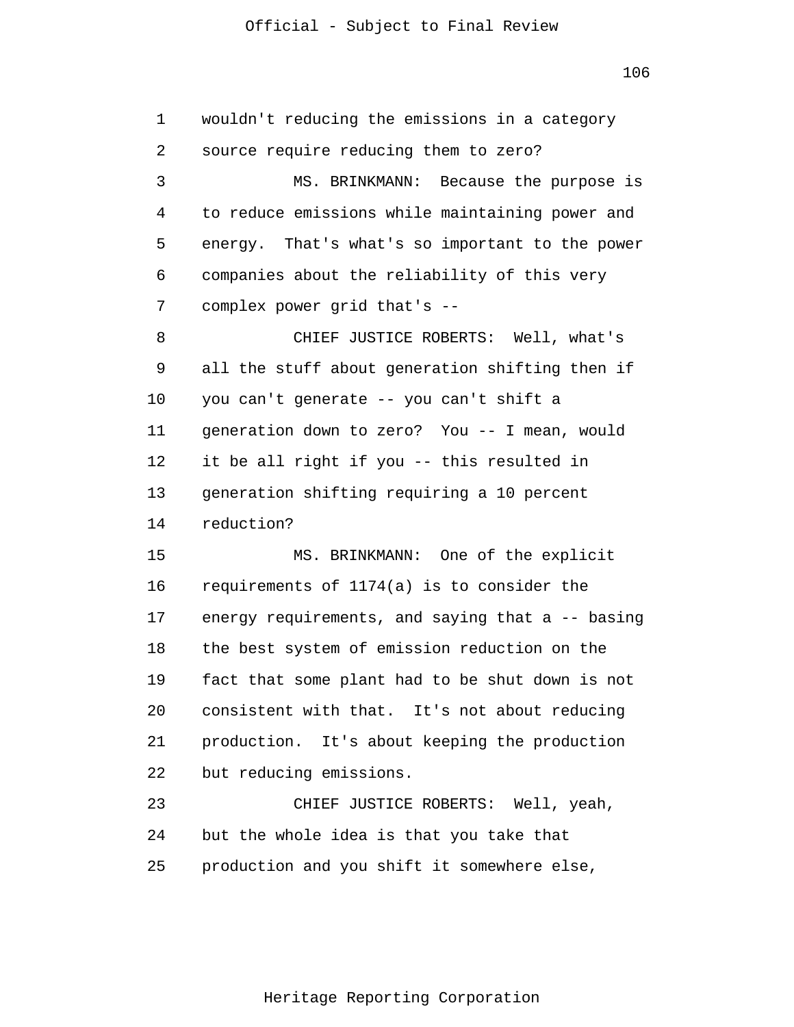wouldn't reducing the emissions in a category source require reducing them to zero?

MS. BRINKMANN: Because the purpose is to reduce emissions while maintaining power and energy. That's what's so important to the power companies about the reliability of this very complex power grid that's --

CHIEF JUSTICE ROBERTS: Well, what's all the stuff about generation shifting then if you can't generate -- you can't shift a generation down to zero? You -- I mean, would it be all right if you -- this resulted in generation shifting requiring a 10 percent reduction?

MS. BRINKMANN: One of the explicit requirements of 1174(a) is to consider the energy requirements, and saying that a -- basing the best system of emission reduction on the fact that some plant had to be shut down is not consistent with that. It's not about reducing production. It's about keeping the production but reducing emissions.

CHIEF JUSTICE ROBERTS: Well, yeah, but the whole idea is that you take that production and you shift it somewhere else,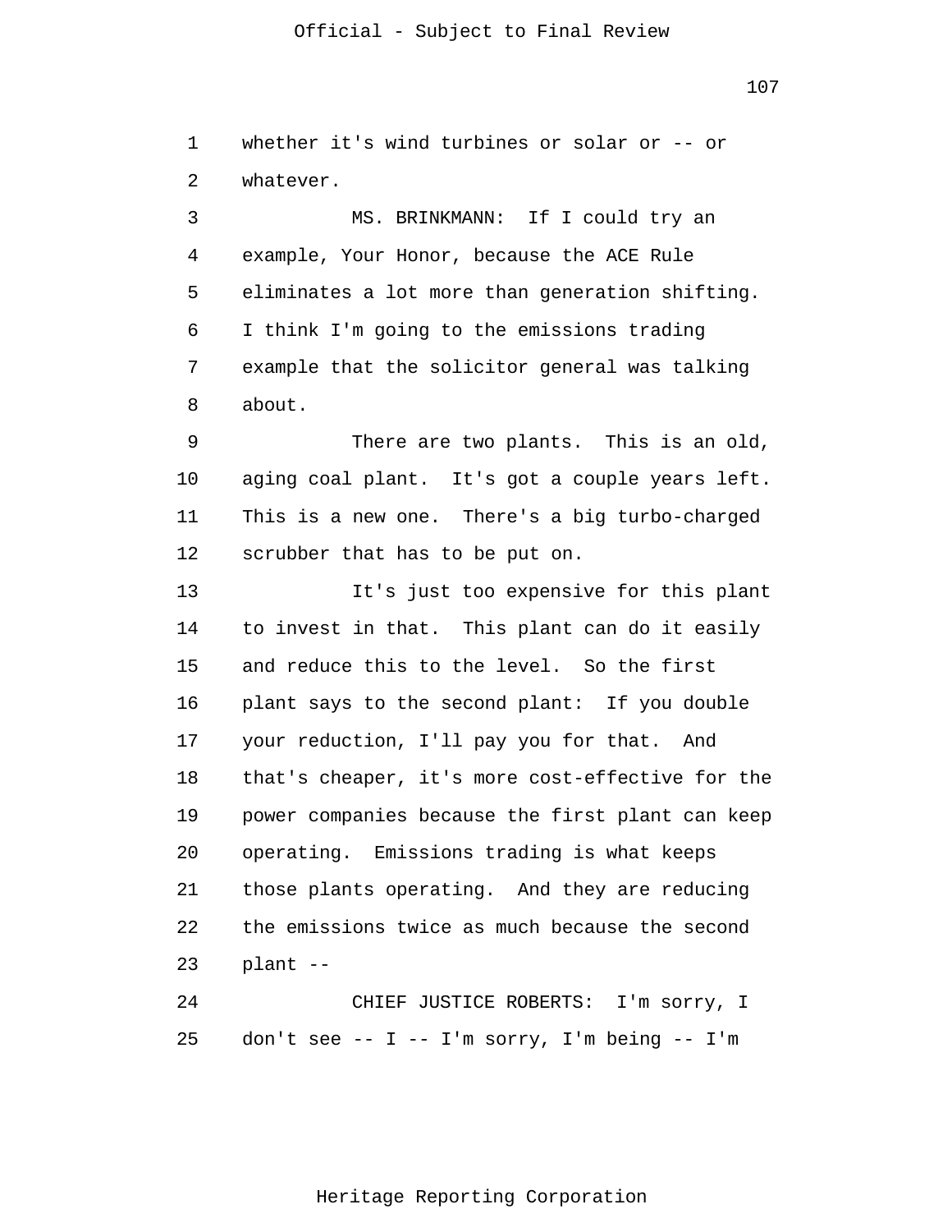whether it's wind turbines or solar or -- or whatever.

MS. BRINKMANN: If I could try an example, Your Honor, because the ACE Rule eliminates a lot more than generation shifting. I think I'm going to the emissions trading example that the solicitor general was talking about.

There are two plants. This is an old, aging coal plant. It's got a couple years left. This is a new one. There's a big turbo-charged scrubber that has to be put on.

It's just too expensive for this plant to invest in that. This plant can do it easily and reduce this to the level. So the first plant says to the second plant: If you double your reduction, I'll pay you for that. And that's cheaper, it's more cost-effective for the power companies because the first plant can keep operating. Emissions trading is what keeps those plants operating. And they are reducing the emissions twice as much because the second plant --

CHIEF JUSTICE ROBERTS: I'm sorry, I don't see -- I -- I'm sorry, I'm being -- I'm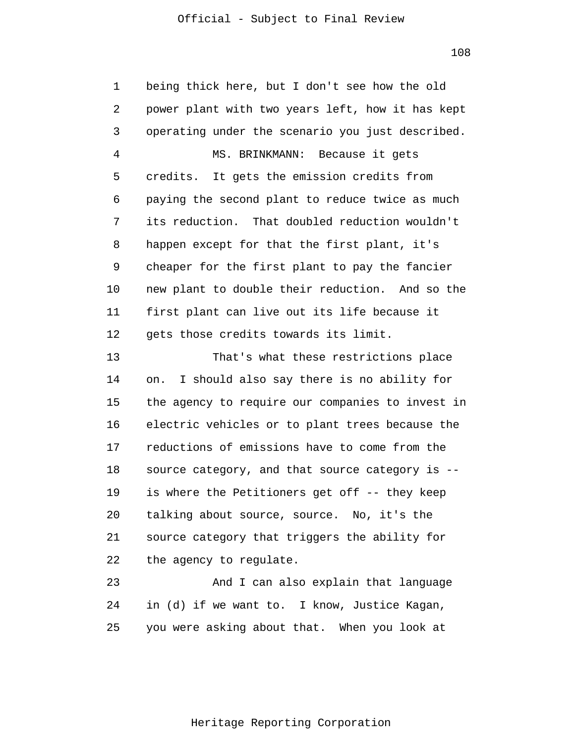being thick here, but I don't see how the old power plant with two years left, how it has kept operating under the scenario you just described.

MS. BRINKMANN: Because it gets credits. It gets the emission credits from paying the second plant to reduce twice as much its reduction. That doubled reduction wouldn't happen except for that the first plant, it's cheaper for the first plant to pay the fancier new plant to double their reduction. And so the first plant can live out its life because it gets those credits towards its limit.

That's what these restrictions place on. I should also say there is no ability for the agency to require our companies to invest in electric vehicles or to plant trees because the reductions of emissions have to come from the source category, and that source category is -- is where the Petitioners get off -- they keep talking about source, source. No, it's the source category that triggers the ability for the agency to regulate.

And I can also explain that language in (d) if we want to. I know, Justice Kagan, you were asking about that. When you look at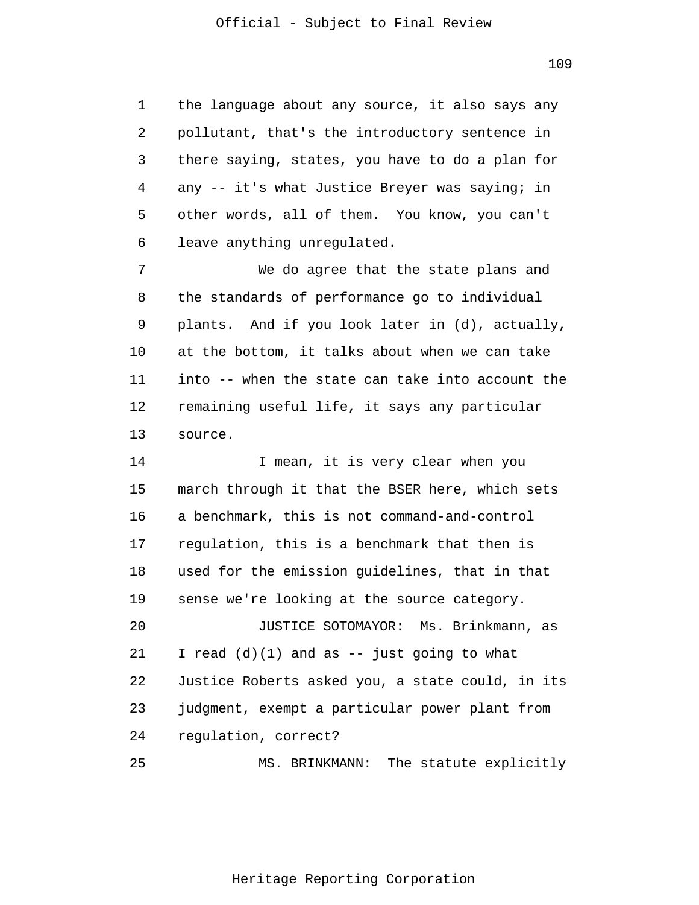the language about any source, it also says any pollutant, that's the introductory sentence in there saying, states, you have to do a plan for any -- it's what Justice Breyer was saying; in other words, all of them. You know, you can't leave anything unregulated.

We do agree that the state plans and the standards of performance go to individual plants. And if you look later in (d), actually, at the bottom, it talks about when we can take into -- when the state can take into account the remaining useful life, it says any particular source.

I mean, it is very clear when you march through it that the BSER here, which sets a benchmark, this is not command-and-control regulation, this is a benchmark that then is used for the emission guidelines, that in that sense we're looking at the source category.

JUSTICE SOTOMAYOR: Ms. Brinkmann, as I read (d)(1) and as -- just going to what Justice Roberts asked you, a state could, in its judgment, exempt a particular power plant from regulation, correct?

MS. BRINKMANN: The statute explicitly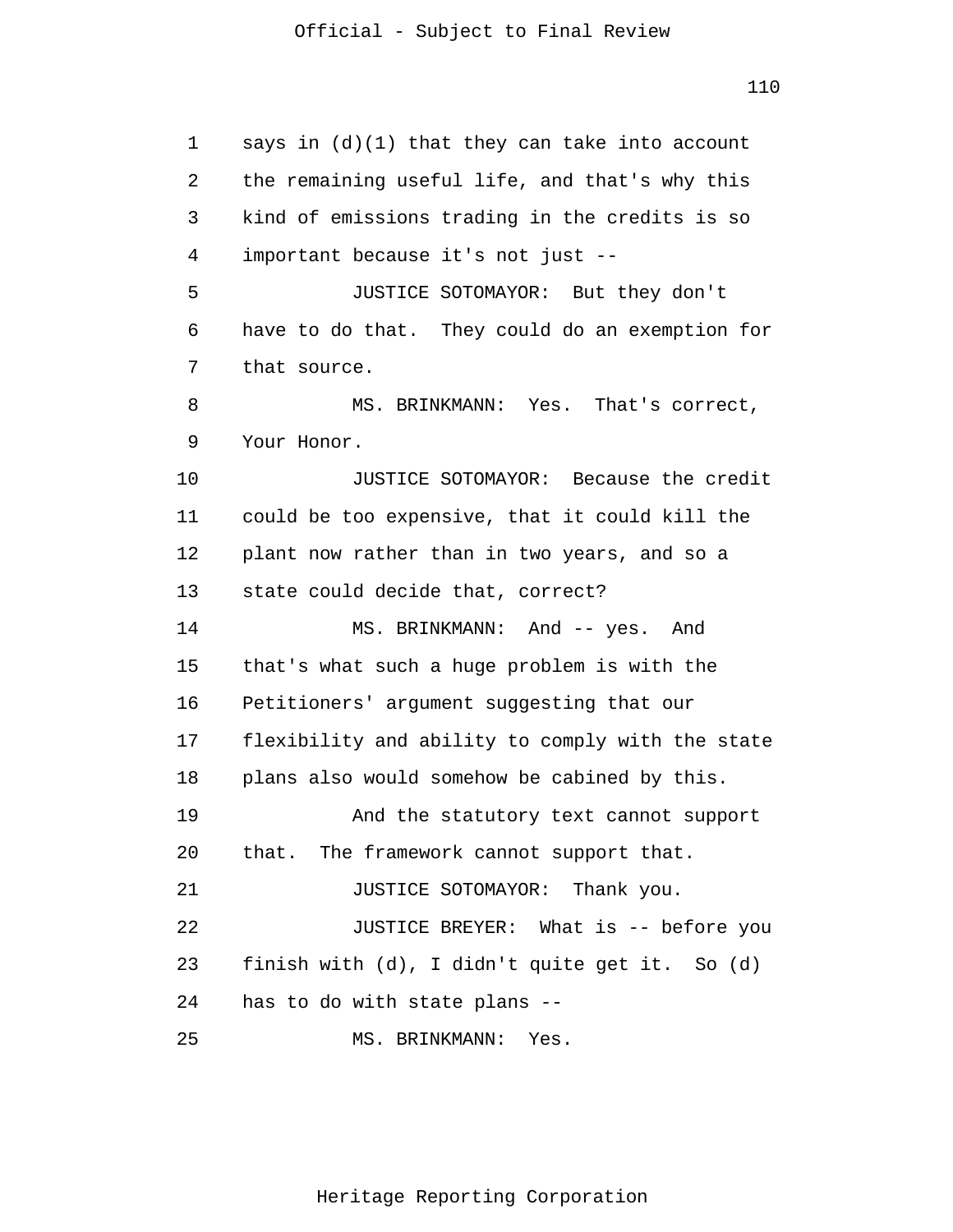says in (d)(1) that they can take into account the remaining useful life, and that's why this kind of emissions trading in the credits is so important because it's not just --

JUSTICE SOTOMAYOR: But they don't have to do that. They could do an exemption for that source.

MS. BRINKMANN: Yes. That's correct, Your Honor.

JUSTICE SOTOMAYOR: Because the credit could be too expensive, that it could kill the plant now rather than in two years, and so a state could decide that, correct?

MS. BRINKMANN: And -- yes. And that's what such a huge problem is with the Petitioners' argument suggesting that our flexibility and ability to comply with the state plans also would somehow be cabined by this.

And the statutory text cannot support that. The framework cannot support that.

JUSTICE SOTOMAYOR: Thank you.

JUSTICE BREYER: What is -- before you finish with (d), I didn't quite get it. So (d) has to do with state plans --

MS. BRINKMANN: Yes.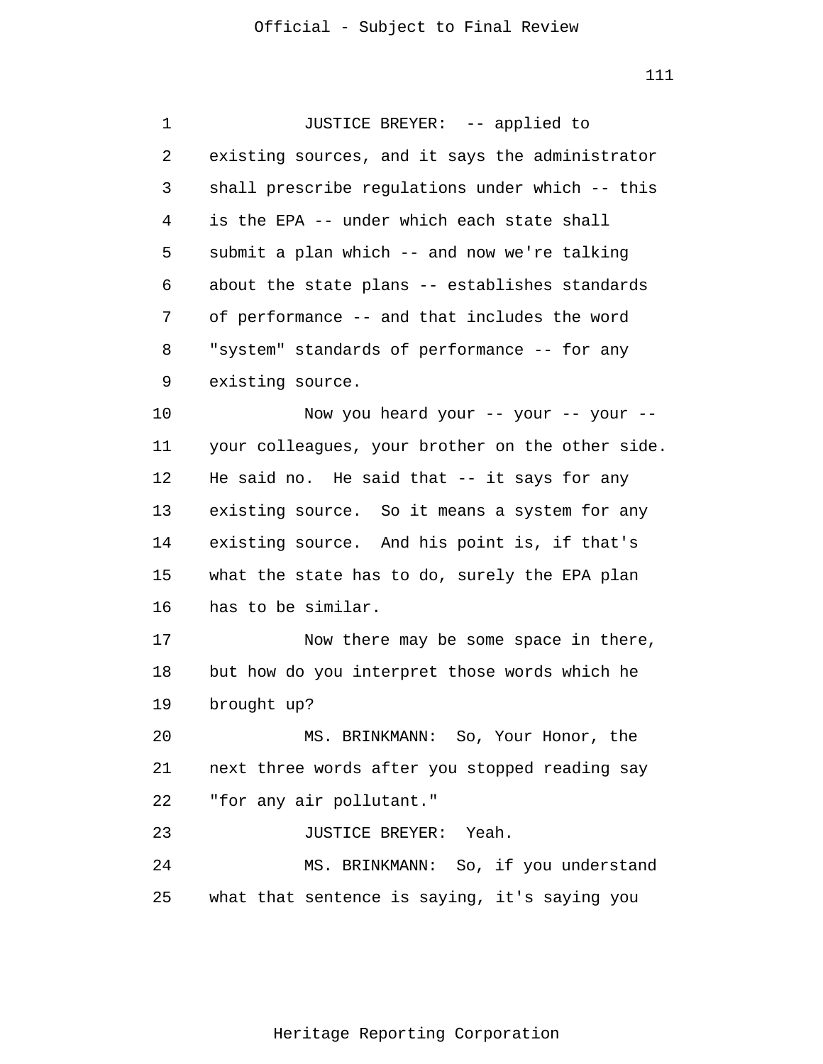JUSTICE BREYER: -- applied to existing sources, and it says the administrator shall prescribe regulations under which -- this is the EPA -- under which each state shall submit a plan which -- and now we're talking about the state plans -- establishes standards of performance -- and that includes the word "system" standards of performance -- for any existing source.

Now you heard your -- your -- your -- your colleagues, your brother on the other side. He said no. He said that -- it says for any existing source. So it means a system for any existing source. And his point is, if that's what the state has to do, surely the EPA plan has to be similar.

Now there may be some space in there, but how do you interpret those words which he brought up?

MS. BRINKMANN: So, Your Honor, the next three words after you stopped reading say "for any air pollutant."

JUSTICE BREYER: Yeah.

MS. BRINKMANN: So, if you understand what that sentence is saying, it's saying you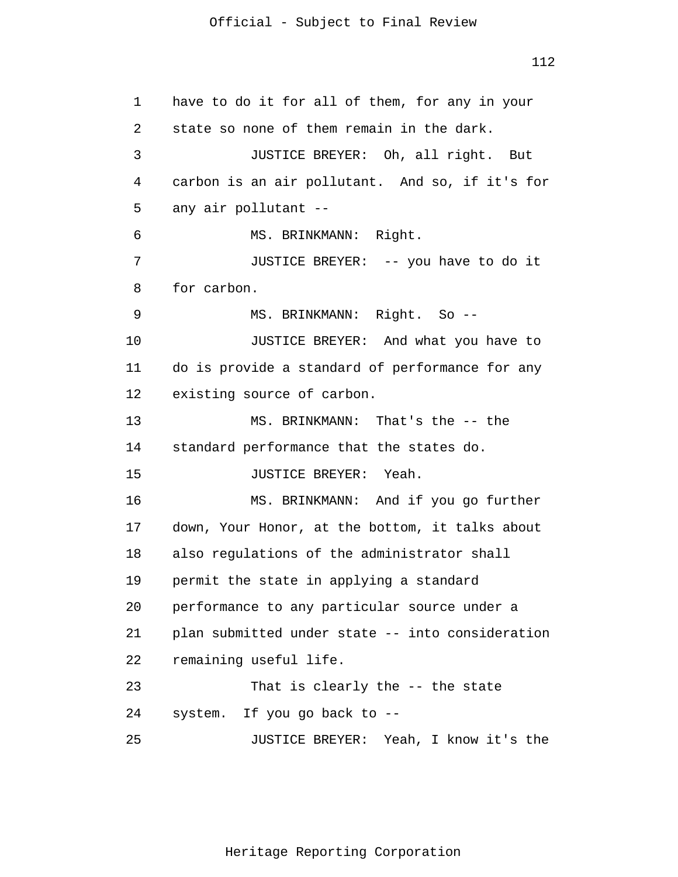have to do it for all of them, for any in your state so none of them remain in the dark.

JUSTICE BREYER: Oh, all right. But carbon is an air pollutant. And so, if it's for any air pollutant --

MS. BRINKMANN: Right.

JUSTICE BREYER: -- you have to do it for carbon.

MS. BRINKMANN: Right. So --

JUSTICE BREYER: And what you have to do is provide a standard of performance for any existing source of carbon.

MS. BRINKMANN: That's the -- the standard performance that the states do.

JUSTICE BREYER: Yeah.

MS. BRINKMANN: And if you go further down, Your Honor, at the bottom, it talks about also regulations of the administrator shall permit the state in applying a standard performance to any particular source under a plan submitted under state -- into consideration remaining useful life.

That is clearly the -- the state system. If you go back to --

JUSTICE BREYER: Yeah, I know it's the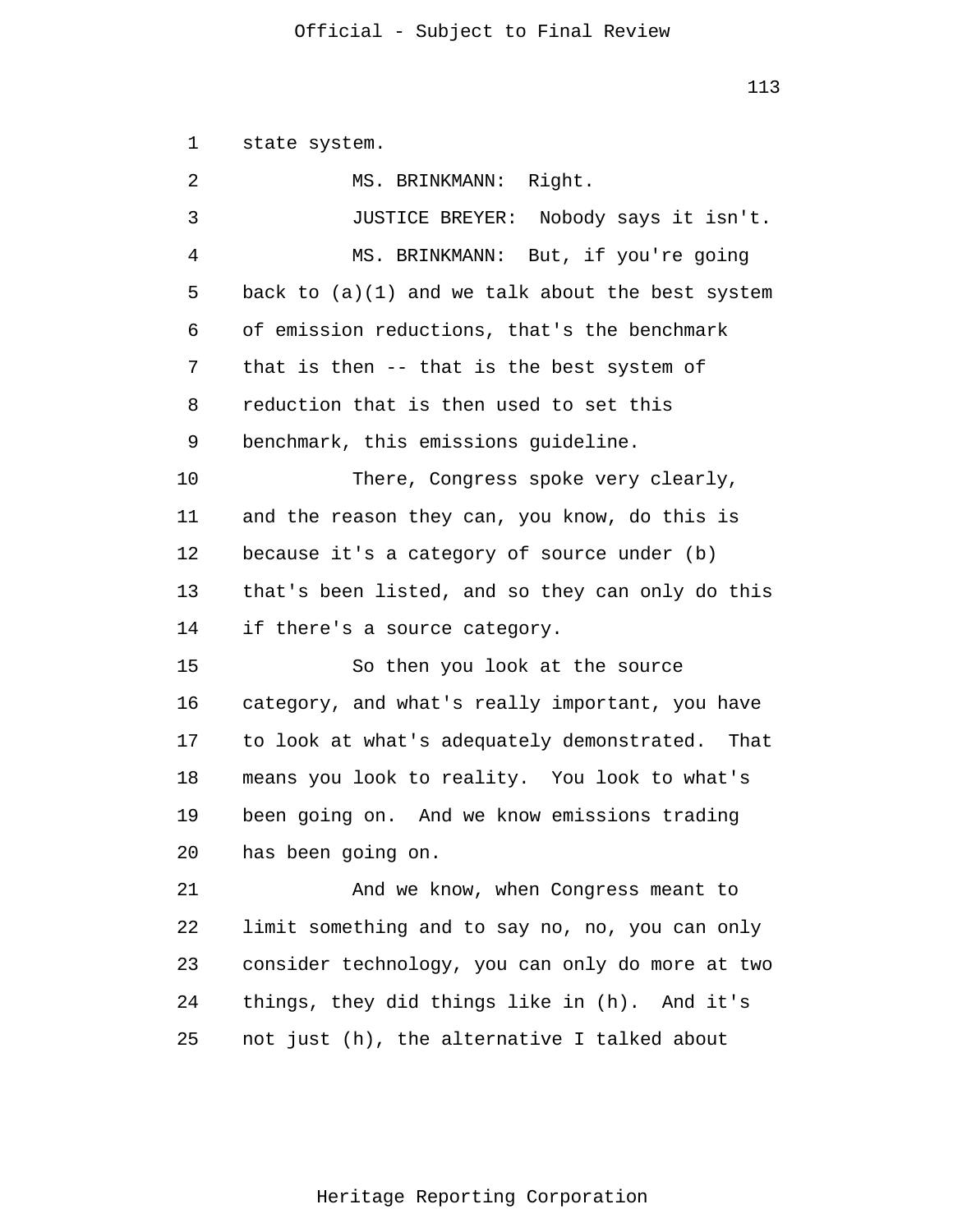state system.

MS. BRINKMANN: Right.

JUSTICE BREYER: Nobody says it isn't.

MS. BRINKMANN: But, if you're going back to (a)(1) and we talk about the best system of emission reductions, that's the benchmark that is then -- that is the best system of reduction that is then used to set this benchmark, this emissions guideline.

There, Congress spoke very clearly, and the reason they can, you know, do this is because it's a category of source under (b) that's been listed, and so they can only do this if there's a source category.

So then you look at the source category, and what's really important, you have to look at what's adequately demonstrated. That means you look to reality. You look to what's been going on. And we know emissions trading has been going on.

And we know, when Congress meant to limit something and to say no, no, you can only consider technology, you can only do more at two things, they did things like in (h). And it's not just (h), the alternative I talked about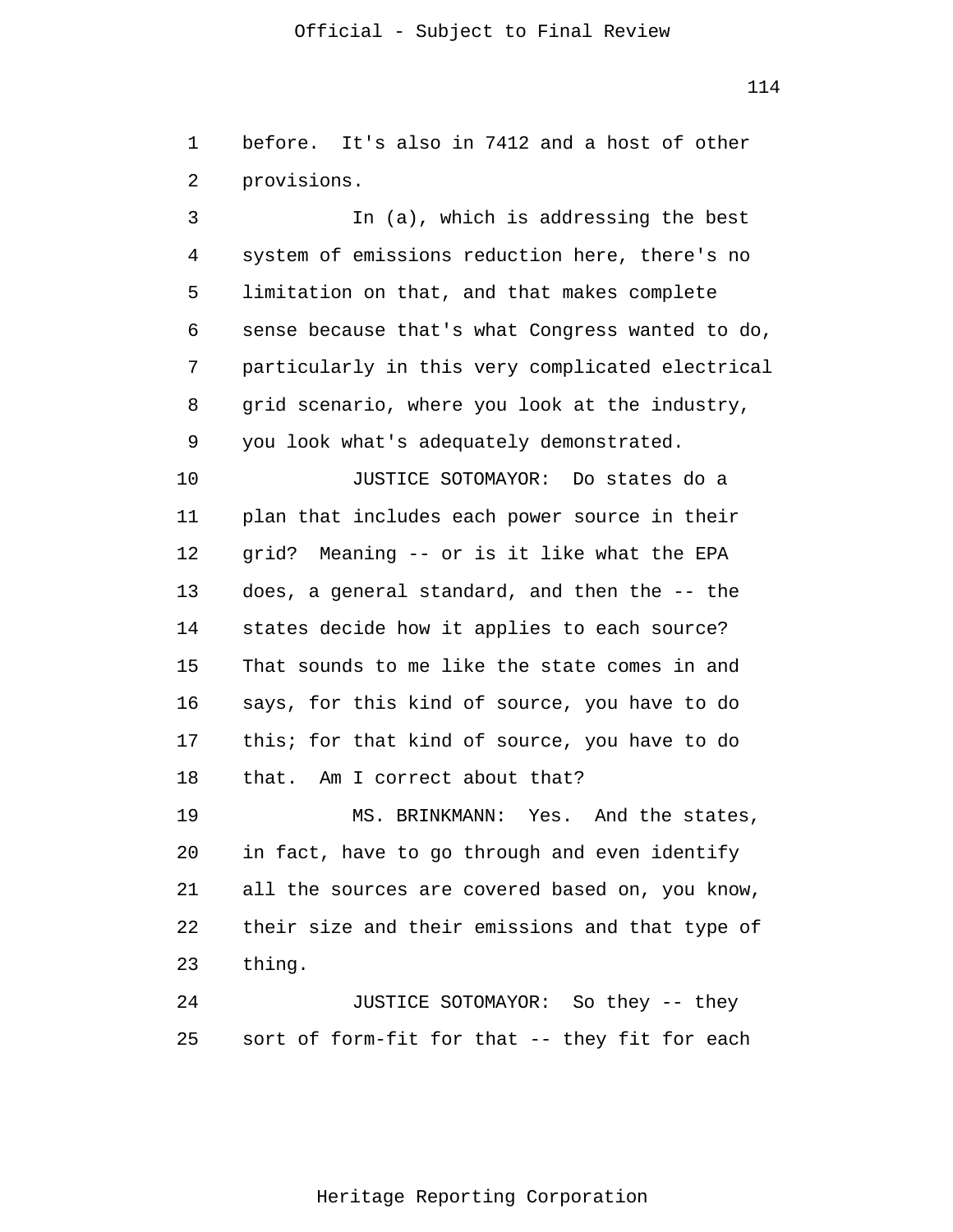before. It's also in 7412 and a host of other provisions.

In (a), which is addressing the best system of emissions reduction here, there's no limitation on that, and that makes complete sense because that's what Congress wanted to do, particularly in this very complicated electrical grid scenario, where you look at the industry, you look what's adequately demonstrated.

JUSTICE SOTOMAYOR: Do states do a plan that includes each power source in their grid? Meaning -- or is it like what the EPA does, a general standard, and then the -- the states decide how it applies to each source? That sounds to me like the state comes in and says, for this kind of source, you have to do this; for that kind of source, you have to do that. Am I correct about that?

MS. BRINKMANN: Yes. And the states, in fact, have to go through and even identify all the sources are covered based on, you know, their size and their emissions and that type of thing.

JUSTICE SOTOMAYOR: So they -- they sort of form-fit for that -- they fit for each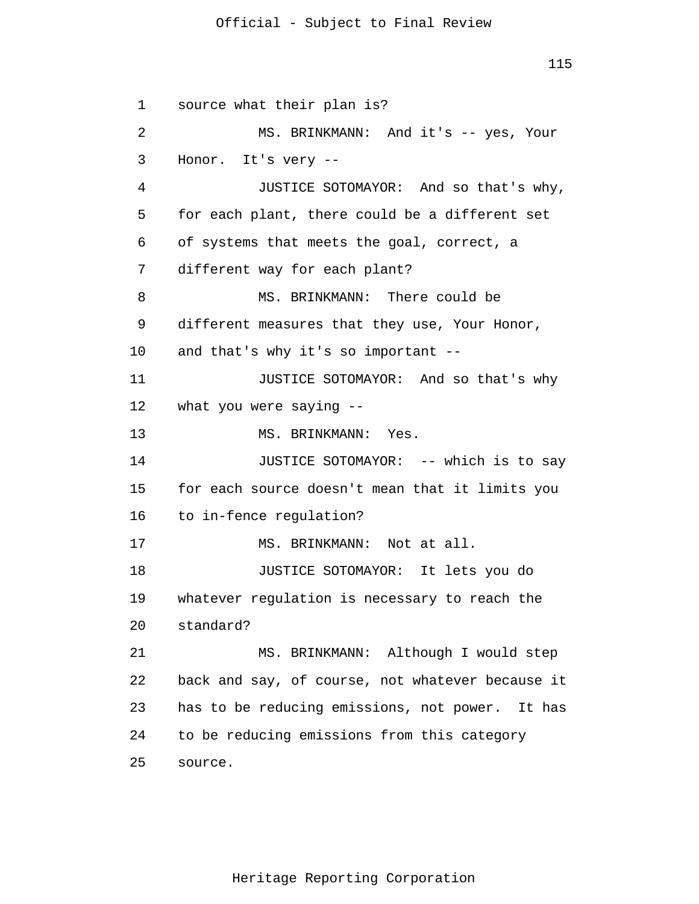source what their plan is?

MS. BRINKMANN: And it's -- yes, Your Honor. It's very --

JUSTICE SOTOMAYOR: And so that's why, for each plant, there could be a different set of systems that meets the goal, correct, a different way for each plant?

MS. BRINKMANN: There could be different measures that they use, Your Honor, and that's why it's so important --

JUSTICE SOTOMAYOR: And so that's why what you were saying --

MS. BRINKMANN: Yes.

JUSTICE SOTOMAYOR: -- which is to say for each source doesn't mean that it limits you to in-fence regulation?

MS. BRINKMANN: Not at all.

JUSTICE SOTOMAYOR: It lets you do whatever regulation is necessary to reach the standard?

MS. BRINKMANN: Although I would step back and say, of course, not whatever because it has to be reducing emissions, not power. It has to be reducing emissions from this category source.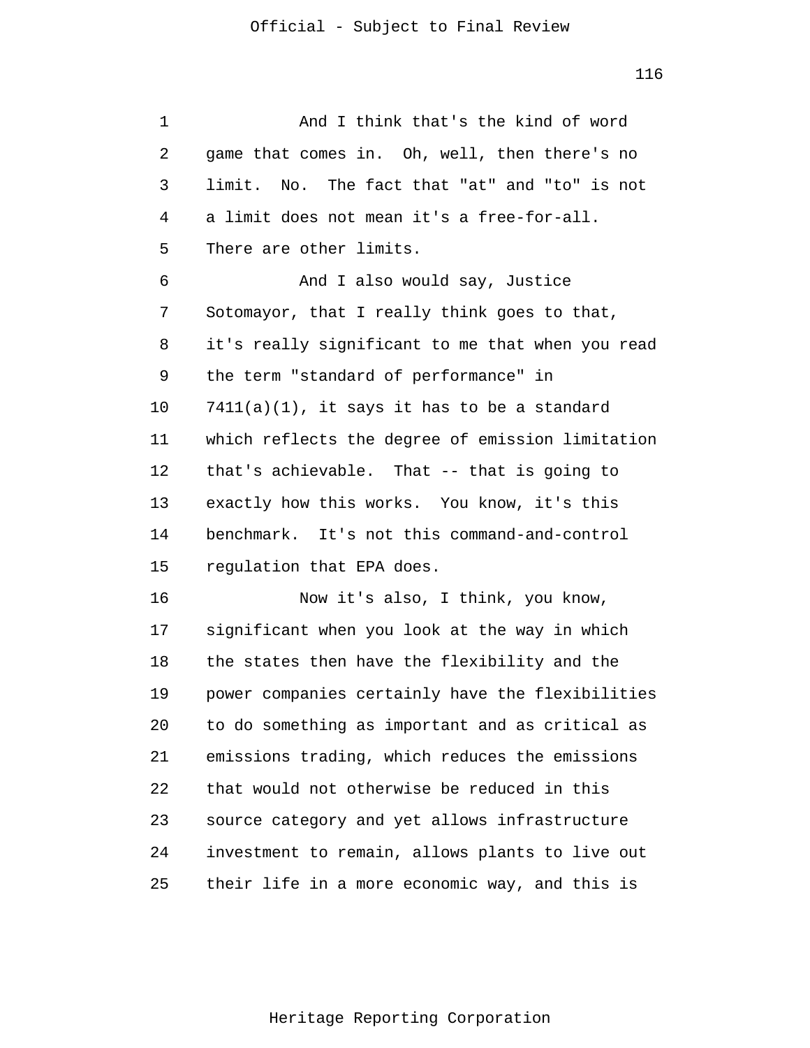And I think that's the kind of word game that comes in. Oh, well, then there's no limit. No. The fact that "at" and "to" is not a limit does not mean it's a free-for-all. There are other limits.

And I also would say, Justice Sotomayor, that I really think goes to that, it's really significant to me that when you read the term "standard of performance" in 7411(a)(1), it says it has to be a standard which reflects the degree of emission limitation that's achievable. That -- that is going to exactly how this works. You know, it's this benchmark. It's not this command-and-control regulation that EPA does.

Now it's also, I think, you know, significant when you look at the way in which the states then have the flexibility and the power companies certainly have the flexibilities to do something as important and as critical as emissions trading, which reduces the emissions that would not otherwise be reduced in this source category and yet allows infrastructure investment to remain, allows plants to live out their life in a more economic way, and this is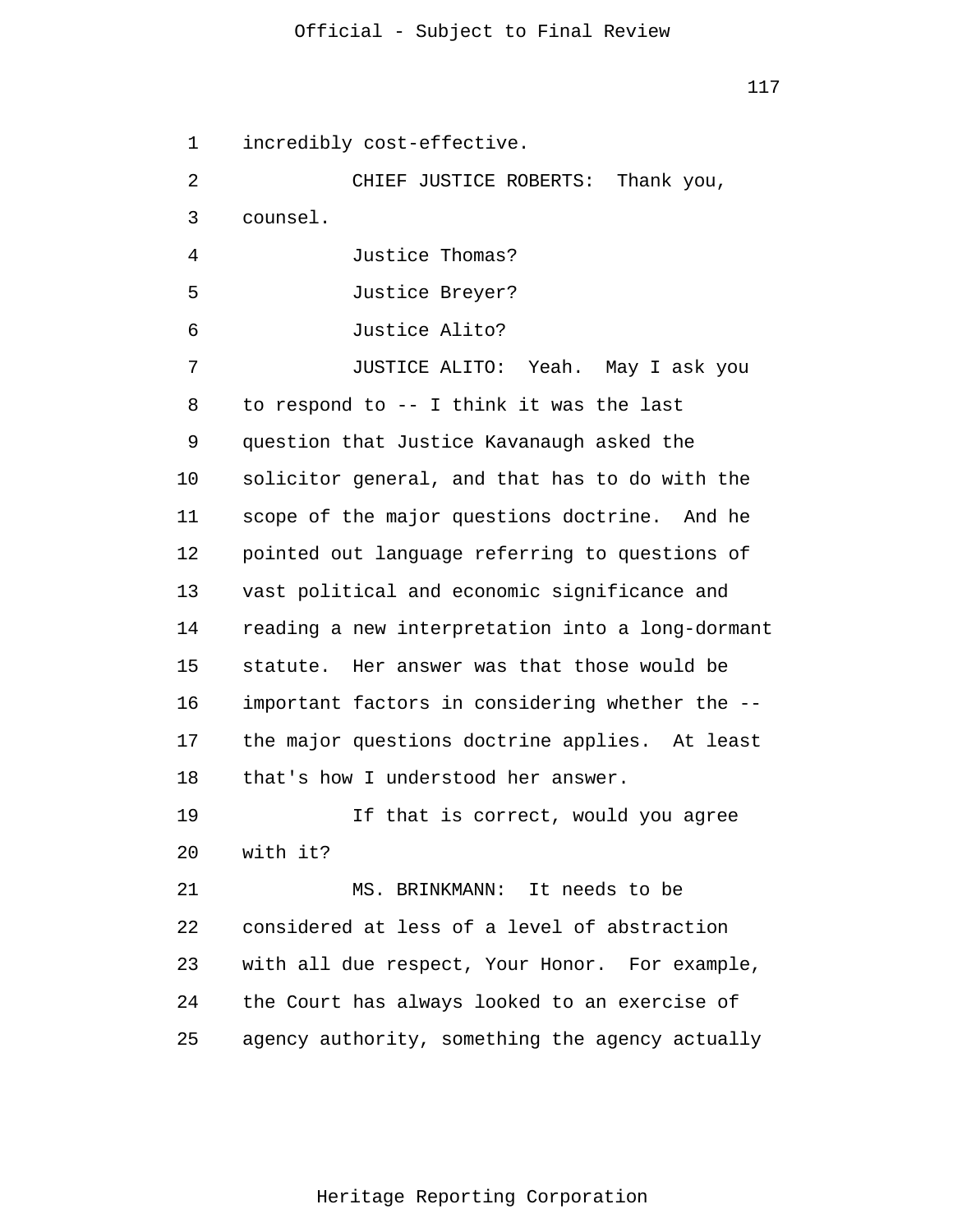incredibly cost-effective.

CHIEF JUSTICE ROBERTS: Thank you, counsel.

Justice Thomas?

Justice Breyer?

Justice Alito?

JUSTICE ALITO: Yeah. May I ask you to respond to -- I think it was the last question that Justice Kavanaugh asked the solicitor general, and that has to do with the scope of the major questions doctrine. And he pointed out language referring to questions of vast political and economic significance and reading a new interpretation into a long-dormant statute. Her answer was that those would be important factors in considering whether the -- the major questions doctrine applies. At least that's how I understood her answer.

If that is correct, would you agree with it?

MS. BRINKMANN: It needs to be considered at less of a level of abstraction with all due respect, Your Honor. For example, the Court has always looked to an exercise of agency authority, something the agency actually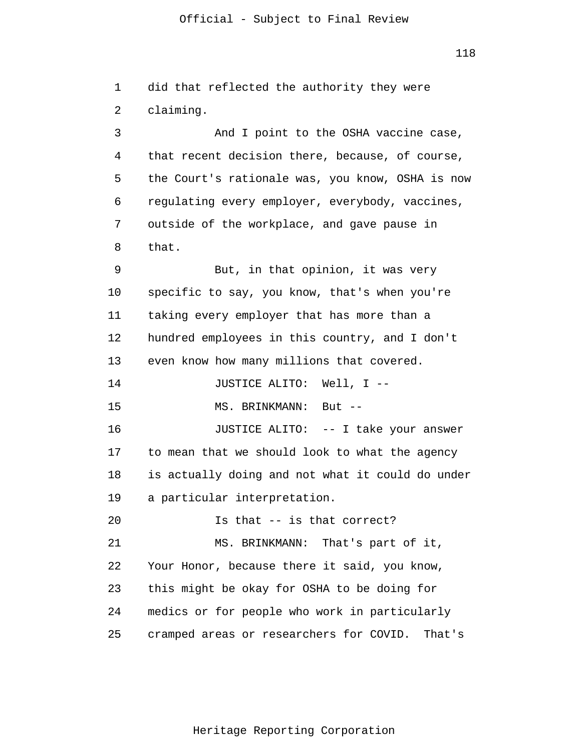did that reflected the authority they were claiming.

And I point to the OSHA vaccine case, that recent decision there, because, of course, the Court's rationale was, you know, OSHA is now regulating every employer, everybody, vaccines, outside of the workplace, and gave pause in that.

But, in that opinion, it was very specific to say, you know, that's when you're taking every employer that has more than a hundred employees in this country, and I don't even know how many millions that covered.

JUSTICE ALITO: Well, I --

MS. BRINKMANN: But --

JUSTICE ALITO: -- I take your answer to mean that we should look to what the agency is actually doing and not what it could do under a particular interpretation.

Is that -- is that correct?

MS. BRINKMANN: That's part of it, Your Honor, because there it said, you know, this might be okay for OSHA to be doing for medics or for people who work in particularly cramped areas or researchers for COVID. That's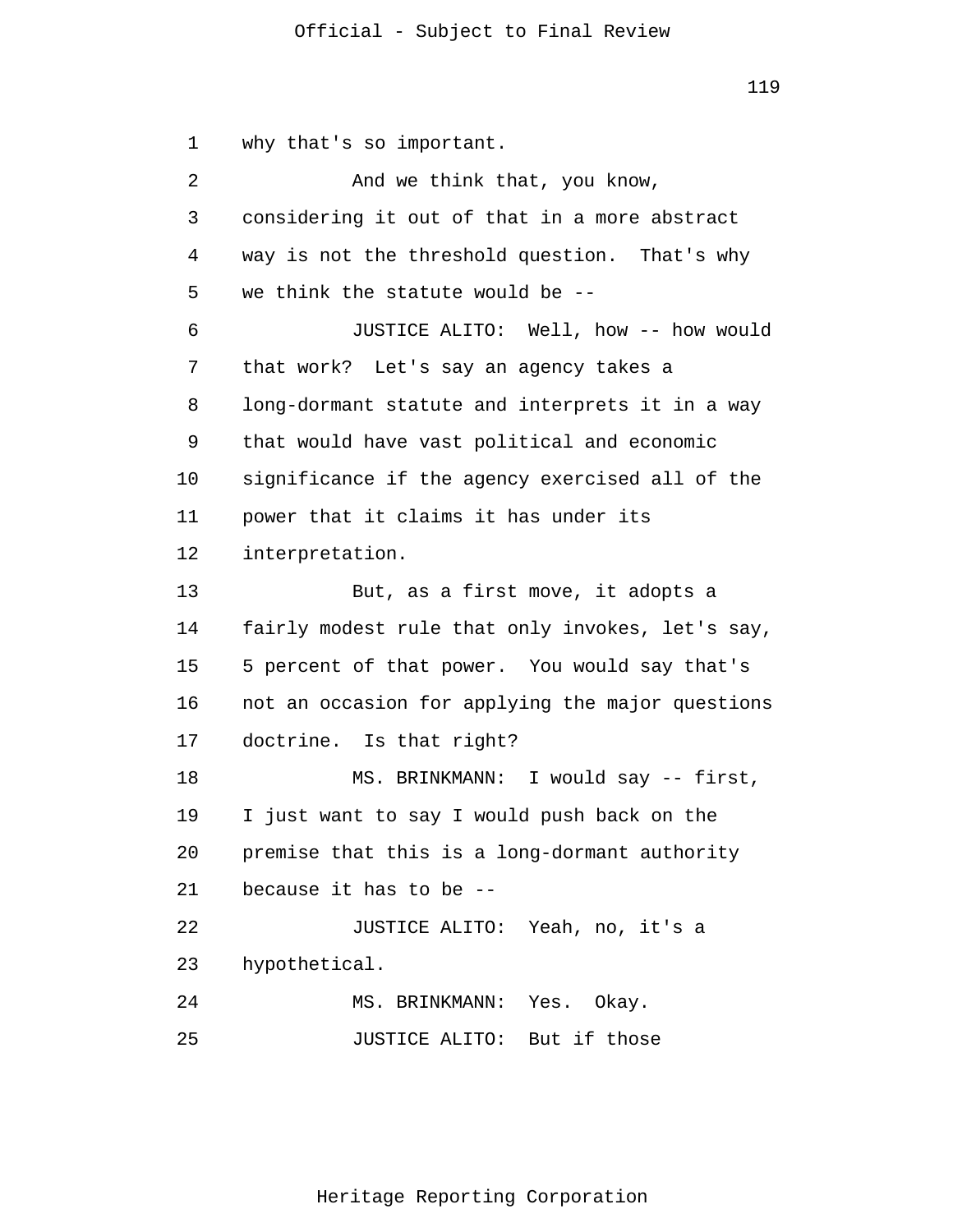why that's so important.

And we think that, you know, considering it out of that in a more abstract way is not the threshold question. That's why we think the statute would be --

JUSTICE ALITO: Well, how -- how would that work? Let's say an agency takes a long-dormant statute and interprets it in a way that would have vast political and economic significance if the agency exercised all of the power that it claims it has under its interpretation.

But, as a first move, it adopts a fairly modest rule that only invokes, let's say, 5 percent of that power. You would say that's not an occasion for applying the major questions doctrine. Is that right?

MS. BRINKMANN: I would say -- first, I just want to say I would push back on the premise that this is a long-dormant authority because it has to be --

JUSTICE ALITO: Yeah, no, it's a hypothetical.

MS. BRINKMANN: Yes. Okay.

JUSTICE ALITO: But if those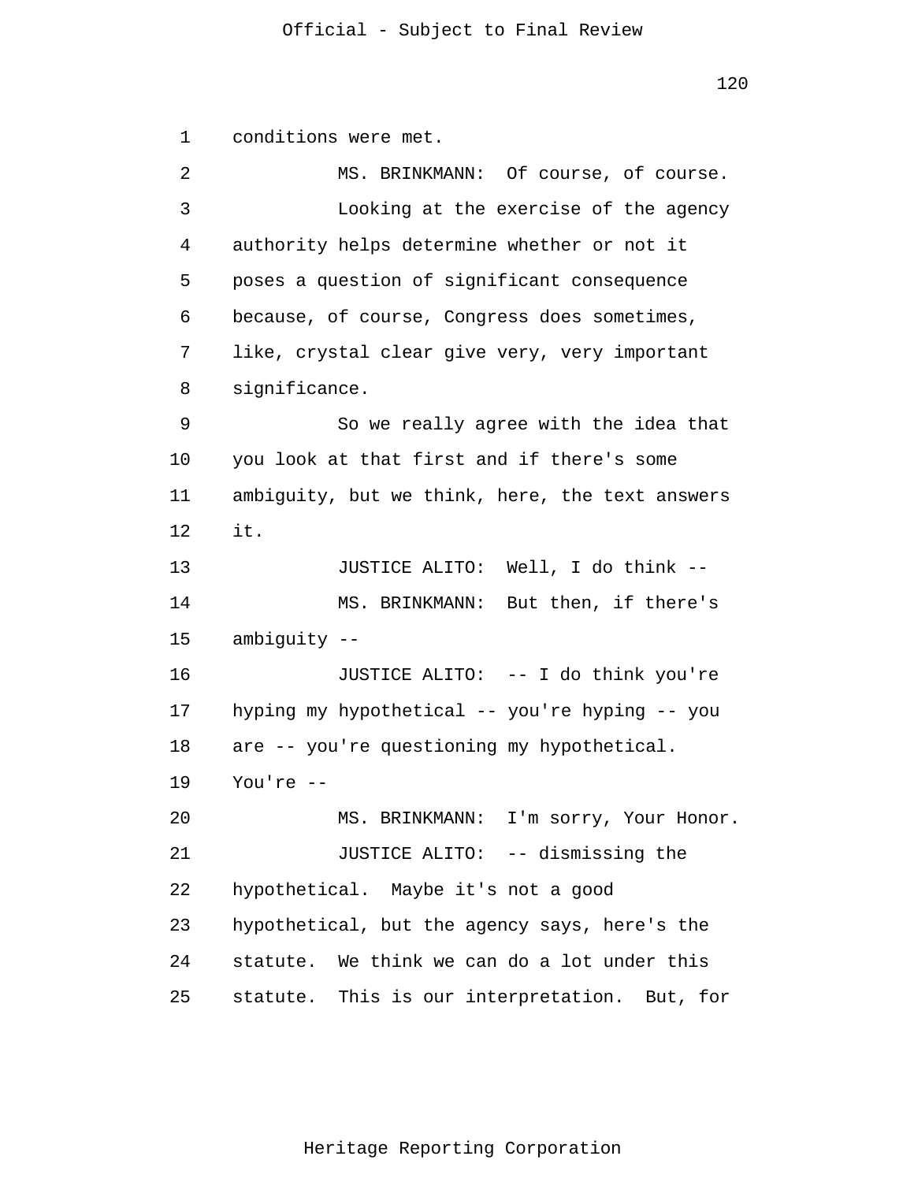conditions were met.

MS. BRINKMANN: Of course, of course.

Looking at the exercise of the agency authority helps determine whether or not it poses a question of significant consequence because, of course, Congress does sometimes, like, crystal clear give very, very important significance.

So we really agree with the idea that you look at that first and if there's some ambiguity, but we think, here, the text answers it.

JUSTICE ALITO: Well, I do think --

MS. BRINKMANN: But then, if there's ambiguity --

JUSTICE ALITO: -- I do think you're hyping my hypothetical -- you're hyping -- you are -- you're questioning my hypothetical. You're --

MS. BRINKMANN: I'm sorry, Your Honor.

JUSTICE ALITO: -- dismissing the hypothetical. Maybe it's not a good hypothetical, but the agency says, here's the statute. We think we can do a lot under this statute. This is our interpretation. But, for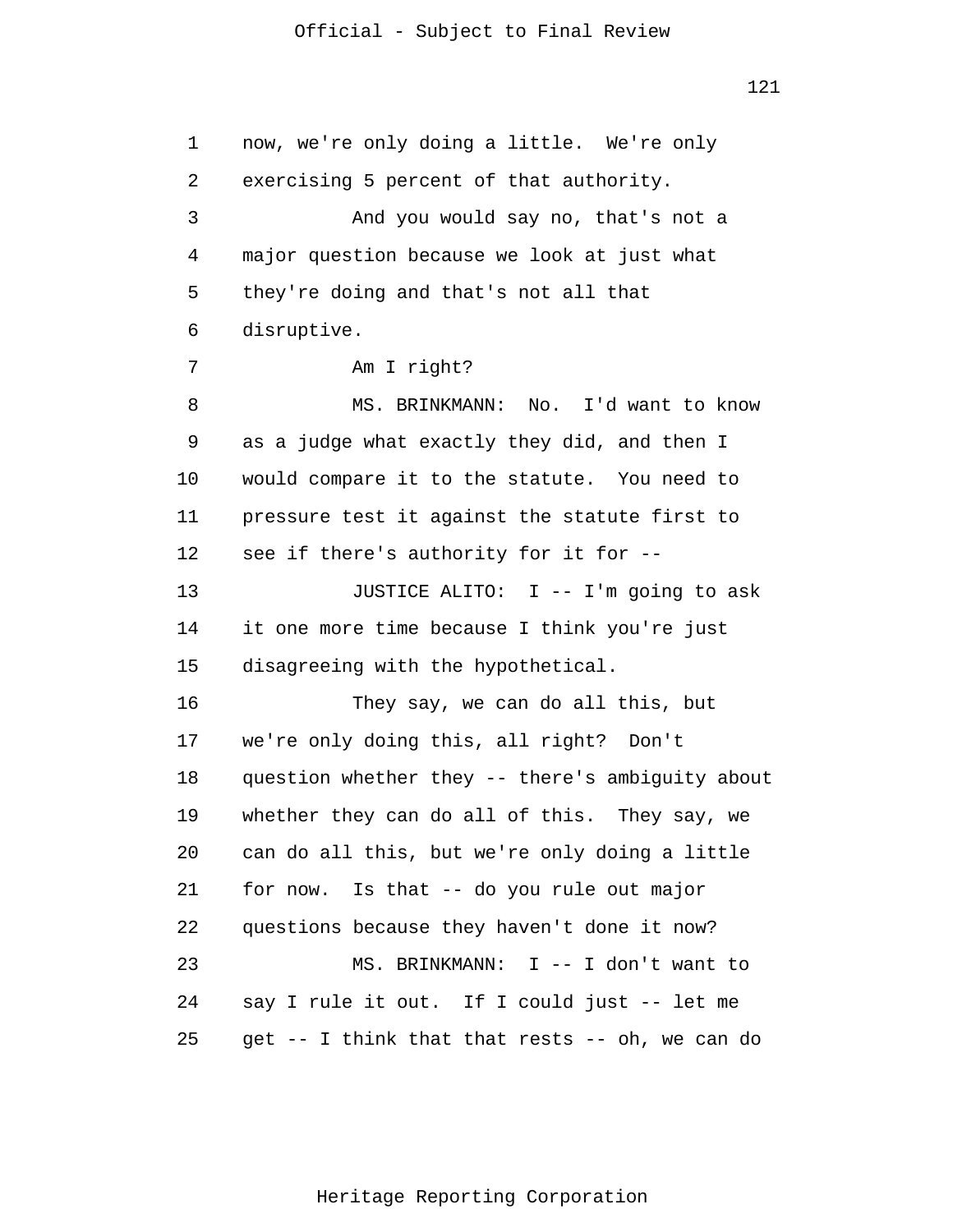now, we're only doing a little. We're only exercising 5 percent of that authority.

And you would say no, that's not a major question because we look at just what they're doing and that's not all that disruptive.

Am I right?

MS. BRINKMANN: No. I'd want to know as a judge what exactly they did, and then I would compare it to the statute. You need to pressure test it against the statute first to see if there's authority for it for --

JUSTICE ALITO: I -- I'm going to ask it one more time because I think you're just disagreeing with the hypothetical.

They say, we can do all this, but we're only doing this, all right? Don't question whether they -- there's ambiguity about whether they can do all of this. They say, we can do all this, but we're only doing a little for now. Is that -- do you rule out major questions because they haven't done it now?

MS. BRINKMANN: I -- I don't want to say I rule it out. If I could just -- let me get -- I think that that rests -- oh, we can do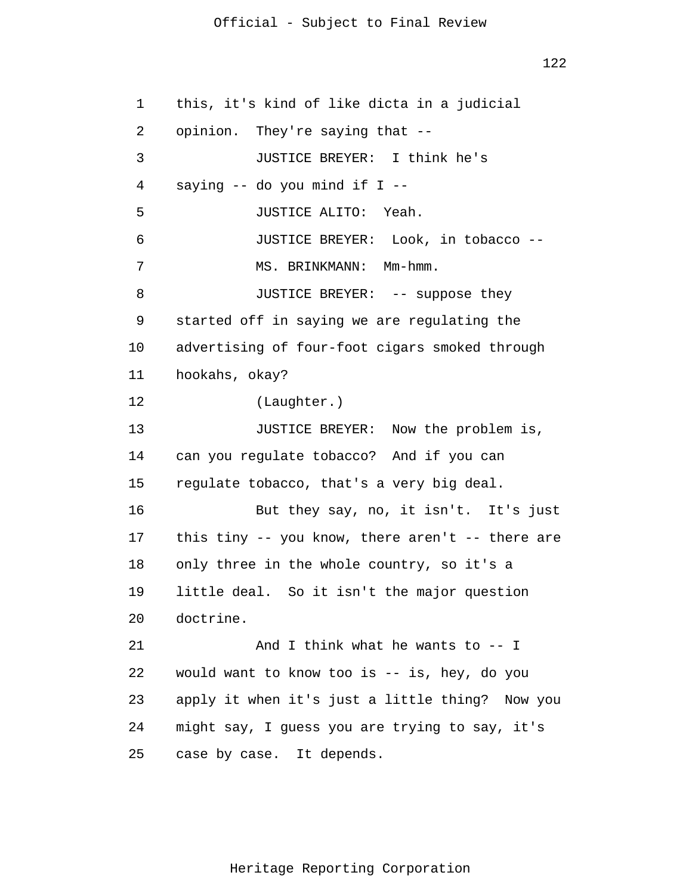this, it's kind of like dicta in a judicial opinion. They're saying that --

JUSTICE BREYER: I think he's saying -- do you mind if I --

JUSTICE ALITO: Yeah.

JUSTICE BREYER: Look, in tobacco --

MS. BRINKMANN: Mm-hmm.

JUSTICE BREYER: -- suppose they started off in saying we are regulating the advertising of four-foot cigars smoked through hookahs, okay?

(Laughter.)

JUSTICE BREYER: Now the problem is, can you regulate tobacco? And if you can regulate tobacco, that's a very big deal.

But they say, no, it isn't. It's just this tiny -- you know, there aren't -- there are only three in the whole country, so it's a little deal. So it isn't the major question doctrine.

And I think what he wants to -- I would want to know too is -- is, hey, do you apply it when it's just a little thing? Now you might say, I guess you are trying to say, it's case by case. It depends.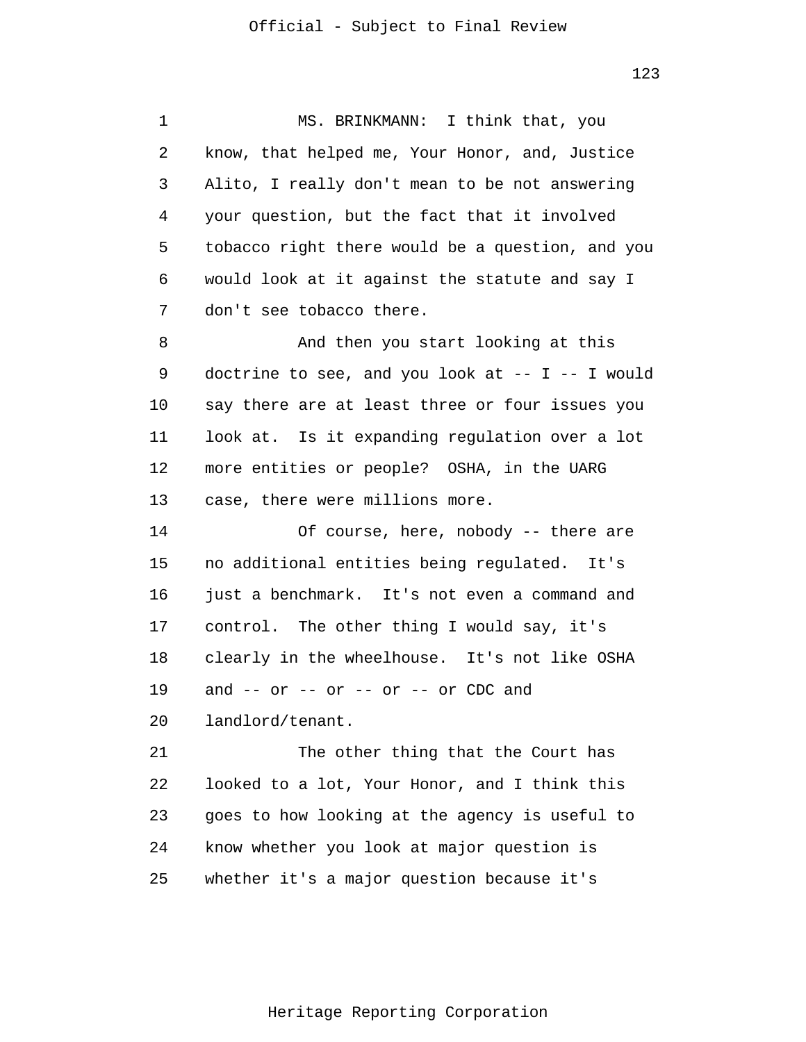MS. BRINKMANN: I think that, you know, that helped me, Your Honor, and, Justice Alito, I really don't mean to be not answering your question, but the fact that it involved tobacco right there would be a question, and you would look at it against the statute and say I don't see tobacco there.

And then you start looking at this doctrine to see, and you look at -- I -- I would say there are at least three or four issues you look at. Is it expanding regulation over a lot more entities or people? OSHA, in the UARG case, there were millions more.

Of course, here, nobody -- there are no additional entities being regulated. It's just a benchmark. It's not even a command and control. The other thing I would say, it's clearly in the wheelhouse. It's not like OSHA and -- or -- or -- or -- or CDC and landlord/tenant.

The other thing that the Court has looked to a lot, Your Honor, and I think this goes to how looking at the agency is useful to know whether you look at major question is whether it's a major question because it's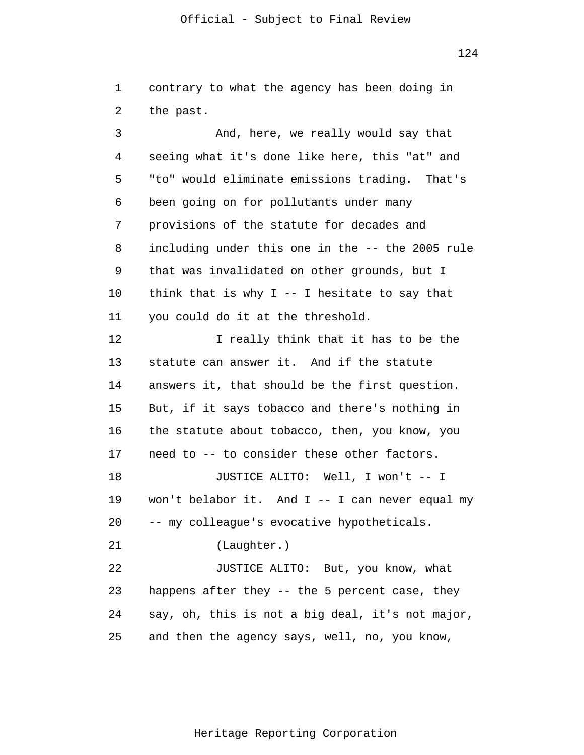contrary to what the agency has been doing in the past.

And, here, we really would say that seeing what it's done like here, this "at" and "to" would eliminate emissions trading. That's been going on for pollutants under many provisions of the statute for decades and including under this one in the -- the 2005 rule that was invalidated on other grounds, but I think that is why I -- I hesitate to say that you could do it at the threshold.

I really think that it has to be the statute can answer it. And if the statute answers it, that should be the first question. But, if it says tobacco and there's nothing in the statute about tobacco, then, you know, you need to -- to consider these other factors.

JUSTICE ALITO: Well, I won't -- I won't belabor it. And I -- I can never equal my -- my colleague's evocative hypotheticals.

(Laughter.)

JUSTICE ALITO: But, you know, what happens after they -- the 5 percent case, they say, oh, this is not a big deal, it's not major, and then the agency says, well, no, you know,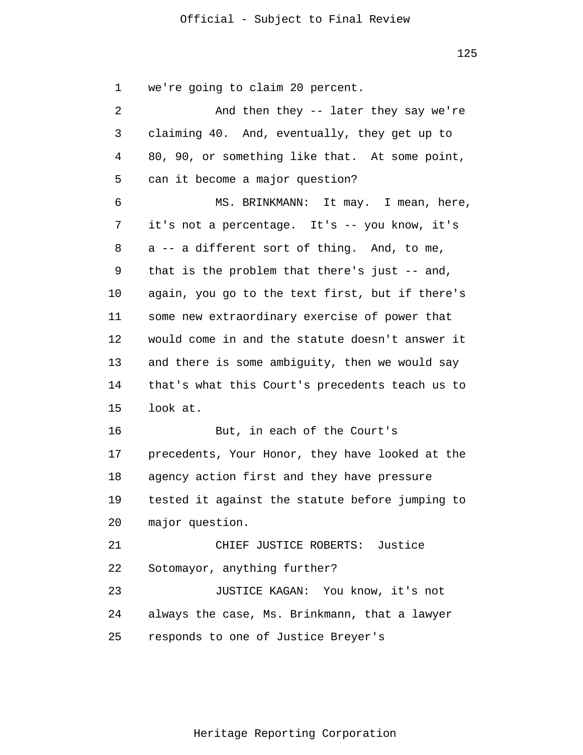we're going to claim 20 percent.

And then they -- later they say we're claiming 40. And, eventually, they get up to 80, 90, or something like that. At some point, can it become a major question?

MS. BRINKMANN: It may. I mean, here, it's not a percentage. It's -- you know, it's a -- a different sort of thing. And, to me, that is the problem that there's just -- and, again, you go to the text first, but if there's some new extraordinary exercise of power that would come in and the statute doesn't answer it and there is some ambiguity, then we would say that's what this Court's precedents teach us to look at.

But, in each of the Court's precedents, Your Honor, they have looked at the agency action first and they have pressure tested it against the statute before jumping to major question.

CHIEF JUSTICE ROBERTS: Justice Sotomayor, anything further?

JUSTICE KAGAN: You know, it's not always the case, Ms. Brinkmann, that a lawyer responds to one of Justice Breyer's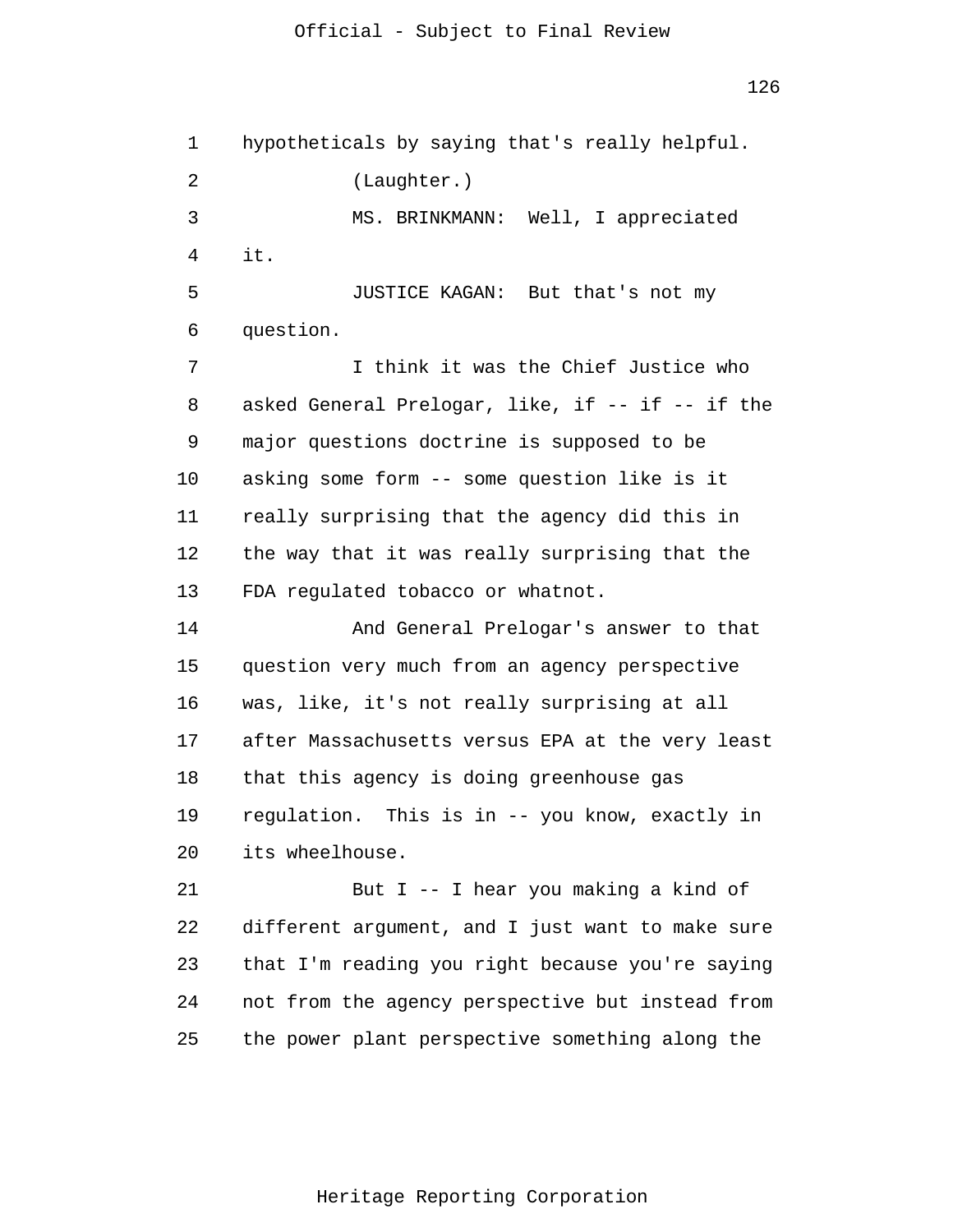hypotheticals by saying that's really helpful.

(Laughter.)

MS. BRINKMANN: Well, I appreciated it.

JUSTICE KAGAN: But that's not my question.

I think it was the Chief Justice who asked General Prelogar, like, if -- if -- if the major questions doctrine is supposed to be asking some form -- some question like is it really surprising that the agency did this in the way that it was really surprising that the FDA regulated tobacco or whatnot.

And General Prelogar's answer to that question very much from an agency perspective was, like, it's not really surprising at all after Massachusetts versus EPA at the very least that this agency is doing greenhouse gas regulation. This is in -- you know, exactly in its wheelhouse.

But I -- I hear you making a kind of different argument, and I just want to make sure that I'm reading you right because you're saying not from the agency perspective but instead from the power plant perspective something along the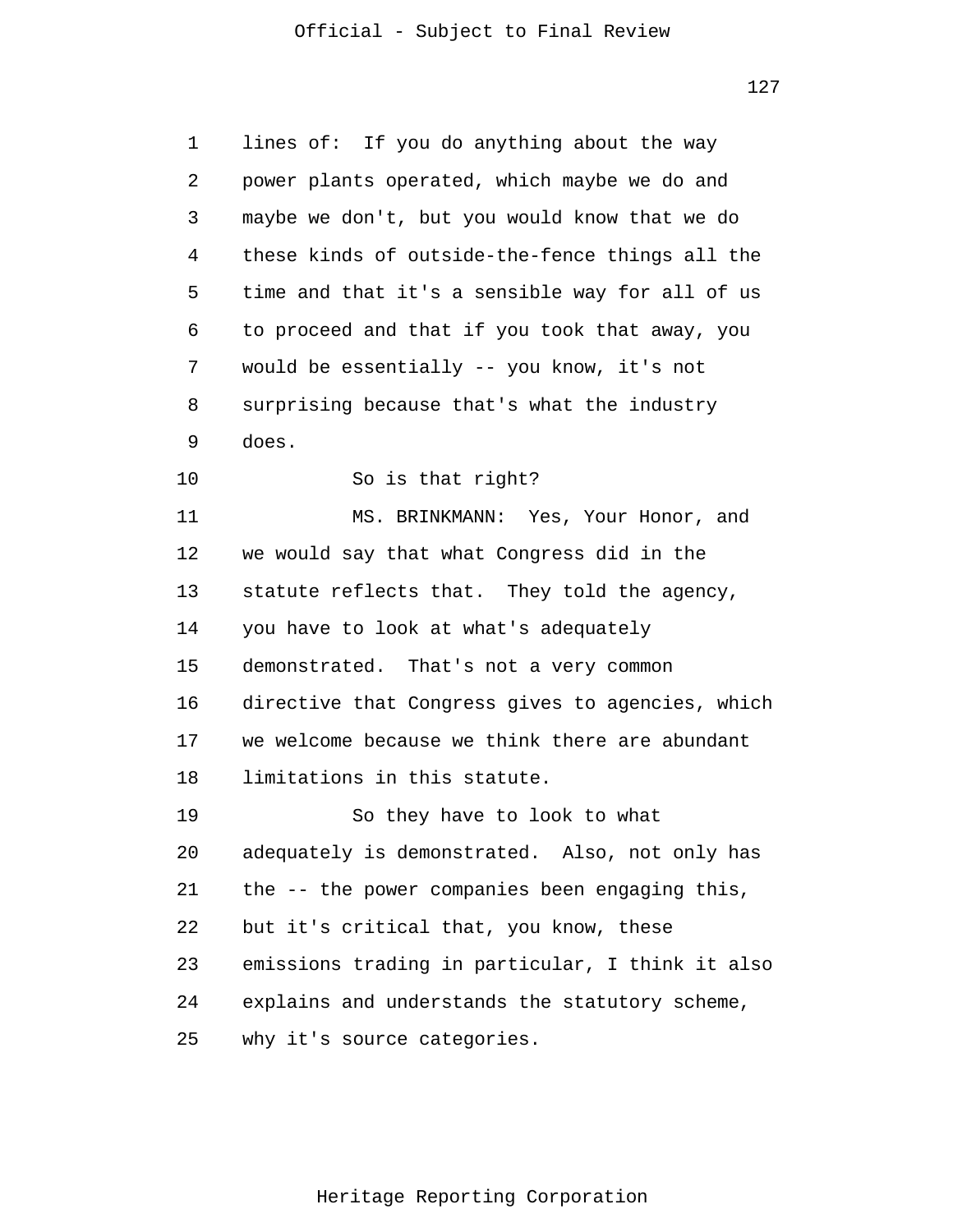lines of: If you do anything about the way power plants operated, which maybe we do and maybe we don't, but you would know that we do these kinds of outside-the-fence things all the time and that it's a sensible way for all of us to proceed and that if you took that away, you would be essentially -- you know, it's not surprising because that's what the industry does.

So is that right?

MS. BRINKMANN: Yes, Your Honor, and we would say that what Congress did in the statute reflects that. They told the agency, you have to look at what's adequately demonstrated. That's not a very common directive that Congress gives to agencies, which we welcome because we think there are abundant limitations in this statute.

So they have to look to what adequately is demonstrated. Also, not only has the -- the power companies been engaging this, but it's critical that, you know, these emissions trading in particular, I think it also explains and understands the statutory scheme, why it's source categories.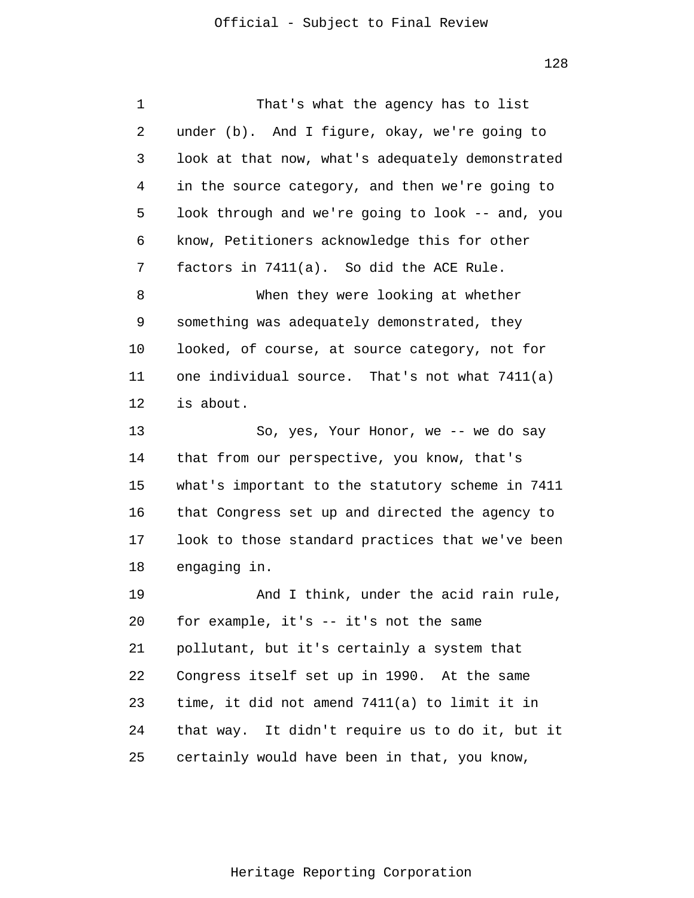That's what the agency has to list under (b). And I figure, okay, we're going to look at that now, what's adequately demonstrated in the source category, and then we're going to look through and we're going to look -- and, you know, Petitioners acknowledge this for other factors in 7411(a). So did the ACE Rule.

When they were looking at whether something was adequately demonstrated, they looked, of course, at source category, not for one individual source. That's not what 7411(a) is about.

So, yes, Your Honor, we -- we do say that from our perspective, you know, that's what's important to the statutory scheme in 7411 that Congress set up and directed the agency to look to those standard practices that we've been engaging in.

And I think, under the acid rain rule, for example, it's -- it's not the same pollutant, but it's certainly a system that Congress itself set up in 1990. At the same time, it did not amend 7411(a) to limit it in that way. It didn't require us to do it, but it certainly would have been in that, you know,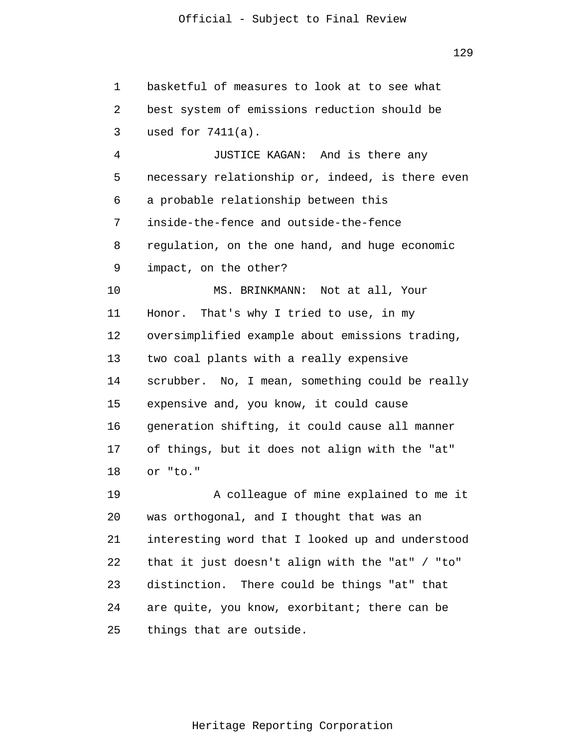basketful of measures to look at to see what best system of emissions reduction should be used for 7411(a).

JUSTICE KAGAN: And is there any necessary relationship or, indeed, is there even a probable relationship between this inside-the-fence and outside-the-fence regulation, on the one hand, and huge economic impact, on the other?

MS. BRINKMANN: Not at all, Your Honor. That's why I tried to use, in my oversimplified example about emissions trading, two coal plants with a really expensive scrubber. No, I mean, something could be really expensive and, you know, it could cause generation shifting, it could cause all manner of things, but it does not align with the "at" or "to."

A colleague of mine explained to me it was orthogonal, and I thought that was an interesting word that I looked up and understood that it just doesn't align with the "at" / "to" distinction. There could be things "at" that are quite, you know, exorbitant; there can be things that are outside.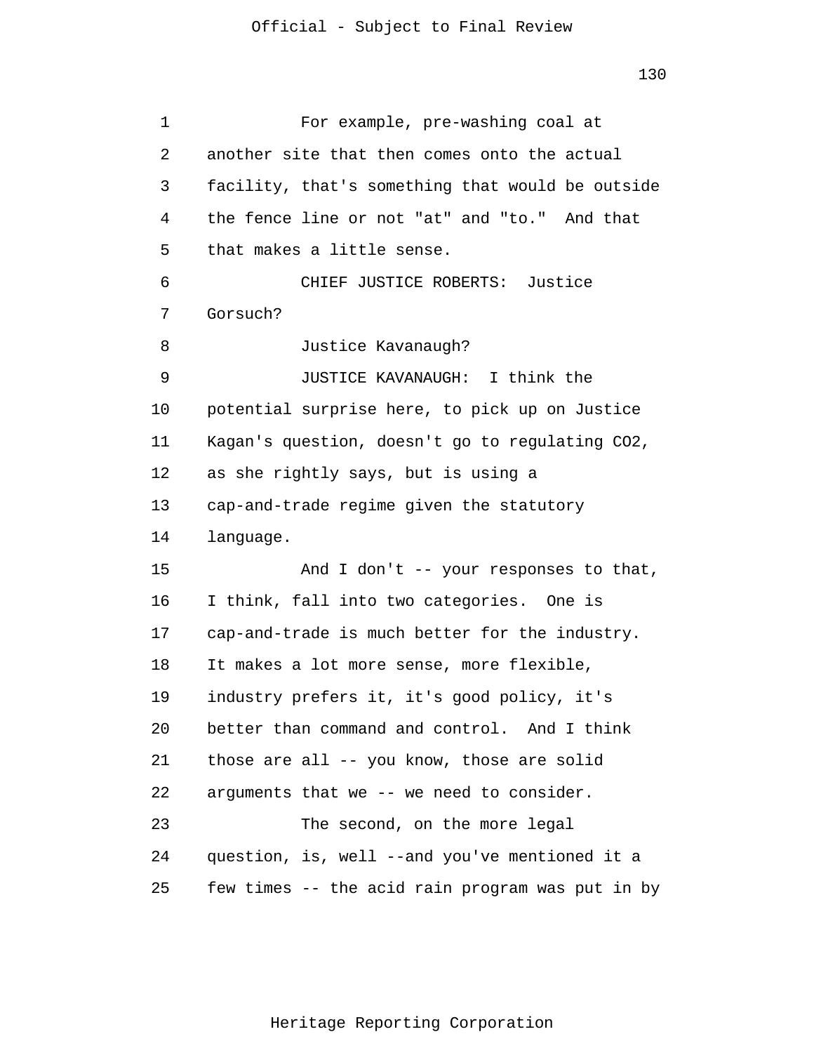For example, pre-washing coal at another site that then comes onto the actual facility, that's something that would be outside the fence line or not "at" and "to." And that that makes a little sense.

CHIEF JUSTICE ROBERTS: Justice Gorsuch?

Justice Kavanaugh?

JUSTICE KAVANAUGH: I think the potential surprise here, to pick up on Justice Kagan's question, doesn't go to regulating $CO_2$, as she rightly says, but is using a cap-and-trade regime given the statutory language.

And I don't -- your responses to that, I think, fall into two categories. One is cap-and-trade is much better for the industry. It makes a lot more sense, more flexible, industry prefers it, it's good policy, it's better than command and control. And I think those are all -- you know, those are solid arguments that we -- we need to consider.

The second, on the more legal question, is, well --and you've mentioned it a few times -- the acid rain program was put in by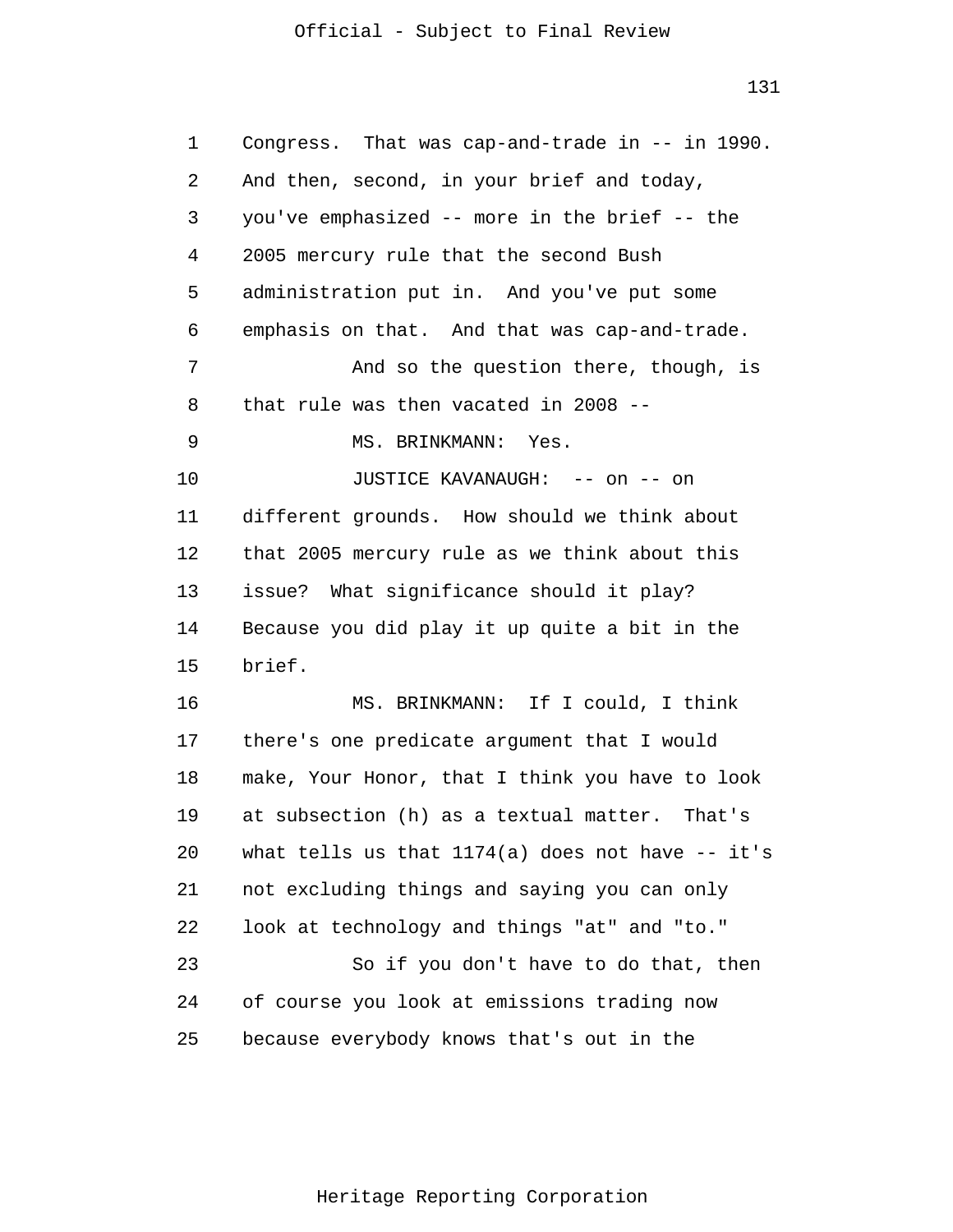Congress. That was cap-and-trade in -- in 1990. And then, second, in your brief and today, you've emphasized -- more in the brief -- the 2005 mercury rule that the second Bush administration put in. And you've put some emphasis on that. And that was cap-and-trade.

And so the question there, though, is that rule was then vacated in 2008 --

MS. BRINKMANN: Yes.

JUSTICE KAVANAUGH: -- on -- on different grounds. How should we think about that 2005 mercury rule as we think about this issue? What significance should it play? Because you did play it up quite a bit in the brief.

MS. BRINKMANN: If I could, I think there's one predicate argument that I would make, Your Honor, that I think you have to look at subsection (h) as a textual matter. That's what tells us that 1174(a) does not have -- it's not excluding things and saying you can only look at technology and things "at" and "to."

So if you don't have to do that, then of course you look at emissions trading now because everybody knows that's out in the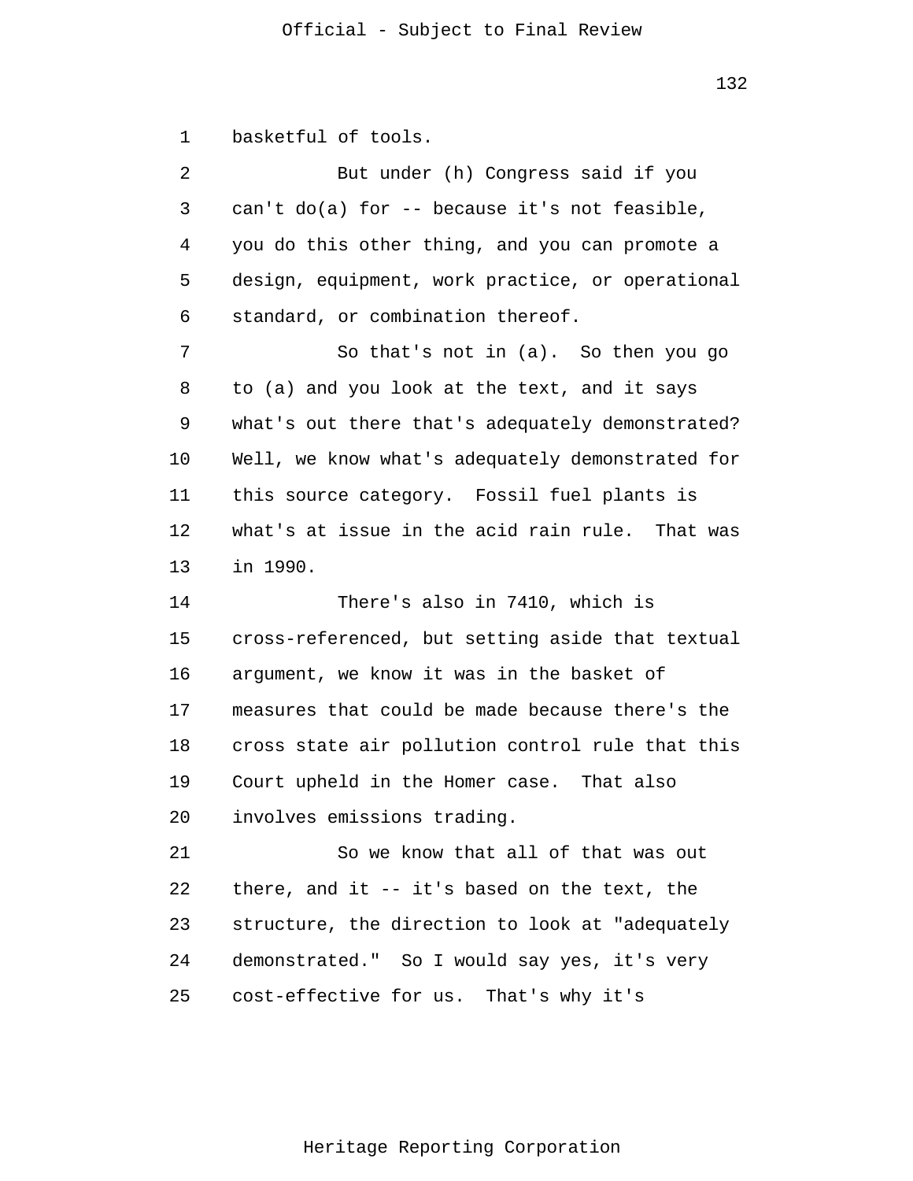1 basketful of tools.

2 But under (h) Congress said if you
3 can't do(a) for -- because it's not feasible,
4 you do this other thing, and you can promote a
5 design, equipment, work practice, or operational
6 standard, or combination thereof.

7 So that's not in (a). So then you go
8 to (a) and you look at the text, and it says
9 what's out there that's adequately demonstrated?
10 Well, we know what's adequately demonstrated for
11 this source category. Fossil fuel plants is
12 what's at issue in the acid rain rule. That was
13 in 1990.

14 There's also in 7410, which is
15 cross-referenced, but setting aside that textual
16 argument, we know it was in the basket of
17 measures that could be made because there's the
18 cross state air pollution control rule that this
19 Court upheld in the Homer case. That also
20 involves emissions trading.

21 So we know that all of that was out
22 there, and it -- it's based on the text, the
23 structure, the direction to look at "adequately
24 demonstrated." So I would say yes, it's very
25 cost-effective for us. That's why it's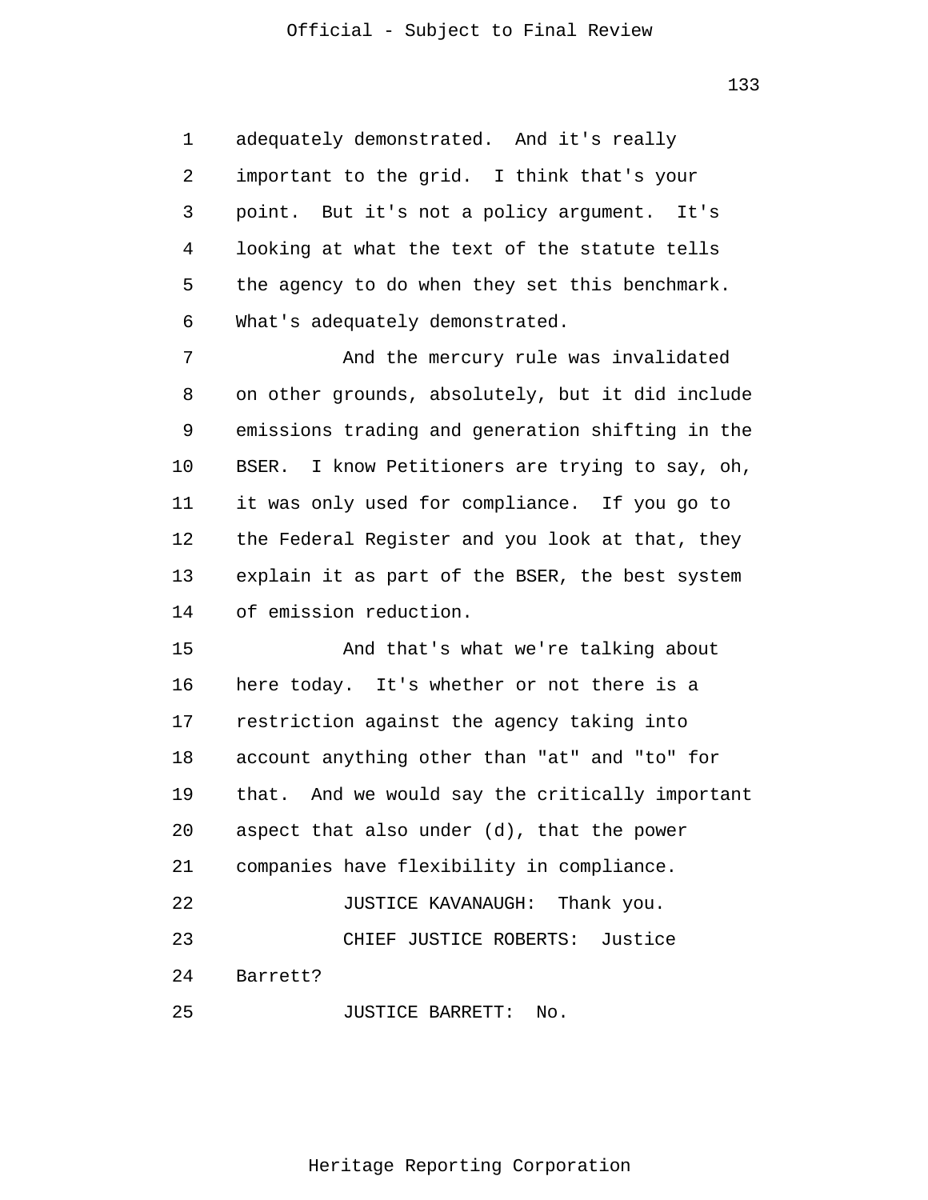adequately demonstrated. And it's really important to the grid. I think that's your point. But it's not a policy argument. It's looking at what the text of the statute tells the agency to do when they set this benchmark. What's adequately demonstrated.

And the mercury rule was invalidated on other grounds, absolutely, but it did include emissions trading and generation shifting in the BSER. I know Petitioners are trying to say, oh, it was only used for compliance. If you go to the Federal Register and you look at that, they explain it as part of the BSER, the best system of emission reduction.

And that's what we're talking about here today. It's whether or not there is a restriction against the agency taking into account anything other than "at" and "to" for that. And we would say the critically important aspect that also under (d), that the power companies have flexibility in compliance.

JUSTICE KAVANAUGH: Thank you.

CHIEF JUSTICE ROBERTS: Justice Barrett?

JUSTICE BARRETT: No.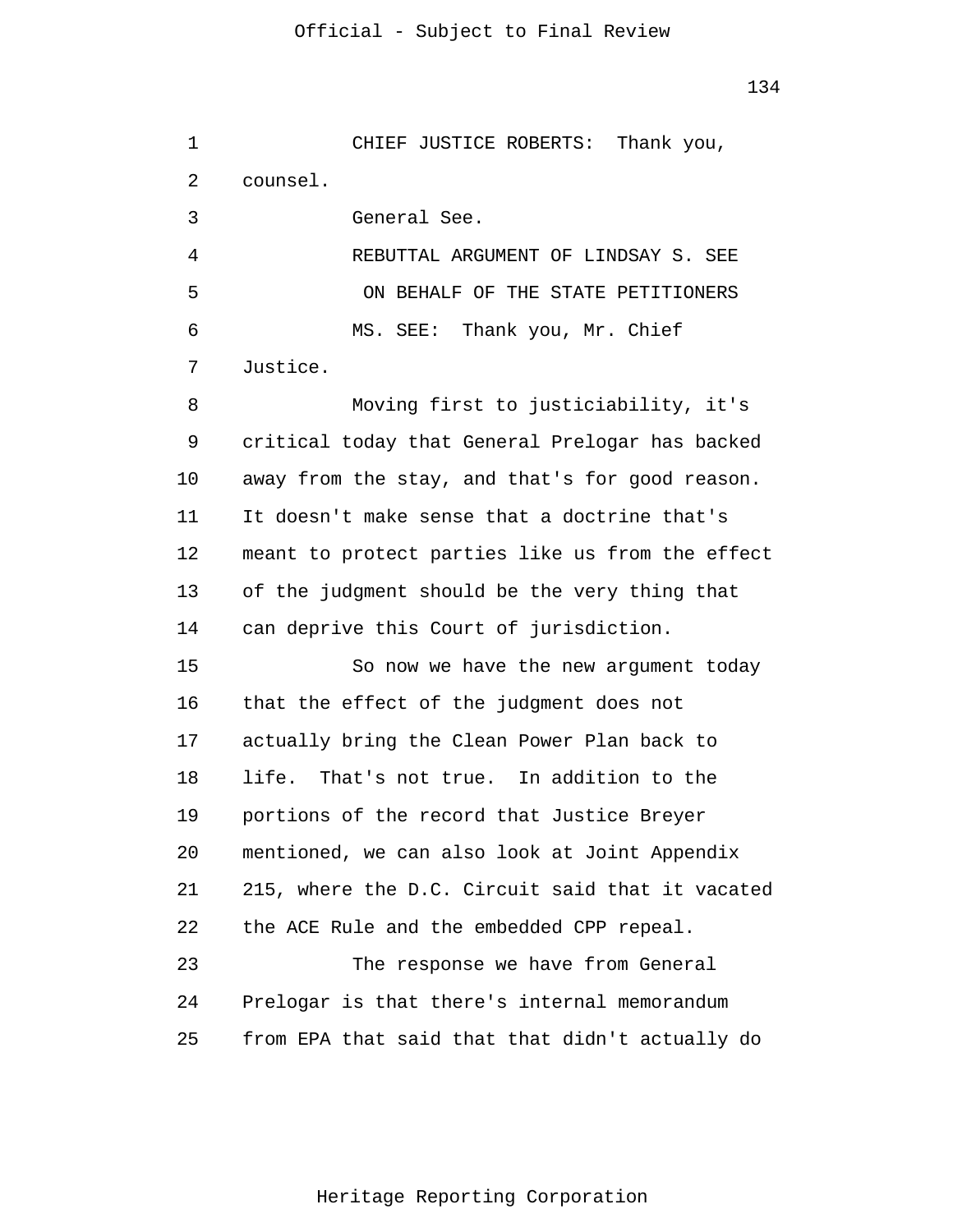CHIEF JUSTICE ROBERTS: Thank you, counsel.

General See.

REBUTTAL ARGUMENT OF LINDSAY S. SEE
ON BEHALF OF THE STATE PETITIONERS

MS. SEE: Thank you, Mr. Chief Justice.

Moving first to justiciability, it's critical today that General Prelogar has backed away from the stay, and that's for good reason. It doesn't make sense that a doctrine that's meant to protect parties like us from the effect of the judgment should be the very thing that can deprive this Court of jurisdiction.

So now we have the new argument today that the effect of the judgment does not actually bring the Clean Power Plan back to life. That's not true. In addition to the portions of the record that Justice Breyer mentioned, we can also look at Joint Appendix 215, where the D.C. Circuit said that it vacated the ACE Rule and the embedded CPP repeal.

The response we have from General Prelogar is that there's internal memorandum from EPA that said that that didn't actually do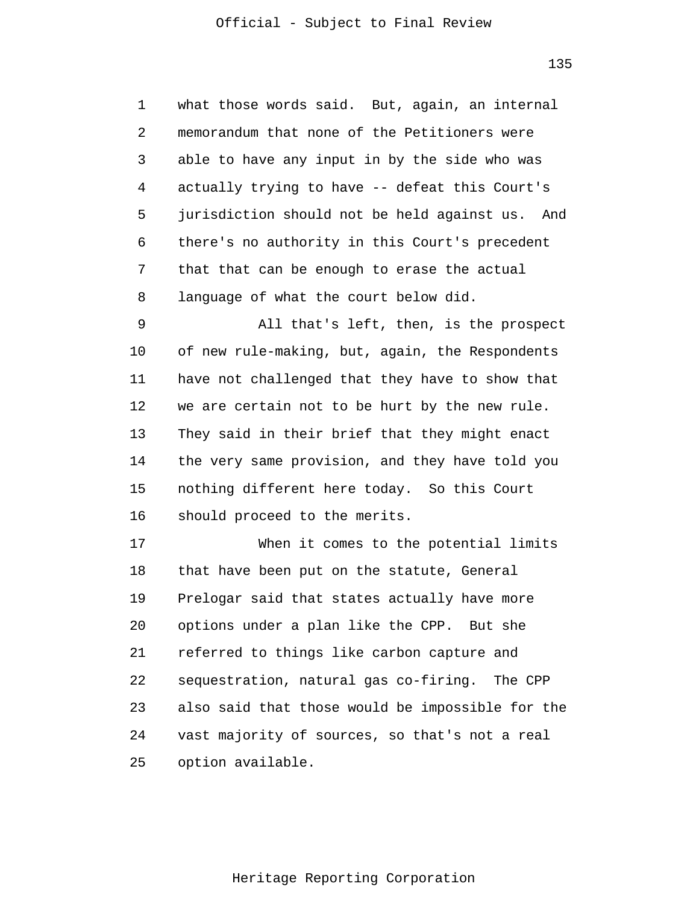what those words said. But, again, an internal memorandum that none of the Petitioners were able to have any input in by the side who was actually trying to have -- defeat this Court's jurisdiction should not be held against us. And there's no authority in this Court's precedent that that can be enough to erase the actual language of what the court below did.

All that's left, then, is the prospect of new rule-making, but, again, the Respondents have not challenged that they have to show that we are certain not to be hurt by the new rule. They said in their brief that they might enact the very same provision, and they have told you nothing different here today. So this Court should proceed to the merits.

When it comes to the potential limits that have been put on the statute, General Prelogar said that states actually have more options under a plan like the CPP. But she referred to things like carbon capture and sequestration, natural gas co-firing. The CPP also said that those would be impossible for the vast majority of sources, so that's not a real option available.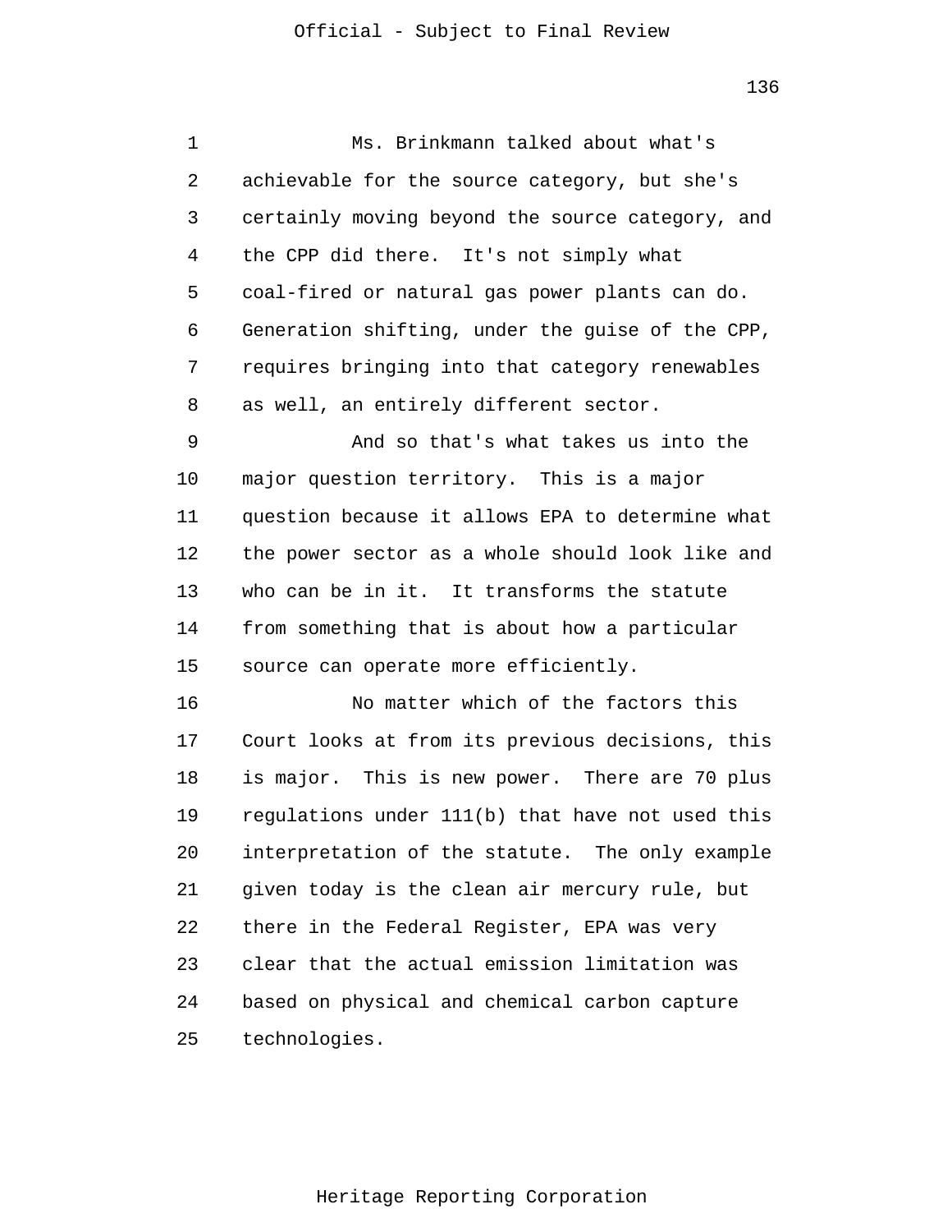Ms. Brinkmann talked about what's achievable for the source category, but she's certainly moving beyond the source category, and the CPP did there. It's not simply what coal-fired or natural gas power plants can do. Generation shifting, under the guise of the CPP, requires bringing into that category renewables as well, an entirely different sector.

And so that's what takes us into the major question territory. This is a major question because it allows EPA to determine what the power sector as a whole should look like and who can be in it. It transforms the statute from something that is about how a particular source can operate more efficiently.

No matter which of the factors this Court looks at from its previous decisions, this is major. This is new power. There are 70 plus regulations under 111(b) that have not used this interpretation of the statute. The only example given today is the clean air mercury rule, but there in the Federal Register, EPA was very clear that the actual emission limitation was based on physical and chemical carbon capture technologies.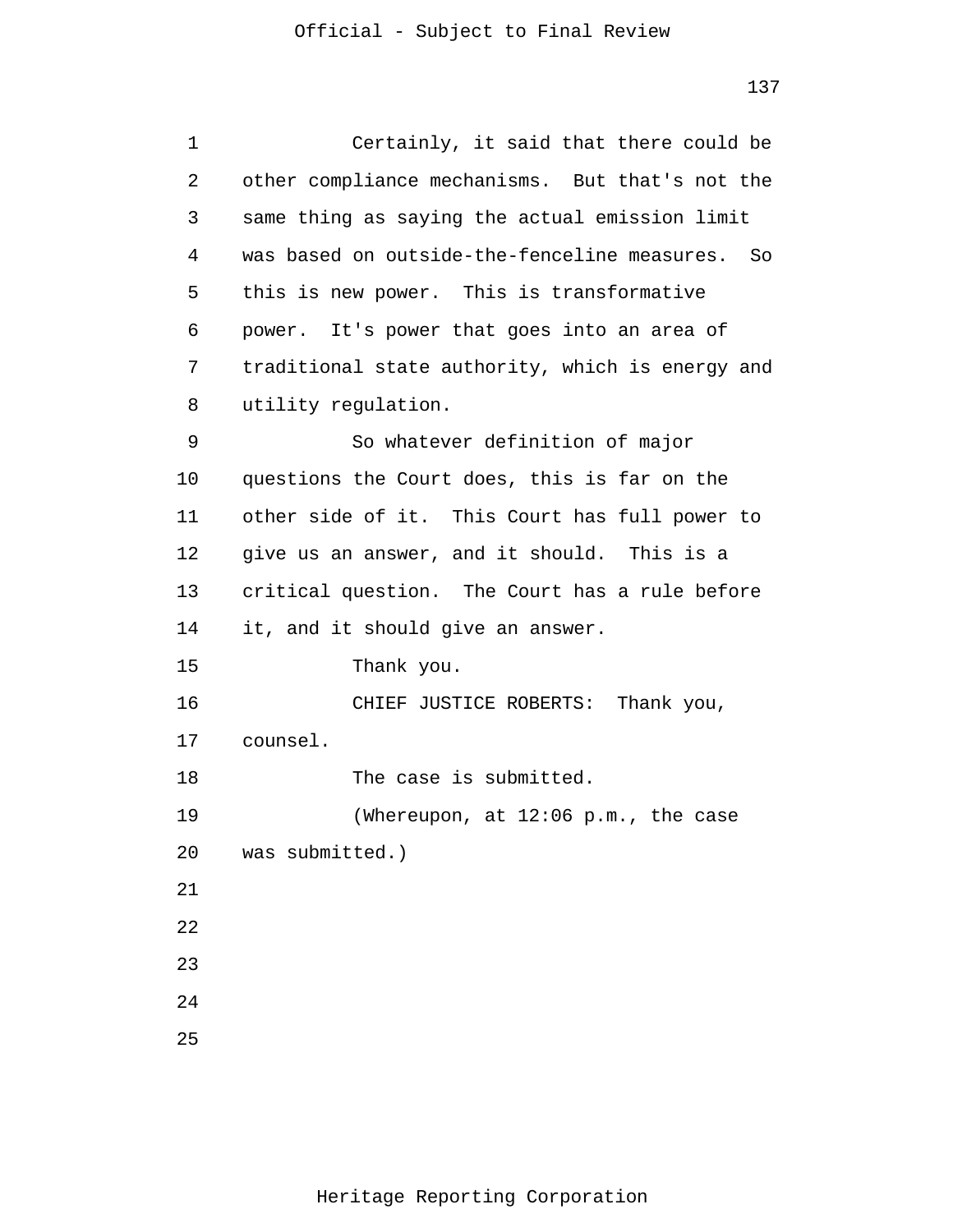Certainly, it said that there could be other compliance mechanisms. But that's not the same thing as saying the actual emission limit was based on outside-the-fenceline measures. So this is new power. This is transformative power. It's power that goes into an area of traditional state authority, which is energy and utility regulation.

So whatever definition of major questions the Court does, this is far on the other side of it. This Court has full power to give us an answer, and it should. This is a critical question. The Court has a rule before it, and it should give an answer.

Thank you.

CHIEF JUSTICE ROBERTS: Thank you, counsel.

The case is submitted.

(Whereupon, at 12:06 p.m., the case was submitted.)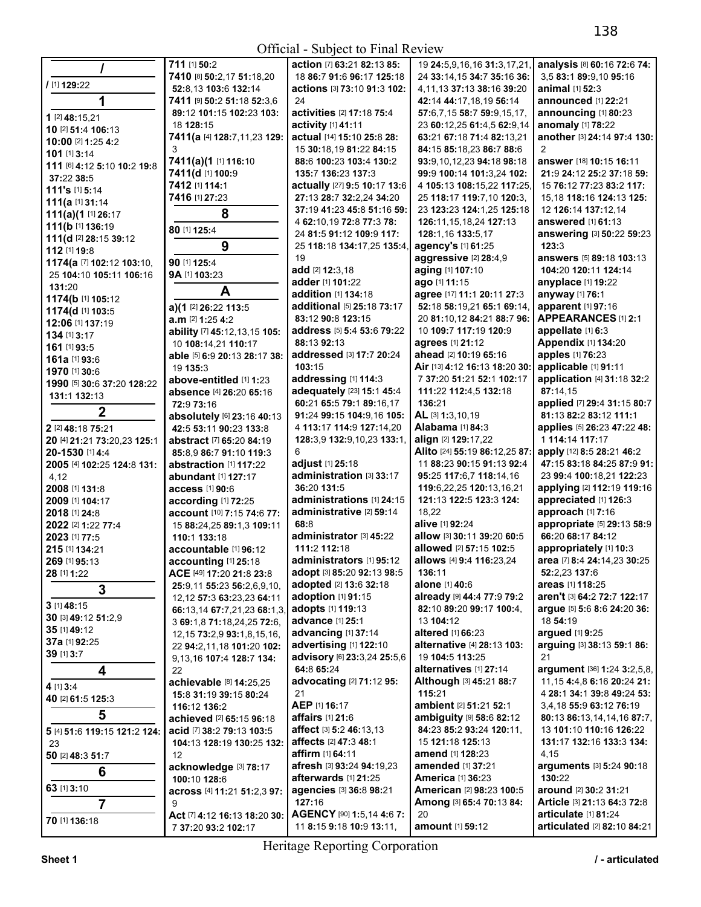Official - Subject to Final Review

## /

**/** [1] **129:**22

## 1

**1** [2] **48:**15,21
**10** [2] **51:**4 **106:**13
**10:00** [2] **1:**25 **4:**2
**101** [1] **3:**14
**111** [6] **4:**12 **5:**10 **10:**2 **19:**8 **37:**22 **38:**5
**111's** [1] **5:**14
**111(a** [1] **31:**14
**111(a)(1** [1] **26:**17
**111(b** [1] **136:**19
**111(d** [2] **28:**15 **39:**12
**112** [1] **19:**8
**1174(a** [7] **102:**12 **103:**10, 25 **104:**10 **105:**11 **106:**16 **131:**20
**1174(b** [1] **105:**12
**1174(d** [1] **103:**5
**12:06** [1] **137:**19
**134** [1] **3:**17
**161** [1] **93:**5
**161a** [1] **93:**6
**1970** [1] **30:**6
**1990** [5] **30:**6 **37:**20 **128:**22 **131:**1 **132:**13

## 2

**2** [2] **48:**18 **75:**21
**20** [4] **21:**21 **73:**20,23 **125:**1
**20-1530** [1] **4:**4
**2005** [4] **102:**25 **124:**8 **131:**4,12
**2008** [1] **131:**8
**2009** [1] **104:**17
**2018** [1] **24:**8
**2022** [2] **1:**22 **77:**4
**2023** [1] **77:**5
**215** [1] **134:**21
**269** [1] **95:**13
**28** [1] **1:**22

## 3

**3** [1] **48:**15
**30** [3] **49:**12 **51:**2,9
**35** [1] **49:**12
**37a** [1] **92:**25
**39** [1] **3:**7

## 4

**4** [1] **3:**4
**40** [2] **61:**5 **125:**3

## 5

**5** [4] **51:**6 **119:**15 **121:**2 **124:**23
**50** [2] **48:**3 **51:**7

## 6

**63** [1] **3:**10

## 7

**70** [1] **136:**18
**711** [1] **50:**2
**7410** [8] **50:**2,17 **51:**18,20 **52:**8,13 **103:**6 **132:**14
**7411** [9] **50:**2 **51:**18 **52:**3,6 **89:**12 **101:**15 **102:**23 **103:**18 **128:**15
**7411(a** [4] **128:**7,11,23 **129:**3
**7411(a)(1** [1] **116:**10
**7411(d** [1] **100:**9
**7412** [1] **114:**1
**7416** [1] **27:**23

## 8

**80** [1] **125:**4

## 9

**90** [1] **125:**4
**9A** [1] **103:**23

## A

**a)(1** [2] **26:**22 **113:**5
**a.m** [2] **1:**25 **4:**2
**ability** [7] **45:**12,13,15 **105:**10 **108:**14,21 **110:**17
**able** [5] **6:**9 **20:**13 **28:**17 **38:**19 **135:**3
**above-entitled** [1] **1:**23
**absence** [4] **26:**20 **65:**16 **72:**9 **73:**16
**absolutely** [6] **23:**16 **40:**13 **42:**5 **53:**11 **90:**23 **133:**8
**abstract** [7] **65:**20 **84:**19 **85:**8,9 **86:**7 **91:**10 **119:**3
**abstraction** [1] **117:**22
**abundant** [1] **127:**17
**access** [1] **90:**6
**according** [1] **72:**25
**account** [10] **7:**15 **74:**6 **77:**15 **88:**24,25 **89:**1,3 **109:**11 **110:**1 **133:**18
**accountable** [1] **96:**12
**accounting** [1] **25:**18
**ACE** [49] **17:**20 **21:**8 **23:**8 **25:**9,11 **55:**23 **56:**2,6,9,10, 12,12 **57:**3 **63:**23,23 **64:**11 **66:**13,14 **67:**7,21,23 **68:**1,3, 3 **69:**1,8 **71:**18,24,25 **72:**6, 12,15 **73:**2,9 **93:**1,8,15,16, 22 **94:**2,11,18 **101:**20 **102:**9,13,16 **107:**4 **128:**7 **134:**22
**achievable** [8] **14:**25,25 **15:**8 **31:**19 **39:**15 **80:**24 **116:**12 **136:**2
**achieved** [2] **65:**15 **96:**18
**acid** [7] **38:**2 **79:**13 **103:**5 **104:**13 **128:**19 **130:**25 **132:**12
**acknowledge** [3] **78:**17 **100:**10 **128:**6
**across** [4] **11:**21 **51:**2,3 **97:**9
**Act** [7] **4:**12 **16:**13 **18:**20 **30:**7 **37:**20 **93:**2 **102:**17
**action** [7] **63:**21 **82:**13 **85:**18 **86:**7 **91:**6 **96:**17 **125:**18
**actions** [3] **73:**10 **91:**3 **102:**24
**activities** [2] **17:**18 **75:**4
**activity** [1] **41:**11
**actual** [14] **15:**10 **25:**8 **28:**15 **30:**18,19 **81:**22 **84:**15 **88:**6 **100:**23 **103:**4 **130:**2 **135:**7 **136:**23 **137:**3
**actually** [27] **9:**5 **10:**17 **13:**6 **27:**13 **28:**7 **32:**2,24 **34:**20 **37:**19 **41:**23 **45:**8 **51:**16 **59:**4 **62:**10,19 **72:**8 **77:**3 **78:**24 **81:**5 **91:**12 **109:**9 **117:**25 **118:**18 **134:**17,25 **135:**4, 19
**add** [2] **12:**3,18
**adder** [1] **101:**22
**addition** [1] **134:**18
**additional** [5] **25:**18 **73:**17 **83:**12 **90:**8 **123:**15
**address** [5] **5:**4 **53:**6 **79:**22 **88:**13 **92:**13
**addressed** [3] **17:**7 **20:**24 **103:**15
**addressing** [1] **114:**3
**adequately** [23] **15:**1 **45:**4 **60:**21 **65:**5 **79:**1 **89:**16,17 **91:**24 **99:**15 **104:**9,16 **105:**4 **113:**17 **114:**9 **127:**14,20 **128:**3,9 **132:**9,10,23 **133:**1, 6
**adjust** [1] **25:**18
**administration** [3] **33:**17 **36:**20 **131:**5
**administrations** [1] **24:**15
**administrative** [2] **59:**14 **68:**8
**administrator** [3] **45:**22 **111:**2 **112:**18
**administrators** [1] **95:**12
**adopt** [3] **85:**20 **92:**13 **98:**5
**adopted** [2] **13:**6 **32:**18
**adoption** [1] **91:**15
**adopts** [1] **119:**13
**advance** [1] **25:**1
**advancing** [1] **37:**14
**advertising** [1] **122:**10
**advisory** [6] **23:**3,24 **25:**5,6 **64:**8 **65:**24
**advocating** [2] **71:**12 **95:**21
**AEP** [1] **16:**17
**affairs** [1] **21:**6
**affect** [3] **5:**2 **46:**13,13
**affects** [2] **47:**3 **48:**1
**affirm** [1] **64:**11
**afresh** [3] **93:**24 **94:**19,23
**afterwards** [1] **21:**25
**agencies** [3] **36:**8 **98:**21 **127:**16
**AGENCY** [90] **1:**5,14 **4:**6 **7:**11 **8:**15 **9:**18 **10:**9 **13:**11, 19 **24:**5,9,16,16 **31:**3,17,21, 24 **33:**14,15 **34:**7 **35:**16 **36:**4,11,13 **37:**13 **38:**16 **39:**20 **42:**14 **44:**17,18,19 **56:**14 **57:**6,7,15 **58:**7 **59:**9,15,17, 23 **60:**12,25 **61:**4,5 **62:**9,14 **63:**21 **67:**18 **71:**4 **82:**13,21 **84:**15 **85:**18,23 **86:**7 **88:**6 **93:**9,10,12,23 **94:**18 **98:**18 **99:**9 **100:**14 **101:**3,24 **102:**4 **105:**13 **108:**15,22 **117:**25, 25 **118:**17 **119:**7,10 **120:**3, 23 **123:**23 **124:**1,25 **125:**18 **126:**11,15,18,24 **127:**13 **128:**1,16 **133:**5,17
**agency's** [1] **61:**25
**aggressive** [2] **28:**4,9
**aging** [1] **107:**10
**ago** [1] **11:**15
**agree** [17] **11:**1 **20:**11 **27:**3 **52:**18 **58:**19,21 **65:**1 **69:**14, 20 **81:**10,12 **84:**21 **88:**7 **96:**10 **109:**7 **117:**19 **120:**9
**agrees** [1] **21:**12
**ahead** [2] **10:**19 **65:**16
**Air** [13] **4:**12 **16:**13 **18:**20 **30:**7 **37:**20 **51:**21 **52:**1 **102:**17 **111:**22 **112:**4,5 **132:**18 **136:**21
**AL** [3] **1:**3,10,19
**Alabama** [1] **84:**3
**align** [2] **129:**17,22
**Alito** [24] **55:**19 **86:**12,25 **87:**11 **88:**23 **90:**15 **91:**13 **92:**4 **95:**25 **117:**6,7 **118:**14,16 **119:**6,22,25 **120:**13,16,21 **121:**13 **122:**5 **123:**3 **124:**18,22
**alive** [1] **92:**24
**allow** [3] **30:**11 **39:**20 **60:**5
**allowed** [2] **57:**15 **102:**5
**allows** [4] **9:**4 **116:**23,24 **136:**11
**alone** [1] **40:**6
**already** [9] **44:**7 **77:**9 **79:**2 **82:**10 **89:**20 **99:**17 **100:**4, 13 **104:**12
**altered** [1] **66:**23
**alternative** [4] **28:**13 **103:**19 **104:**5 **113:**25
**alternatives** [1] **27:**14
**Although** [3] **45:**21 **88:**7 **115:**21
**ambient** [2] **51:**21 **52:**1
**ambiguity** [9] **58:**6 **82:**12 **84:**23 **85:**2 **93:**24 **120:**11, 15 **121:**18 **125:**13
**amend** [1] **128:**23
**amended** [1] **37:**21
**America** [1] **36:**23
**American** [2] **98:**23 **100:**5
**Among** [3] **65:**4 **70:**13 **84:**20
**amount** [1] **59:**12
**analysis** [8] **60:**16 **72:**6 **74:**3,5 **83:**1 **89:**9,10 **95:**16
**animal** [1] **52:**3
**announced** [1] **22:**21
**announcing** [1] **80:**23
**anomaly** [1] **78:**22
**another** [3] **24:**14 **97:**4 **130:**2
**answer** [18] **10:**15 **16:**11 **21:**9 **24:**12 **25:**2 **37:**18 **59:**15 **76:**12 **77:**23 **83:**2 **117:**15,18 **118:**16 **124:**13 **125:**12 **126:**14 **137:**12,14
**answered** [1] **61:**13
**answering** [3] **50:**22 **59:**23 **123:**3
**answers** [5] **89:**18 **103:**13 **104:**20 **120:**11 **124:**14
**anyplace** [1] **19:**22
**anyway** [1] **76:**1
**apparent** [1] **97:**16
**APPEARANCES** [1] **2:**1
**appellate** [1] **6:**3
**Appendix** [1] **134:**20
**apples** [1] **76:**23
**applicable** [1] **91:**11
**application** [4] **31:**18 **32:**2 **87:**14,15
**applied** [7] **29:**4 **31:**15 **80:**7 **81:**13 **82:**2 **83:**12 **111:**1
**applies** [5] **26:**23 **47:**22 **48:**1 **114:**4 **117:**17
**apply** [12] **8:**5 **28:**21 **46:**2 **47:**15 **83:**18 **84:**25 **87:**9 **91:**23 **99:**4 **100:**18,21 **122:**23
**applying** [2] **112:**19 **119:**16
**appreciated** [1] **126:**3
**approach** [1] **7:**16
**appropriate** [5] **29:**13 **58:**9 **66:**20 **68:**17 **84:**12
**appropriately** [1] **10:**3
**area** [7] **8:**4 **24:**14,23 **30:**25 **52:**2,23 **137:**6
**areas** [1] **118:**25
**aren't** [3] **64:**2 **72:**7 **122:**17
**argue** [5] **5:**6 **8:**6 **24:**20 **36:**18 **54:**19
**argued** [1] **9:**25
**arguing** [3] **38:**13 **59:**1 **86:**21
**argument** [36] **1:**24 **3:**2,5,8, 11,15 **4:**4,8 **6:**16 **20:**24 **21:**4 **28:**1 **34:**1 **39:**8 **49:**24 **53:**3,4,18 **55:**9 **63:**12 **76:**19 **80:**13 **86:**13,14,14,16 **87:**7, 13 **101:**10 **110:**16 **126:**22 **131:**17 **132:**16 **133:**3 **134:**4,15
**arguments** [3] **5:**24 **90:**18 **130:**22
**around** [2] **30:**2 **31:**21
**Article** [3] **21:**13 **64:**3 **72:**8
**articulate** [1] **81:**24
**articulated** [2] **82:**10 **84:**21

Heritage Reporting Corporation

Sheet 1 / - articulated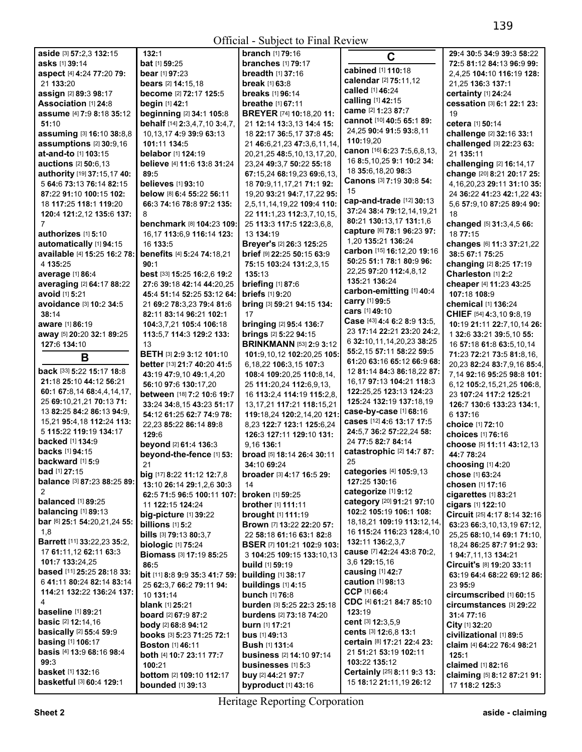Official - Subject to Final Review

**aside** [3] **57**:2,3 **132**:15
**asks** [1] **39**:14
**aspect** [4] **4**:24 **77**:20 **79**:21 **133**:20
**assign** [2] **89**:3 **98**:17
**Association** [1] **24**:8
**assume** [4] **7**:9 **8**:18 **35**:12 **51**:10
**assuming** [3] **16**:10 **38**:8,8
**assumptions** [2] **30**:9,16
**at-and-to** [1] **103**:15
**auctions** [2] **50**:6,13
**authority** [19] **37**:15,17 **40**:5 **64**:6 **73**:13 **76**:14 **82**:15 **87**:22 **91**:10 **100**:15 **102**:18 **117**:25 **118**:1 **119**:20 **120**:4 **121**:2,12 **135**:6 **137**:7
**authorizes** [1] **5**:10
**automatically** [1] **94**:15
**available** [4] **15**:25 **16**:2 **78**:4 **135**:25
**average** [1] **86**:4
**averaging** [2] **64**:17 **88**:22
**avoid** [1] **5**:21
**avoidance** [3] **10**:2 **34**:5 **38**:14
**aware** [1] **86**:19
**away** [5] **20**:20 **32**:1 **89**:25 **127**:6 **134**:10

## B

**back** [33] **5**:22 **15**:17 **18**:8 **21**:18 **25**:10 **44**:12 **56**:21 **60**:1 **67**:8,14 **68**:4,4,14,17,25 **69**:10,21,21 **70**:13 **71**:13 **82**:25 **84**:2 **86**:13 **94**:9,15,21 **95**:4,18 **112**:24 **113**:5 **115**:22 **119**:19 **134**:17
**backed** [1] **134**:9
**backs** [1] **94**:15
**backward** [1] **5**:9
**bad** [1] **27**:15
**balance** [3] **87**:23 **88**:25 **89**:2
**balanced** [1] **89**:25
**balancing** [1] **89**:13
**bar** [6] **25**:1 **54**:20,21,24 **55**:1,8
**Barrett** [11] **33**:22,23 **35**:2,17 **61**:11,12 **62**:11 **63**:3 **101**:7 **133**:24,25
**based** [11] **25**:25 **28**:18 **33**:6 **41**:11 **80**:24 **82**:14 **83**:14 **114**:21 **132**:22 **136**:24 **137**:4
**baseline** [1] **89**:21
**basic** [2] **12**:14,16
**basically** [2] **55**:4 **59**:9
**basing** [1] **106**:17
**basis** [4] **13**:9 **68**:16 **98**:4 **99**:3
**basket** [1] **132**:16
**basketful** [3] **60**:4 **129**:1 **132**:1
**bat** [1] **59**:25
**bear** [1] **97**:23
**bears** [2] **14**:15,18
**become** [2] **72**:17 **125**:5
**begin** [1] **42**:1
**beginning** [2] **34**:1 **105**:8
**behalf** [14] **2**:3,4,7,10 **3**:4,7,10,13,17 **4**:9 **39**:9 **63**:13 **101**:11 **134**:5
**belabor** [1] **124**:19
**believe** [4] **11**:6 **13**:8 **31**:24 **89**:5
**believes** [1] **93**:10
**below** [8] **6**:4 **55**:22 **56**:11 **66**:3 **74**:16 **78**:8 **97**:2 **135**:8
**benchmark** [8] **104**:23 **109**:16,17 **113**:6,9 **116**:14 **123**:16 **133**:5
**benefits** [4] **5**:24 **74**:18,21 **90**:1
**best** [33] **15**:25 **16**:2,6 **19**:2 **27**:6 **39**:18 **42**:14 **44**:20,25 **45**:4 **51**:14 **52**:25 **53**:12 **64**:21 **69**:2 **78**:3,23 **79**:4 **81**:6 **82**:11 **83**:14 **96**:21 **102**:1 **104**:3,7,21 **105**:4 **106**:18 **113**:5,7 **114**:3 **129**:2 **133**:13
**BETH** [3] **2**:9 **3**:12 **101**:10
**better** [13] **21**:7 **40**:20 **41**:5 **43**:19 **47**:9,10 **49**:1,4,20 **56**:10 **97**:6 **130**:17,20
**between** [18] **7**:2 **10**:6 **19**:7 **33**:24 **34**:8,15 **43**:23 **51**:17 **54**:12 **61**:25 **62**:7 **74**:9 **78**:22,23 **85**:22 **86**:14 **89**:8 **129**:6
**beyond** [2] **61**:4 **136**:3
**beyond-the-fence** [1] **53**:21
**big** [17] **8**:22 **11**:12 **12**:7,8 **13**:10 **26**:14 **29**:1,2,6 **30**:3 **62**:5 **71**:5 **96**:5 **100**:11 **107**:11 **122**:15 **124**:24
**big-picture** [1] **39**:22
**billions** [1] **5**:2
**bills** [3] **79**:13 **80**:3,7
**biologic** [1] **75**:24
**Biomass** [3] **17**:19 **85**:25 **86**:5
**bit** [11] **8**:8 **9**:9 **35**:3 **41**:7 **59**:25 **62**:3,7 **66**:2 **79**:11 **94**:10 **131**:14
**blank** [1] **25**:21
**board** [2] **67**:9 **87**:2
**body** [2] **68**:8 **94**:12
**books** [3] **5**:23 **71**:25 **72**:1
**Boston** [1] **46**:11
**both** [4] **10**:7 **23**:11 **77**:7 **100**:21
**bottom** [2] **109**:10 **112**:17
**bounded** [1] **39**:13
**branch** [1] **79**:16
**branches** [1] **79**:17
**breadth** [1] **37**:16
**break** [1] **63**:8
**breaks** [1] **96**:14
**breathe** [1] **67**:11
**BREYER** [74] **10**:18,20 **11**:21 **12**:14 **13**:3,13 **14**:4 **15**:18 **22**:17 **36**:5,17 **37**:8 **45**:21 **46**:6,21,23 **47**:3,6,11,14,20,21,25 **48**:5,10,13,17,20,23,24 **49**:3,7 **50**:22 **55**:18 **67**:15,24 **68**:19,23 **69**:6,13,18 **70**:9,11,17,21 **71**:1 **92**:19,20 **93**:21 **94**:7,17,22 **95**:2,5,11,14,19,22 **109**:4 **110**:22 **111**:1,23 **112**:3,7,10,15,25 **113**:3 **117**:5 **122**:3,6,8,13 **134**:19
**Breyer's** [2] **26**:3 **125**:25
**brief** [9] **22**:25 **50**:15 **63**:9 **75**:15 **103**:24 **131**:2,3,15 **135**:13
**briefing** [1] **87**:6
**briefs** [1] **9**:20
**bring** [3] **59**:21 **94**:15 **134**:17
**bringing** [2] **95**:4 **136**:7
**brings** [2] **5**:22 **94**:15
**BRINKMANN** [53] **2**:9 **3**:12 **101**:9,10,12 **102**:20,25 **105**:6,18,22 **106**:3,15 **107**:3 **108**:4 **109**:20,25 **110**:8,14,25 **111**:20,24 **112**:6,9,13,16 **113**:2,4 **114**:19 **115**:2,8,13,17,21 **117**:21 **118**:15,21 **119**:18,24 **120**:2,14,20 **121**:8,23 **122**:7 **123**:1 **125**:6,24 **126**:3 **127**:11 **129**:10 **131**:9,16 **136**:1
**broad** [5] **18**:14 **26**:4 **30**:11 **34**:10 **69**:24
**broader** [3] **4**:17 **16**:5 **29**:14
**broken** [1] **59**:25
**brother** [1] **111**:11
**brought** [1] **111**:19
**Brown** [7] **13**:22 **22**:20 **57**:22 **58**:18 **61**:16 **63**:1 **82**:8
**BSER** [7] **101**:21 **102**:9 **103**:3 **104**:25 **109**:15 **133**:10,13
**build** [1] **59**:19
**building** [1] **38**:17
**buildings** [1] **4**:15
**bunch** [1] **76**:8
**burden** [3] **5**:25 **22**:3 **25**:18
**burdens** [2] **73**:18 **74**:20
**burn** [1] **17**:21
**bus** [1] **49**:13
**Bush** [1] **131**:4
**business** [2] **14**:10 **97**:14
**businesses** [1] **5**:3
**buy** [2] **44**:21 **97**:7
**byproduct** [1] **43**:16

## C

**cabined** [1] **110**:18
**calendar** [2] **75**:11,12
**called** [1] **46**:24
**calling** [1] **42**:15
**came** [2] **1**:23 **87**:7
**cannot** [10] **40**:5 **65**:1 **89**:24,25 **90**:4 **91**:5 **93**:8,11 **110**:19,20
**canon** [16] **6**:23 **7**:5,6,8,13,16 **8**:5,10,25 **9**:1 **10**:2 **34**:18 **35**:6,18,20 **98**:3
**Canons** [3] **7**:19 **30**:8 **54**:15
**cap-and-trade** [12] **30**:13 **37**:24 **38**:4 **79**:12,14,19,21 **80**:21 **130**:13,17 **131**:1,6
**capture** [6] **78**:1 **96**:23 **97**:1,20 **135**:21 **136**:24
**carbon** [15] **16**:12,20 **19**:16 **50**:25 **51**:1 **78**:1 **80**:9 **96**:22,25 **97**:20 **112**:4,8,12 **135**:21 **136**:24
**carbon-emitting** [1] **40**:4
**carry** [1] **99**:5
**cars** [1] **49**:10
**Case** [43] **4**:4 **6**:2 **8**:9 **13**:5,23 **17**:14 **22**:21 **23**:20 **24**:2,6 **32**:10,11,14,20,23 **38**:25 **55**:2,15 **57**:11 **58**:22 **59**:5 **61**:20 **63**:16 **65**:12 **66**:9 **68**:12 **81**:14 **84**:3 **86**:18,22 **87**:16,17 **97**:13 **104**:21 **118**:3 **122**:25,25 **123**:13 **124**:23 **125**:24 **132**:19 **137**:18,19
**case-by-case** [1] **68**:16
**cases** [12] **4**:6 **13**:17 **17**:5 **24**:5,7 **36**:2 **57**:22,24 **58**:24 **77**:5 **82**:7 **84**:14
**catastrophic** [2] **14**:7 **87**:25
**categories** [4] **105**:9,13 **127**:25 **130**:16
**categorize** [1] **9**:12
**category** [20] **91**:21 **97**:10 **102**:2 **105**:19 **106**:1 **108**:18,18,21 **109**:19 **113**:12,14,16 **115**:24 **116**:23 **128**:4,10 **132**:11 **136**:2,3,7
**cause** [7] **42**:24 **43**:8 **70**:2,3,6 **129**:15,16
**causing** [1] **42**:7
**caution** [1] **98**:13
**CCP** [1] **66**:4
**CDC** [4] **61**:21 **84**:7 **85**:10 **123**:19
**cent** [3] **12**:3,5,9
**cents** [3] **12**:6,8 **13**:1
**certain** [8] **17**:21 **22**:4 **23**:21 **51**:21 **53**:19 **102**:11 **103**:22 **135**:12
**Certainly** [25] **8**:11 **9**:3 **13**:15 **18**:12 **21**:11,19 **26**:12 **29**:4 **30**:5 **34**:9 **39**:3 **58**:22 **72**:5 **81**:12 **84**:13 **96**:9 **99**:2,4,25 **104**:10 **116**:19 **128**:21,25 **136**:3 **137**:1
**certainty** [1] **24**:24
**cessation** [3] **6**:1 **22**:1 **23**:19
**cetera** [1] **50**:14
**challenge** [2] **32**:16 **33**:1
**challenged** [3] **22**:23 **63**:21 **135**:11
**challenging** [2] **16**:14,17
**change** [20] **8**:21 **20**:17 **25**:4,16,20,23 **29**:11 **31**:10 **35**:24 **36**:22 **41**:23 **42**:1,22 **43**:5,6 **57**:9,10 **87**:25 **89**:4 **90**:18
**changed** [5] **31**:3,4,5 **66**:18 **77**:15
**changes** [6] **11**:3 **37**:21,22 **38**:5 **67**:1 **75**:25
**changing** [2] **8**:25 **17**:19
**Charleston** [1] **2**:2
**cheaper** [4] **11**:23 **43**:25 **107**:18 **108**:9
**chemical** [1] **136**:24
**CHIEF** [54] **4**:3,10 **9**:8,19 **10**:19 **21**:11 **22**:7,10,14 **26**:1 **32**:6 **33**:21 **39**:5,10 **55**:16 **57**:18 **61**:8 **63**:5,10,14 **71**:23 **72**:21 **73**:5 **81**:8,16,20,23 **82**:24 **83**:7,9,16 **85**:4,7,14 **92**:16 **95**:25 **98**:1 **101**:6,12 **105**:2,15,21,25 **106**:8,23 **107**:24 **117**:2 **125**:21 **126**:7 **130**:6 **133**:23 **134**:1,6 **137**:16
**choice** [1] **72**:10
**choices** [1] **76**:16
**choose** [5] **11**:11 **43**:12,13 **44**:7 **78**:24
**choosing** [1] **4**:20
**chose** [1] **63**:24
**chosen** [1] **17**:16
**cigarettes** [1] **83**:21
**cigars** [1] **122**:10
**Circuit** [25] **4**:17 **8**:14 **32**:16 **63**:23 **66**:3,10,13,19 **67**:12,25,25 **68**:10,14 **69**:1 **71**:10,18,24 **86**:25 **87**:7 **91**:2 **93**:1 **94**:7,11,13 **134**:21
**Circuit's** [8] **19**:20 **33**:11 **63**:19 **64**:4 **68**:22 **69**:12 **86**:23 **95**:9
**circumscribed** [1] **60**:15
**circumstances** [3] **29**:22 **31**:4 **77**:16
**City** [1] **32**:20
**civilizational** [1] **89**:5
**claim** [4] **64**:22 **76**:4 **98**:21 **125**:1
**claimed** [1] **82**:16
**claiming** [5] **8**:12 **87**:21 **91**:17 **118**:2 **125**:3

Heritage Reporting Corporation

Sheet 2 aside - claiming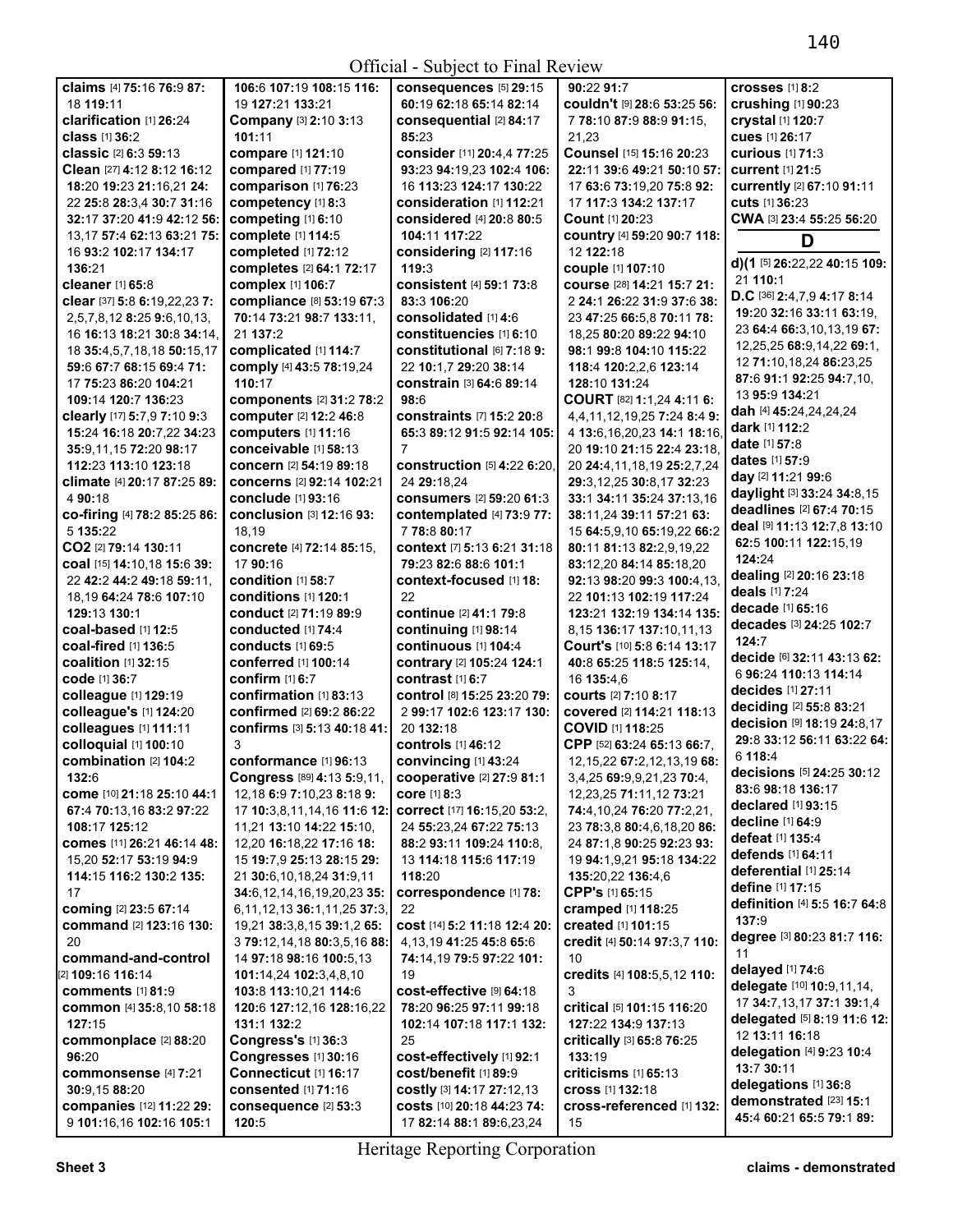Official - Subject to Final Review

**claims** [4] **75:**16 **76:**9 **87:**18 **119:**11
**clarification** [1] **26:**24
**class** [1] **36:**2
**classic** [2] **6:**3 **59:**13
**Clean** [27] **4:**12 **8:**12 **16:**12 **18:**20 **19:**23 **21:**16,21 **24:**22 **25:**8 **28:**3,4 **30:**7 **31:**16 **32:**17 **37:**20 **41:**9 **42:**12 **56:**13,17 **57:**4 **62:**13 **63:**21 **75:**16 **93:**2 **102:**17 **134:**17 **136:**21
**cleaner** [1] **65:**8
**clear** [37] **5:**8 **6:**19,22,23 **7:**2,5,7,8,12 **8:**25 **9:**6,10,13,16 **16:**13 **18:**21 **30:**8 **34:**14,18 **35:**4,5,7,18,18 **50:**15,17 **59:**6 **67:**7 **68:**15 **69:**4 **71:**17 **75:**23 **86:**20 **104:**21 **109:**14 **120:**7 **136:**23
**clearly** [17] **5:**7,9 **7:**10 **9:**3 **15:**24 **16:**18 **20:**7,22 **34:**23 **35:**9,11,15 **72:**20 **98:**17 **112:**23 **113:**10 **123:**18
**climate** [4] **20:**17 **87:**25 **89:**4 **90:**18
**co-firing** [4] **78:**2 **85:**25 **86:**5 **135:**22
**CO2** [2] **79:**14 **130:**11
**coal** [15] **14:**10,18 **15:**6 **39:**22 **42:**2 **44:**2 **49:**18 **59:**11,18,19 **64:**24 **78:**6 **107:**10 **129:**13 **130:**1
**coal-based** [1] **12:**5
**coal-fired** [1] **136:**5
**coalition** [1] **32:**15
**code** [1] **36:**7
**colleague** [1] **129:**19
**colleague's** [1] **124:**20
**colleagues** [1] **111:**11
**colloquial** [1] **100:**10
**combination** [2] **104:**2 **132:**6
**come** [10] **21:**18 **25:**10 **44:**1 **67:**4 **70:**13,16 **83:**2 **97:**22 **108:**17 **125:**12
**comes** [11] **26:**21 **46:**14 **48:**15,20 **52:**17 **53:**19 **94:**9 **114:**15 **116:**2 **130:**2 **135:**17
**coming** [2] **23:**5 **67:**14
**command** [2] **123:**16 **130:**20
**command-and-control** [2] **109:**16 **116:**14
**comments** [1] **81:**9
**common** [4] **35:**8,10 **58:**18 **127:**15
**commonplace** [2] **88:**20 **96:**20
**commonsense** [4] **7:**21 **30:**9,15 **88:**20
**companies** [12] **11:**22 **29:**9 **101:**16,16 **102:**16 **105:**1 **106:**6 **107:**19 **108:**15 **116:**19 **127:**21 **133:**21
**Company** [3] **2:**10 **3:**13 **101:**11
**compare** [1] **121:**10
**compared** [1] **77:**19
**comparison** [1] **76:**23
**competency** [1] **8:**3
**competing** [1] **6:**10
**complete** [1] **114:**5
**completed** [1] **72:**12
**completes** [2] **64:**1 **72:**17
**complex** [1] **106:**7
**compliance** [8] **53:**19 **67:**3 **70:**14 **73:**21 **98:**7 **133:**11,21 **137:**2
**complicated** [1] **114:**7
**comply** [4] **43:**5 **78:**19,24 **110:**17
**components** [2] **31:**2 **78:**2
**computer** [2] **12:**2 **46:**8
**computers** [1] **11:**16
**conceivable** [1] **58:**13
**concern** [2] **54:**19 **89:**18
**concerns** [2] **92:**14 **102:**21
**conclude** [1] **93:**16
**conclusion** [3] **12:**16 **93:**18,19
**concrete** [4] **72:**14 **85:**15,17 **90:**16
**condition** [1] **58:**7
**conditions** [1] **120:**1
**conduct** [2] **71:**19 **89:**9
**conducted** [1] **74:**4
**conducts** [1] **69:**5
**conferred** [1] **100:**14
**confirm** [1] **6:**7
**confirmation** [1] **83:**13
**confirmed** [2] **69:**2 **86:**22
**confirms** [3] **5:**13 **40:**18 **41:**3
**conformance** [1] **96:**13
**Congress** [89] **4:**13 **5:**9,11,12,18 **6:**9 **7:**10,23 **8:**18 **9:**17 **10:**3,8,11,14,16 **11:**6 **12:**11,21 **13:**10 **14:**22 **15:**10,12,20 **16:**18,22 **17:**16 **18:**15 **19:**7,9 **25:**13 **28:**15 **29:**21 **30:**6,10,18,24 **31:**9,11 **34:**6,12,14,16,19,20,23 **35:**6,11,12,13 **36:**1,11,25 **37:**3,19,21 **38:**3,8,15 **39:**1,2 **65:**3 **79:**12,14,18 **80:**3,5,16 **88:**14 **97:**18 **98:**16 **100:**5,13 **101:**14,24 **102:**3,4,8,10 **103:**8 **113:**10,21 **114:**6 **120:**6 **127:**12,16 **128:**16,22 **131:**1 **132:**2
**Congress's** [1] **36:**3
**Congresses** [1] **30:**16
**Connecticut** [1] **16:**17
**consented** [1] **71:**16
**consequence** [2] **53:**3 **120:**5
**consequences** [5] **29:**15 **60:**19 **62:**18 **65:**14 **82:**14
**consequential** [2] **84:**17 **85:**23
**consider** [11] **20:**4,4 **77:**25 **93:**23 **94:**19,23 **102:**4 **106:**16 **113:**23 **124:**17 **130:**22
**consideration** [1] **112:**21
**considered** [4] **20:**8 **80:**5 **104:**11 **117:**22
**considering** [2] **117:**16 **119:**3
**consistent** [4] **59:**1 **73:**8 **83:**3 **106:**20
**consolidated** [1] **4:**6
**constituencies** [1] **6:**10
**constitutional** [6] **7:**18 **9:**22 **10:**1,7 **29:**20 **38:**14
**constrain** [3] **64:**6 **89:**14 **98:**6
**constraints** [7] **15:**2 **20:**8 **65:**3 **89:**12 **91:**5 **92:**14 **105:**7
**construction** [5] **4:**22 **6:**20,24 **29:**18,24
**consumers** [2] **59:**20 **61:**3
**contemplated** [4] **73:**9 **77:**7 **78:**8 **80:**17
**context** [7] **5:**13 **6:**21 **31:**18 **79:**23 **82:**6 **88:**6 **101:**1
**context-focused** [1] **18:**22
**continue** [2] **41:**1 **79:**8
**continuing** [1] **98:**14
**continuous** [1] **104:**4
**contrary** [2] **105:**24 **124:**1
**contrast** [1] **6:**7
**control** [8] **15:**25 **23:**20 **79:**2 **99:**17 **102:**6 **123:**17 **130:**20 **132:**18
**controls** [1] **46:**12
**convincing** [1] **43:**24
**cooperative** [2] **27:**9 **81:**1
**core** [1] **8:**3
**correct** [17] **16:**15,20 **53:**2,24 **55:**23,24 **67:**22 **75:**13 **88:**2 **93:**11 **109:**24 **110:**8,13 **114:**18 **115:**6 **117:**19 **118:**20
**correspondence** [1] **78:**22
**cost** [14] **5:**2 **11:**18 **12:**4 **20:**4,13,19 **41:**25 **45:**8 **65:**6 **74:**14,19 **79:**5 **97:**22 **101:**19
**cost-effective** [9] **64:**18 **78:**20 **96:**25 **97:**11 **99:**18 **102:**14 **107:**18 **117:**1 **132:**25
**cost-effectively** [1] **92:**1
**cost/benefit** [1] **89:**9
**costly** [3] **14:**17 **27:**12,13
**costs** [10] **20:**18 **44:**23 **74:**17 **82:**14 **88:**1 **89:**6,23,24 **90:**22 **91:**7
**couldn't** [9] **28:**6 **53:**25 **56:**7 **78:**10 **87:**9 **88:**9 **91:**15,21,23
**Counsel** [15] **15:**16 **20:**23 **22:**11 **39:**6 **49:**21 **50:**10 **57:**17 **63:**6 **73:**19,20 **75:**8 **92:**17 **117:**3 **134:**2 **137:**17
**Count** [1] **20:**23
**country** [4] **59:**20 **90:**7 **118:**12 **122:**18
**couple** [1] **107:**10
**course** [28] **14:**21 **15:**7 **21:**2 **24:**1 **26:**22 **31:**9 **37:**6 **38:**23 **47:**25 **66:**5,8 **70:**11 **78:**18,25 **80:**20 **89:**22 **94:**10 **98:**1 **99:**8 **104:**10 **115:**22 **118:**4 **120:**2,2,6 **123:**14 **128:**10 **131:**24
**COURT** [82] **1:**1,24 **4:**11 **6:**4,4,11,12,19,25 **7:**24 **8:**4 **9:**4 **13:**6,16,20,23 **14:**1 **18:**16,20 **19:**10 **21:**15 **22:**4 **23:**18,20 **24:**4,11,18,19 **25:**2,7,24 **29:**3,12,25 **30:**8,17 **32:**23 **33:**1 **34:**11 **35:**24 **37:**13,16 **38:**11,24 **39:**11 **57:**21 **63:**15 **64:**5,9,10 **65:**19,22 **66:**2 **80:**11 **81:**13 **82:**2,9,19,22 **83:**12,20 **84:**14 **85:**18,20 **92:**13 **98:**20 **99:**3 **100:**4,13,22 **101:**13 **102:**19 **117:**24 **123:**21 **132:**19 **134:**14 **135:**8,15 **136:**17 **137:**10,11,13
**Court's** [10] **5:**8 **6:**14 **13:**17 **40:**8 **65:**25 **118:**5 **125:**14,16 **135:**4,6
**courts** [2] **7:**10 **8:**17
**covered** [2] **114:**21 **118:**13
**COVID** [1] **118:**25
**CPP** [52] **63:**24 **65:**13 **66:**7,12,15,22 **67:**2,12,13,19 **68:**3,4,25 **69:**9,9,21,23 **70:**4,12,23,25 **71:**11,12 **73:**21 **74:**4,10,24 **76:**20 **77:**2,21,23 **78:**3,8 **80:**4,6,18,20 **86:**24 **87:**1,8 **90:**25 **92:**23 **93:**19 **94:**1,9,21 **95:**18 **134:**22 **135:**20,22 **136:**4,6
**CPP's** [1] **65:**15
**cramped** [1] **118:**25
**created** [1] **101:**15
**credit** [4] **50:**14 **97:**3,7 **110:**10
**credits** [4] **108:**5,5,12 **110:**3
**critical** [5] **101:**15 **116:**20 **127:**22 **134:**9 **137:**13
**critically** [3] **65:**8 **76:**25 **133:**19
**criticisms** [1] **65:**13
**cross** [1] **132:**18
**cross-referenced** [1] **132:**15
**crosses** [1] **8:**2
**crushing** [1] **90:**23
**crystal** [1] **120:**7
**cues** [1] **26:**17
**curious** [1] **71:**3
**current** [1] **21:**5
**currently** [2] **67:**10 **91:**11
**cuts** [1] **36:**23
**CWA** [3] **23:**4 **55:**25 **56:**20

## D

**d)(1** [5] **26:**22,22 **40:**15 **109:**21 **110:**1
**D.C** [36] **2:**4,7,9 **4:**17 **8:**14 **19:**20 **32:**16 **33:**11 **63:**19,23 **64:**4 **66:**3,10,13,19 **67:**12,25,25 **68:**9,14,22 **69:**1,12 **71:**10,18,24 **86:**23,25 **87:**6 **91:**1 **92:**25 **94:**7,10,13 **95:**9 **134:**21
**dah** [4] **45:**24,24,24,24
**dark** [1] **112:**2
**date** [1] **57:**8
**dates** [1] **57:**9
**day** [2] **11:**21 **99:**6
**daylight** [3] **33:**24 **34:**8,15
**deadlines** [2] **67:**4 **70:**15
**deal** [9] **11:**13 **12:**7,8 **13:**10 **62:**5 **100:**11 **122:**15,19 **124:**24
**dealing** [2] **20:**16 **23:**18
**deals** [1] **7:**24
**decade** [1] **65:**16
**decades** [3] **24:**25 **102:**7 **124:**7
**decide** [6] **32:**11 **43:**13 **62:**6 **96:**24 **110:**13 **114:**14
**decides** [1] **27:**11
**deciding** [2] **55:**8 **83:**21
**decision** [9] **18:**19 **24:**8,17 **29:**8 **33:**12 **56:**11 **63:**22 **64:**6 **118:**4
**decisions** [5] **24:**25 **30:**12 **83:**6 **98:**18 **136:**17
**declared** [1] **93:**15
**decline** [1] **64:**9
**defeat** [1] **135:**4
**defends** [1] **64:**11
**deferential** [1] **25:**14
**define** [1] **17:**15
**definition** [4] **5:**5 **16:**7 **64:**8 **137:**9
**degree** [3] **80:**23 **81:**7 **116:**11
**delayed** [1] **74:**6
**delegate** [10] **10:**9,11,14,17 **34:**7,13,17 **37:**1 **39:**1,4
**delegated** [5] **8:**19 **11:**6 **12:**12 **13:**11 **16:**18
**delegation** [4] **9:**23 **10:**4 **13:**7 **30:**11
**delegations** [1] **36:**8
**demonstrated** [23] **15:**1 **45:**4 **60:**21 **65:**5 **79:**1 **89:**

Heritage Reporting Corporation

Sheet 3 claims - demonstrated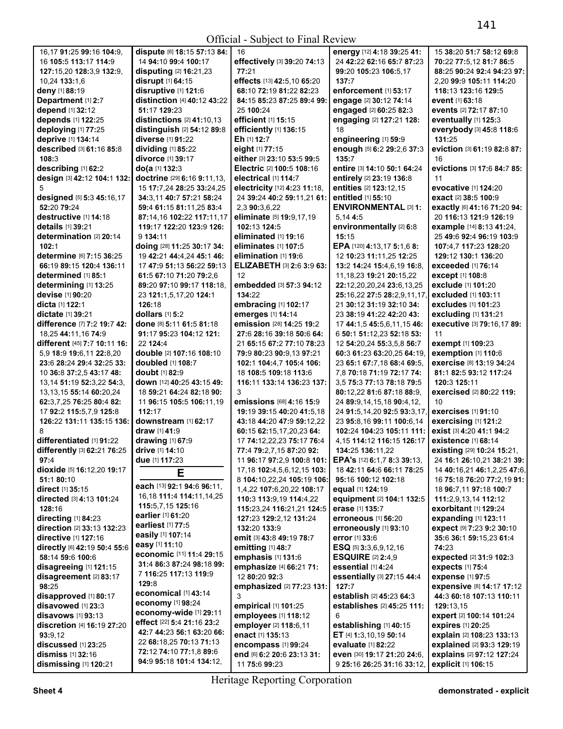16,17 **91:**25 **99:**16 **104:**9, 16 **105:**5 **113:**17 **114:**9 **127:**15,20 **128:**3,9 **132:**9, 10,24 **133:**1,6
**deny** [1] **88:**19
**Department** [1] **2:**7
**depend** [1] **32:**12
**depends** [1] **122:**25
**deploying** [1] **77:**25
**deprive** [1] **134:**14
**described** [3] **61:**16 **85:**8 **108:**3
**describing** [1] **62:**2
**design** [3] **42:**12 **104:**1 **132:**5
**designed** [5] **5:**3 **45:**16,17 **52:**20 **79:**24
**destructive** [1] **14:**18
**details** [1] **39:**21
**determination** [2] **20:**14 **102:**1
**determine** [6] **7:**15 **36:**25 **66:**19 **89:**15 **120:**4 **136:**11
**determined** [1] **85:**1
**determining** [1] **13:**25
**devise** [1] **90:**20
**dicta** [1] **122:**1
**dictate** [1] **39:**21
**difference** [7] **7:**2 **19:**7 **42:**18,25 **44:**11,16 **74:**9
**different** [45] **7:**7 **10:**11 **16:**5,9 **18:**9 **19:**6,11 **22:**8,20 **23:**6 **28:**24 **29:**4 **32:**25 **33:**10 **36:**8 **37:**2,5 **43:**17 **48:**13,14 **51:**19 **52:**3,22 **54:**3, 13,13,15 **55:**14 **60:**20,24 **62:**3,7,25 **76:**25 **80:**4 **82:**17 **92:**2 **115:**5,7,9 **125:**8 **126:**22 **131:**11 **135:**15 **136:**8
**differentiated** [1] **91:**22
**differently** [3] **62:**21 **76:**25 **97:**4
**dioxide** [5] **16:**12,20 **19:**17 **51:**1 **80:**10
**direct** [1] **35:**15
**directed** [3] **4:**13 **101:**24 **128:**16
**directing** [1] **84:**23
**direction** [2] **33:**13 **132:**23
**directive** [1] **127:**16
**directly** [6] **42:**19 **50:**4 **55:**6 **58:**14 **59:**6 **100:**6
**disagreeing** [1] **121:**15
**disagreement** [2] **83:**17 **98:**25
**disapproved** [1] **80:**17
**disavowed** [1] **23:**3
**disavows** [1] **93:**13
**discretion** [4] **16:**19 **27:**20 **93:**9,12
**discussed** [1] **23:**25
**dismiss** [1] **32:**16
**dismissing** [1] **120:**21
**dispute** [6] **18:**15 **57:**13 **84:**14 **94:**10 **99:**4 **100:**17
**disputing** [2] **16:**21,23
**disrupt** [1] **64:**15
**disruptive** [1] **121:**6
**distinction** [4] **40:**12 **43:**22 **51:**17 **129:**23
**distinctions** [2] **41:**10,13
**distinguish** [2] **54:**12 **89:**8
**diverse** [1] **91:**22
**dividing** [1] **85:**22
**divorce** [1] **39:**17
**do(a** [1] **132:**3
**doctrine** [29] **6:**16 **9:**11,13, 15 **17:**7,24 **28:**25 **33:**24,25 **34:**3,11 **40:**7 **57:**21 **58:**24 **59:**4 **61:**15 **81:**11,25 **83:**4 **87:**14,16 **102:**22 **117:**11,17 **119:**17 **122:**20 **123:**9 **126:**9 **134:**11
**doing** [28] **11:**25 **30:**17 **34:**19 **42:**21 **44:**4,24 **45:**1 **46:**17 **47:**9 **51:**13 **56:**22 **59:**13 **61:**5 **67:**10 **71:**20 **79:**2,6 **89:**20 **97:**10 **99:**17 **118:**18, 23 **121:**1,5,17,20 **124:**1 **126:**18
**dollars** [1] **5:**2
**done** [8] **5:**11 **61:**5 **81:**18 **91:**17 **95:**23 **104:**12 **121:**22 **124:**4
**double** [2] **107:**16 **108:**10
**doubled** [1] **108:**7
**doubt** [1] **82:**9
**down** [12] **40:**25 **43:**15 **49:**18 **59:**21 **64:**24 **82:**18 **90:**11 **96:**15 **105:**5 **106:**11,19 **112:**17
**downstream** [1] **62:**17
**draw** [1] **41:**9
**drawing** [1] **67:**9
**drive** [1] **14:**10
**due** [1] **117:**23

## E

**each** [13] **92:**1 **94:**6 **96:**11, 16,18 **111:**4 **114:**11,14,25 **115:**5,7,15 **125:**16
**earlier** [1] **61:**20
**earliest** [1] **77:**5
**easily** [1] **107:**14
**easy** [1] **11:**10
**economic** [11] **11:**4 **29:**15 **31:**4 **86:**3 **87:**24 **98:**18 **99:**7 **116:**25 **117:**13 **119:**9 **129:**8
**economical** [1] **43:**14
**economy** [1] **98:**24
**economy-wide** [1] **29:**11
**effect** [22] **5:**4 **21:**16 **23:**2 **42:**7 **44:**23 **56:**1 **63:**20 **66:**22 **68:**18,25 **70:**13 **71:**13 **72:**12 **74:**10 **77:**1,8 **89:**6 **94:**9 **95:**18 **101:**4 **134:**12, 16
**effectively** [3] **39:**20 **74:**13 **77:**21
**effects** [13] **42:**5,10 **65:**20 **68:**10 **72:**19 **81:**22 **82:**23 **84:**15 **85:**23 **87:**25 **89:**4 **99:**25 **100:**24
**efficient** [1] **15:**15
**efficiently** [1] **136:**15
**Eh** [1] **12:**7
**eight** [1] **77:**15
**either** [3] **23:**10 **53:**5 **99:**5
**Electric** [2] **100:**5 **108:**16
**electrical** [1] **114:**7
**electricity** [12] **4:**23 **11:**18, 24 **39:**24 **40:**2 **59:**11,21 **61:**2,3 **90:**3,6,22
**eliminate** [5] **19:**9,17,19 **102:**13 **124:**5
**eliminated** [1] **19:**16
**eliminates** [1] **107:**5
**elimination** [1] **19:**6
**ELIZABETH** [3] **2:**6 **3:**9 **63:**12
**embedded** [3] **57:**3 **94:**12 **134:**22
**embracing** [1] **102:**17
**emerges** [1] **14:**14
**emission** [28] **14:**25 **19:**2 **27:**6 **28:**16 **39:**18 **50:**6 **64:**21 **65:**15 **67:**2 **77:**10 **78:**23 **79:**9 **80:**23 **90:**9,13 **97:**21 **102:**1 **104:**4,7 **105:**4 **106:**18 **108:**5 **109:**18 **113:**6 **116:**11 **133:**14 **136:**23 **137:**3
**emissions** [68] **4:**16 **15:**9 **19:**19 **39:**15 **40:**20 **41:**5,18 **43:**18 **44:**20 **47:**9 **59:**12,22 **60:**15 **62:**15,17,20,23 **64:**17 **74:**12,22,23 **75:**17 **76:**4 **77:**4 **79:**2,7,15 **87:**20 **92:**11 **96:**17 **97:**2,9 **100:**8 **101:**17,18 **102:**4,5,6,12,15 **103:**8 **104:**10,22,24 **105:**19 **106:**1,4,22 **107:**6,20,22 **108:**17 **110:**3 **113:**9,19 **114:**4,22 **115:**23,24 **116:**21,21 **124:**5 **127:**23 **129:**2,12 **131:**24 **132:**20 **133:**9
**emit** [3] **43:**8 **49:**19 **78:**7
**emitting** [1] **48:**7
**emphasis** [1] **131:**6
**emphasize** [4] **66:**21 **71:**12 **80:**20 **92:**3
**emphasized** [2] **77:**23 **131:**3
**empirical** [1] **101:**25
**employees** [1] **118:**12
**employer** [2] **118:**6,11
**enact** [1] **135:**13
**encompass** [1] **99:**24
**end** [6] **6:**2 **20:**6 **23:**13 **31:**11 **75:**6 **99:**23
**energy** [12] **4:**18 **39:**25 **41:**24 **42:**22 **62:**16 **65:**7 **87:**23 **99:**20 **105:**23 **106:**5,17 **137:**7
**enforcement** [1] **53:**17
**engage** [2] **30:**12 **74:**14
**engaged** [2] **60:**25 **82:**3
**engaging** [2] **127:**21 **128:**18
**engineering** [1] **59:**9
**enough** [5] **6:**2 **29:**2,6 **37:**3 **135:**7
**entire** [3] **14:**10 **50:**1 **64:**24
**entirely** [2] **23:**19 **136:**8
**entities** [2] **123:**12,15
**entitled** [1] **55:**10
**ENVIRONMENTAL** [3] **1:**5,14 **4:**5
**environmentally** [2] **6:**8 **15:**15
**EPA** [120] **4:**13,17 **5:**1,6 **8:**12 **10:**23 **11:**11,25 **12:**25 **13:**2 **14:**24 **15:**4,6,19 **16:**8, 11,18,23 **19:**21 **20:**15,22 **22:**12,20,20,24 **23:**6,13,25 **25:**16,22 **27:**5 **28:**2,9,11,17, 21 **30:**12 **31:**19 **32:**10 **34:**23 **38:**19 **41:**22 **42:**20 **43:**17 **44:**1,5 **45:**5,6,11,15 **46:**6 **50:**1 **51:**12,23 **52:**18 **53:**12 **54:**20,24 **55:**3,5,8 **56:**7 **60:**3 **61:**23 **63:**20,25 **64:**19, 23 **65:**1 **67:**7,18 **68:**4 **69:**5, 7,8 **70:**18 **71:**19 **72:**17 **74:**3,5 **75:**3 **77:**13 **78:**18 **79:**5 **80:**12,22 **81:**6 **87:**18 **88:**9, 24 **89:**9,14,15,18 **90:**4,12, 24 **91:**5,14,20 **92:**5 **93:**3,17, 23 **95:**8,16 **99:**11 **100:**6,14 **102:**24 **104:**23 **105:**11 **111:**4,15 **114:**12 **116:**15 **126:**17 **134:**25 **136:**11,22
**EPA's** [12] **6:**1,7 **8:**3 **39:**13, 18 **42:**11 **64:**6 **66:**11 **78:**25 **95:**16 **100:**12 **102:**18
**equal** [1] **124:**19
**equipment** [2] **104:**1 **132:**5
**erase** [1] **135:**7
**erroneous** [1] **56:**20
**erroneously** [1] **93:**10
**error** [1] **33:**6
**ESQ** [5] **3:**3,6,9,12,16
**ESQUIRE** [2] **2:**4,9
**essential** [1] **4:**24
**essentially** [3] **27:**15 **44:**4 **127:**7
**establish** [2] **45:**23 **64:**3
**establishes** [2] **45:**25 **111:**6
**establishing** [1] **40:**15
**ET** [4] **1:**3,10,19 **50:**14
**evaluate** [1] **82:**22
**even** [30] **19:**17 **21:**20 **24:**6, 9 **25:**16 **26:**25 **31:**16 **33:**12, 15 **38:**20 **51:**7 **58:**12 **69:**8 **70:**22 **77:**5,12 **81:**7 **86:**5 **88:**25 **90:**24 **92:**4 **94:**23 **97:**2,20 **99:**9 **105:**11 **114:**20 **118:**13 **123:**16 **129:**5
**event** [1] **63:**18
**events** [2] **72:**17 **87:**10
**eventually** [1] **125:**3
**everybody** [3] **45:**8 **118:**6 **131:**25
**eviction** [3] **61:**19 **82:**8 **87:**16
**evictions** [3] **17:**6 **84:**7 **85:**11
**evocative** [1] **124:**20
**exact** [2] **38:**5 **100:**9
**exactly** [6] **41:**16 **71:**20 **94:**20 **116:**13 **121:**9 **126:**19
**example** [14] **8:**13 **41:**24, 25 **49:**6 **92:**4 **96:**19 **103:**9 **107:**4,7 **117:**23 **128:**20 **129:**12 **130:**1 **136:**20
**exceeded** [1] **76:**14
**except** [1] **108:**8
**exclude** [1] **101:**20
**excluded** [1] **103:**11
**excludes** [1] **101:**23
**excluding** [1] **131:**21
**executive** [3] **79:**16,17 **89:**11
**exempt** [1] **109:**23
**exemption** [1] **110:**6
**exercise** [8] **13:**19 **34:**24 **81:**1 **82:**5 **93:**12 **117:**24 **120:**3 **125:**11
**exercised** [2] **80:**22 **119:**10
**exercises** [1] **91:**10
**exercising** [1] **121:**2
**exist** [3] **4:**20 **41:**1 **94:**2
**existence** [1] **68:**14
**existing** [29] **10:**24 **15:**21, 24 **16:**1 **26:**10,21 **38:**21 **39:**14 **40:**16,21 **46:**1,2,25 **47:**6, 16 **75:**18 **76:**20 **77:**2,19 **91:**18 **96:**7,11 **97:**18 **100:**7 **111:**2,9,13,14 **112:**12
**exorbitant** [1] **129:**24
**expanding** [1] **123:**11
**expect** [9] **7:**23 **9:**2 **30:**10 **35:**6 **36:**1 **59:**15,23 **61:**4 **74:**23
**expected** [2] **31:**9 **102:**3
**expects** [1] **75:**4
**expense** [1] **97:**5
**expensive** [8] **14:**17 **17:**12 **44:**3 **60:**18 **107:**13 **110:**11 **129:**13,15
**expert** [2] **100:**14 **101:**24
**expires** [1] **20:**25
**explain** [2] **108:**23 **133:**13
**explained** [2] **93:**3 **129:**19
**explains** [2] **97:**12 **127:**24
**explicit** [1] **106:**15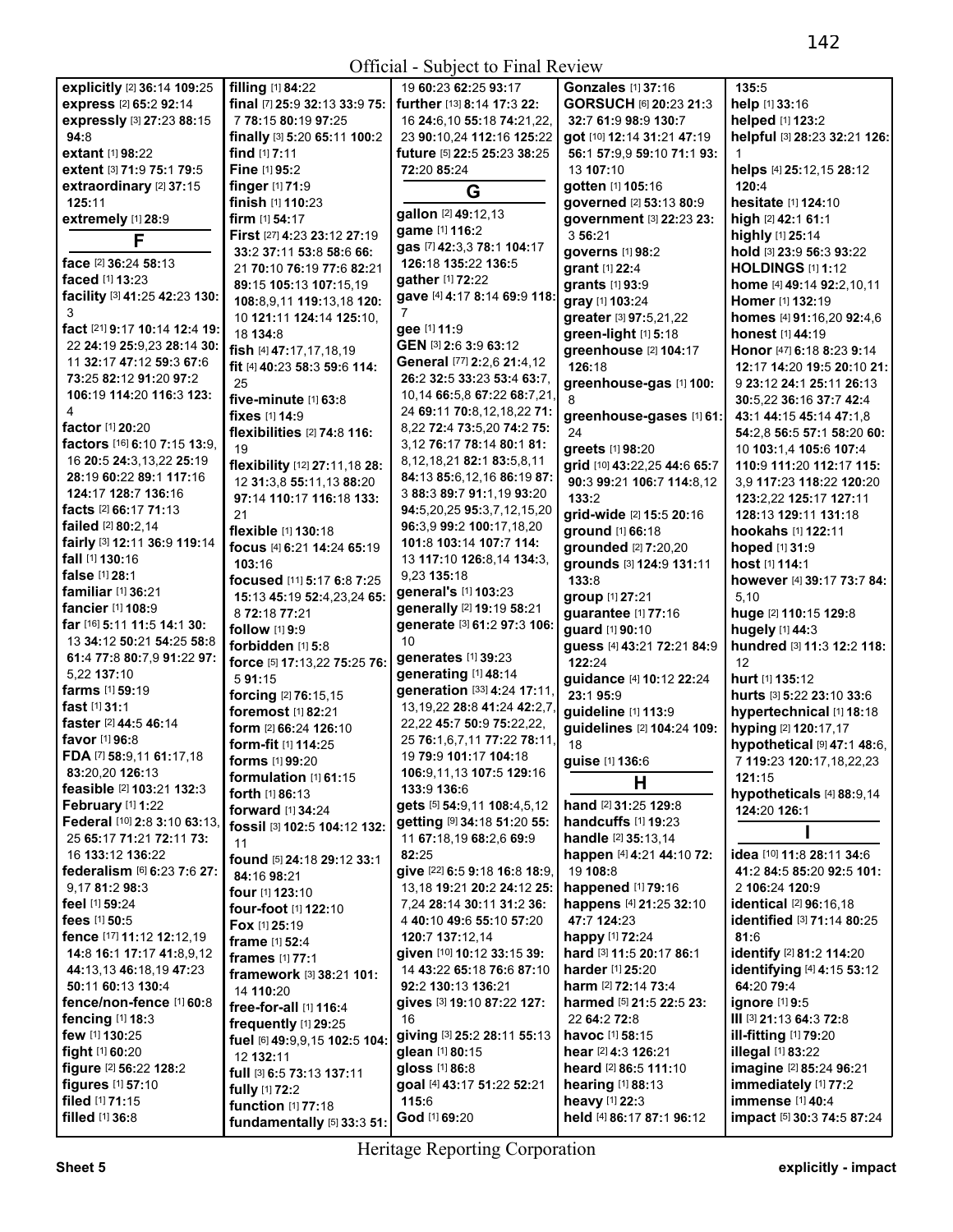**explicitly** [2] **36**:14 **109**:25
**express** [2] **65**:2 **92**:14
**expressly** [3] **27**:23 **88**:15 **94**:8
**extant** [1] **98**:22
**extent** [3] **71**:9 **75**:1 **79**:5
**extraordinary** [2] **37**:15 **125**:11
**extremely** [1] **28**:9

## F

**face** [2] **36**:24 **58**:13
**faced** [1] **13**:23
**facility** [3] **41**:25 **42**:23 **130**:3
**fact** [21] **9**:17 **10**:14 **12**:4 **19**:22 **24**:19 **25**:9,23 **28**:14 **30**:11 **32**:17 **47**:12 **59**:3 **67**:6 **73**:25 **82**:12 **91**:20 **97**:2 **106**:19 **114**:20 **116**:3 **123**:4
**factor** [1] **20**:20
**factors** [16] **6**:10 **7**:15 **13**:9,16 **20**:5 **24**:3,13,22 **25**:19 **28**:19 **60**:22 **89**:1 **117**:16 **124**:17 **128**:7 **136**:16
**facts** [2] **66**:17 **71**:13
**failed** [2] **80**:2,14
**fairly** [3] **12**:11 **36**:9 **119**:14
**fall** [1] **130**:16
**false** [1] **28**:1
**familiar** [1] **36**:21
**fancier** [1] **108**:9
**far** [16] **5**:11 **11**:5 **14**:1 **30**:13 **34**:12 **50**:21 **54**:25 **58**:8 **61**:4 **77**:8 **80**:7,9 **91**:22 **97**:5,22 **137**:10
**farms** [1] **59**:19
**fast** [1] **31**:1
**faster** [2] **44**:5 **46**:14
**favor** [1] **96**:8
**FDA** [7] **58**:9,11 **61**:17,18 **83**:20,20 **126**:13
**feasible** [2] **103**:21 **132**:3
**February** [1] **1**:22
**Federal** [10] **2**:8 **3**:10 **63**:13,25 **65**:17 **71**:21 **72**:11 **73**:16 **133**:12 **136**:22
**federalism** [6] **6**:23 **7**:6 **27**:9,17 **81**:2 **98**:3
**feel** [1] **59**:24
**fees** [1] **50**:5
**fence** [17] **11**:12 **12**:12,19 **14**:8 **16**:1 **17**:17 **41**:8,9,12 **44**:13,13 **46**:18,19 **47**:23 **50**:11 **60**:13 **130**:4
**fence/non-fence** [1] **60**:8
**fencing** [1] **18**:3
**few** [1] **130**:25
**fight** [1] **60**:20
**figure** [2] **56**:22 **128**:2
**figures** [1] **57**:10
**filed** [1] **71**:15
**filled** [1] **36**:8
**filling** [1] **84**:22
**final** [7] **25**:9 **32**:13 **33**:9 **75**:7 **78**:15 **80**:19 **97**:25
**finally** [3] **5**:20 **65**:11 **100**:2
**find** [1] **7**:11
**Fine** [1] **95**:2
**finger** [1] **71**:9
**finish** [1] **110**:23
**firm** [1] **54**:17
**First** [27] **4**:23 **23**:12 **27**:19 **33**:2 **37**:11 **53**:8 **58**:6 **66**:21 **70**:10 **76**:19 **77**:6 **82**:21 **89**:15 **105**:13 **107**:15,19 **108**:8,9,11 **119**:13,18 **120**:10 **121**:11 **124**:14 **125**:10,18 **134**:8
**fish** [4] **47**:17,17,18,19
**fit** [4] **40**:23 **58**:3 **59**:6 **114**:25
**five-minute** [1] **63**:8
**fixes** [1] **14**:9
**flexibilities** [2] **74**:8 **116**:19
**flexibility** [12] **27**:11,18 **28**:12 **31**:3,8 **55**:11,13 **88**:20 **97**:14 **110**:17 **116**:18 **133**:21
**flexible** [1] **130**:18
**focus** [4] **6**:21 **14**:24 **65**:19 **103**:16
**focused** [11] **5**:17 **6**:8 **7**:25 **15**:13 **45**:19 **52**:4,23,24 **65**:8 **72**:18 **77**:21
**follow** [1] **9**:9
**forbidden** [1] **5**:8
**force** [5] **17**:13,22 **75**:25 **76**:5 **91**:15
**forcing** [2] **76**:15,15
**foremost** [1] **82**:21
**form** [2] **66**:24 **126**:10
**form-fit** [1] **114**:25
**forms** [1] **99**:20
**formulation** [1] **61**:15
**forth** [1] **86**:13
**forward** [1] **34**:24
**fossil** [3] **102**:5 **104**:12 **132**:11
**found** [5] **24**:18 **29**:12 **33**:1 **84**:16 **98**:21
**four** [1] **123**:10
**four-foot** [1] **122**:10
**Fox** [1] **25**:19
**frame** [1] **52**:4
**frames** [1] **77**:1
**framework** [3] **38**:21 **101**:14 **110**:20
**free-for-all** [1] **116**:4
**frequently** [1] **29**:25
**fuel** [6] **49**:9,9,15 **102**:5 **104**:12 **132**:11
**full** [3] **6**:5 **73**:13 **137**:11
**fully** [1] **72**:2
**function** [1] **77**:18
**fundamentally** [5] **33**:3 **51**:19 **60**:23 **62**:25 **93**:17
**further** [13] **8**:14 **17**:3 **22**:16 **24**:6,10 **55**:18 **74**:21,22,23 **90**:10,24 **112**:16 **125**:22
**future** [5] **22**:5 **25**:23 **38**:25 **72**:20 **85**:24

## G

**gallon** [2] **49**:12,13
**game** [1] **116**:2
**gas** [7] **42**:3,3 **78**:1 **104**:17 **126**:18 **135**:22 **136**:5
**gather** [1] **72**:22
**gave** [4] **4**:17 **8**:14 **69**:9 **118**:7
**gee** [1] **11**:9
**GEN** [3] **2**:6 **3**:9 **63**:12
**General** [77] **2**:2,6 **21**:4,12 **26**:2 **32**:5 **33**:23 **53**:4 **63**:7,10,14,24 **66**:5,8 **67**:22 **68**:7,21,24 **69**:11 **70**:8,12,18,22 **71**:8,22 **72**:4 **73**:5,20 **74**:2 **75**:3,12 **76**:7 **78**:14 **80**:1 **81**:8,12,18,21 **82**:1 **83**:5,8,11 **84**:13 **85**:6,12,16 **86**:19 **87**:3 **88**:3 **89**:7 **91**:1,19 **93**:20 **94**:5,20,25 **95**:3,7,12,15,20 **96**:3,9 **99**:2 **100**:17,18,20 **101**:8 **103**:14 **107**:7 **114**:13 **117**:10 **126**:8,14 **134**:3,9,23 **135**:18
**general's** [1] **103**:23
**generally** [2] **19**:19 **58**:21
**generate** [3] **61**:2 **97**:3 **106**:10
**generates** [1] **39**:23
**generating** [1] **48**:14
**generation** [33] **4**:24 **17**:11,13,19,22 **28**:8 **41**:24 **42**:2,7,22,22 **45**:7 **50**:9 **75**:22,22,25 **76**:1,6,7,11 **77**:22 **78**:11,19 **79**:9 **101**:17 **104**:18 **106**:9,11,13 **107**:5 **129**:16 **133**:9 **136**:6
**gets** [5] **54**:9,11 **108**:4,5,12
**getting** [9] **34**:18 **51**:20 **55**:11 **67**:18,19 **68**:2,6 **69**:9 **82**:25
**give** [22] **6**:5 **9**:18 **16**:8 **18**:9,13,18 **19**:21 **20**:2 **24**:12 **25**:7,24 **28**:14 **30**:11 **31**:2 **36**:4 **40**:10 **49**:6 **55**:10 **57**:20 **120**:7 **137**:12,14
**given** [10] **10**:12 **33**:15 **39**:14 **43**:22 **65**:18 **76**:6 **87**:10 **92**:2 **130**:13 **136**:21
**gives** [3] **19**:10 **87**:22 **127**:16
**giving** [3] **25**:2 **28**:11 **55**:13
**glean** [1] **80**:15
**gloss** [1] **86**:8
**goal** [4] **43**:17 **51**:22 **52**:21 **115**:6
**God** [1] **69**:20
**Gonzales** [1] **37**:16
**GORSUCH** [6] **20**:23 **21**:3 **32**:7 **61**:9 **98**:9 **130**:7
**got** [10] **12**:14 **31**:21 **47**:19 **56**:1 **57**:9,9 **59**:10 **71**:1 **93**:13 **107**:10
**gotten** [1] **105**:16
**governed** [2] **53**:13 **80**:9
**government** [3] **22**:23 **23**:3 **56**:21
**governs** [1] **98**:2
**grant** [1] **22**:4
**grants** [1] **93**:9
**gray** [1] **103**:24
**greater** [3] **97**:5,21,22
**green-light** [1] **5**:18
**greenhouse** [2] **104**:17 **126**:18
**greenhouse-gas** [1] **100**:8
**greenhouse-gases** [1] **61**:24
**greets** [1] **98**:20
**grid** [10] **43**:22,25 **44**:6 **65**:7 **90**:3 **99**:21 **106**:7 **114**:8,12 **133**:2
**grid-wide** [2] **15**:5 **20**:16
**ground** [1] **66**:18
**grounded** [2] **7**:20,20
**grounds** [3] **124**:9 **131**:11 **133**:8
**group** [1] **27**:21
**guarantee** [1] **77**:16
**guard** [1] **90**:10
**guess** [4] **43**:21 **72**:21 **84**:9 **122**:24
**guidance** [4] **10**:12 **22**:24 **23**:1 **95**:9
**guideline** [1] **113**:9
**guidelines** [2] **104**:24 **109**:18
**guise** [1] **136**:6

## H

**hand** [2] **31**:25 **129**:8
**handcuffs** [1] **19**:23
**handle** [2] **35**:13,14
**happen** [4] **4**:21 **44**:10 **72**:19 **108**:8
**happened** [1] **79**:16
**happens** [4] **21**:25 **32**:10 **47**:7 **124**:23
**happy** [1] **72**:24
**hard** [3] **11**:5 **20**:17 **86**:1
**harder** [1] **25**:20
**harm** [2] **72**:14 **73**:4
**harmed** [5] **21**:5 **22**:5 **23**:22 **64**:2 **72**:8
**havoc** [1] **58**:15
**hear** [2] **4**:3 **126**:21
**heard** [2] **86**:5 **111**:10
**hearing** [1] **88**:13
**heavy** [1] **22**:3
**held** [4] **86**:17 **87**:1 **96**:12 **135**:5
**help** [1] **33**:16
**helped** [1] **123**:2
**helpful** [3] **28**:23 **32**:21 **126**:1
**helps** [4] **25**:12,15 **28**:12 **120**:4
**hesitate** [1] **124**:10
**high** [2] **42**:1 **61**:1
**highly** [1] **25**:14
**hold** [3] **23**:9 **56**:3 **93**:22
**HOLDINGS** [1] **1**:12
**home** [4] **49**:14 **92**:2,10,11
**Homer** [1] **132**:19
**homes** [4] **91**:16,20 **92**:4,6
**honest** [1] **44**:19
**Honor** [47] **6**:18 **8**:23 **9**:14 **12**:17 **14**:20 **19**:5 **20**:10 **21**:9 **23**:12 **24**:1 **25**:11 **26**:13 **30**:5,22 **36**:16 **37**:7 **42**:4 **43**:1 **44**:15 **45**:14 **47**:1,8 **54**:2,8 **56**:5 **57**:1 **58**:20 **60**:10 **103**:1,4 **105**:6 **107**:4 **110**:9 **111**:20 **112**:17 **115**:3,9 **117**:23 **118**:22 **120**:20 **123**:2,22 **125**:17 **127**:11 **128**:13 **129**:11 **131**:18
**hookahs** [1] **122**:11
**hoped** [1] **31**:9
**host** [1] **114**:1
**however** [4] **39**:17 **73**:7 **84**:5,10
**huge** [2] **110**:15 **129**:8
**hugely** [1] **44**:3
**hundred** [3] **11**:3 **12**:2 **118**:12
**hurt** [1] **135**:12
**hurts** [3] **5**:22 **23**:10 **33**:6
**hypertechnical** [1] **18**:18
**hyping** [2] **120**:17,17
**hypothetical** [9] **47**:1 **48**:6,7 **119**:23 **120**:17,18,22,23 **121**:15
**hypotheticals** [4] **88**:9,14 **124**:20 **126**:1

## I

**idea** [10] **11**:8 **28**:11 **34**:6 **41**:2 **84**:5 **85**:20 **92**:5 **101**:2 **106**:24 **120**:9
**identical** [2] **96**:16,18
**identified** [3] **71**:14 **80**:25 **81**:6
**identify** [2] **81**:2 **114**:20
**identifying** [4] **4**:15 **53**:12 **64**:20 **79**:4
**ignore** [1] **9**:5
**Ill** [3] **21**:13 **64**:3 **72**:8
**ill-fitting** [1] **79**:20
**illegal** [1] **83**:22
**imagine** [2] **85**:24 **96**:21
**immediately** [1] **77**:2
**immense** [1] **40**:4
**impact** [5] **30**:3 **74**:5 **87**:24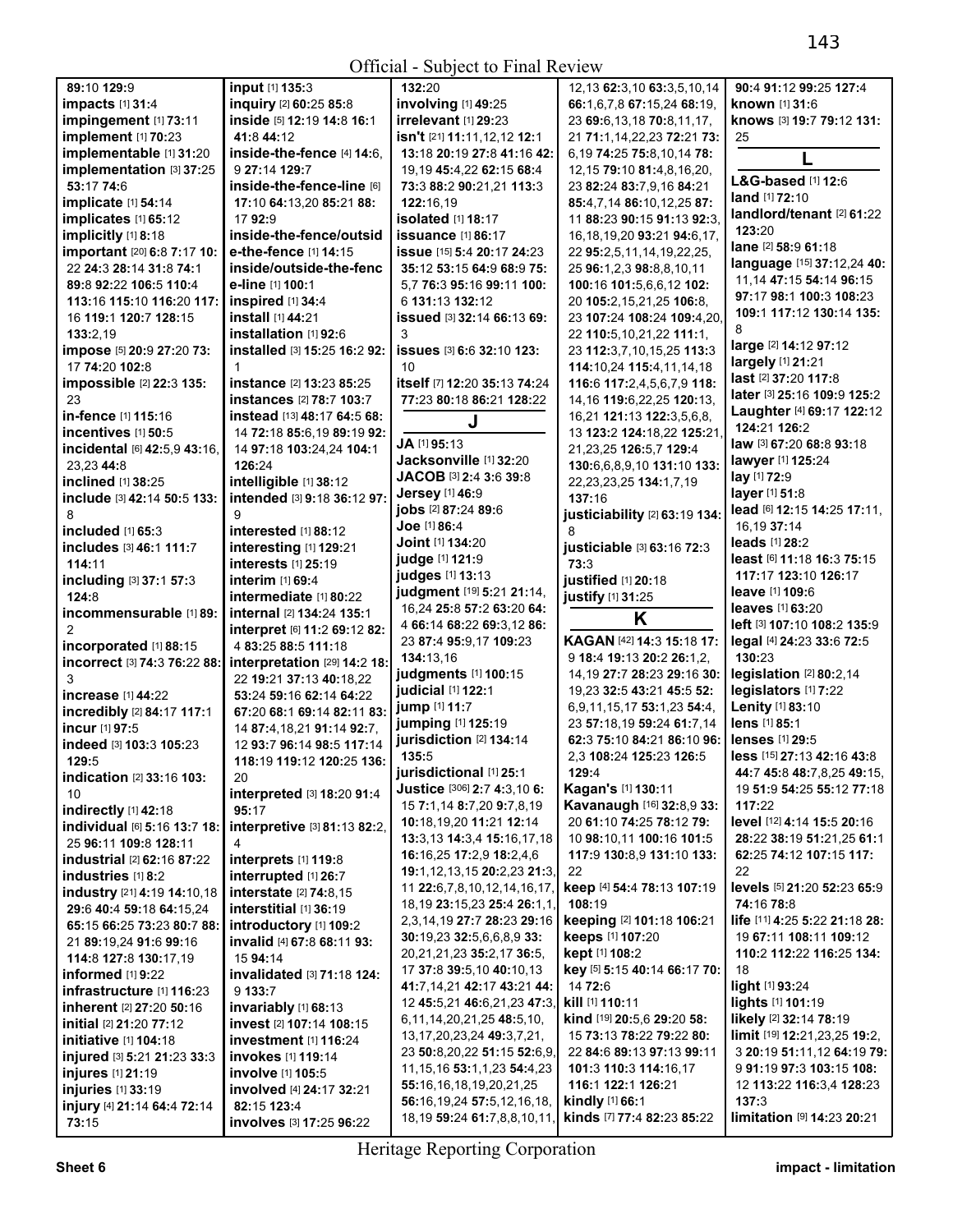Official - Subject to Final Review

**89:**10 **129:**9
**impacts** [1] **31:**4
**impingement** [1] **73:**11
**implement** [1] **70:**23
**implementable** [1] **31:**20
**implementation** [3] **37:**25 **53:**17 **74:**6
**implicate** [1] **54:**14
**implicates** [1] **65:**12
**implicitly** [1] **8:**18
**important** [20] **6:**8 **7:**17 **10:**22 **24:**3 **28:**14 **31:**8 **74:**1 **89:**8 **92:**22 **106:**5 **110:**4 **113:**16 **115:**10 **116:**20 **117:**16 **119:**1 **120:**7 **128:**15 **133:**2,19
**impose** [5] **20:**9 **27:**20 **73:**17 **74:**20 **102:**8
**impossible** [2] **22:**3 **135:**23
**in-fence** [1] **115:**16
**incentives** [1] **50:**5
**incidental** [6] **42:**5,9 **43:**16, 23,23 **44:**8
**inclined** [1] **38:**25
**include** [3] **42:**14 **50:**5 **133:**8
**included** [1] **65:**3
**includes** [3] **46:**1 **111:**7 **114:**11
**including** [3] **37:**1 **57:**3 **124:**8
**incommensurable** [1] **89:**2
**incorporated** [1] **88:**15
**incorrect** [3] **74:**3 **76:**22 **88:**3
**increase** [1] **44:**22
**incredibly** [2] **84:**17 **117:**1
**incur** [1] **97:**5
**indeed** [3] **103:**3 **105:**23 **129:**5
**indication** [2] **33:**16 **103:**10
**indirectly** [1] **42:**18
**individual** [6] **5:**16 **13:**7 **18:**25 **96:**11 **109:**8 **128:**11
**industrial** [2] **62:**16 **87:**22
**industries** [1] **8:**2
**industry** [21] **4:**19 **14:**10,18 **29:**6 **40:**4 **59:**18 **64:**15,24 **65:**15 **66:**25 **73:**23 **80:**7 **88:**21 **89:**19,24 **91:**6 **99:**16 **114:**8 **127:**8 **130:**17,19
**informed** [1] **9:**22
**infrastructure** [1] **116:**23
**inherent** [2] **27:**20 **50:**16
**initial** [2] **21:**20 **77:**12
**initiative** [1] **104:**18
**injured** [3] **5:**21 **21:**23 **33:**3
**injures** [1] **21:**19
**injuries** [1] **33:**19
**injury** [4] **21:**14 **64:**4 **72:**14 **73:**15
**input** [1] **135:**3
**inquiry** [2] **60:**25 **85:**8
**inside** [5] **12:**19 **14:**8 **16:**1 **41:**8 **44:**12
**inside-the-fence** [4] **14:**6, 9 **27:**14 **129:**7
**inside-the-fence-line** [6] **17:**10 **64:**13,20 **85:**21 **88:**17 **92:**9
**inside-the-fence/outside-the-fence** [1] **14:**15
**inside/outside-the-fence-line** [1] **100:**1
**inspired** [1] **34:**4
**install** [1] **44:**21
**installation** [1] **92:**6
**installed** [3] **15:**25 **16:**2 **92:**1
**instance** [2] **13:**23 **85:**25
**instances** [2] **78:**7 **103:**7
**instead** [13] **48:**17 **64:**5 **68:**14 **72:**18 **85:**6,19 **89:**19 **92:**14 **97:**18 **103:**24,24 **104:**1 **126:**24
**intelligible** [1] **38:**12
**intended** [3] **9:**18 **36:**12 **97:**9
**interested** [1] **88:**12
**interesting** [1] **129:**21
**interests** [1] **25:**19
**interim** [1] **69:**4
**intermediate** [1] **80:**22
**internal** [2] **134:**24 **135:**1
**interpret** [6] **11:**2 **69:**12 **82:**4 **83:**25 **88:**5 **111:**18
**interpretation** [29] **14:**2 **18:**22 **19:**21 **37:**13 **40:**18,22 **53:**24 **59:**16 **62:**14 **64:**22 **67:**20 **68:**1 **69:**14 **82:**11 **83:**14 **87:**4,18,21 **91:**14 **92:**7, 12 **93:**7 **96:**14 **98:**5 **117:**14 **118:**19 **119:**12 **120:**25 **136:**20
**interpreted** [3] **18:**20 **91:**4 **95:**17
**interpretive** [3] **81:**13 **82:**2, 4
**interprets** [1] **119:**8
**interrupted** [1] **26:**7
**interstate** [2] **74:**8,15
**interstitial** [1] **36:**19
**introductory** [1] **109:**2
**invalid** [4] **67:**8 **68:**11 **93:**15 **94:**14
**invalidated** [3] **71:**18 **124:**9 **133:**7
**invariably** [1] **68:**13
**invest** [2] **107:**14 **108:**15
**investment** [1] **116:**24
**invokes** [1] **119:**14
**involve** [1] **105:**5
**involved** [4] **24:**17 **32:**21 **82:**15 **123:**4
**involves** [3] **17:**25 **96:**22
**132:**20
**involving** [1] **49:**25
**irrelevant** [1] **29:**23
**isn't** [21] **11:**11,12,12 **12:**1 **13:**18 **20:**19 **27:**8 **41:**16 **42:**19,19 **45:**4,22 **62:**15 **68:**4 **73:**3 **88:**2 **90:**21,21 **113:**3 **122:**16,19
**isolated** [1] **18:**17
**issuance** [1] **86:**17
**issue** [15] **5:**4 **20:**17 **24:**23 **35:**12 **53:**15 **64:**9 **68:**9 **75:**5,7 **76:**3 **95:**16 **99:**11 **100:**6 **131:**13 **132:**12
**issued** [3] **32:**14 **66:**13 **69:**3
**issues** [3] **6:**6 **32:**10 **123:**10
**itself** [7] **12:**20 **35:**13 **74:**24 **77:**23 **80:**18 **86:**21 **128:**22

## J

**JA** [1] **95:**13
**Jacksonville** [1] **32:**20
**JACOB** [3] **2:**4 **3:**6 **39:**8
**Jersey** [1] **46:**9
**jobs** [2] **87:**24 **89:**6
**Joe** [1] **86:**4
**Joint** [1] **134:**20
**judge** [1] **121:**9
**judges** [1] **13:**13
**judgment** [19] **5:**21 **21:**14, 16,24 **25:**8 **57:**2 **63:**20 **64:**4 **66:**14 **68:**22 **69:**3,12 **86:**23 **87:**4 **95:**9,17 **109:**23 **134:**13,16
**judgments** [1] **100:**15
**judicial** [1] **122:**1
**jump** [1] **11:**7
**jumping** [1] **125:**19
**jurisdiction** [2] **134:**14 **135:**5
**jurisdictional** [1] **25:**1
**Justice** [306] **2:**7 **4:**3,10 **6:**15 **7:**1,14 **8:**7,20 **9:**7,8,19 **10:**18,19,20 **11:**21 **12:**14 **13:**3,13 **14:**3,4 **15:**16,17,18 **16:**16,25 **17:**2,9 **18:**2,4,6 **19:**1,12,13,15 **20:**2,23 **21:**3, 11 **22:**6,7,8,10,12,14,16,17, 18,19 **23:**15,23 **25:**4 **26:**1,1, 2,3,14,19 **27:**7 **28:**23 **29:**16 **30:**19,23 **32:**5,6,6,8,9 **33:**20,21,21,23 **35:**2,17 **36:**5, 17 **37:**8 **39:**5,10 **40:**10,13 **41:**7,14,21 **42:**17 **43:**21 **44:**12 **45:**5,21 **46:**6,21,23 **47:**3, 6,11,14,20,21,25 **48:**5,10, 13,17,20,23,24 **49:**3,7,21, 23 **50:**8,20,22 **51:**15 **52:**6,9, 11,15,16 **53:**1,1,23 **54:**4,23 **55:**16,16,18,19,20,21,25 **56:**16,19,24 **57:**5,12,16,18, 18,19 **59:**24 **61:**7,8,8,10,11, 12,13 **62:**3,10 **63:**3,5,10,14 **66:**1,6,7,8 **67:**15,24 **68:**19, 23 **69:**6,13,18 **70:**8,11,17, 21 **71:**1,14,22,23 **72:**21 **73:**6,19 **74:**25 **75:**8,10,14 **78:**12,15 **79:**10 **81:**4,8,16,20, 23 **82:**24 **83:**7,9,16 **84:**21 **85:**4,7,14 **86:**10,12,25 **87:**11 **88:**23 **90:**15 **91:**13 **92:**3, 16,18,19,20 **93:**21 **94:**6,17, 22 **95:**2,5,11,14,19,22,25, 25 **96:**1,2,3 **98:**8,8,10,11 **100:**16 **101:**5,6,6,12 **102:**20 **105:**2,15,21,25 **106:**8, 23 **107:**24 **108:**24 **109:**4,20, 22 **110:**5,10,21,22 **111:**1, 23 **112:**3,7,10,15,25 **113:**3 **114:**10,24 **115:**4,11,14,18 **116:**6 **117:**2,4,5,6,7,9 **118:**14,16 **119:**6,22,25 **120:**13, 16,21 **121:**13 **122:**3,5,6,8, 13 **123:**2 **124:**18,22 **125:**21, 21,23,25 **126:**5,7 **129:**4 **130:**6,6,8,9,10 **131:**10 **133:**22,23,23,25 **134:**1,7,19 **137:**16
**justiciability** [2] **63:**19 **134:**8
**justiciable** [3] **63:**16 **72:**3 **73:**3
**justified** [1] **20:**18
**justify** [1] **31:**25

## K

**KAGAN** [42] **14:**3 **15:**18 **17:**9 **18:**4 **19:**13 **20:**2 **26:**1,2, 14,19 **27:**7 **28:**23 **29:**16 **30:**19,23 **32:**5 **43:**21 **45:**5 **52:**6,9,11,15,17 **53:**1,23 **54:**4, 23 **57:**18,19 **59:**24 **61:**7,14 **62:**3 **75:**10 **84:**21 **86:**10 **96:**2,3 **108:**24 **125:**23 **126:**5 **129:**4
**Kagan's** [1] **130:**11
**Kavanaugh** [16] **32:**8,9 **33:**20 **61:**10 **74:**25 **78:**12 **79:**10 **98:**10,11 **100:**16 **101:**5 **117:**9 **130:**8,9 **131:**10 **133:**22
**keep** [4] **54:**4 **78:**13 **107:**19 **108:**19
**keeping** [2] **101:**18 **106:**21
**keeps** [1] **107:**20
**kept** [1] **108:**2
**key** [5] **5:**15 **40:**14 **66:**17 **70:**14 **72:**6
**kill** [1] **110:**11
**kind** [19] **20:**5,6 **29:**20 **58:**15 **73:**13 **78:**22 **79:**22 **80:**22 **84:**6 **89:**13 **97:**13 **99:**11 **101:**3 **110:**3 **114:**16,17 **116:**1 **122:**1 **126:**21
**kindly** [1] **66:**1
**kinds** [7] **77:**4 **82:**23 **85:**22
**90:**4 **91:**12 **99:**25 **127:**4
**known** [1] **31:**6
**knows** [3] **19:**7 **79:**12 **131:**25

## L

**L&G-based** [1] **12:**6
**land** [1] **72:**10
**landlord/tenant** [2] **61:**22 **123:**20
**lane** [2] **58:**9 **61:**18
**language** [15] **37:**12,24 **40:**11,14 **47:**15 **54:**14 **96:**15 **97:**17 **98:**1 **100:**3 **108:**23 **109:**1 **117:**12 **130:**14 **135:**8
**large** [2] **14:**12 **97:**12
**largely** [1] **21:**21
**last** [2] **37:**20 **117:**8
**later** [3] **25:**16 **109:**6 **125:**2
**Laughter** [4] **69:**17 **122:**12 **124:**21 **126:**2
**law** [3] **67:**20 **68:**8 **93:**18
**lawyer** [1] **125:**24
**lay** [1] **72:**9
**layer** [1] **51:**8
**lead** [6] **12:**15 **14:**25 **17:**11, 16,19 **37:**14
**leads** [1] **28:**2
**least** [6] **11:**18 **16:**3 **75:**15 **117:**17 **123:**10 **126:**17
**leave** [1] **109:**6
**leaves** [1] **63:**20
**left** [3] **107:**10 **108:**2 **135:**9
**legal** [4] **24:**23 **33:**6 **72:**5 **130:**23
**legislation** [2] **80:**2,14
**legislators** [1] **7:**22
**Lenity** [1] **83:**10
**lens** [1] **85:**1
**lenses** [1] **29:**5
**less** [15] **27:**13 **42:**16 **43:**8 **44:**7 **45:**8 **48:**7,8,25 **49:**15, 19 **51:**9 **54:**25 **55:**12 **77:**18 **117:**22
**level** [12] **4:**14 **15:**5 **20:**16 **28:**22 **38:**19 **51:**21,25 **61:**1 **62:**25 **74:**12 **107:**15 **117:**22
**levels** [5] **21:**20 **52:**23 **65:**9 **74:**16 **78:**8
**life** [11] **4:**25 **5:**22 **21:**18 **28:**19 **67:**11 **108:**11 **109:**12 **110:**2 **112:**22 **116:**25 **134:**18
**light** [1] **93:**24
**lights** [1] **101:**19
**likely** [2] **32:**14 **78:**19
**limit** [19] **12:**21,23,25 **19:**2, 3 **20:**19 **51:**11,12 **64:**19 **79:**9 **91:**19 **97:**3 **103:**15 **108:**12 **113:**22 **116:**3,4 **128:**23 **137:**3
**limitation** [9] **14:**23 **20:**21

Heritage Reporting Corporation

Sheet 6 impact - limitation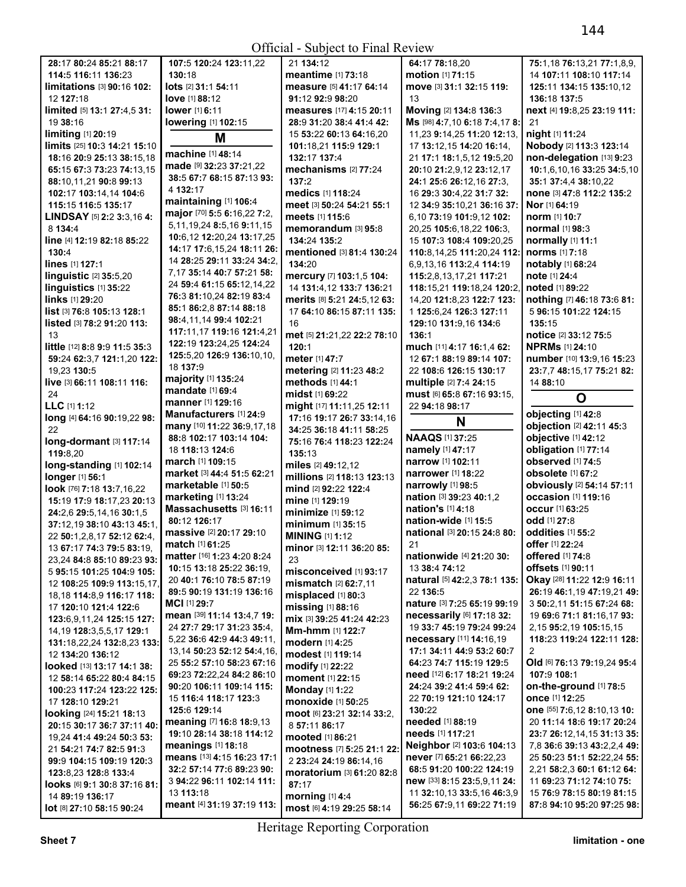28:17 80:24 85:21 88:17 114:5 116:11 136:23
**limitations** [3] **90:**16 **102:**12 **127:**18
**limited** [5] **13:**1 **27:**4,5 **31:**19 **38:**16
**limiting** [1] **20:**19
**limits** [25] **10:**3 **14:**21 **15:**10 **18:**16 **20:**9 **25:**13 **38:**15,18 **65:**15 **67:**3 **73:**23 **74:**13,15 **88:**10,11,21 **90:**8 **99:**13 **102:**17 **103:**14,14 **104:**6 **115:**15 **116:**5 **135:**17
**LINDSAY** [5] **2:**2 **3:**3,16 **4:**8 **134:**4
**line** [4] **12:**19 **82:**18 **85:**22 **130:**4
**lines** [1] **127:**1
**linguistic** [2] **35:**5,20
**linguistics** [1] **35:**22
**links** [1] **29:**20
**list** [3] **76:**8 **105:**13 **128:**1
**listed** [3] **78:**2 **91:**20 **113:**13
**little** [12] **8:**8 **9:**9 **11:**5 **35:**3 **59:**24 **62:**3,7 **121:**1,20 **122:**19,23 **130:**5
**live** [3] **66:**11 **108:**11 **116:**24
**LLC** [1] **1:**12
**long** [4] **64:**16 **90:**19,22 **98:**22
**long-dormant** [3] **117:**14 **119:**8,20
**long-standing** [1] **102:**14
**longer** [1] **56:**1
**look** [76] **7:**18 **13:**7,16,22 **15:**19 **17:**9 **18:**17,23 **20:**13 **24:**2,6 **29:**5,14,16 **30:**1,5 **37:**12,19 **38:**10 **43:**13 **45:**1,22 **50:**1,2,8,17 **52:**12 **62:**4,13 **67:**17 **74:**3 **79:**5 **83:**19,23,24 **84:**8 **85:**10 **89:**23 **93:**5 **95:**15 **101:**25 **104:**9 **105:**12 **108:**25 **109:**3 **113:**15,17,18,18 **114:**8,9 **116:**17 **118:**17 **120:**10 **121:**4 **122:**6 **123:**6,9,11,24 **125:**15 **127:**14,19 **128:**3,5,5,17 **129:**1 **131:**18,22,24 **132:**8,23 **133:**12 **134:**20 **136:**12
**looked** [13] **13:**17 **14:**1 **38:**12 **58:**14 **65:**22 **80:**4 **84:**15 **100:**23 **117:**24 **123:**22 **125:**17 **128:**10 **129:**21
**looking** [24] **15:**21 **18:**13 **20:**15 **30:**17 **36:**7 **37:**11 **40:**19,24 **41:**4 **49:**24 **50:**3 **53:**21 **54:**21 **74:**7 **82:**5 **91:**3 **99:**9 **104:**15 **109:**15 **120:**3 **123:**8,23 **128:**8 **133:**4
**looks** [6] **9:**1 **30:**8 **37:**16 **81:**14 **89:**19 **136:**17
**lot** [8] **27:**10 **58:**15 **90:**24 **107:**5 **120:**24 **123:**11,22 **130:**18
**lots** [2] **31:**1 **54:**11
**love** [1] **88:**12
**lower** [1] **6:**11
**lowering** [1] **102:**15

## M

**machine** [1] **48:**14
**made** [9] **32:**23 **37:**21,22 **38:**5 **67:**7 **68:**15 **87:**13 **93:**4 **132:**17
**maintaining** [1] **106:**4
**major** [70] **5:**5 **6:**16,22 **7:**2,5,11,19,24 **8:**5,16 **9:**11,15 **10:**6,12 **12:**20,24 **13:**17,25 **14:**17 **17:**6,15,24 **18:**11 **26:**14 **28:**25 **29:**11 **33:**24 **34:**2,7,17 **35:**14 **40:**7 **57:**21 **58:**24 **59:**4 **61:**15 **65:**12,14,22 **76:**3 **81:**10,24 **82:**19 **83:**4 **85:**1 **86:**2,8 **87:**14 **88:**18 **98:**4,11,14 **99:**4 **102:**21 **117:**11,17 **119:**16 **121:**4,21 **122:**19 **123:**24,25 **124:**24 **125:**5,20 **126:**9 **136:**10,10,18 **137:**9
**majority** [1] **135:**24
**mandate** [1] **69:**4
**manner** [1] **129:**16
**Manufacturers** [1] **24:**9
**many** [10] **11:**22 **36:**9,17,18 **88:**8 **102:**17 **103:**14 **104:**18 **118:**13 **124:**6
**march** [1] **109:**15
**market** [3] **44:**4 **51:**5 **62:**21
**marketable** [1] **50:**5
**marketing** [1] **13:**24
**Massachusetts** [3] **16:**11 **80:**12 **126:**17
**massive** [2] **20:**17 **29:**10
**match** [1] **61:**25
**matter** [16] **1:**23 **4:**20 **8:**24 **10:**15 **13:**18 **25:**22 **36:**19,20 **40:**1 **76:**10 **78:**5 **87:**19 **89:**5 **90:**19 **131:**19 **136:**16
**MCI** [1] **29:**7
**mean** [39] **11:**14 **13:**4,7 **19:**24 **27:**7 **29:**17 **31:**23 **35:**4,5,22 **36:**6 **42:**9 **44:**3 **49:**11,13,14 **50:**23 **52:**12 **54:**4,16,25 **55:**2 **57:**10 **58:**23 **67:**16 **69:**23 **72:**22,24 **84:**2 **86:**10 **90:**20 **106:**11 **109:**14 **115:**15 **116:**4 **118:**17 **123:**3 **125:**6 **129:**14
**meaning** [7] **16:**8 **18:**9,13 **19:**10 **28:**14 **38:**18 **114:**12
**meanings** [1] **18:**18
**means** [13] **4:**15 **16:**23 **17:**1 **32:**2 **57:**14 **77:**6 **89:**23 **90:**3 **94:**22 **96:**11 **102:**14 **111:**13 **113:**18
**meant** [4] **31:**19 **37:**19 **113:**21 **134:**12
**meantime** [1] **73:**18
**measure** [5] **41:**17 **64:**14 **91:**12 **92:**9 **98:**20
**measures** [17] **4:**15 **20:**11 **28:**9 **31:**20 **38:**4 **41:**4 **42:**15 **53:**22 **60:**13 **64:**16,20 **101:**18,21 **115:**9 **129:**1 **132:**17 **137:**4
**mechanisms** [2] **77:**24 **137:**2
**medics** [1] **118:**24
**meet** [3] **50:**24 **54:**21 **55:**1
**meets** [1] **115:**6
**memorandum** [3] **95:**8 **134:**24 **135:**2
**mentioned** [3] **81:**4 **130:**24 **134:**20
**mercury** [7] **103:**1,5 **104:**14 **131:**4,12 **133:**7 **136:**21
**merits** [8] **5:**21 **24:**5,12 **63:**17 **64:**10 **86:**15 **87:**11 **135:**16
**met** [5] **21:**21,22 **22:**2 **78:**10 **120:**1
**meter** [1] **47:**7
**metering** [2] **11:**23 **48:**2
**methods** [1] **44:**1
**midst** [1] **69:**22
**might** [17] **11:**11,25 **12:**11 **17:**16 **19:**17 **26:**7 **33:**14,16 **34:**25 **36:**18 **41:**11 **58:**25 **75:**16 **76:**4 **118:**23 **122:**24 **135:**13
**miles** [2] **49:**12,12
**millions** [2] **118:**13 **123:**13
**mind** [2] **92:**22 **122:**4
**mine** [1] **129:**19
**minimize** [1] **59:**12
**minimum** [1] **35:**15
**MINING** [1] **1:**12
**minor** [3] **12:**11 **36:**20 **85:**23
**misconceived** [1] **93:**17
**mismatch** [2] **62:**7,11
**misplaced** [1] **80:**3
**missing** [1] **88:**16
**mix** [3] **39:**25 **41:**24 **42:**23
**Mm-hmm** [1] **122:**7
**modern** [1] **4:**25
**modest** [1] **119:**14
**modify** [1] **22:**22
**moment** [1] **22:**15
**Monday** [1] **1:**22
**monoxide** [1] **50:**25
**moot** [6] **23:**21 **32:**14 **33:**2,8 **57:**11 **86:**17
**mooted** [1] **86:**21
**mootness** [7] **5:**25 **21:**1 **22:**2 **23:**24 **24:**19 **86:**14,16
**moratorium** [3] **61:**20 **82:**8 **87:**17
**morning** [1] **4:**4
**most** [6] **4:**19 **29:**25 **58:**14 **64:**17 **78:**18,20
**motion** [1] **71:**15
**move** [3] **31:**1 **32:**15 **119:**13
**Moving** [2] **134:**8 **136:**3
**Ms** [98] **4:**7,10 **6:**18 **7:**4,17 **8:**11,23 **9:**14,25 **11:**20 **12:**13,17 **13:**12,15 **14:**20 **16:**14,21 **17:**1 **18:**1,5,12 **19:**5,20 **20:**10 **21:**2,9,12 **23:**12,17 **24:**1 **25:**6 **26:**12,16 **27:**3,16 **29:**3 **30:**4,22 **31:**7 **32:**12 **34:**9 **35:**10,21 **36:**16 **37:**6,10 **73:**19 **101:**9,12 **102:**20,25 **105:**6,18,22 **106:**3,15 **107:**3 **108:**4 **109:**20,25 **110:**8,14,25 **111:**20,24 **112:**6,9,13,16 **113:**2,4 **114:**19 **115:**2,8,13,17,21 **117:**21 **118:**15,21 **119:**18,24 **120:**2,14,20 **121:**8,23 **122:**7 **123:**1 **125:**6,24 **126:**3 **127:**11 **129:**10 **131:**9,16 **134:**6 **136:**1
**much** [11] **4:**17 **16:**1,4 **62:**12 **67:**1 **88:**19 **89:**14 **107:**22 **108:**6 **126:**15 **130:**17
**multiple** [2] **7:**4 **24:**15
**must** [6] **65:**8 **67:**16 **93:**15,22 **94:**18 **98:**17

## N

**NAAQS** [1] **37:**25
**namely** [1] **47:**17
**narrow** [1] **102:**11
**narrower** [1] **18:**22
**narrowly** [1] **98:**5
**nation** [3] **39:**23 **40:**1,2
**nation's** [1] **4:**18
**nation-wide** [1] **15:**5
**national** [3] **20:**15 **24:**8 **80:**21
**nationwide** [4] **21:**20 **30:**13 **38:**4 **74:**12
**natural** [5] **42:**2,3 **78:**1 **135:**22 **136:**5
**nature** [3] **7:**25 **65:**19 **99:**19
**necessarily** [6] **17:**18 **32:**19 **33:**7 **45:**19 **79:**24 **99:**24
**necessary** [11] **14:**16,19 **17:**1 **34:**11 **44:**9 **53:**2 **60:**7 **64:**23 **74:**7 **115:**19 **129:**5
**need** [12] **6:**17 **18:**21 **19:**24 **24:**24 **39:**2 **41:**4 **59:**4 **62:**22 **70:**19 **121:**10 **124:**17 **130:**22
**needed** [1] **88:**19
**needs** [1] **117:**21
**Neighbor** [2] **103:**6 **104:**13
**never** [7] **65:**21 **66:**22,23 **68:**5 **91:**20 **100:**22 **124:**19
**new** [33] **8:**15 **23:**5,9,11 **24:**11 **32:**10,13 **33:**5,16 **46:**3,9 **56:**25 **67:**9,11 **69:**22 **71:**19 **75:**1,18 **76:**13,21 **77:**1,8,9,14 **107:**11 **108:**10 **117:**14 **125:**11 **134:**15 **135:**10,12 **136:**18 **137:**5
**next** [4] **19:**8,25 **23:**19 **111:**21
**night** [1] **11:**24
**Nobody** [2] **113:**3 **123:**14
**non-delegation** [13] **9:**23 **10:**1,6,10,16 **33:**25 **34:**5,10 **35:**1 **37:**4,4 **38:**10,22
**none** [3] **47:**8 **112:**2 **135:**2
**Nor** [1] **64:**19
**norm** [1] **10:**7
**normal** [1] **98:**3
**normally** [1] **11:**1
**norms** [1] **7:**18
**notably** [1] **68:**24
**note** [1] **24:**4
**noted** [1] **89:**22
**nothing** [7] **46:**18 **73:**6 **81:**5 **96:**15 **101:**22 **124:**15 **135:**15
**notice** [2] **33:**12 **75:**5
**NPRMs** [1] **24:**10
**number** [10] **13:**9,16 **15:**23 **23:**7,7 **48:**15,17 **75:**21 **82:**14 **88:**10

## O

**objecting** [1] **42:**8
**objection** [2] **42:**11 **45:**3
**objective** [1] **42:**12
**obligation** [1] **77:**14
**observed** [1] **74:**5
**obsolete** [1] **67:**2
**obviously** [2] **54:**14 **57:**11
**occasion** [1] **119:**16
**occur** [1] **63:**25
**odd** [1] **27:**8
**oddities** [1] **55:**2
**offer** [1] **22:**24
**offered** [1] **74:**8
**offsets** [1] **90:**11
**Okay** [28] **11:**22 **12:**9 **16:**11 **26:**19 **46:**1,19 **47:**19,21 **49:**3 **50:**2,11 **51:**15 **67:**24 **68:**19 **69:**6 **71:**1 **81:**16,17 **93:**2,15 **95:**2,19 **105:**15,15 **118:**23 **119:**24 **122:**11 **128:**2
**Old** [6] **76:**13 **79:**19,24 **95:**4 **107:**9 **108:**1
**on-the-ground** [1] **78:**5
**once** [1] **12:**25
**one** [55] **7:**6,12 **8:**10,13 **10:**20 **11:**14 **18:**6 **19:**17 **20:**24 **23:**7 **26:**12,14,15 **31:**13 **35:**7,8 **36:**6 **39:**13 **43:**2,2,4 **49:**25 **50:**23 **51:**2 **52:**22,24 **55:**2,21 **58:**2,3 **60:**1 **61:**12 **64:**11 **69:**23 **71:**12 **74:**10 **75:**15 **76:**9 **78:**15 **80:**19 **81:**15 **87:**8 **94:**10 **95:**20 **97:**25 **98:**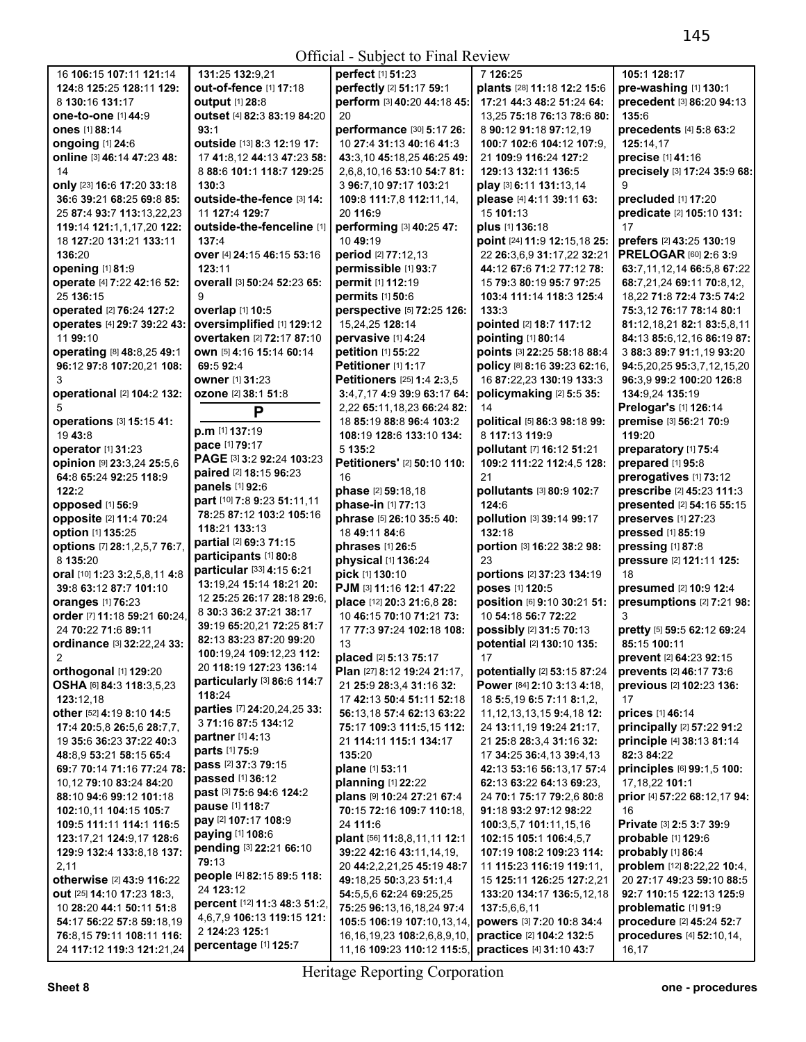16 **106:**15 **107:**11 **121:**14 **124:**8 **125:**25 **128:**11 **129:** 8 **130:**16 **131:**17
**one-to-one** [1] **44:**9
**ones** [1] **88:**14
**ongoing** [1] **24:**6
**online** [3] **46:**14 **47:**23 **48:** 14
**only** [23] **16:**6 **17:**20 **33:**18 **36:**6 **39:**21 **68:**25 **69:**8 **85:** 25 **87:**4 **93:**7 **113:**13,22,23 **119:**14 **121:**1,1,17,20 **122:** 18 **127:**20 **131:**21 **133:**11 **136:**20
**opening** [1] **81:**9
**operate** [4] **7:**22 **42:**16 **52:** 25 **136:**15
**operated** [2] **76:**24 **127:**2
**operates** [4] **29:**7 **39:**22 **43:** 11 **99:**10
**operating** [8] **48:**8,25 **49:**1 **96:**12 **97:**8 **107:**20,21 **108:** 3
**operational** [2] **104:**2 **132:** 5
**operations** [3] **15:**15 **41:** 19 **43:**8
**operator** [1] **31:**23
**opinion** [9] **23:**3,24 **25:**5,6 **64:**8 **65:**24 **92:**25 **118:**9 **122:**2
**opposed** [1] **56:**9
**opposite** [2] **11:**4 **70:**24
**option** [1] **135:**25
**options** [7] **28:**1,2,5,7 **76:**7, 8 **135:**20
**oral** [10] **1:**23 **3:**2,5,8,11 **4:**8 **39:**8 **63:**12 **87:**7 **101:**10
**oranges** [1] **76:**23
**order** [7] **11:**18 **59:**21 **60:**24, 24 **70:**22 **71:**6 **89:**11
**ordinance** [3] **32:**22,24 **33:** 2
**orthogonal** [1] **129:**20
**OSHA** [6] **84:**3 **118:**3,5,23 **123:**12,18
**other** [52] **4:**19 **8:**10 **14:**5 **17:**4 **20:**5,8 **26:**5,6 **28:**7,7, 19 **35:**6 **36:**23 **37:**22 **40:**3 **48:**8,9 **53:**21 **58:**15 **65:**4 **69:**7 **70:**14 **71:**16 **77:**24 **78:** 10,12 **79:**10 **83:**24 **84:**20 **88:**10 **94:**6 **99:**12 **101:**18 **102:**10,11 **104:**15 **105:**7 **109:**5 **111:**11 **114:**1 **116:**5 **123:**17,21 **124:**9,17 **128:**6 **129:**9 **132:**4 **133:**8,18 **137:** 2,11
**otherwise** [2] **43:**9 **116:**22
**out** [25] **14:**10 **17:**23 **18:**3, 10 **28:**20 **44:**1 **50:**11 **51:**8 **54:**17 **56:**22 **57:**8 **59:**18,19 **76:**8,15 **79:**11 **108:**11 **116:** 24 **117:**12 **119:**3 **121:**21,24 **131:**25 **132:**9,21
**out-of-fence** [1] **17:**18
**output** [1] **28:**8
**outset** [4] **82:**3 **83:**19 **84:**20 **93:**1
**outside** [13] **8:**3 **12:**19 **17:** 17 **41:**8,12 **44:**13 **47:**23 **58:** 8 **88:**6 **101:**1 **118:**7 **129:**25 **130:**3
**outside-the-fence** [3] **14:** 11 **127:**4 **129:**7
**outside-the-fenceline** [1] **137:**4
**over** [4] **24:**15 **46:**15 **53:**16 **123:**11
**overall** [3] **50:**24 **52:**23 **65:** 9
**overlap** [1] **10:**5
**oversimplified** [1] **129:**12
**overtaken** [2] **72:**17 **87:**10
**own** [5] **4:**16 **15:**14 **60:**14 **69:**5 **92:**4
**owner** [1] **31:**23
**ozone** [2] **38:**1 **51:**8

## P

**p.m** [1] **137:**19
**pace** [1] **79:**17
**PAGE** [3] **3:**2 **92:**24 **103:**23
**paired** [2] **18:**15 **96:**23
**panels** [1] **92:**6
**part** [10] **7:**8 **9:**23 **51:**11,11 **78:**25 **87:**12 **103:**2 **105:**16 **118:**21 **133:**13
**partial** [2] **69:**3 **71:**15
**participants** [1] **80:**8
**particular** [33] **4:**15 **6:**21 **13:**19,24 **15:**14 **18:**21 **20:** 12 **25:**25 **26:**17 **28:**18 **29:**6, 8 **30:**3 **36:**2 **37:**21 **38:**17 **39:**19 **65:**20,21 **72:**25 **81:**7 **82:**13 **83:**23 **87:**20 **99:**20 **100:**19,24 **109:**12,23 **112:** 20 **118:**19 **127:**23 **136:**14
**particularly** [3] **86:**6 **114:**7 **118:**24
**parties** [7] **24:**20,24,25 **33:** 3 **71:**16 **87:**5 **134:**12
**partner** [1] **4:**13
**parts** [1] **75:**9
**pass** [2] **37:**3 **79:**15
**passed** [1] **36:**12
**past** [3] **75:**6 **94:**6 **124:**2
**pause** [1] **118:**7
**pay** [2] **107:**17 **108:**9
**paying** [1] **108:**6
**pending** [3] **22:**21 **66:**10 **79:**13
**people** [4] **82:**15 **89:**5 **118:** 24 **123:**12
**percent** [12] **11:**3 **48:**3 **51:**2, 4,6,7,9 **106:**13 **119:**15 **121:** 2 **124:**23 **125:**1
**percentage** [1] **125:**7
**perfect** [1] **51:**23
**perfectly** [2] **51:**17 **59:**1
**perform** [3] **40:**20 **44:**18 **45:** 20
**performance** [30] **5:**17 **26:** 10 **27:**4 **31:**13 **40:**16 **41:**3 **43:**3,10 **45:**18,25 **46:**25 **49:** 2,6,8,10,16 **53:**10 **54:**7 **81:** 3 **96:**7,10 **97:**17 **103:**21 **109:**8 **111:**7,8 **112:**11,14, 20 **116:**9
**performing** [3] **40:**25 **47:** 10 **49:**19
**period** [2] **77:**12,13
**permissible** [1] **93:**7
**permit** [1] **112:**19
**permits** [1] **50:**6
**perspective** [5] **72:**25 **126:** 15,24,25 **128:**14
**pervasive** [1] **4:**24
**petition** [1] **55:**22
**Petitioner** [1] **1:**17
**Petitioners** [25] **1:**4 **2:**3,5 **3:**4,7,17 **4:**9 **39:**9 **63:**17 **64:** 2,22 **65:**11,18,23 **66:**24 **82:** 18 **85:**19 **88:**8 **96:**4 **103:**2 **108:**19 **128:**6 **133:**10 **134:** 5 **135:**2
**Petitioners'** [2] **50:**10 **110:** 16
**phase** [2] **59:**18,18
**phase-in** [1] **77:**13
**phrase** [5] **26:**10 **35:**5 **40:** 18 **49:**18 **84:**6
**phrases** [1] **26:**5
**physical** [1] **136:**24
**pick** [1] **130:**10
**PJM** [3] **11:**16 **12:**1 **47:**22
**place** [12] **20:**3 **21:**6,8 **28:** 10 **46:**15 **70:**10 **71:**21 **73:** 17 **77:**3 **97:**24 **102:**18 **108:** 13
**placed** [2] **5:**13 **75:**17
**Plan** [27] **8:**12 **19:**24 **21:**17, 21 **25:**9 **28:**3,4 **31:**16 **32:** 17 **42:**13 **50:**4 **51:**11 **52:**18 **56:**13,18 **57:**4 **62:**13 **63:**22 **75:**17 **109:**3 **111:**5,15 **112:** 21 **114:**11 **115:**1 **134:**17 **135:**20
**plane** [1] **53:**11
**planning** [1] **22:**22
**plans** [9] **10:**24 **27:**21 **67:**4 **70:**15 **72:**16 **109:**7 **110:**18, 24 **111:**6
**plant** [56] **11:**8,8,11,11 **12:**1 **39:**22 **42:**16 **43:**11,14,19, 20 **44:**2,2,21,25 **45:**19 **48:**7 **49:**18,25 **50:**3,23 **51:**1,4 **54:**5,5,6 **62:**24 **69:**25,25 **75:**25 **96:**13,16,18,24 **97:**4 **105:**5 **106:**19 **107:**10,13,14, 16,16,19,23 **108:**2,6,8,9,10, 11,16 **109:**23 **110:**12 **115:**5, 7 **126:**25
**plants** [28] **11:**18 **12:**2 **15:**6 **17:**21 **44:**3 **48:**2 **51:**24 **64:** 13,25 **75:**18 **76:**13 **78:**6 **80:** 8 **90:**12 **91:**18 **97:**12,19 **100:**7 **102:**6 **104:**12 **107:**9, 21 **109:**9 **116:**24 **127:**2 **129:**13 **132:**11 **136:**5
**play** [3] **6:**11 **131:**13,14
**please** [4] **4:**11 **39:**11 **63:** 15 **101:**13
**plus** [1] **136:**18
**point** [24] **11:**9 **12:**15,18 **25:** 22 **26:**3,6,9 **31:**17,22 **32:**21 **44:**12 **67:**6 **71:**2 **77:**12 **78:** 15 **79:**3 **80:**19 **95:**7 **97:**25 **103:**4 **111:**14 **118:**3 **125:**4 **133:**3
**pointed** [2] **18:**7 **117:**12
**pointing** [1] **80:**14
**points** [3] **22:**25 **58:**18 **88:**4
**policy** [8] **8:**16 **39:**23 **62:**16, 16 **87:**22,23 **130:**19 **133:**3
**policymaking** [2] **5:**5 **35:** 14
**political** [5] **86:**3 **98:**18 **99:** 8 **117:**13 **119:**9
**pollutant** [7] **16:**12 **51:**21 **109:**2 **111:**22 **112:**4,5 **128:** 21
**pollutants** [3] **80:**9 **102:**7 **124:**6
**pollution** [3] **39:**14 **99:**17 **132:**18
**portion** [3] **16:**22 **38:**2 **98:** 23
**portions** [2] **37:**23 **134:**19
**poses** [1] **120:**5
**position** [6] **9:**10 **30:**21 **51:** 10 **54:**18 **56:**7 **72:**22
**possibly** [2] **31:**5 **70:**13
**potential** [2] **130:**10 **135:** 17
**potentially** [2] **53:**15 **87:**24
**Power** [84] **2:**10 **3:**13 **4:**18, 18 **5:**5,19 **6:**5 **7:**11 **8:**1,2, 11,12,13,13,15 **9:**4,18 **12:** 24 **13:**11,19 **19:**24 **21:**17, 21 **25:**8 **28:**3,4 **31:**16 **32:** 17 **34:**25 **36:**4,13 **39:**4,13 **42:**13 **53:**16 **56:**13,17 **57:**4 **62:**13 **63:**22 **64:**13 **69:**23, 24 **70:**1 **75:**17 **79:**2,6 **80:**8 **91:**18 **93:**2 **97:**12 **98:**22 **100:**3,5,7 **101:**11,15,16 **102:**15 **105:**1 **106:**4,5,7 **107:**19 **108:**2 **109:**23 **114:** 11 **115:**23 **116:**19 **119:**11, 15 **125:**11 **126:**25 **127:**2,21 **133:**20 **134:**17 **136:**5,12,18 **137:**5,6,6,11
**powers** [3] **7:**20 **10:**8 **34:**4
**practice** [2] **104:**2 **132:**5
**practices** [4] **31:**10 **43:**7 **105:**1 **128:**17
**pre-washing** [1] **130:**1
**precedent** [3] **86:**20 **94:**13 **135:**6
**precedents** [4] **5:**8 **63:**2 **125:**14,17
**precise** [1] **41:**16
**precisely** [3] **17:**24 **35:**9 **68:** 9
**precluded** [1] **17:**20
**predicate** [2] **105:**10 **131:** 17
**prefers** [2] **43:**25 **130:**19
**PRELOGAR** [60] **2:**6 **3:**9 **63:**7,11,12,14 **66:**5,8 **67:**22 **68:**7,21,24 **69:**11 **70:**8,12, 18,22 **71:**8 **72:**4 **73:**5 **74:**2 **75:**3,12 **76:**17 **78:**14 **80:**1 **81:**12,18,21 **82:**1 **83:**5,8,11 **84:**13 **85:**6,12,16 **86:**19 **87:** 3 **88:**3 **89:**7 **91:**1,19 **93:**20 **94:**5,20,25 **95:**3,7,12,15,20 **96:**3,9 **99:**2 **100:**20 **126:**8 **134:**9,24 **135:**19
**Prelogar's** [1] **126:**14
**premise** [3] **56:**21 **70:**9 **119:**20
**preparatory** [1] **75:**4
**prepared** [1] **95:**8
**prerogatives** [1] **73:**12
**prescribe** [2] **45:**23 **111:**3
**presented** [2] **54:**16 **55:**15
**preserves** [1] **27:**23
**pressed** [1] **85:**19
**pressing** [1] **87:**8
**pressure** [2] **121:**11 **125:** 18
**presumed** [2] **10:**9 **12:**4
**presumptions** [2] **7:**21 **98:** 3
**pretty** [5] **59:**5 **62:**12 **69:**24 **85:**15 **100:**11
**prevent** [2] **64:**23 **92:**15
**prevents** [2] **46:**17 **73:**6
**previous** [2] **102:**23 **136:** 17
**prices** [1] **46:**14
**principally** [2] **57:**22 **91:**2
**principle** [4] **38:**13 **81:**14 **82:**3 **84:**22
**principles** [6] **99:**1,5 **100:** 17,18,22 **101:**1
**prior** [4] **57:**22 **68:**12,17 **94:** 16
**Private** [3] **2:**5 **3:**7 **39:**9
**probable** [1] **129:**6
**probably** [1] **86:**4
**problem** [12] **8:**22,22 **10:**4, 20 **27:**17 **49:**23 **59:**10 **88:**5 **92:**7 **110:**15 **122:**13 **125:**9
**problematic** [1] **91:**9
**procedure** [2] **45:**24 **52:**7
**procedures** [4] **52:**10,14, 16,17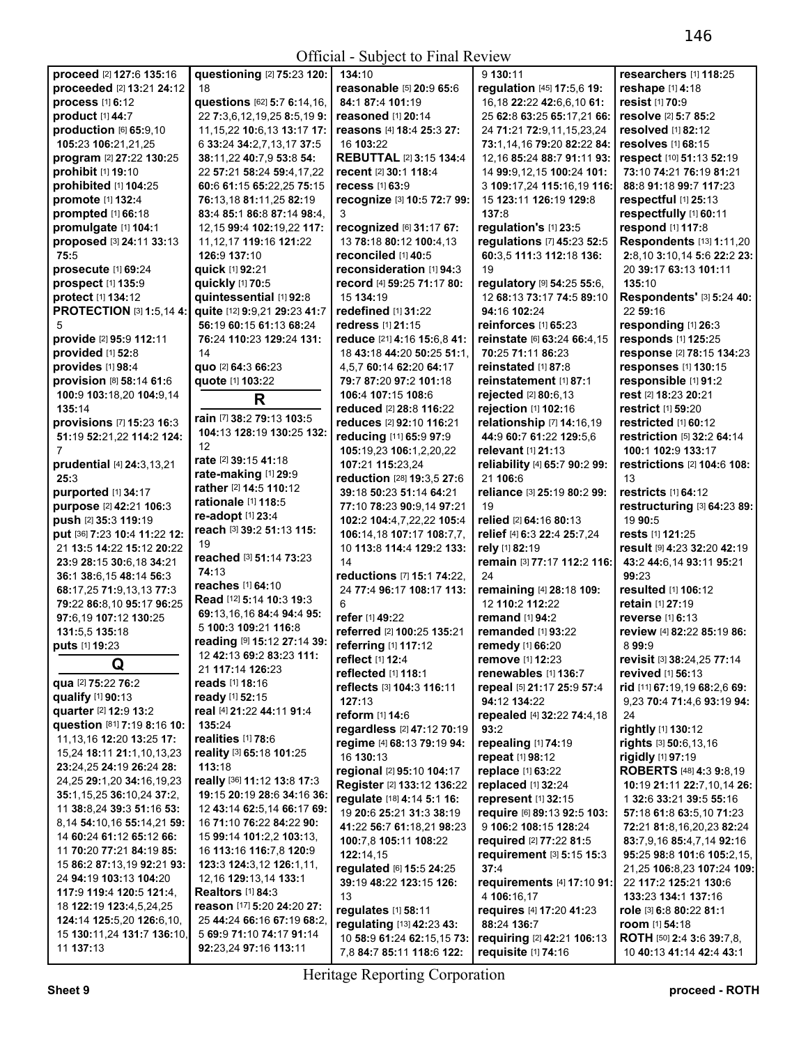Official - Subject to Final Review

**proceed** [2] **127**:6 **135**:16
**proceeded** [2] **13**:21 **24**:12
**process** [1] **6**:12
**product** [1] **44**:7
**production** [6] **65**:9,10 **105**:23 **106**:21,21,25
**program** [2] **27**:22 **130**:25
**prohibit** [1] **19**:10
**prohibited** [1] **104**:25
**promote** [1] **132**:4
**prompted** [1] **66**:18
**promulgate** [1] **104**:1
**proposed** [3] **24**:11 **33**:13 **75**:5
**prosecute** [1] **69**:24
**prospect** [1] **135**:9
**protect** [1] **134**:12
**PROTECTION** [3] **1**:5,14 **4**:5
**provide** [2] **95**:9 **112**:11
**provided** [1] **52**:8
**provides** [1] **98**:4
**provision** [8] **58**:14 **61**:6 **100**:9 **103**:18,20 **104**:9,14 **135**:14
**provisions** [7] **15**:23 **16**:3 **51**:19 **52**:21,22 **114**:2 **124**:7
**prudential** [4] **24**:3,13,21 **25**:3
**purported** [1] **34**:17
**purpose** [2] **42**:21 **106**:3
**push** [2] **35**:3 **119**:19
**put** [36] **7**:23 **10**:4 **11**:22 **12**:21 **13**:5 **14**:22 **15**:12 **20**:22 **23**:9 **28**:15 **30**:6,18 **34**:21 **36**:1 **38**:6,15 **48**:14 **56**:3 **68**:17,25 **71**:9,13,13 **77**:3 **79**:22 **86**:8,10 **95**:17 **96**:25 **97**:6,19 **107**:12 **130**:25 **131**:5,5 **135**:18
**puts** [1] **19**:23

## Q

**qua** [2] **75**:22 **76**:2
**qualify** [1] **90**:13
**quarter** [2] **12**:9 **13**:2
**question** [81] **7**:19 **8**:16 **10**:11,13,16 **12**:20 **13**:25 **17**:15,24 **18**:11 **21**:1,10,13,23 **23**:24,25 **24**:19 **26**:24 **28**:24,25 **29**:1,20 **34**:16,19,23 **35**:1,15,25 **36**:10,24 **37**:2,11 **38**:8,24 **39**:3 **51**:16 **53**:8,14 **54**:10,16 **55**:14,21 **59**:14 **60**:24 **61**:12 **65**:12 **66**:11 **70**:20 **77**:21 **84**:19 **85**:15 **86**:2 **87**:13,19 **92**:21 **93**:24 **94**:19 **103**:13 **104**:20 **117**:9 **119**:4 **120**:5 **121**:4,18 **122**:19 **123**:4,5,24,25 **124**:14 **125**:5,20 **126**:6,10,15 **130**:11,24 **131**:7 **136**:10,11 **137**:13
**questioning** [2] **75**:23 **120**:18
**questions** [62] **5**:7 **6**:14,16,22 **7**:3,6,12,19,25 **8**:5,19 **9**:11,15,22 **10**:6,13 **13**:17 **17**:6 **33**:24 **34**:2,7,13,17 **37**:5 **38**:11,22 **40**:7,9 **53**:8 **54**:22 **57**:21 **58**:24 **59**:4,17,22 **60**:6 **61**:15 **65**:22,25 **75**:15 **76**:13,18 **81**:11,25 **82**:19 **83**:4 **85**:1 **86**:8 **87**:14 **98**:4,12,15 **99**:4 **102**:19,22 **117**:11,12,17 **119**:16 **121**:22 **126**:9 **137**:10
**quick** [1] **92**:21
**quickly** [1] **70**:5
**quintessential** [1] **92**:8
**quite** [12] **9**:9,21 **29**:23 **41**:7 **56**:19 **60**:15 **61**:13 **68**:24 **76**:24 **110**:23 **129**:24 **131**:14
**quo** [2] **64**:3 **66**:23
**quote** [1] **103**:22

## R

**rain** [7] **38**:2 **79**:13 **103**:5 **104**:13 **128**:19 **130**:25 **132**:12
**rate** [2] **39**:15 **41**:18
**rate-making** [1] **29**:9
**rather** [2] **14**:5 **110**:12
**rationale** [1] **118**:5
**re-adopt** [1] **23**:4
**reach** [3] **39**:2 **51**:13 **115**:19
**reached** [3] **51**:14 **73**:23 **74**:13
**reaches** [1] **64**:10
**Read** [12] **5**:14 **10**:3 **19**:3 **69**:13,16,16 **84**:4 **94**:4 **95**:5 **100**:3 **109**:21 **116**:8
**reading** [9] **15**:12 **27**:14 **39**:12 **42**:13 **69**:2 **83**:23 **111**:21 **117**:14 **126**:23
**reads** [1] **18**:16
**ready** [1] **52**:15
**real** [4] **21**:22 **44**:11 **91**:4 **135**:24
**realities** [1] **78**:6
**reality** [3] **65**:18 **101**:25 **113**:18
**really** [36] **11**:12 **13**:8 **17**:3 **19**:15 **20**:19 **28**:6 **34**:16 **36**:12 **43**:14 **62**:5,14 **66**:17 **69**:15 **71**:10 **76**:22 **84**:22 **90**:15 **99**:14 **101**:2,2 **103**:13,16 **113**:16 **116**:7,8 **120**:9 **123**:3 **124**:3,12 **126**:1,11,12,16 **129**:13,14 **133**:1
**Realtors** [1] **84**:3
**reason** [17] **5**:20 **24**:20 **27**:25 **44**:24 **66**:16 **67**:19 **68**:2,5 **69**:5 **71**:10 **74**:17 **91**:14 **92**:23,24 **97**:16 **113**:11 **134**:10
**reasonable** [5] **20**:9 **65**:6 **84**:1 **87**:4 **101**:19
**reasoned** [1] **20**:14
**reasons** [4] **18**:4 **25**:3 **27**:16 **103**:22
**REBUTTAL** [2] **3**:15 **134**:4
**recent** [2] **30**:1 **118**:4
**recess** [1] **63**:9
**recognize** [3] **10**:5 **72**:7 **99**:3
**recognized** [6] **31**:17 **67**:13 **78**:18 **80**:12 **100**:4,13
**reconciled** [1] **40**:5
**reconsideration** [1] **94**:3
**record** [4] **59**:25 **71**:17 **80**:15 **134**:19
**redefined** [1] **31**:22
**redress** [1] **21**:15
**reduce** [21] **4**:16 **15**:6,8 **41**:18 **43**:18 **44**:20 **50**:25 **51**:1,4,5,7 **60**:14 **62**:20 **64**:17 **79**:7 **87**:20 **97**:2 **101**:18 **106**:4 **107**:15 **108**:6
**reduced** [2] **28**:8 **116**:22
**reduces** [2] **92**:10 **116**:21
**reducing** [11] **65**:9 **97**:9 **105**:19,23 **106**:1,2,20,22 **107**:21 **115**:23,24
**reduction** [28] **19**:3,5 **27**:6 **39**:18 **50**:23 **51**:14 **64**:21 **77**:10 **78**:23 **90**:9,14 **97**:21 **102**:2 **104**:4,7,22,22 **105**:4 **106**:14,18 **107**:17 **108**:7,7,10 **113**:8 **114**:4 **129**:2 **133**:14
**reductions** [7] **15**:1 **74**:22,24 **77**:4 **96**:17 **108**:17 **113**:6
**refer** [1] **49**:22
**referred** [2] **100**:25 **135**:21
**referring** [1] **117**:12
**reflect** [1] **12**:4
**reflected** [1] **118**:1
**reflects** [3] **104**:3 **116**:11 **127**:13
**reform** [1] **14**:6
**regardless** [2] **47**:12 **70**:19
**regime** [4] **68**:13 **79**:19 **94**:16 **130**:13
**regional** [2] **95**:10 **104**:17
**Register** [2] **133**:12 **136**:22
**regulate** [18] **4**:14 **5**:1 **16**:19 **20**:6 **25**:21 **31**:3 **38**:19 **41**:22 **56**:7 **61**:18,21 **98**:23 **100**:7,8 **105**:11 **108**:22 **122**:14,15
**regulated** [6] **15**:5 **24**:25 **39**:19 **48**:22 **123**:15 **126**:13
**regulates** [1] **58**:11
**regulating** [13] **42**:23 **43**:10 **58**:9 **61**:24 **62**:15,15 **73**:7,8 **84**:7 **85**:11 **118**:6 **122**:9 **130**:11
**regulation** [45] **17**:5,6 **19**:16,18 **22**:22 **42**:6,6,10 **61**:25 **62**:8 **63**:25 **65**:17,21 **66**:24 **71**:21 **72**:9,11,15,23,24 **73**:1,14,16 **79**:20 **82**:22 **84**:12,16 **85**:24 **88**:7 **91**:11 **93**:14 **99**:9,12,15 **100**:24 **101**:3 **109**:17,24 **115**:16,19 **116**:15 **123**:11 **126**:19 **129**:8 **137**:8
**regulation's** [1] **23**:5
**regulations** [7] **45**:23 **52**:5 **60**:3,5 **111**:3 **112**:18 **136**:19
**regulatory** [9] **54**:25 **55**:6,12 **68**:13 **73**:17 **74**:5 **89**:10 **94**:16 **102**:24
**reinforces** [1] **65**:23
**reinstate** [6] **63**:24 **66**:4,15 **70**:25 **71**:11 **86**:23
**reinstated** [1] **87**:8
**reinstatement** [1] **87**:1
**rejected** [2] **80**:6,13
**rejection** [1] **102**:16
**relationship** [7] **14**:16,19 **44**:9 **60**:7 **61**:22 **129**:5,6
**relevant** [1] **21**:13
**reliability** [4] **65**:7 **90**:2 **99**:21 **106**:6
**reliance** [3] **25**:19 **80**:2 **99**:19
**relied** [2] **64**:16 **80**:13
**relief** [4] **6**:3 **22**:4 **25**:7,24
**rely** [1] **82**:19
**remain** [3] **77**:17 **112**:2 **116**:24
**remaining** [4] **28**:18 **109**:12 **110**:2 **112**:22
**remand** [1] **94**:2
**remanded** [1] **93**:22
**remedy** [1] **66**:20
**remove** [1] **12**:23
**renewables** [1] **136**:7
**repeal** [5] **21**:17 **25**:9 **57**:4 **94**:12 **134**:22
**repealed** [4] **32**:22 **74**:4,18 **93**:2
**repealing** [1] **74**:19
**repeat** [1] **98**:12
**replace** [1] **63**:22
**replaced** [1] **32**:24
**represent** [1] **32**:15
**require** [6] **89**:13 **92**:5 **103**:9 **106**:2 **108**:15 **128**:24
**required** [2] **77**:22 **81**:5
**requirement** [3] **5**:15 **15**:3 **37**:4
**requirements** [4] **17**:10 **91**:4 **106**:16,17
**requires** [4] **17**:20 **41**:23 **88**:24 **136**:7
**requiring** [2] **42**:21 **106**:13
**requisite** [1] **74**:16
**researchers** [1] **118**:25
**reshape** [1] **4**:18
**resist** [1] **70**:9
**resolve** [2] **5**:7 **85**:2
**resolved** [1] **82**:12
**resolves** [1] **68**:15
**respect** [10] **51**:13 **52**:19 **73**:10 **74**:21 **76**:19 **81**:21 **88**:8 **91**:18 **99**:7 **117**:23
**respectful** [1] **25**:13
**respectfully** [1] **60**:11
**respond** [1] **117**:8
**Respondents** [13] **1**:11,20 **2**:8,10 **3**:10,14 **5**:6 **22**:2 **23**:20 **39**:17 **63**:13 **101**:11 **135**:10
**Respondents'** [3] **5**:24 **40**:22 **59**:16
**responding** [1] **26**:3
**responds** [1] **125**:25
**response** [2] **78**:15 **134**:23
**responses** [1] **130**:15
**responsible** [1] **91**:2
**rest** [2] **18**:23 **20**:21
**restrict** [1] **59**:20
**restricted** [1] **60**:12
**restriction** [5] **32**:2 **64**:14 **100**:1 **102**:9 **133**:17
**restrictions** [2] **104**:6 **108**:13
**restricts** [1] **64**:12
**restructuring** [3] **64**:23 **89**:19 **90**:5
**rests** [1] **121**:25
**result** [9] **4**:23 **32**:20 **42**:19 **43**:2 **44**:6,14 **93**:11 **95**:21 **99**:23
**resulted** [1] **106**:12
**retain** [1] **27**:19
**reverse** [1] **6**:13
**review** [4] **82**:22 **85**:19 **86**:8 **99**:9
**revisit** [3] **38**:24,25 **77**:14
**revived** [1] **56**:13
**rid** [11] **67**:19,19 **68**:2,6 **69**:9,23 **70**:4 **71**:4,6 **93**:19 **94**:24
**rightly** [1] **130**:12
**rights** [3] **50**:6,13,16
**rigidly** [1] **97**:19
**ROBERTS** [48] **4**:3 **9**:8,19 **10**:19 **21**:11 **22**:7,10,14 **26**:1 **32**:6 **33**:21 **39**:5 **55**:16 **57**:18 **61**:8 **63**:5,10 **71**:23 **72**:21 **81**:8,16,20,23 **82**:24 **83**:7,9,16 **85**:4,7,14 **92**:16 **95**:25 **98**:8 **101**:6 **105**:2,15,21,25 **106**:8,23 **107**:24 **109**:22 **117**:2 **125**:21 **130**:6 **133**:23 **134**:1 **137**:16
**role** [3] **6**:8 **80**:22 **81**:1
**room** [1] **54**:18
**ROTH** [50] **2**:4 **3**:6 **39**:7,8,10 **40**:13 **41**:14 **42**:4 **43**:1

Heritage Reporting Corporation

Sheet 9 proceed - ROTH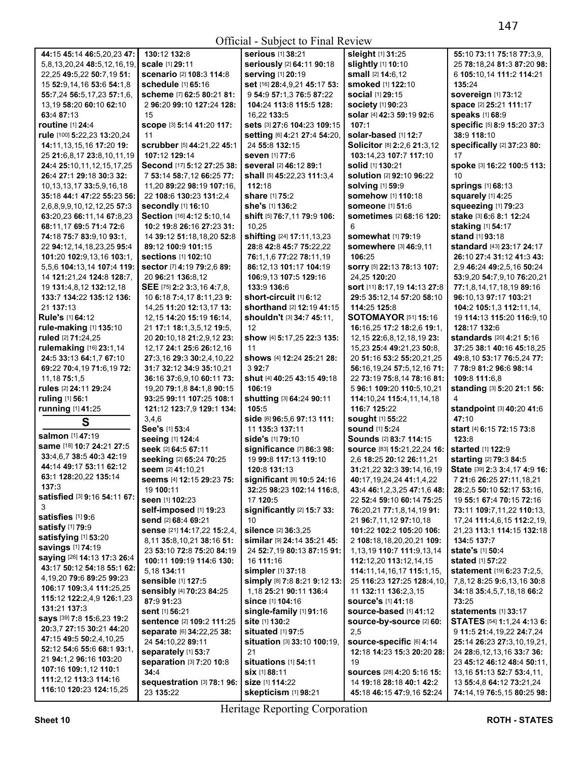Official - Subject to Final Review

**44:**15 **45:**14 **46:**5,20,23 **47:**5,8,13,20,24 **48:**5,12,16,19,22,25 **49:**5,22 **50:**7,19 **51:**15 **52:**9,14,16 **53:**6 **54:**1,8 **55:**7,24 **56:**5,17,23 **57:**1,6,13,19 **58:**20 **60:**10 **62:**10 **63:**4 **87:**13

**routine** [1] **24:**4

**rule** [100] **5:**22,23 **13:**20,24 **14:**11,13,15,16 **17:**20 **19:**25 **21:**6,8,17 **23:**8,10,11,19 **24:**4 **25:**10,11,12,15,17,25 **26:**4 **27:**1 **29:**18 **30:**3 **32:**10,13,13,17 **33:**5,9,16,18 **35:**18 **44:**1 **47:**22 **55:**23 **56:**2,6,8,9,9,10,12,12,25 **57:**3 **63:**20,23 **66:**11,14 **67:**8,23 **68:**11,17 **69:**5 **71:**4 **72:**6 **74:**18 **75:**7 **83:**9,10 **93:**1,22 **94:**12,14,18,23,25 **95:**4 **101:**20 **102:**9,13,16 **103:**1,5,5,6 **104:**13,14 **107:**4 **119:**14 **121:**21,24 **124:**8 **128:**7,19 **131:**4,8,12 **132:**12,18 **133:**7 **134:**22 **135:**12 **136:**21 **137:**13

**Rule's** [1] **64:**12

**rule-making** [1] **135:**10

**ruled** [2] **71:**24,25

**rulemaking** [16] **23:**1,14 **24:**5 **33:**13 **64:**17 **67:**10 **69:**22 **70:**4,19 **71:**6,19 **72:**11,18 **75:**1,5

**rules** [2] **24:**11 **29:**24

**ruling** [1] **56:**1

**running** [1] **41:**25

## S

**salmon** [1] **47:**19

**same** [18] **10:**7 **24:**21 **27:**5 **33:**4,6,7 **38:**5 **40:**3 **42:**19 **44:**14 **49:**17 **53:**11 **62:**12 **63:**1 **128:**20,22 **135:**14 **137:**3

**satisfied** [3] **9:**16 **54:**11 **67:**3

**satisfies** [1] **9:**6

**satisfy** [1] **79:**9

**satisfying** [1] **53:**20

**savings** [1] **74:**19

**saying** [26] **14:**13 **17:**3 **26:**4 **43:**17 **50:**12 **54:**18 **55:**1 **62:**4,19,20 **79:**6 **89:**25 **99:**23 **106:**17 **109:**3,4 **111:**25,25 **115:**12 **122:**2,4,9 **126:**1,23 **131:**21 **137:**3

**says** [39] **7:**8 **15:**6,23 **19:**2 **20:**3,7 **27:**15 **30:**21 **44:**20 **47:**15 **49:**5 **50:**2,4,10,25 **52:**12 **54:**6 **55:**6 **68:**1 **93:**1,21 **94:**1,2 **96:**16 **103:**20 **107:**16 **109:**1,12 **110:**1 **111:**2,12 **113:**3 **114:**16 **116:**10 **120:**23 **124:**15,25 **130:**12 **132:**8

**scale** [1] **29:**11

**scenario** [2] **108:**3 **114:**8

**schedule** [1] **65:**16

**scheme** [7] **62:**5 **80:**21 **81:**2 **96:**20 **99:**10 **127:**24 **128:**15

**scope** [3] **5:**14 **41:**20 **117:**11

**scrubber** [5] **44:**21,22 **45:**1 **107:**12 **129:**14

**Second** [17] **5:**12 **27:**25 **38:**7 **53:**14 **58:**7,12 **66:**25 **77:**11,20 **89:**22 **98:**19 **107:**16,22 **108:**6 **130:**23 **131:**2,4

**secondly** [1] **16:**10

**Section** [16] **4:**12 **5:**10,14 **10:**2 **19:**8 **26:**16 **27:**23 **31:**14 **39:**12 **51:**18,18,20 **52:**8 **89:**12 **100:**9 **101:**15

**sections** [1] **102:**10

**sector** [7] **4:**19 **79:**2,6 **89:**20 **96:**21 **136:**8,12

**SEE** [75] **2:**2 **3:**3,16 **4:**7,8,10 **6:**18 **7:**4,17 **8:**11,23 **9:**14,25 **11:**20 **12:**13,17 **13:**12,15 **14:**20 **15:**19 **16:**14,21 **17:**1 **18:**1,3,5,12 **19:**5,20 **20:**10,18 **21:**2,9,12 **23:**12,17 **24:**1 **25:**6 **26:**12,16 **27:**3,16 **29:**3 **30:**2,4,10,22 **31:**7 **32:**12 **34:**9 **35:**10,21 **36:**16 **37:**6,9,10 **60:**11 **73:**19,20 **79:**1,8 **84:**1,8 **90:**15 **93:**25 **99:**11 **107:**25 **108:**1 **121:**12 **123:**7,9 **129:**1 **134:**3,4,6

**See's** [1] **53:**4

**seeing** [1] **124:**4

**seek** [2] **64:**5 **67:**11

**seeking** [2] **65:**24 **70:**25

**seem** [2] **41:**10,21

**seems** [4] **12:**15 **29:**23 **75:**19 **100:**11

**seen** [1] **102:**23

**self-imposed** [1] **19:**23

**send** [2] **68:**4 **69:**21

**sense** [21] **14:**17,22 **15:**2,4,8,11 **35:**8,10,21 **38:**16 **51:**23 **53:**10 **72:**8 **75:**20 **84:**19 **100:**11 **109:**19 **114:**6 **130:**5,18 **134:**11

**sensible** [1] **127:**5

**sensibly** [4] **70:**23 **84:**25 **87:**9 **91:**23

**sent** [1] **56:**21

**sentence** [2] **109:**2 **111:**25

**separate** [6] **34:**22,25 **38:**24 **54:**10,22 **89:**11

**separately** [1] **53:**7

**separation** [3] **7:**20 **10:**8 **34:**4

**sequestration** [3] **78:**1 **96:**23 **135:**22

**serious** [1] **38:**21

**seriously** [2] **64:**11 **90:**18

**serving** [1] **20:**19

**set** [16] **28:**4,9,21 **45:**17 **53:**9 **54:**9 **57:**1,3 **76:**5 **87:**22 **104:**24 **113:**8 **115:**5 **128:**16,22 **133:**5

**sets** [3] **27:**6 **104:**23 **109:**15

**setting** [6] **4:**21 **27:**4 **54:**20,24 **55:**8 **132:**15

**seven** [1] **77:**6

**several** [2] **46:**12 **89:**1

**shall** [5] **45:**22,23 **111:**3,4 **112:**18

**share** [1] **75:**2

**she's** [1] **136:**2

**shift** [5] **76:**7,11 **79:**9 **106:**10,25

**shifting** [24] **17:**11,13,23 **28:**8 **42:**8 **45:**7 **75:**22,22 **76:**1,1,6 **77:**22 **78:**11,19 **86:**12,13 **101:**17 **104:**19 **106:**9,13 **107:**5 **129:**16 **133:**9 **136:**6

**short-circuit** [1] **6:**12

**shorthand** [2] **12:**19 **41:**15

**shouldn't** [3] **34:**7 **45:**11,12

**show** [4] **5:**17,25 **22:**3 **135:**11

**shows** [4] **12:**24 **25:**21 **28:**3 **92:**7

**shut** [4] **40:**25 **43:**15 **49:**18 **106:**19

**shutting** [3] **64:**24 **90:**11 **105:**5

**side** [6] **96:**5,6 **97:**13 **111:**11 **135:**3 **137:**11

**side's** [1] **79:**10

**significance** [7] **86:**3 **98:**19 **99:**8 **117:**13 **119:**10 **120:**8 **131:**13

**significant** [8] **10:**5 **24:**16 **32:**25 **98:**23 **102:**14 **116:**8,17 **120:**5

**significantly** [2] **15:**7 **33:**10

**silence** [2] **36:**3,25

**similar** [9] **24:**14 **35:**21 **45:**24 **52:**7,19 **80:**13 **87:**15 **91:**16 **111:**16

**simpler** [1] **37:**18

**simply** [8] **7:**8 **8:**21 **9:**12 **13:**1,18 **25:**21 **90:**11 **136:**4

**since** [1] **104:**16

**single-family** [1] **91:**16

**site** [1] **130:**2

**situated** [1] **97:**5

**situation** [3] **33:**10 **100:**19,21

**situations** [1] **54:**11

**six** [1] **88:**11

**size** [1] **114:**22

**skepticism** [1] **98:**21

**sleight** [1] **31:**25

**slightly** [1] **10:**10

**small** [2] **14:**6,12

**smoked** [1] **122:**10

**social** [1] **29:**15

**society** [1] **90:**23

**solar** [4] **42:**3 **59:**19 **92:**6 **107:**1

**solar-based** [1] **12:**7

**Solicitor** [8] **2:**2,6 **21:**3,12 **103:**14,23 **107:**7 **117:**10

**solid** [1] **130:**21

**solution** [2] **92:**10 **96:**22

**solving** [1] **59:**9

**somehow** [1] **110:**18

**someone** [1] **51:**6

**sometimes** [2] **68:**16 **120:**6

**somewhat** [1] **79:**19

**somewhere** [3] **46:**9,11 **106:**25

**sorry** [5] **22:**13 **78:**13 **107:**24,25 **120:**20

**sort** [11] **8:**17,19 **14:**13 **27:**8 **29:**5 **35:**12,14 **57:**20 **58:**10 **114:**25 **125:**8

**SOTOMAYOR** [51] **15:**16 **16:**16,25 **17:**2 **18:**2,6 **19:**1,12,15 **22:**6,8,12,18,19 **23:**15,23 **25:**4 **49:**21,23 **50:**8,20 **51:**16 **53:**2 **55:**20,21,25 **56:**16,19,24 **57:**5,12,16 **71:**22 **73:**19 **75:**8,14 **78:**16 **81:**5 **96:**1 **109:**20 **110:**5,10,21 **114:**10,24 **115:**4,11,14,18 **116:**7 **125:**22

**sought** [1] **55:**22

**sound** [1] **5:**24

**Sounds** [2] **83:**7 **114:**15

**source** [83] **15:**21,22,24 **16:**2,6 **18:**25 **20:**12 **26:**11,21 **31:**21,22 **32:**3 **39:**14,16,19 **40:**17,19,24,24 **41:**1,4,22 **43:**4 **46:**1,2,3,25 **47:**1,6 **48:**22 **52:**4 **59:**10 **60:**14 **75:**25 **76:**20,21 **77:**1,8,14,19 **91:**21 **96:**7,11,12 **97:**10,18 **101:**22 **102:**2 **105:**20 **106:**2 **108:**18,18,20,20,21 **109:**1,13,19 **110:**7 **111:**9,13,14 **112:**12,20 **113:**12,14,15 **114:**11,14,16,17 **115:**1,15,25 **116:**23 **127:**25 **128:**4,10,11 **132:**11 **136:**2,3,15

**source's** [1] **41:**18

**source-based** [1] **41:**12

**source-by-source** [2] **60:**2,5

**source-specific** [6] **4:**14 **12:**18 **14:**23 **15:**3 **20:**20 **28:**19

**sources** [28] **4:**20 **5:**16 **15:**14 **19:**18 **28:**18 **40:**1 **42:**2 **45:**18 **46:**15 **47:**9,16 **52:**24 **55:**10 **73:**11 **75:**18 **77:**3,9,25 **78:**18,24 **81:**3 **87:**20 **98:**6 **105:**10,14 **111:**2 **114:**21 **135:**24

**sovereign** [1] **73:**12

**space** [2] **25:**21 **111:**17

**speaks** [1] **68:**9

**specific** [5] **8:**9 **15:**20 **37:**3 **38:**9 **118:**10

**specifically** [2] **37:**23 **80:**17

**spoke** [3] **16:**22 **100:**5 **113:**10

**springs** [1] **68:**13

**squarely** [1] **4:**25

**squeezing** [1] **79:**23

**stake** [3] **6:**6 **8:**1 **12:**24

**staking** [1] **54:**17

**stand** [1] **93:**18

**standard** [43] **23:**17 **24:**17 **26:**10 **27:**4 **31:**12 **41:**3 **43:**2,9 **46:**24 **49:**2,5,16 **50:**24 **53:**9,20 **54:**7,9,10 **76:**20,21 **77:**1,8,14,17,18,19 **89:**16 **96:**10,13 **97:**17 **103:**21 **104:**2 **105:**1,3 **112:**11,14,19 **114:**13 **115:**20 **116:**9,10 **128:**17 **132:**6

**standards** [20] **4:**21 **5:**16 **37:**25 **38:**1 **40:**16 **45:**18,25 **49:**8,10 **53:**17 **76:**5,24 **77:**7 **78:**9 **81:**2 **96:**6 **98:**14 **109:**8 **111:**6,8

**standing** [3] **5:**20 **21:**1 **56:**4

**standpoint** [3] **40:**20 **41:**6 **47:**10

**start** [4] **6:**15 **72:**15 **73:**8 **123:**8

**started** [1] **122:**9

**starting** [2] **79:**3 **84:**5

**State** [39] **2:**3 **3:**4,17 **4:**9 **16:**7 **21:**6 **26:**25 **27:**11,18,21 **28:**2,5 **50:**10 **52:**17 **53:**16,19 **55:**1 **67:**4 **70:**15 **72:**16 **73:**11 **109:**7,11,22 **110:**13,17,24 **111:**4,6,15 **112:**2,19,21,23 **113:**1 **114:**15 **132:**18 **134:**5 **137:**7

**state's** [1] **50:**4

**stated** [1] **57:**22

**statement** [19] **6:**23 **7:**2,5,7,8,12 **8:**25 **9:**6,13,16 **30:**8 **34:**18 **35:**4,5,7,18,18 **66:**2 **73:**25

**statements** [1] **33:**17

**STATES** [54] **1:**1,24 **4:**13 **6:**9 **11:**5 **21:**4,19,22 **24:**7,24 **25:**14 **26:**23 **27:**3,10,19,21,24 **28:**6,12,13,16 **33:**7 **36:**23 **45:**12 **46:**12 **48:**4 **50:**11,13,16 **51:**13 **52:**7 **53:**4,11,13 **55:**4,8 **64:**12 **73:**21,24 **74:**14,19 **76:**5,15 **80:**25 **98:**

Heritage Reporting Corporation

Sheet 10 — ROTH - STATES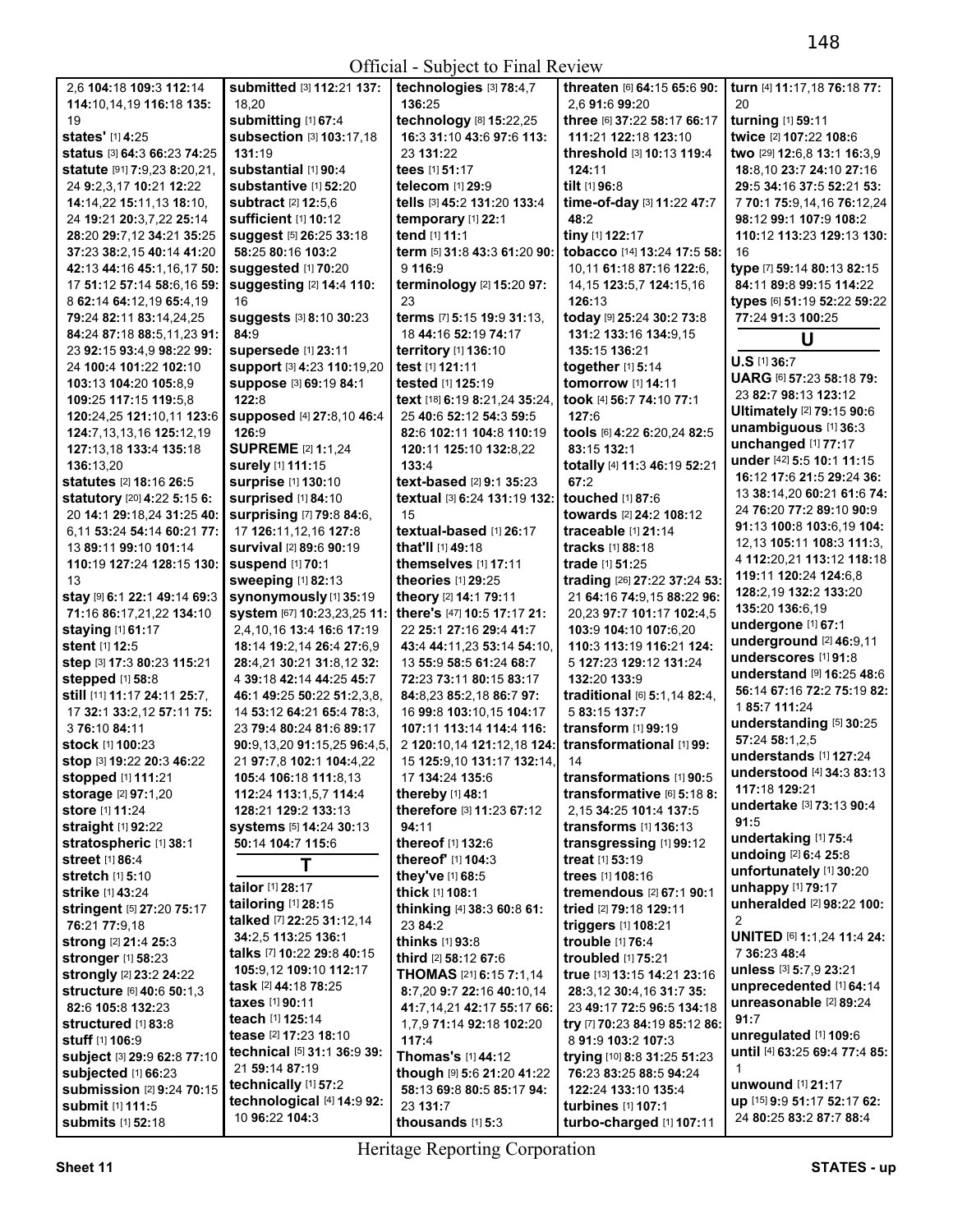Official - Subject to Final Review

2,6 **104**:18 **109**:3 **112**:14 **114**:10,14,19 **116**:18 **135**:19
**states'** [1] **4**:25
**status** [3] **64**:3 **66**:23 **74**:25
**statute** [91] **7**:9,23 **8**:20,21,24 **9**:2,3,17 **10**:21 **12**:22 **14**:14,22 **15**:11,13 **18**:10,24 **19**:21 **20**:3,7,22 **25**:14 **28**:20 **29**:7,12 **34**:21 **35**:25 **37**:23 **38**:2,15 **40**:14 **41**:20 **42**:13 **44**:16 **45**:1,16,17 **50**:17 **51**:12 **57**:14 **58**:6,16 **59**:8 **62**:14 **64**:12,19 **65**:4,19 **79**:24 **82**:11 **83**:14,24,25 **84**:24 **87**:18 **88**:5,11,23 **91**:23 **92**:15 **93**:4,9 **98**:22 **99**:24 **100**:4 **101**:22 **102**:10 **103**:13 **104**:20 **105**:8,9 **109**:25 **117**:15 **119**:5,8 **120**:24,25 **121**:10,11 **123**:6 **124**:7,13,13,16 **125**:12,19 **127**:13,18 **133**:4 **135**:18 **136**:13,20
**statutes** [2] **18**:16 **26**:5
**statutory** [20] **4**:22 **5**:15 **6**:20 **14**:1 **29**:18,24 **31**:25 **40**:6,11 **53**:24 **54**:14 **60**:21 **77**:13 **89**:11 **99**:10 **101**:14 **110**:19 **127**:24 **128**:15 **130**:13
**stay** [9] **6**:1 **22**:1 **49**:14 **69**:3 **71**:16 **86**:17,21,22 **134**:10
**staying** [1] **61**:17
**stent** [1] **12**:5
**step** [3] **17**:3 **80**:23 **115**:21
**stepped** [1] **58**:8
**still** [11] **11**:17 **24**:11 **25**:7,17 **32**:1 **33**:2,12 **57**:11 **75**:3 **76**:10 **84**:11
**stock** [1] **100**:23
**stop** [3] **19**:22 **20**:3 **46**:22
**stopped** [1] **111**:21
**storage** [2] **97**:1,20
**store** [1] **11**:24
**straight** [1] **92**:22
**stratospheric** [1] **38**:1
**street** [1] **86**:4
**stretch** [1] **5**:10
**strike** [1] **43**:24
**stringent** [5] **27**:20 **75**:17 **76**:21 **77**:9,18
**strong** [2] **21**:4 **25**:3
**stronger** [1] **58**:23
**strongly** [2] **23**:2 **24**:22
**structure** [6] **40**:6 **50**:1,3 **82**:6 **105**:8 **132**:23
**structured** [1] **83**:8
**stuff** [1] **106**:9
**subject** [3] **29**:9 **62**:8 **77**:10
**subjected** [1] **66**:23
**submission** [2] **9**:24 **70**:15
**submit** [1] **111**:5
**submits** [1] **52**:18
**submitted** [3] **112**:21 **137**:18,20
**submitting** [1] **67**:4
**subsection** [3] **103**:17,18 **131**:19
**substantial** [1] **90**:4
**substantive** [1] **52**:20
**subtract** [2] **12**:5,6
**sufficient** [1] **10**:12
**suggest** [5] **26**:25 **33**:18 **58**:25 **80**:16 **103**:2
**suggested** [1] **70**:20
**suggesting** [2] **14**:4 **110**:16
**suggests** [3] **8**:10 **30**:23 **84**:9
**supersede** [1] **23**:11
**support** [3] **4**:23 **110**:19,20
**suppose** [3] **69**:19 **84**:1 **122**:8
**supposed** [4] **27**:8,10 **46**:4 **126**:9
**SUPREME** [2] **1**:1,24
**surely** [1] **111**:15
**surprise** [1] **130**:10
**surprised** [1] **84**:10
**surprising** [7] **79**:8 **84**:6,17 **126**:11,12,16 **127**:8
**survival** [2] **89**:6 **90**:19
**suspend** [1] **70**:1
**sweeping** [1] **82**:13
**synonymously** [1] **35**:19
**system** [67] **10**:23,23,25 **11**:2,4,10,16 **13**:4 **16**:6 **17**:19 **18**:14 **19**:2,14 **26**:4 **27**:6,9 **28**:4,21 **30**:21 **31**:8,12 **32**:4 **39**:18 **42**:14 **44**:25 **45**:7 **46**:1 **49**:25 **50**:22 **51**:2,3,8,14 **53**:12 **64**:21 **65**:4 **78**:3,23 **79**:4 **80**:24 **81**:6 **89**:17 **90**:9,13,20 **91**:15,25 **96**:4,5,21 **97**:7,8 **102**:1 **104**:4,22 **105**:4 **106**:18 **111**:8,13 **112**:24 **113**:1,5,7 **114**:4 **128**:21 **129**:2 **133**:13
**systems** [5] **14**:24 **30**:13 **50**:14 **104**:7 **115**:6

## T

**tailor** [1] **28**:17
**tailoring** [1] **28**:15
**talked** [7] **22**:25 **31**:12,14 **34**:2,5 **113**:25 **136**:1
**talks** [7] **10**:22 **29**:8 **40**:15 **105**:9,12 **109**:10 **112**:17
**task** [2] **44**:18 **78**:25
**taxes** [1] **90**:11
**teach** [1] **125**:14
**tease** [2] **17**:23 **18**:10
**technical** [5] **31**:1 **36**:9 **39**:21 **59**:14 **87**:19
**technically** [1] **57**:2
**technological** [4] **14**:9 **92**:10 **96**:22 **104**:3
**technologies** [3] **78**:4,7 **136**:25
**technology** [8] **15**:22,25 **16**:3 **31**:10 **43**:6 **97**:6 **113**:23 **131**:22
**tees** [1] **51**:17
**telecom** [1] **29**:9
**tells** [3] **45**:2 **131**:20 **133**:4
**temporary** [1] **22**:1
**tend** [1] **11**:1
**term** [5] **31**:8 **43**:3 **61**:20 **90**:9 **116**:9
**terminology** [2] **15**:20 **97**:23
**terms** [7] **5**:15 **19**:9 **31**:13,18 **44**:16 **52**:19 **74**:17
**territory** [1] **136**:10
**test** [1] **121**:11
**tested** [1] **125**:19
**text** [18] **6**:19 **8**:21,24 **35**:24,25 **40**:6 **52**:12 **54**:3 **59**:5 **82**:6 **102**:11 **104**:8 **110**:19 **120**:11 **125**:10 **132**:8,22 **133**:4
**text-based** [2] **9**:1 **35**:23
**textual** [3] **6**:24 **131**:19 **132**:15
**textual-based** [1] **26**:17
**that'll** [1] **49**:18
**themselves** [1] **17**:11
**theories** [1] **29**:25
**theory** [2] **14**:1 **79**:11
**there's** [47] **10**:5 **17**:17 **21**:22 **25**:1 **27**:16 **29**:4 **41**:7 **43**:4 **44**:11,23 **53**:14 **54**:10,13 **55**:9 **58**:5 **61**:24 **68**:7 **72**:23 **73**:11 **80**:15 **83**:17 **84**:8,23 **85**:2,18 **86**:7 **97**:16 **99**:8 **103**:10,15 **104**:17 **107**:11 **113**:14 **114**:4 **116**:2 **120**:10,14 **121**:12,18 **124**:15 **125**:9,10 **131**:17 **132**:14,17 **134**:24 **135**:6
**thereby** [1] **48**:1
**therefore** [3] **11**:23 **67**:12 **94**:11
**thereof** [1] **132**:6
**thereof'** [1] **104**:3
**they've** [1] **68**:5
**thick** [1] **108**:1
**thinking** [4] **38**:3 **60**:8 **61**:23 **84**:2
**thinks** [1] **93**:8
**third** [2] **58**:12 **67**:6
**THOMAS** [21] **6**:15 **7**:1,14 **8**:7,20 **9**:7 **22**:16 **40**:10,14 **41**:7,14,21 **42**:17 **55**:17 **66**:1,7,9 **71**:14 **92**:18 **102**:20 **117**:4
**Thomas's** [1] **44**:12
**though** [9] **5**:6 **21**:20 **41**:22 **58**:13 **69**:8 **80**:5 **85**:17 **94**:23 **131**:7
**thousands** [1] **5**:3
**threaten** [6] **64**:15 **65**:6 **90**:2,6 **91**:6 **99**:20
**three** [6] **37**:22 **58**:17 **66**:17 **111**:21 **122**:18 **123**:10
**threshold** [3] **10**:13 **119**:4 **124**:11
**tilt** [1] **96**:8
**time-of-day** [3] **11**:22 **47**:7 **48**:2
**tiny** [1] **122**:17
**tobacco** [14] **13**:24 **17**:5 **58**:10,11 **61**:18 **87**:16 **122**:6,14,15 **123**:5,7 **124**:15,16 **126**:13
**today** [9] **25**:24 **30**:2 **73**:8 **131**:2 **133**:16 **134**:9,15 **135**:15 **136**:21
**together** [1] **5**:14
**tomorrow** [1] **14**:11
**took** [4] **56**:7 **74**:10 **77**:1 **127**:6
**tools** [6] **4**:22 **6**:20,24 **82**:5 **83**:15 **132**:1
**totally** [4] **11**:3 **46**:19 **52**:21 **67**:2
**touched** [1] **87**:6
**towards** [2] **24**:2 **108**:12
**traceable** [1] **21**:14
**tracks** [1] **88**:18
**trade** [1] **51**:25
**trading** [26] **27**:22 **37**:24 **53**:21 **64**:16 **74**:9,15 **88**:22 **96**:20,23 **97**:7 **101**:17 **102**:4,5 **103**:9 **104**:10 **107**:6,20 **110**:3 **113**:19 **116**:21 **124**:5 **127**:23 **129**:12 **131**:24 **132**:20 **133**:9
**traditional** [6] **5**:1,14 **82**:4,5 **83**:15 **137**:7
**transform** [1] **99**:19
**transformational** [1] **99**:14
**transformations** [1] **90**:5
**transformative** [6] **5**:18 **8**:2,15 **34**:25 **101**:4 **137**:5
**transforms** [1] **136**:13
**transgressing** [1] **99**:12
**treat** [1] **53**:19
**trees** [1] **108**:16
**tremendous** [2] **67**:1 **90**:1
**tried** [2] **79**:18 **129**:11
**triggers** [1] **108**:21
**trouble** [1] **76**:4
**troubled** [1] **75**:21
**true** [13] **13**:15 **14**:21 **23**:16 **28**:3,12 **30**:4,16 **31**:7 **35**:23 **49**:17 **72**:5 **96**:5 **134**:18
**try** [7] **70**:23 **84**:19 **85**:12 **86**:8 **91**:9 **103**:2 **107**:3
**trying** [10] **8**:8 **31**:25 **51**:23 **76**:23 **83**:25 **88**:5 **94**:24 **122**:24 **133**:10 **135**:4
**turbines** [1] **107**:1
**turbo-charged** [1] **107**:11
**turn** [4] **11**:17,18 **76**:18 **77**:20
**turning** [1] **59**:11
**twice** [2] **107**:22 **108**:6
**two** [29] **12**:6,8 **13**:1 **16**:3,9 **18**:8,10 **23**:7 **24**:10 **27**:16 **29**:5 **34**:16 **37**:5 **52**:21 **53**:7 **70**:1 **75**:9,14,16 **76**:12,24 **98**:12 **99**:1 **107**:9 **108**:2 **110**:12 **113**:23 **129**:13 **130**:16
**type** [7] **59**:14 **80**:13 **82**:15 **84**:11 **89**:8 **99**:15 **114**:22
**types** [6] **51**:19 **52**:22 **59**:22 **77**:24 **91**:3 **100**:25

## U

**U.S** [1] **36**:7
**UARG** [6] **57**:23 **58**:18 **79**:23 **82**:7 **98**:13 **123**:12
**Ultimately** [2] **79**:15 **90**:6
**unambiguous** [1] **36**:3
**unchanged** [1] **77**:17
**under** [42] **5**:5 **10**:1 **11**:15 **16**:12 **17**:6 **21**:5 **29**:24 **36**:13 **38**:14,20 **60**:21 **61**:6 **74**:24 **76**:20 **77**:2 **89**:10 **90**:9 **91**:13 **100**:8 **103**:6,19 **104**:12,13 **105**:11 **108**:3 **111**:3,4 **112**:20,21 **113**:12 **118**:18 **119**:11 **120**:24 **124**:6,8 **128**:2,19 **132**:2 **133**:20 **135**:20 **136**:6,19
**undergone** [1] **67**:1
**underground** [2] **46**:9,11
**underscores** [1] **91**:8
**understand** [9] **16**:25 **48**:6 **56**:14 **67**:16 **72**:2 **75**:19 **82**:1 **85**:7 **111**:24
**understanding** [5] **30**:25 **57**:24 **58**:1,2,5
**understands** [1] **127**:24
**understood** [4] **34**:3 **83**:13 **117**:18 **129**:21
**undertake** [3] **73**:13 **90**:4 **91**:5
**undertaking** [1] **75**:4
**undoing** [2] **6**:4 **25**:8
**unfortunately** [1] **30**:20
**unhappy** [1] **79**:17
**unheralded** [2] **98**:22 **100**:2
**UNITED** [6] **1**:1,24 **11**:4 **24**:7 **36**:23 **48**:4
**unless** [3] **5**:7,9 **23**:21
**unprecedented** [1] **64**:14
**unreasonable** [2] **89**:24 **91**:7
**unregulated** [1] **109**:6
**until** [4] **63**:25 **69**:4 **77**:4 **85**:1
**unwound** [1] **21**:17
**up** [15] **9**:9 **51**:17 **52**:17 **62**:24 **80**:25 **83**:2 **87**:7 **88**:4

Heritage Reporting Corporation

Sheet 11 STATES - up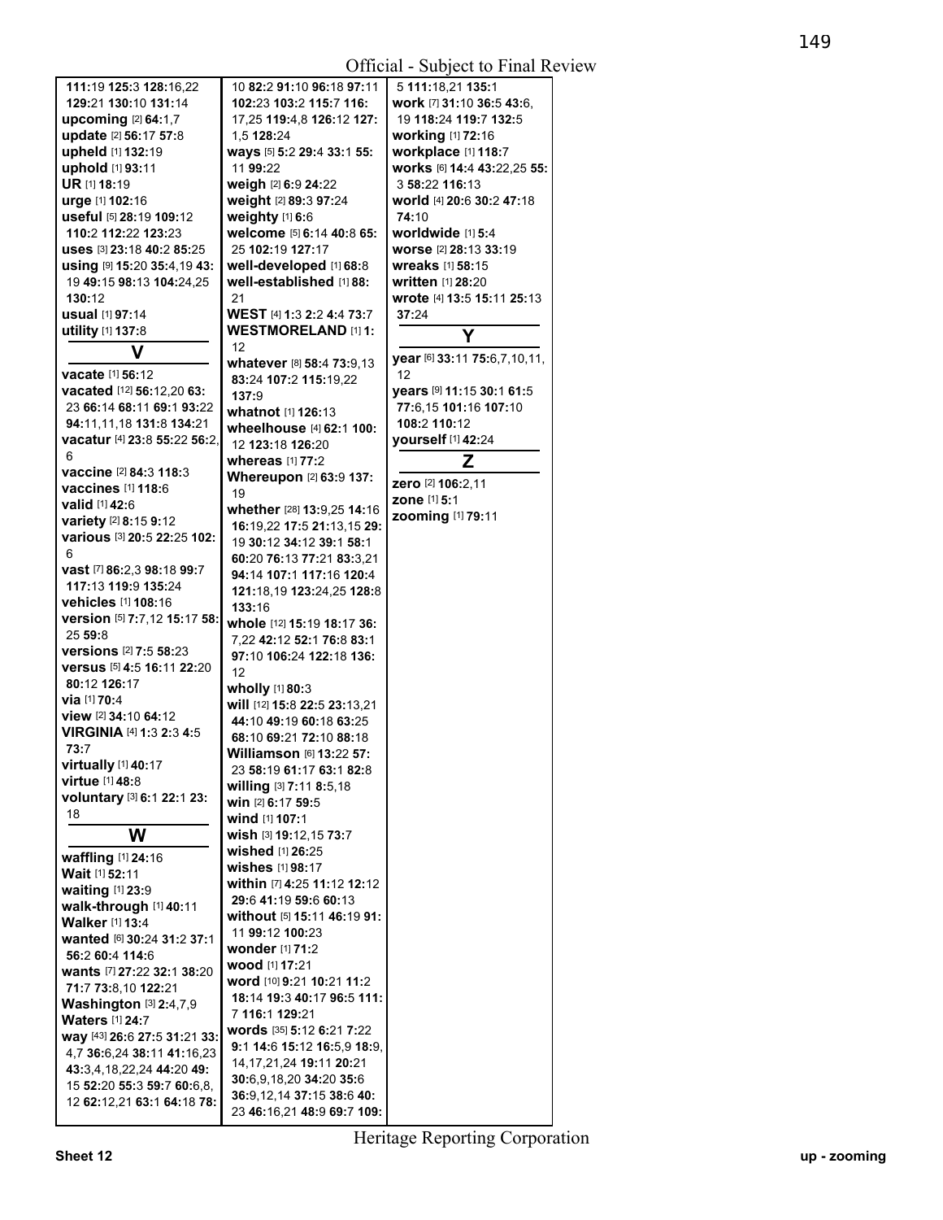111:19 **125**:3 **128**:16,22 **129**:21 **130**:10 **131**:14
**upcoming** [2] **64**:1,7
**update** [2] **56**:17 **57**:8
**upheld** [1] **132**:19
**uphold** [1] **93**:11
**UR** [1] **18**:19
**urge** [1] **102**:16
**useful** [5] **28**:19 **109**:12 **110**:2 **112**:22 **123**:23
**uses** [3] **23**:18 **40**:2 **85**:25
**using** [9] **15**:20 **35**:4,19 **43**:19 **49**:15 **98**:13 **104**:24,25 **130**:12
**usual** [1] **97**:14
**utility** [1] **137**:8

## V

**vacate** [1] **56**:12
**vacated** [12] **56**:12,20 **63**:23 **66**:14 **68**:11 **69**:1 **93**:22 **94**:11,11,18 **131**:8 **134**:21
**vacatur** [4] **23**:8 **55**:22 **56**:2,6
**vaccine** [2] **84**:3 **118**:3
**vaccines** [1] **118**:6
**valid** [1] **42**:6
**variety** [2] **8**:15 **9**:12
**various** [3] **20**:5 **22**:25 **102**:6
**vast** [7] **86**:2,3 **98**:18 **99**:7 **117**:13 **119**:9 **135**:24
**vehicles** [1] **108**:16
**version** [5] **7**:7,12 **15**:17 **58**:25 **59**:8
**versions** [2] **7**:5 **58**:23
**versus** [5] **4**:5 **16**:11 **22**:20 **80**:12 **126**:17
**via** [1] **70**:4
**view** [2] **34**:10 **64**:12
**VIRGINIA** [4] **1**:3 **2**:3 **4**:5 **73**:7
**virtually** [1] **40**:17
**virtue** [1] **48**:8
**voluntary** [3] **6**:1 **22**:1 **23**:18

## W

**waffling** [1] **24**:16
**Wait** [1] **52**:11
**waiting** [1] **23**:9
**walk-through** [1] **40**:11
**Walker** [1] **13**:4
**wanted** [6] **30**:24 **31**:2 **37**:1 **56**:2 **60**:4 **114**:6
**wants** [7] **27**:22 **32**:1 **38**:20 **71**:7 **73**:8,10 **122**:21
**Washington** [3] **2**:4,7,9
**Waters** [1] **24**:7
**way** [43] **26**:6 **27**:5 **31**:21 **33**:4,7 **36**:6,24 **38**:11 **41**:16,23 **43**:3,4,18,22,24 **44**:20 **49**:15 **52**:20 **55**:3 **59**:7 **60**:6,8,12 **62**:12,21 **63**:1 **64**:18 **78**:10 **82**:2 **91**:10 **96**:18 **97**:11 **102**:23 **103**:2 **115**:7 **116**:17,25 **119**:4,8 **126**:12 **127**:1,5 **128**:24
**ways** [5] **5**:2 **29**:4 **33**:1 **55**:11 **99**:22
**weigh** [2] **6**:9 **24**:22
**weight** [2] **89**:3 **97**:24
**weighty** [1] **6**:6
**welcome** [5] **6**:14 **40**:8 **65**:25 **102**:19 **127**:17
**well-developed** [1] **68**:8
**well-established** [1] **88**:21
**WEST** [4] **1**:3 **2**:2 **4**:4 **73**:7
**WESTMORELAND** [1] **1**:12
**whatever** [8] **58**:4 **73**:9,13 **83**:24 **107**:2 **115**:19,22 **137**:9
**whatnot** [1] **126**:13
**wheelhouse** [4] **62**:1 **100**:12 **123**:18 **126**:20
**whereas** [1] **77**:2
**Whereupon** [2] **63**:9 **137**:19
**whether** [28] **13**:9,25 **14**:16 **16**:19,22 **17**:5 **21**:13,15 **29**:19 **30**:12 **34**:12 **39**:1 **58**:1 **60**:20 **76**:13 **77**:21 **83**:3,21 **94**:14 **107**:1 **117**:16 **120**:4 **121**:18,19 **123**:24,25 **128**:8 **133**:16
**whole** [12] **15**:19 **18**:17 **36**:7,22 **42**:12 **52**:1 **76**:8 **83**:1 **97**:10 **106**:24 **122**:18 **136**:12
**wholly** [1] **80**:3
**will** [12] **15**:8 **22**:5 **23**:13,21 **44**:10 **49**:19 **60**:18 **63**:25 **68**:10 **69**:21 **72**:10 **88**:18
**Williamson** [6] **13**:22 **57**:23 **58**:19 **61**:17 **63**:1 **82**:8
**willing** [3] **7**:11 **8**:5,18
**win** [2] **6**:17 **59**:5
**wind** [1] **107**:1
**wish** [3] **19**:12,15 **73**:7
**wished** [1] **26**:25
**wishes** [1] **98**:17
**within** [7] **4**:25 **11**:12 **12**:12 **29**:6 **41**:19 **59**:6 **60**:13
**without** [5] **15**:11 **46**:19 **91**:11 **99**:12 **100**:23
**wonder** [1] **71**:2
**wood** [1] **17**:21
**word** [10] **9**:21 **10**:21 **11**:2 **18**:14 **19**:3 **40**:17 **96**:5 **111**:7 **116**:1 **129**:21
**words** [35] **5**:12 **6**:21 **7**:22 **9**:1 **14**:6 **15**:12 **16**:5,9 **18**:9,14,17,21,24 **19**:11 **20**:21 **30**:6,9,18,20 **34**:20 **35**:6 **36**:9,12,14 **37**:15 **38**:6 **40**:23 **46**:16,21 **48**:9 **69**:7 **109**:5 **111**:18,21 **135**:1
**work** [7] **31**:10 **36**:5 **43**:6,19 **118**:24 **119**:7 **132**:5
**working** [1] **72**:16
**workplace** [1] **118**:7
**works** [6] **14**:4 **43**:22,25 **55**:3 **58**:22 **116**:13
**world** [4] **20**:6 **30**:2 **47**:18 **74**:10
**worldwide** [1] **5**:4
**worse** [2] **28**:13 **33**:19
**wreaks** [1] **58**:15
**written** [1] **28**:20
**wrote** [4] **13**:5 **15**:11 **25**:13 **37**:24

## Y

**year** [6] **33**:11 **75**:6,7,10,11,12
**years** [9] **11**:15 **30**:1 **61**:5 **77**:6,15 **101**:16 **107**:10 **108**:2 **110**:12
**yourself** [1] **42**:24

## Z

**zero** [2] **106**:2,11
**zone** [1] **5**:1
**zooming** [1] **79**:11